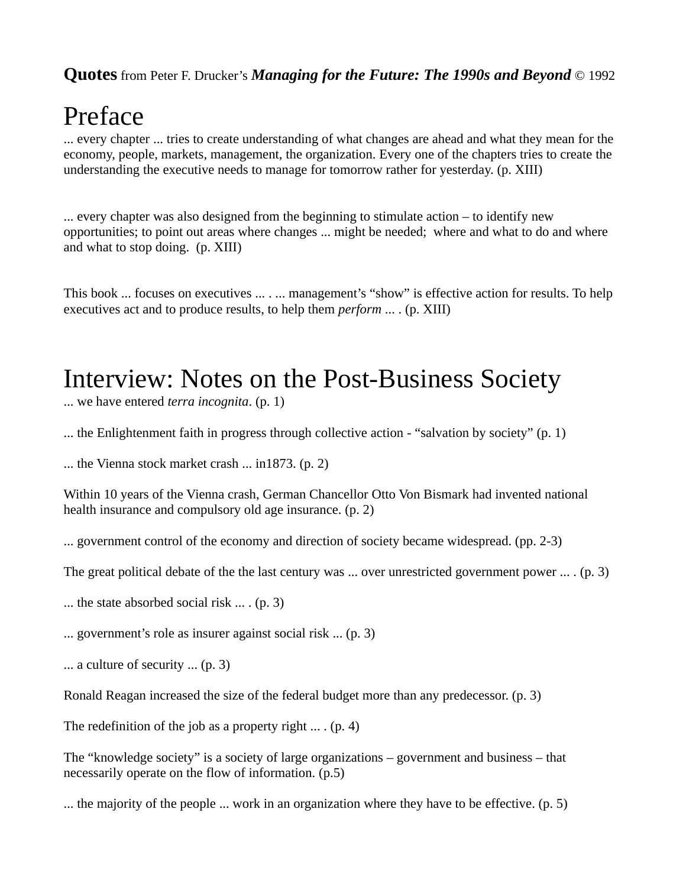**Quotes** from Peter F. Drucker's ***Managing for the Future: The 1990s and Beyond*** © 1992

# Preface

... every chapter ... tries to create understanding of what changes are ahead and what they mean for the economy, people, markets, management, the organization. Every one of the chapters tries to create the understanding the executive needs to manage for tomorrow rather for yesterday. (p. XIII)

... every chapter was also designed from the beginning to stimulate action – to identify new opportunities; to point out areas where changes ... might be needed; where and what to do and where and what to stop doing. (p. XIII)

This book ... focuses on executives ... . ... management's "show" is effective action for results. To help executives act and to produce results, to help them *perform* ... . (p. XIII)

# Interview: Notes on the Post-Business Society

... we have entered *terra incognita*. (p. 1)

... the Enlightenment faith in progress through collective action - "salvation by society" (p. 1)

... the Vienna stock market crash ... in1873. (p. 2)

Within 10 years of the Vienna crash, German Chancellor Otto Von Bismark had invented national health insurance and compulsory old age insurance. (p. 2)

... government control of the economy and direction of society became widespread. (pp. 2-3)

The great political debate of the the last century was ... over unrestricted government power ... . (p. 3)

... the state absorbed social risk ... . (p. 3)

... government's role as insurer against social risk ... (p. 3)

... a culture of security ... (p. 3)

Ronald Reagan increased the size of the federal budget more than any predecessor. (p. 3)

The redefinition of the job as a property right ... . (p. 4)

The "knowledge society" is a society of large organizations – government and business – that necessarily operate on the flow of information. (p.5)

... the majority of the people ... work in an organization where they have to be effective. (p. 5)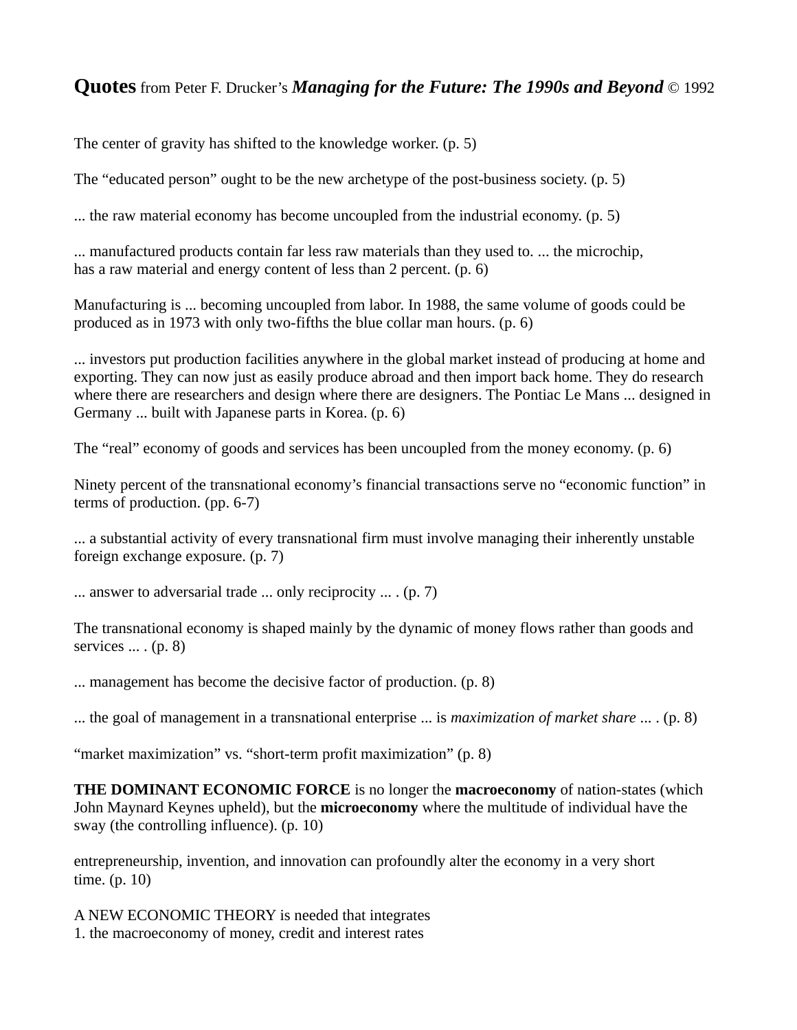**Quotes** from Peter F. Drucker's ***Managing for the Future: The 1990s and Beyond*** © 1992

The center of gravity has shifted to the knowledge worker. (p. 5)

The "educated person" ought to be the new archetype of the post-business society. (p. 5)

... the raw material economy has become uncoupled from the industrial economy. (p. 5)

... manufactured products contain far less raw materials than they used to. ... the microchip, has a raw material and energy content of less than 2 percent. (p. 6)

Manufacturing is ... becoming uncoupled from labor. In 1988, the same volume of goods could be produced as in 1973 with only two-fifths the blue collar man hours. (p. 6)

... investors put production facilities anywhere in the global market instead of producing at home and exporting. They can now just as easily produce abroad and then import back home. They do research where there are researchers and design where there are designers. The Pontiac Le Mans ... designed in Germany ... built with Japanese parts in Korea. (p. 6)

The "real" economy of goods and services has been uncoupled from the money economy. (p. 6)

Ninety percent of the transnational economy's financial transactions serve no "economic function" in terms of production. (pp. 6-7)

... a substantial activity of every transnational firm must involve managing their inherently unstable foreign exchange exposure. (p. 7)

... answer to adversarial trade ... only reciprocity ... . (p. 7)

The transnational economy is shaped mainly by the dynamic of money flows rather than goods and services ... . (p. 8)

... management has become the decisive factor of production. (p. 8)

... the goal of management in a transnational enterprise ... is *maximization of market share* ... . (p. 8)

"market maximization" vs. "short-term profit maximization" (p. 8)

**THE DOMINANT ECONOMIC FORCE** is no longer the **macroeconomy** of nation-states (which John Maynard Keynes upheld), but the **microeconomy** where the multitude of individual have the sway (the controlling influence). (p. 10)

entrepreneurship, invention, and innovation can profoundly alter the economy in a very short time. (p. 10)

A NEW ECONOMIC THEORY is needed that integrates
1. the macroeconomy of money, credit and interest rates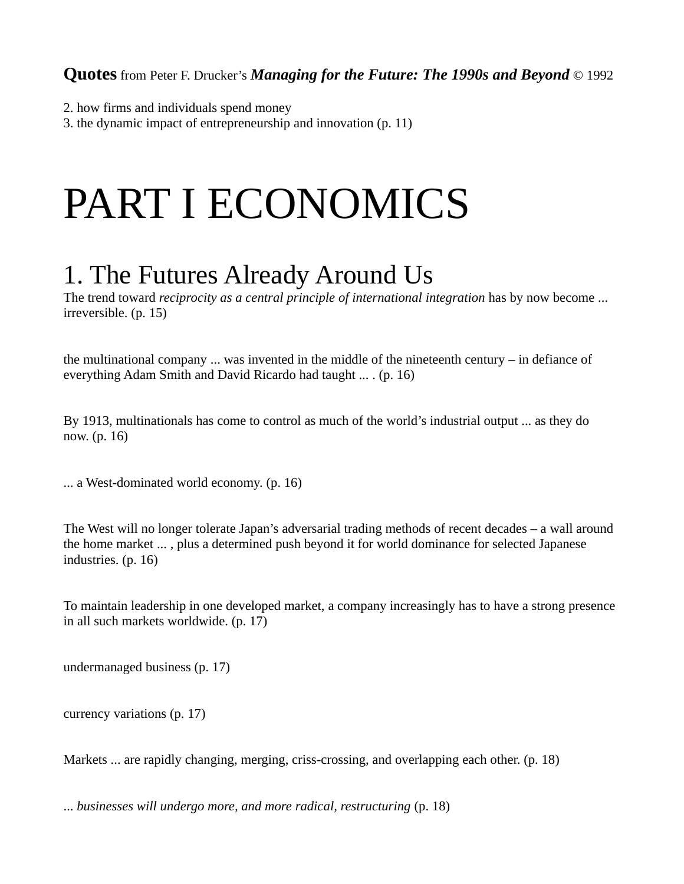**Quotes** from Peter F. Drucker's ***Managing for the Future: The 1990s and Beyond*** © 1992

2. how firms and individuals spend money
3. the dynamic impact of entrepreneurship and innovation (p. 11)

# PART I ECONOMICS

## 1. The Futures Already Around Us

The trend toward *reciprocity as a central principle of international integration* has by now become ... irreversible. (p. 15)

the multinational company ... was invented in the middle of the nineteenth century – in defiance of everything Adam Smith and David Ricardo had taught ... . (p. 16)

By 1913, multinationals has come to control as much of the world's industrial output ... as they do now. (p. 16)

... a West-dominated world economy. (p. 16)

The West will no longer tolerate Japan's adversarial trading methods of recent decades – a wall around the home market ... , plus a determined push beyond it for world dominance for selected Japanese industries. (p. 16)

To maintain leadership in one developed market, a company increasingly has to have a strong presence in all such markets worldwide. (p. 17)

undermanaged business (p. 17)

currency variations (p. 17)

Markets ... are rapidly changing, merging, criss-crossing, and overlapping each other. (p. 18)

*... businesses will undergo more, and more radical, restructuring* (p. 18)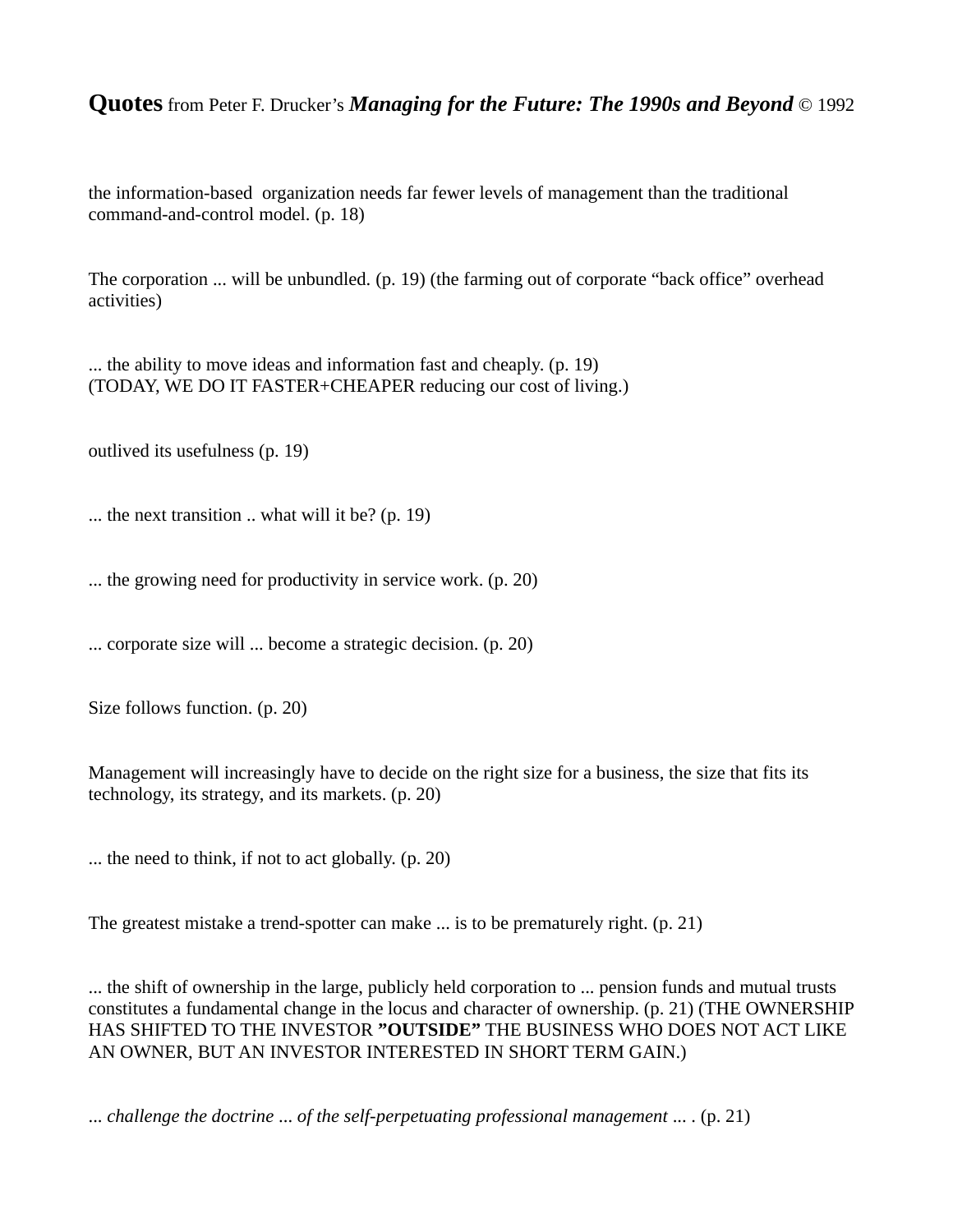**Quotes** from Peter F. Drucker's ***Managing for the Future: The 1990s and Beyond*** © 1992

the information-based organization needs far fewer levels of management than the traditional command-and-control model. (p. 18)

The corporation ... will be unbundled. (p. 19) (the farming out of corporate "back office" overhead activities)

... the ability to move ideas and information fast and cheaply. (p. 19)
(TODAY, WE DO IT FASTER+CHEAPER reducing our cost of living.)

outlived its usefulness (p. 19)

... the next transition .. what will it be? (p. 19)

... the growing need for productivity in service work. (p. 20)

... corporate size will ... become a strategic decision. (p. 20)

Size follows function. (p. 20)

Management will increasingly have to decide on the right size for a business, the size that fits its technology, its strategy, and its markets. (p. 20)

... the need to think, if not to act globally. (p. 20)

The greatest mistake a trend-spotter can make ... is to be prematurely right. (p. 21)

... the shift of ownership in the large, publicly held corporation to ... pension funds and mutual trusts constitutes a fundamental change in the locus and character of ownership. (p. 21) (THE OWNERSHIP HAS SHIFTED TO THE INVESTOR **"OUTSIDE"** THE BUSINESS WHO DOES NOT ACT LIKE AN OWNER, BUT AN INVESTOR INTERESTED IN SHORT TERM GAIN.)

*... challenge the doctrine ... of the self-perpetuating professional management ...* . (p. 21)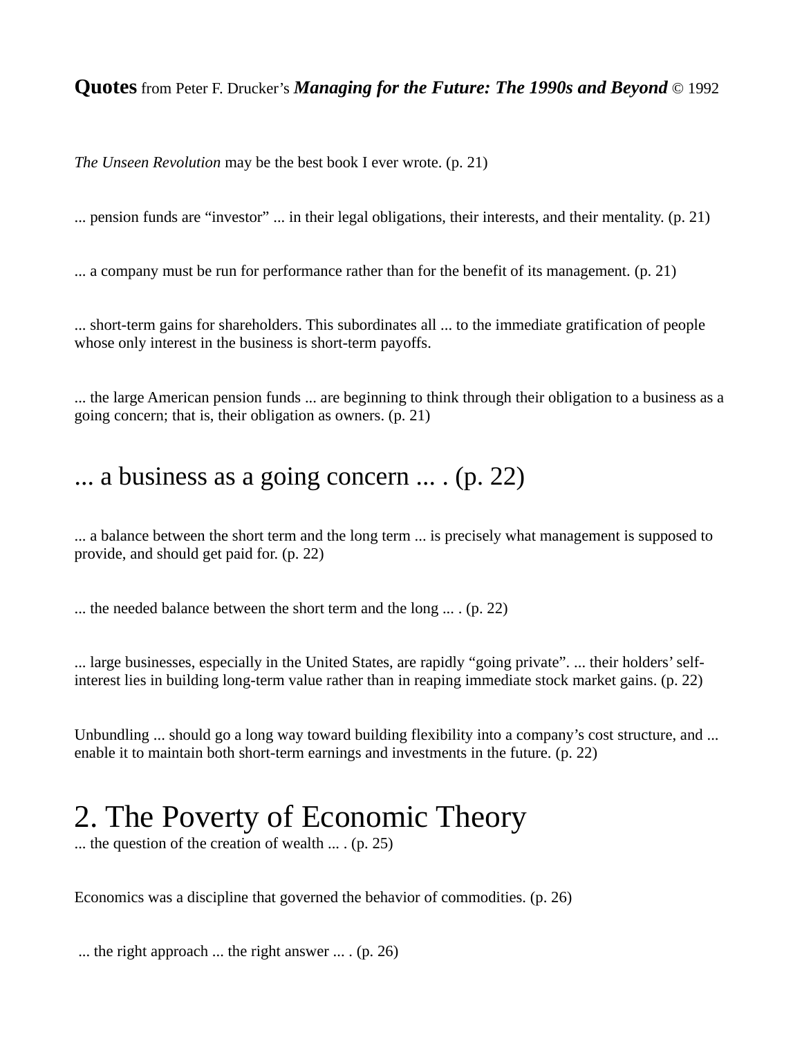**Quotes** from Peter F. Drucker’s ***Managing for the Future: The 1990s and Beyond*** © 1992

*The Unseen Revolution* may be the best book I ever wrote. (p. 21)

... pension funds are “investor” ... in their legal obligations, their interests, and their mentality. (p. 21)

... a company must be run for performance rather than for the benefit of its management. (p. 21)

... short-term gains for shareholders. This subordinates all ... to the immediate gratification of people whose only interest in the business is short-term payoffs.

... the large American pension funds ... are beginning to think through their obligation to a business as a going concern; that is, their obligation as owners. (p. 21)

# ... a business as a going concern ... . (p. 22)

... a balance between the short term and the long term ... is precisely what management is supposed to provide, and should get paid for. (p. 22)

... the needed balance between the short term and the long ... . (p. 22)

... large businesses, especially in the United States, are rapidly “going private”. ... their holders’ self-interest lies in building long-term value rather than in reaping immediate stock market gains. (p. 22)

Unbundling ... should go a long way toward building flexibility into a company’s cost structure, and ... enable it to maintain both short-term earnings and investments in the future. (p. 22)

# 2. The Poverty of Economic Theory

... the question of the creation of wealth ... . (p. 25)

Economics was a discipline that governed the behavior of commodities. (p. 26)

... the right approach ... the right answer ... . (p. 26)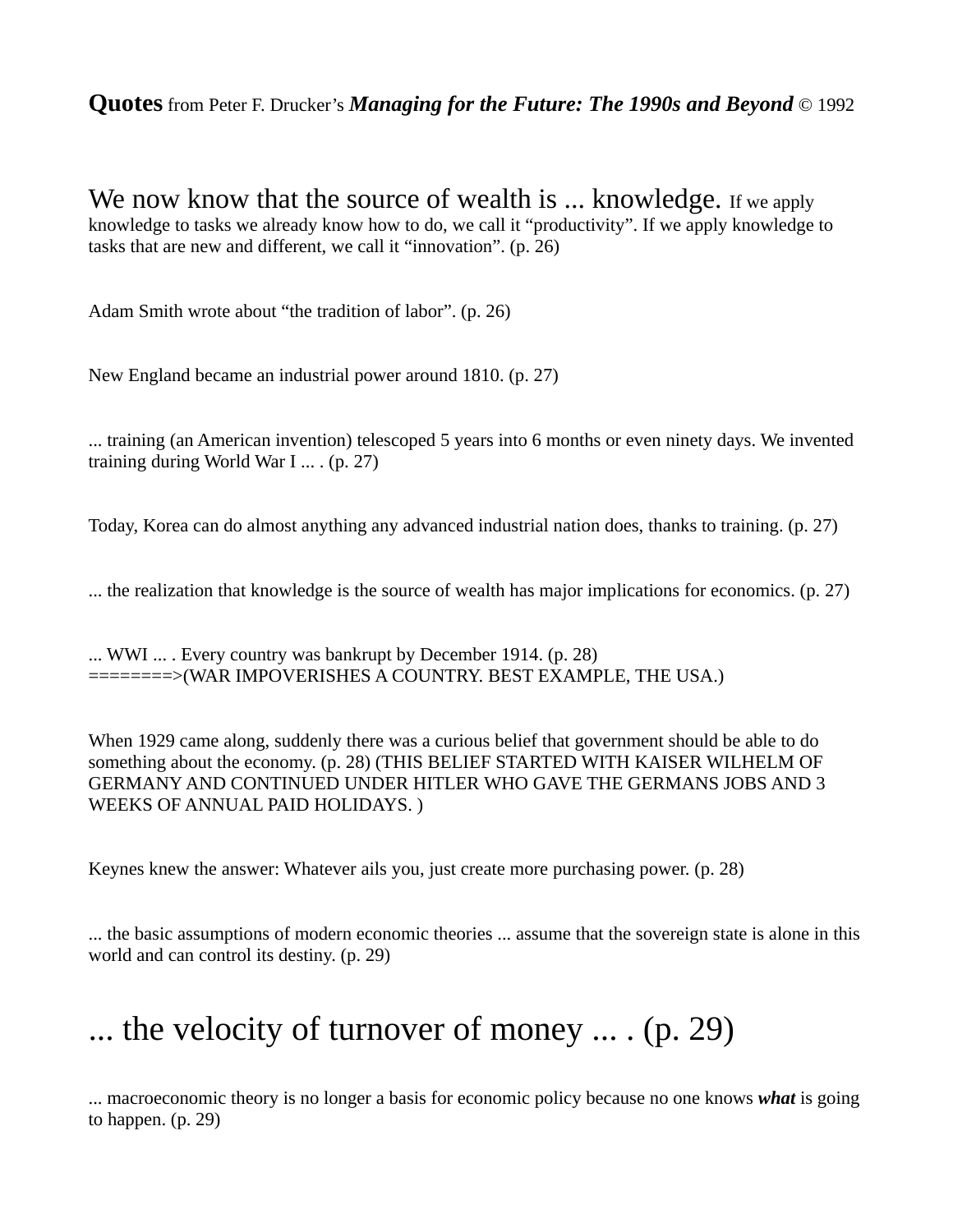**Quotes** from Peter F. Drucker's ***Managing for the Future: The 1990s and Beyond*** © 1992

We now know that the source of wealth is ... knowledge. If we apply knowledge to tasks we already know how to do, we call it "productivity". If we apply knowledge to tasks that are new and different, we call it "innovation". (p. 26)

Adam Smith wrote about "the tradition of labor". (p. 26)

New England became an industrial power around 1810. (p. 27)

... training (an American invention) telescoped 5 years into 6 months or even ninety days. We invented training during World War I ... . (p. 27)

Today, Korea can do almost anything any advanced industrial nation does, thanks to training. (p. 27)

... the realization that knowledge is the source of wealth has major implications for economics. (p. 27)

... WWI ... . Every country was bankrupt by December 1914. (p. 28)
=======>(WAR IMPOVERISHES A COUNTRY. BEST EXAMPLE, THE USA.)

When 1929 came along, suddenly there was a curious belief that government should be able to do something about the economy. (p. 28) (THIS BELIEF STARTED WITH KAISER WILHELM OF GERMANY AND CONTINUED UNDER HITLER WHO GAVE THE GERMANS JOBS AND 3 WEEKS OF ANNUAL PAID HOLIDAYS. )

Keynes knew the answer: Whatever ails you, just create more purchasing power. (p. 28)

... the basic assumptions of modern economic theories ... assume that the sovereign state is alone in this world and can control its destiny. (p. 29)

... the velocity of turnover of money ... . (p. 29)

... macroeconomic theory is no longer a basis for economic policy because no one knows ***what*** is going to happen. (p. 29)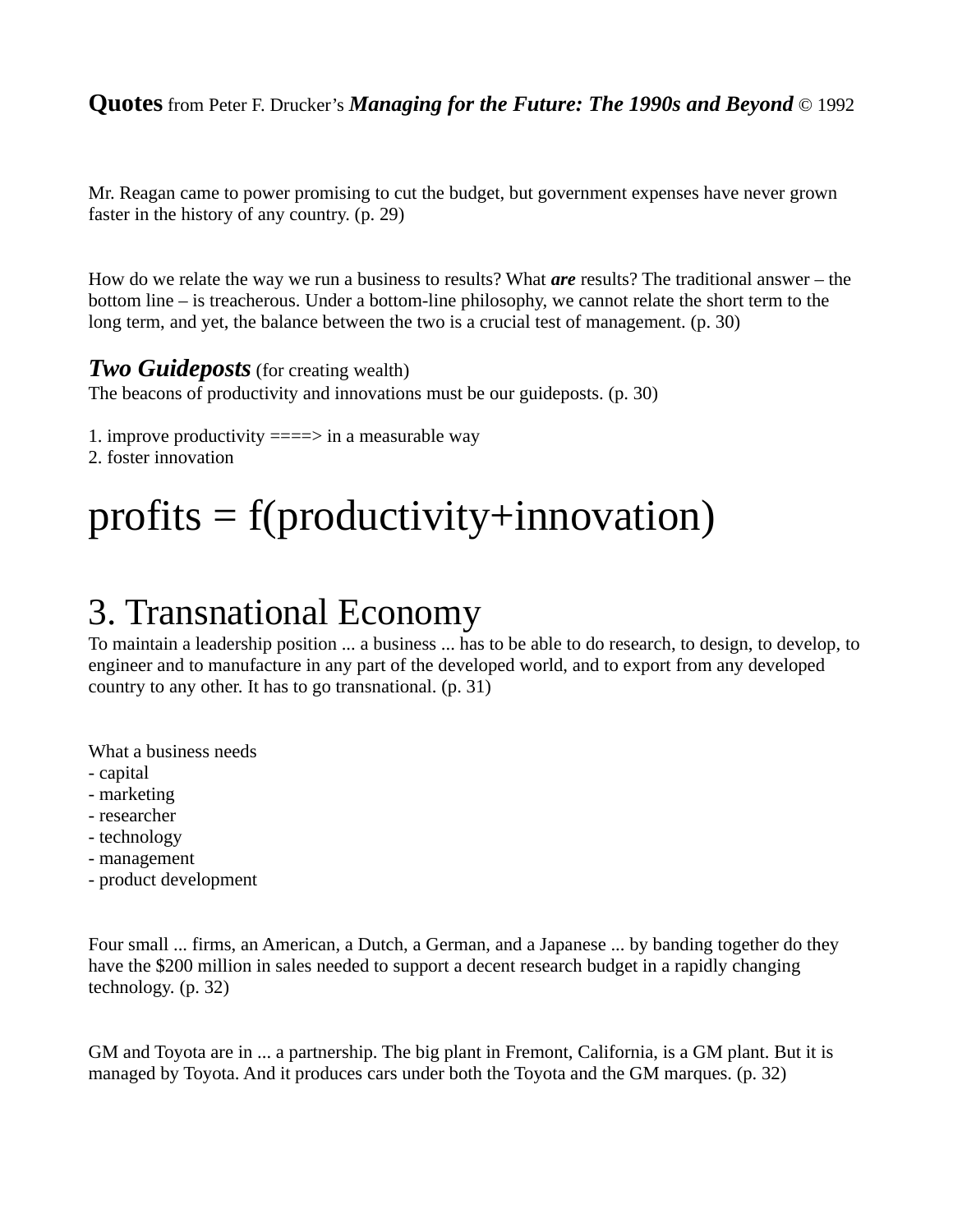**Quotes** from Peter F. Drucker's ***Managing for the Future: The 1990s and Beyond*** © 1992

Mr. Reagan came to power promising to cut the budget, but government expenses have never grown faster in the history of any country. (p. 29)

How do we relate the way we run a business to results? What ***are*** results? The traditional answer – the bottom line – is treacherous. Under a bottom-line philosophy, we cannot relate the short term to the long term, and yet, the balance between the two is a crucial test of management. (p. 30)

***Two Guideposts*** (for creating wealth)
The beacons of productivity and innovations must be our guideposts. (p. 30)

1. improve productivity ====> in a measurable way
2. foster innovation

# profits = f(productivity+innovation)

# 3. Transnational Economy

To maintain a leadership position ... a business ... has to be able to do research, to design, to develop, to engineer and to manufacture in any part of the developed world, and to export from any developed country to any other. It has to go transnational. (p. 31)

What a business needs
- capital
- marketing
- researcher
- technology
- management
- product development

Four small ... firms, an American, a Dutch, a German, and a Japanese ... by banding together do they have the $200 million in sales needed to support a decent research budget in a rapidly changing technology. (p. 32)

GM and Toyota are in ... a partnership. The big plant in Fremont, California, is a GM plant. But it is managed by Toyota. And it produces cars under both the Toyota and the GM marques. (p. 32)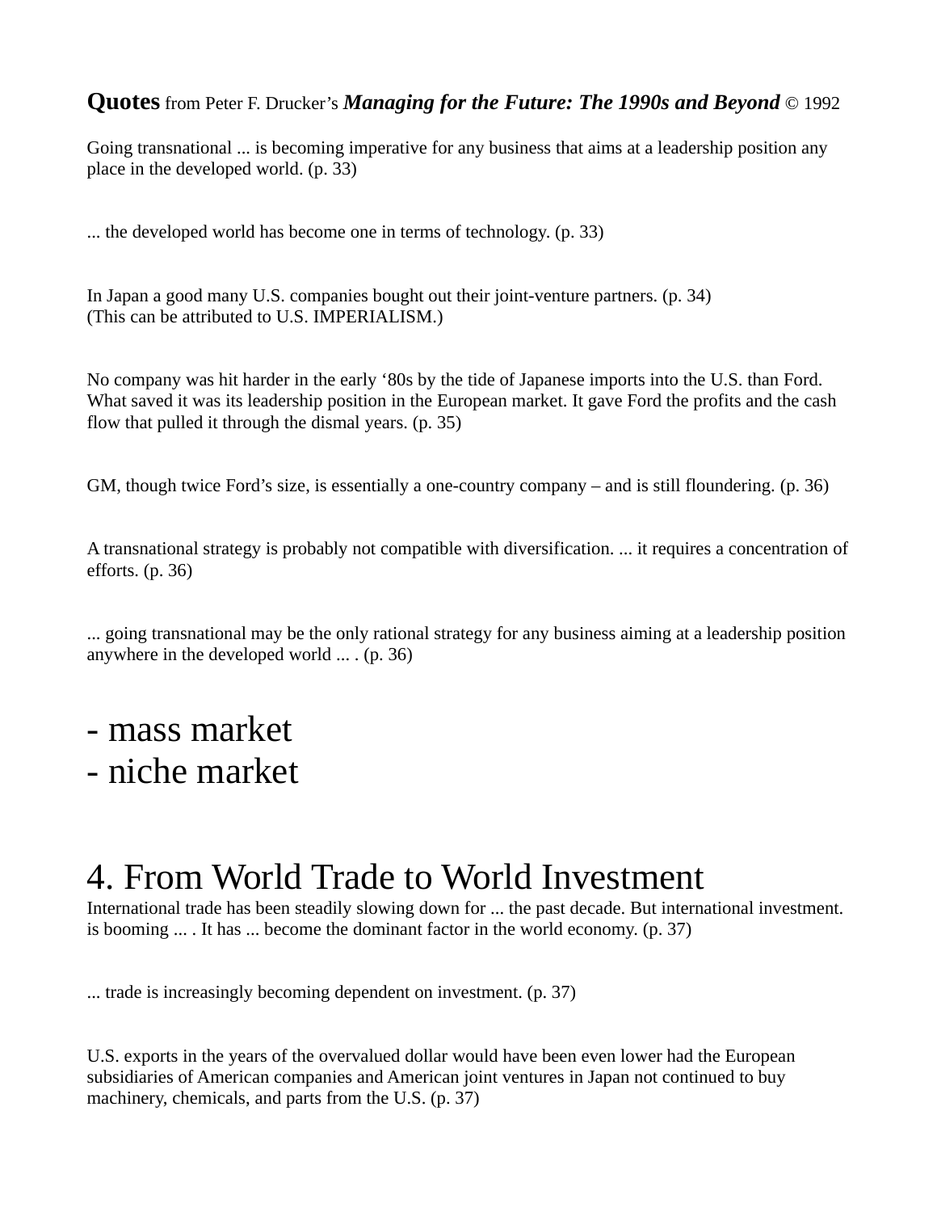**Quotes** from Peter F. Drucker's ***Managing for the Future: The 1990s and Beyond*** © 1992

Going transnational ... is becoming imperative for any business that aims at a leadership position any place in the developed world. (p. 33)

... the developed world has become one in terms of technology. (p. 33)

In Japan a good many U.S. companies bought out their joint-venture partners. (p. 34)
(This can be attributed to U.S. IMPERIALISM.)

No company was hit harder in the early '80s by the tide of Japanese imports into the U.S. than Ford. What saved it was its leadership position in the European market. It gave Ford the profits and the cash flow that pulled it through the dismal years. (p. 35)

GM, though twice Ford's size, is essentially a one-country company – and is still floundering. (p. 36)

A transnational strategy is probably not compatible with diversification. ... it requires a concentration of efforts. (p. 36)

... going transnational may be the only rational strategy for any business aiming at a leadership position anywhere in the developed world ... . (p. 36)

- mass market
- niche market

# 4. From World Trade to World Investment

International trade has been steadily slowing down for ... the past decade. But international investment. is booming ... . It has ... become the dominant factor in the world economy. (p. 37)

... trade is increasingly becoming dependent on investment. (p. 37)

U.S. exports in the years of the overvalued dollar would have been even lower had the European subsidiaries of American companies and American joint ventures in Japan not continued to buy machinery, chemicals, and parts from the U.S. (p. 37)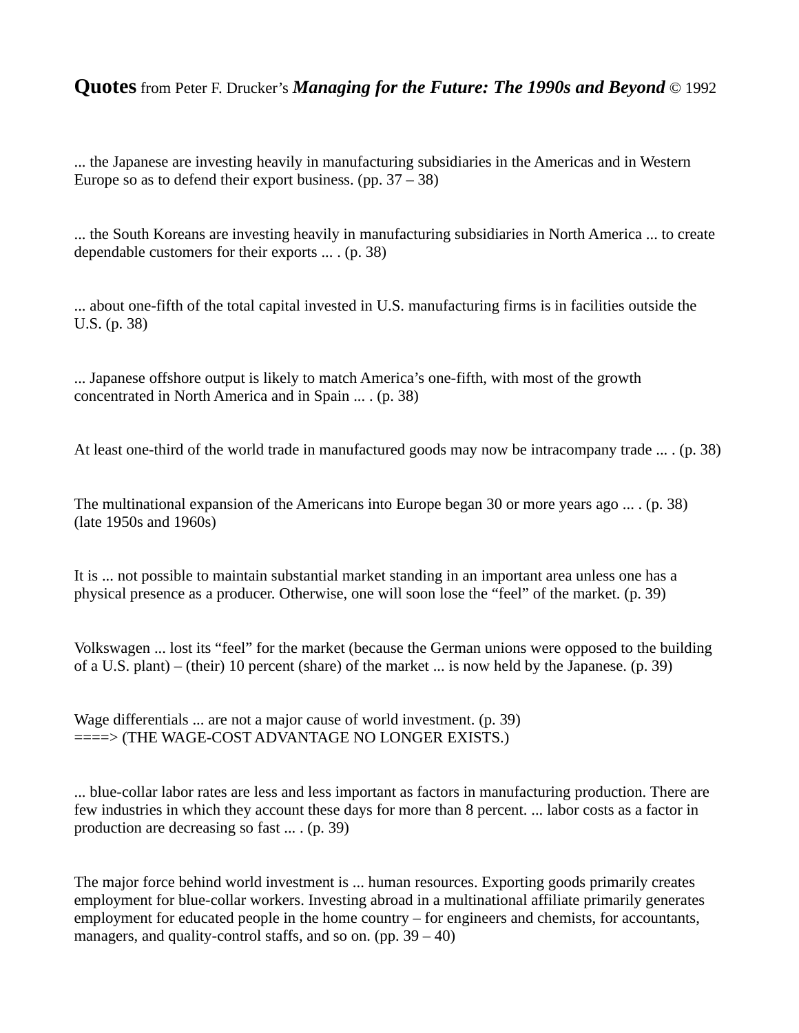**Quotes** from Peter F. Drucker's ***Managing for the Future: The 1990s and Beyond*** © 1992

... the Japanese are investing heavily in manufacturing subsidiaries in the Americas and in Western Europe so as to defend their export business. (pp. 37 – 38)

... the South Koreans are investing heavily in manufacturing subsidiaries in North America ... to create dependable customers for their exports ... . (p. 38)

... about one-fifth of the total capital invested in U.S. manufacturing firms is in facilities outside the U.S. (p. 38)

... Japanese offshore output is likely to match America's one-fifth, with most of the growth concentrated in North America and in Spain ... . (p. 38)

At least one-third of the world trade in manufactured goods may now be intracompany trade ... . (p. 38)

The multinational expansion of the Americans into Europe began 30 or more years ago ... . (p. 38)
(late 1950s and 1960s)

It is ... not possible to maintain substantial market standing in an important area unless one has a physical presence as a producer. Otherwise, one will soon lose the "feel" of the market. (p. 39)

Volkswagen ... lost its "feel" for the market (because the German unions were opposed to the building of a U.S. plant) – (their) 10 percent (share) of the market ... is now held by the Japanese. (p. 39)

Wage differentials ... are not a major cause of world investment. (p. 39)
====> (THE WAGE-COST ADVANTAGE NO LONGER EXISTS.)

... blue-collar labor rates are less and less important as factors in manufacturing production. There are few industries in which they account these days for more than 8 percent. ... labor costs as a factor in production are decreasing so fast ... . (p. 39)

The major force behind world investment is ... human resources. Exporting goods primarily creates employment for blue-collar workers. Investing abroad in a multinational affiliate primarily generates employment for educated people in the home country – for engineers and chemists, for accountants, managers, and quality-control staffs, and so on. (pp. 39 – 40)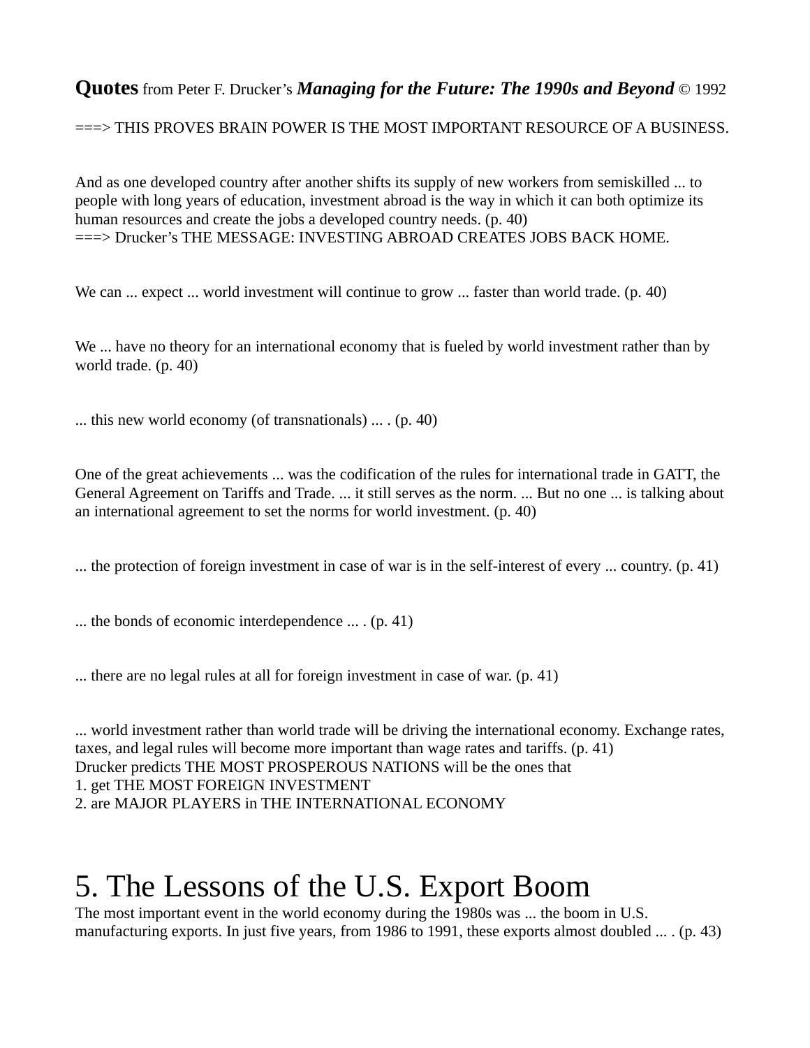**Quotes** from Peter F. Drucker's ***Managing for the Future: The 1990s and Beyond*** © 1992

===> THIS PROVES BRAIN POWER IS THE MOST IMPORTANT RESOURCE OF A BUSINESS.

And as one developed country after another shifts its supply of new workers from semiskilled ... to people with long years of education, investment abroad is the way in which it can both optimize its human resources and create the jobs a developed country needs. (p. 40)
===> Drucker's THE MESSAGE: INVESTING ABROAD CREATES JOBS BACK HOME.

We can ... expect ... world investment will continue to grow ... faster than world trade. (p. 40)

We ... have no theory for an international economy that is fueled by world investment rather than by world trade. (p. 40)

... this new world economy (of transnationals) ... . (p. 40)

One of the great achievements ... was the codification of the rules for international trade in GATT, the General Agreement on Tariffs and Trade. ... it still serves as the norm. ... But no one ... is talking about an international agreement to set the norms for world investment. (p. 40)

... the protection of foreign investment in case of war is in the self-interest of every ... country. (p. 41)

... the bonds of economic interdependence ... . (p. 41)

... there are no legal rules at all for foreign investment in case of war. (p. 41)

... world investment rather than world trade will be driving the international economy. Exchange rates, taxes, and legal rules will become more important than wage rates and tariffs. (p. 41)
Drucker predicts THE MOST PROSPEROUS NATIONS will be the ones that
1. get THE MOST FOREIGN INVESTMENT
2. are MAJOR PLAYERS in THE INTERNATIONAL ECONOMY

# 5. The Lessons of the U.S. Export Boom

The most important event in the world economy during the 1980s was ... the boom in U.S. manufacturing exports. In just five years, from 1986 to 1991, these exports almost doubled ... . (p. 43)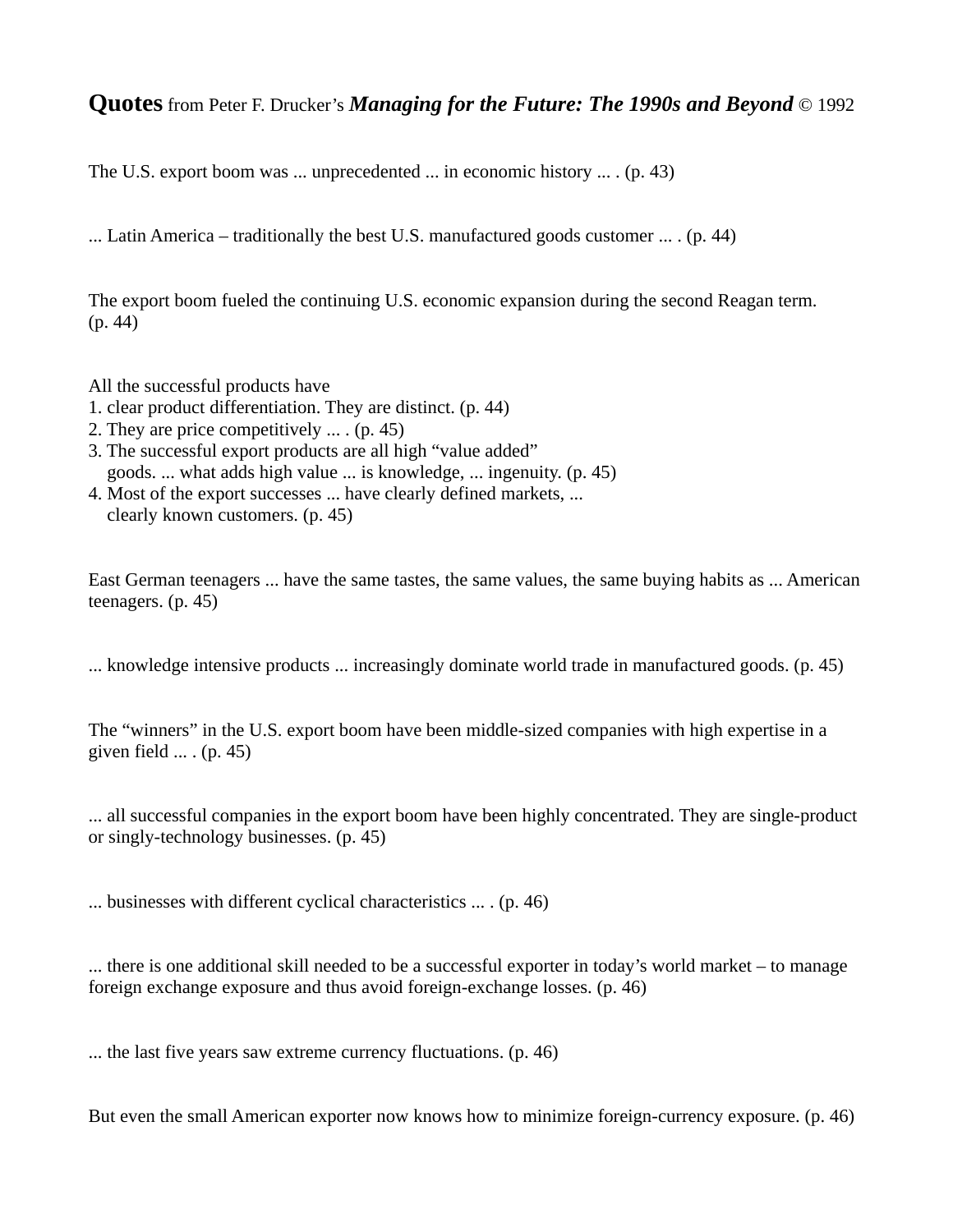**Quotes** from Peter F. Drucker's ***Managing for the Future: The 1990s and Beyond*** © 1992

The U.S. export boom was ... unprecedented ... in economic history ... . (p. 43)

... Latin America – traditionally the best U.S. manufactured goods customer ... . (p. 44)

The export boom fueled the continuing U.S. economic expansion during the second Reagan term. (p. 44)

All the successful products have
1. clear product differentiation. They are distinct. (p. 44)
2. They are price competitively ... . (p. 45)
3. The successful export products are all high "value added" goods. ... what adds high value ... is knowledge, ... ingenuity. (p. 45)
4. Most of the export successes ... have clearly defined markets, ... clearly known customers. (p. 45)

East German teenagers ... have the same tastes, the same values, the same buying habits as ... American teenagers. (p. 45)

... knowledge intensive products ... increasingly dominate world trade in manufactured goods. (p. 45)

The "winners" in the U.S. export boom have been middle-sized companies with high expertise in a given field ... . (p. 45)

... all successful companies in the export boom have been highly concentrated. They are single-product or singly-technology businesses. (p. 45)

... businesses with different cyclical characteristics ... . (p. 46)

... there is one additional skill needed to be a successful exporter in today's world market – to manage foreign exchange exposure and thus avoid foreign-exchange losses. (p. 46)

... the last five years saw extreme currency fluctuations. (p. 46)

But even the small American exporter now knows how to minimize foreign-currency exposure. (p. 46)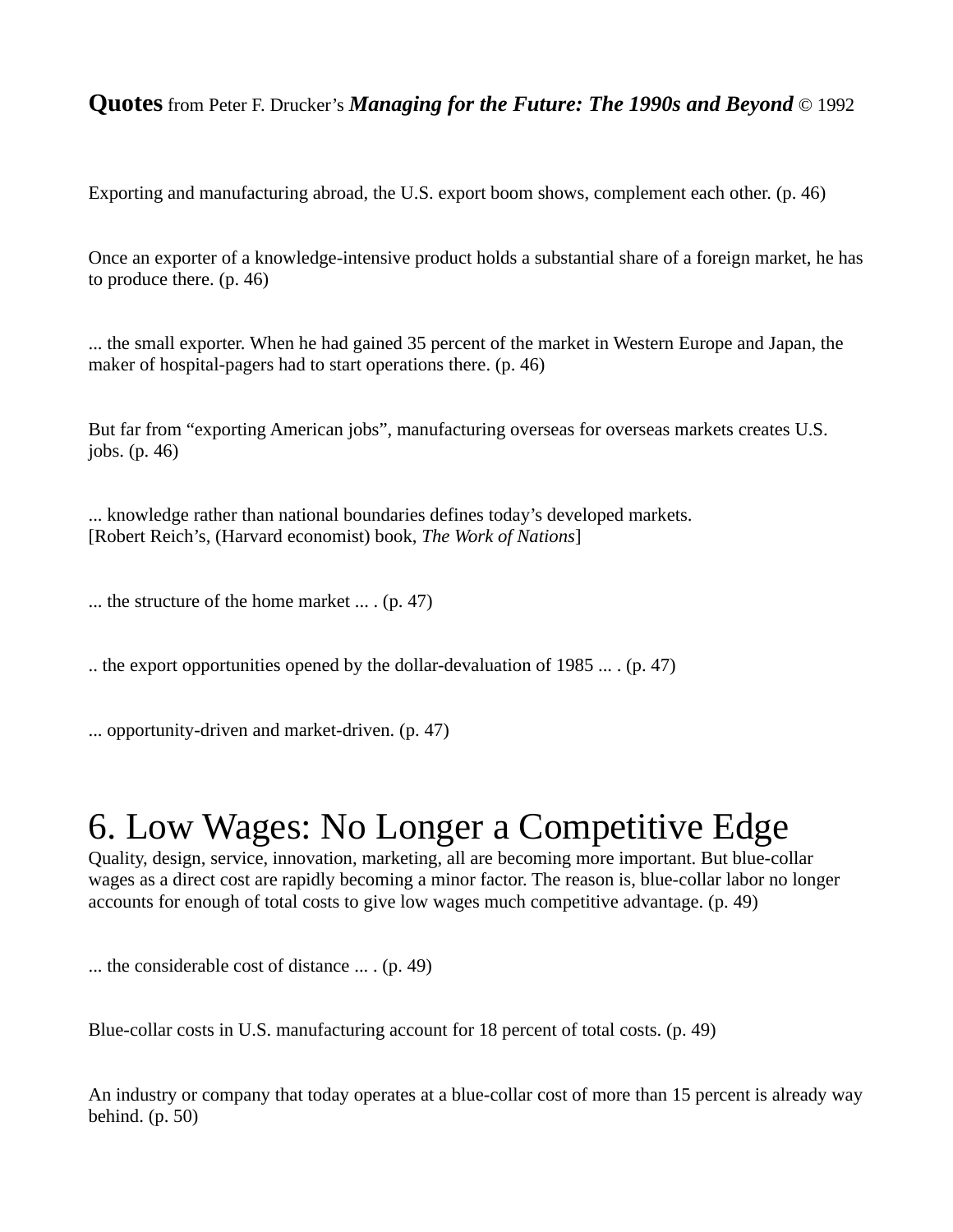**Quotes** from Peter F. Drucker's ***Managing for the Future: The 1990s and Beyond*** © 1992

Exporting and manufacturing abroad, the U.S. export boom shows, complement each other. (p. 46)

Once an exporter of a knowledge-intensive product holds a substantial share of a foreign market, he has to produce there. (p. 46)

... the small exporter. When he had gained 35 percent of the market in Western Europe and Japan, the maker of hospital-pagers had to start operations there. (p. 46)

But far from "exporting American jobs", manufacturing overseas for overseas markets creates U.S. jobs. (p. 46)

... knowledge rather than national boundaries defines today's developed markets.
[Robert Reich's, (Harvard economist) book, *The Work of Nations*]

... the structure of the home market ... . (p. 47)

.. the export opportunities opened by the dollar-devaluation of 1985 ... . (p. 47)

... opportunity-driven and market-driven. (p. 47)

# 6. Low Wages: No Longer a Competitive Edge

Quality, design, service, innovation, marketing, all are becoming more important. But blue-collar wages as a direct cost are rapidly becoming a minor factor. The reason is, blue-collar labor no longer accounts for enough of total costs to give low wages much competitive advantage. (p. 49)

... the considerable cost of distance ... . (p. 49)

Blue-collar costs in U.S. manufacturing account for 18 percent of total costs. (p. 49)

An industry or company that today operates at a blue-collar cost of more than 15 percent is already way behind. (p. 50)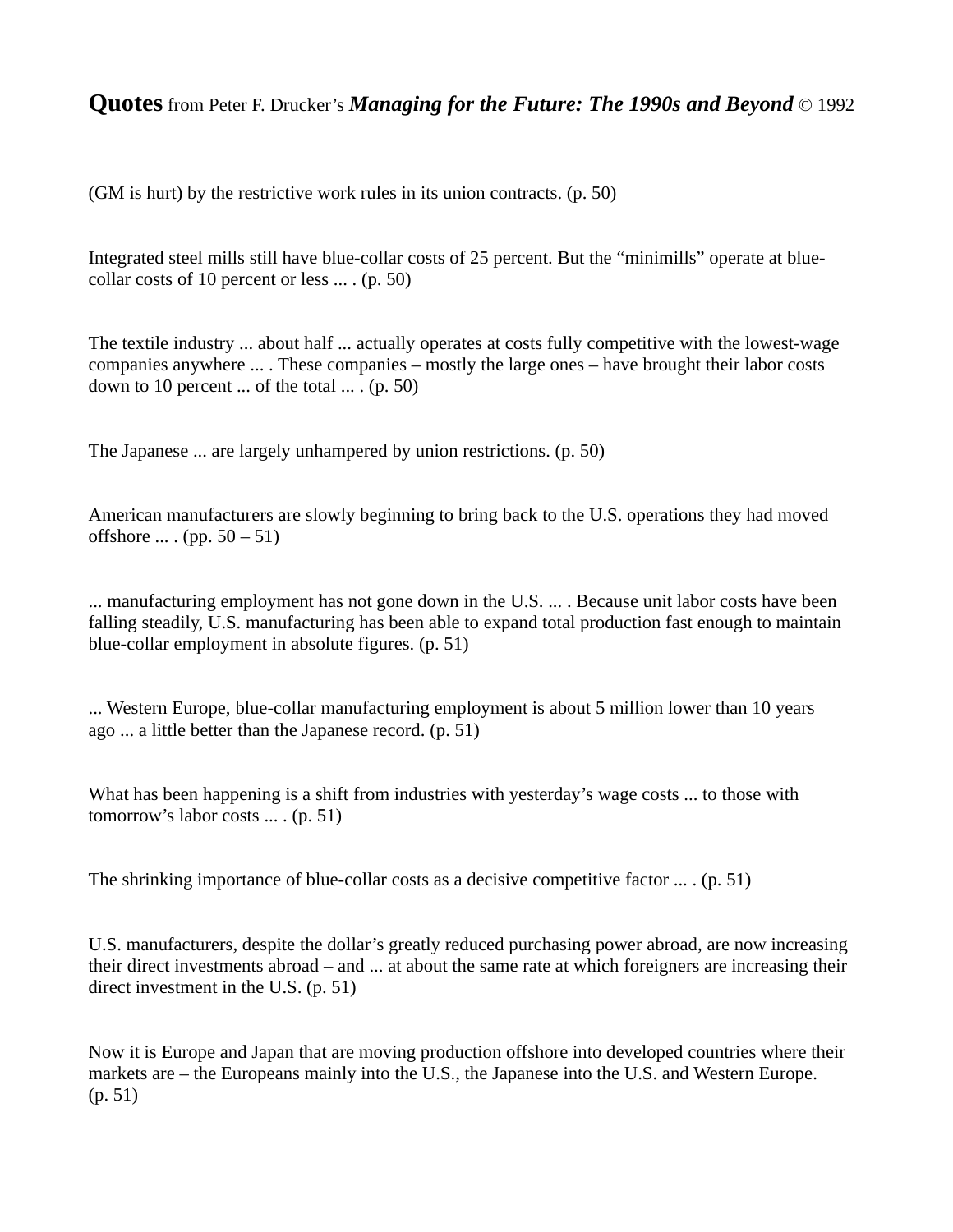**Quotes** from Peter F. Drucker's ***Managing for the Future: The 1990s and Beyond*** © 1992

(GM is hurt) by the restrictive work rules in its union contracts. (p. 50)

Integrated steel mills still have blue-collar costs of 25 percent. But the "minimills" operate at blue-collar costs of 10 percent or less ... . (p. 50)

The textile industry ... about half ... actually operates at costs fully competitive with the lowest-wage companies anywhere ... . These companies – mostly the large ones – have brought their labor costs down to 10 percent ... of the total ... . (p. 50)

The Japanese ... are largely unhampered by union restrictions. (p. 50)

American manufacturers are slowly beginning to bring back to the U.S. operations they had moved offshore ... . (pp. 50 – 51)

... manufacturing employment has not gone down in the U.S. ... . Because unit labor costs have been falling steadily, U.S. manufacturing has been able to expand total production fast enough to maintain blue-collar employment in absolute figures. (p. 51)

... Western Europe, blue-collar manufacturing employment is about 5 million lower than 10 years ago ... a little better than the Japanese record. (p. 51)

What has been happening is a shift from industries with yesterday's wage costs ... to those with tomorrow's labor costs ... . (p. 51)

The shrinking importance of blue-collar costs as a decisive competitive factor ... . (p. 51)

U.S. manufacturers, despite the dollar's greatly reduced purchasing power abroad, are now increasing their direct investments abroad – and ... at about the same rate at which foreigners are increasing their direct investment in the U.S. (p. 51)

Now it is Europe and Japan that are moving production offshore into developed countries where their markets are – the Europeans mainly into the U.S., the Japanese into the U.S. and Western Europe. (p. 51)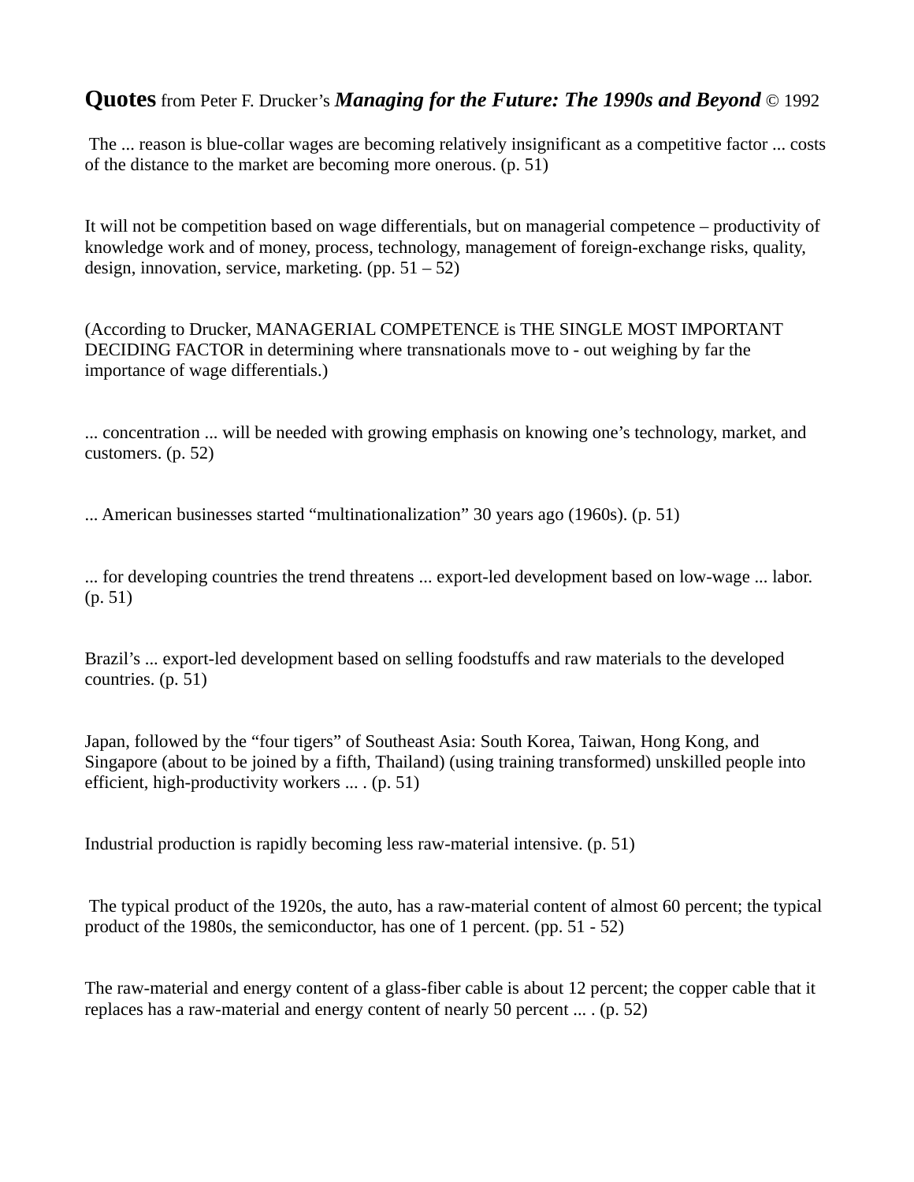**Quotes** from Peter F. Drucker's ***Managing for the Future: The 1990s and Beyond*** © 1992

The ... reason is blue-collar wages are becoming relatively insignificant as a competitive factor ... costs of the distance to the market are becoming more onerous. (p. 51)

It will not be competition based on wage differentials, but on managerial competence – productivity of knowledge work and of money, process, technology, management of foreign-exchange risks, quality, design, innovation, service, marketing. (pp. 51 – 52)

(According to Drucker, MANAGERIAL COMPETENCE is THE SINGLE MOST IMPORTANT DECIDING FACTOR in determining where transnationals move to - out weighing by far the importance of wage differentials.)

... concentration ... will be needed with growing emphasis on knowing one's technology, market, and customers. (p. 52)

... American businesses started "multinationalization" 30 years ago (1960s). (p. 51)

... for developing countries the trend threatens ... export-led development based on low-wage ... labor. (p. 51)

Brazil's ... export-led development based on selling foodstuffs and raw materials to the developed countries. (p. 51)

Japan, followed by the "four tigers" of Southeast Asia: South Korea, Taiwan, Hong Kong, and Singapore (about to be joined by a fifth, Thailand) (using training transformed) unskilled people into efficient, high-productivity workers ... . (p. 51)

Industrial production is rapidly becoming less raw-material intensive. (p. 51)

The typical product of the 1920s, the auto, has a raw-material content of almost 60 percent; the typical product of the 1980s, the semiconductor, has one of 1 percent. (pp. 51 - 52)

The raw-material and energy content of a glass-fiber cable is about 12 percent; the copper cable that it replaces has a raw-material and energy content of nearly 50 percent ... . (p. 52)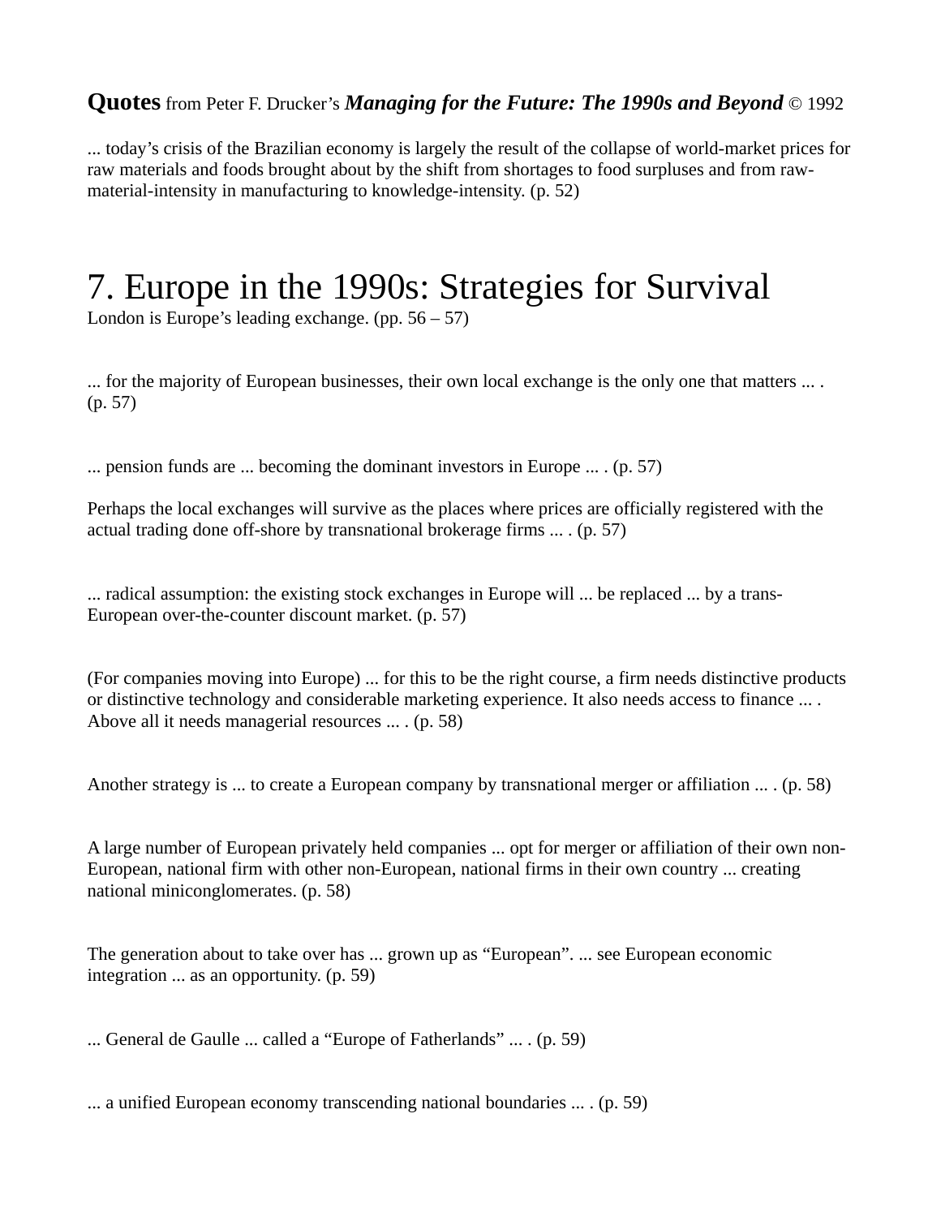**Quotes** from Peter F. Drucker's ***Managing for the Future: The 1990s and Beyond*** © 1992

... today's crisis of the Brazilian economy is largely the result of the collapse of world-market prices for raw materials and foods brought about by the shift from shortages to food surpluses and from raw-material-intensity in manufacturing to knowledge-intensity. (p. 52)

# 7. Europe in the 1990s: Strategies for Survival

London is Europe's leading exchange. (pp. 56 – 57)

... for the majority of European businesses, their own local exchange is the only one that matters ... . (p. 57)

... pension funds are ... becoming the dominant investors in Europe ... . (p. 57)

Perhaps the local exchanges will survive as the places where prices are officially registered with the actual trading done off-shore by transnational brokerage firms ... . (p. 57)

... radical assumption: the existing stock exchanges in Europe will ... be replaced ... by a trans-European over-the-counter discount market. (p. 57)

(For companies moving into Europe) ... for this to be the right course, a firm needs distinctive products or distinctive technology and considerable marketing experience. It also needs access to finance ... . Above all it needs managerial resources ... . (p. 58)

Another strategy is ... to create a European company by transnational merger or affiliation ... . (p. 58)

A large number of European privately held companies ... opt for merger or affiliation of their own non-European, national firm with other non-European, national firms in their own country ... creating national miniconglomerates. (p. 58)

The generation about to take over has ... grown up as "European". ... see European economic integration ... as an opportunity. (p. 59)

... General de Gaulle ... called a "Europe of Fatherlands" ... . (p. 59)

... a unified European economy transcending national boundaries ... . (p. 59)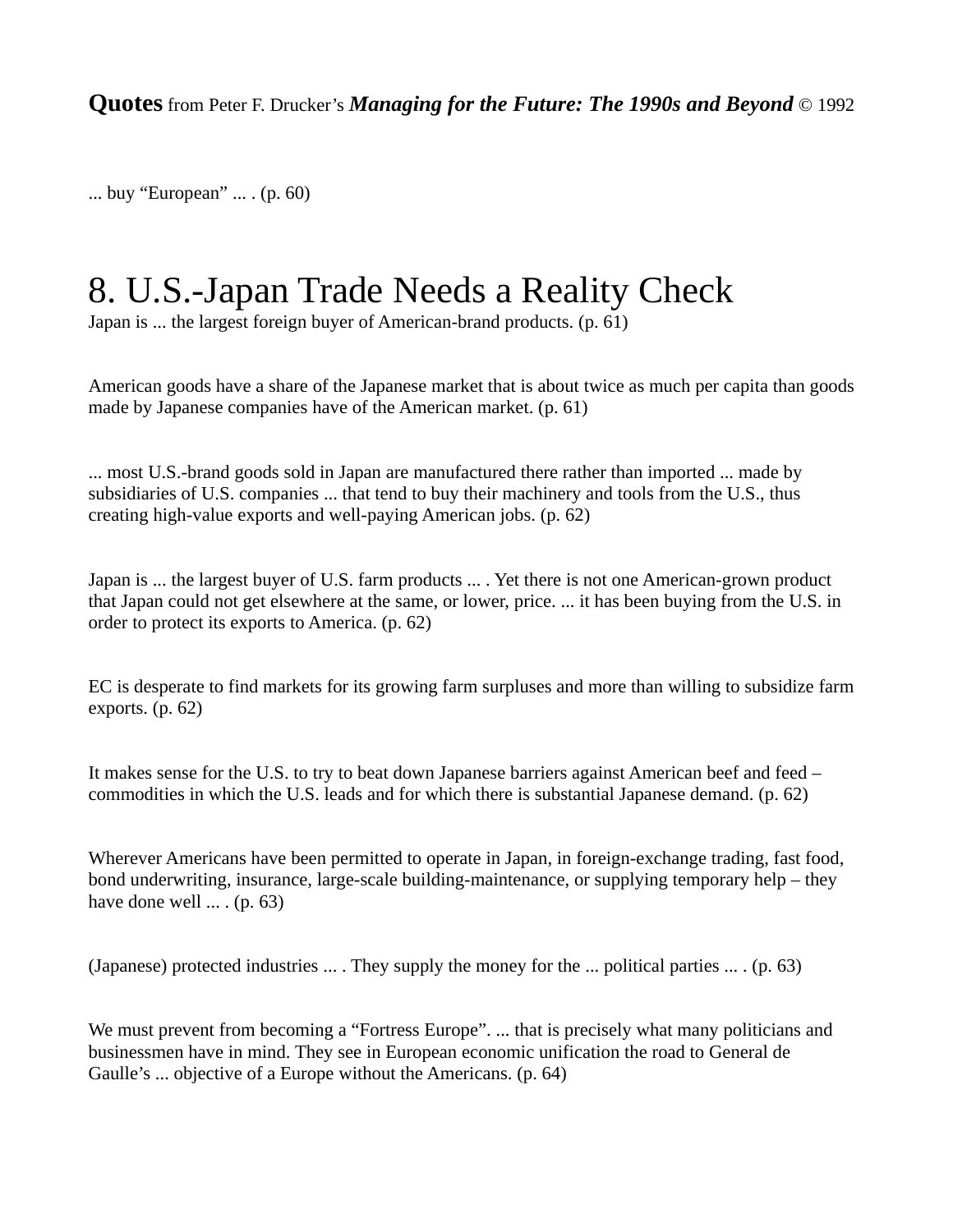**Quotes** from Peter F. Drucker's ***Managing for the Future: The 1990s and Beyond*** © 1992

... buy "European" ... . (p. 60)

# 8. U.S.-Japan Trade Needs a Reality Check

Japan is ... the largest foreign buyer of American-brand products. (p. 61)

American goods have a share of the Japanese market that is about twice as much per capita than goods made by Japanese companies have of the American market. (p. 61)

... most U.S.-brand goods sold in Japan are manufactured there rather than imported ... made by subsidiaries of U.S. companies ... that tend to buy their machinery and tools from the U.S., thus creating high-value exports and well-paying American jobs. (p. 62)

Japan is ... the largest buyer of U.S. farm products ... . Yet there is not one American-grown product that Japan could not get elsewhere at the same, or lower, price. ... it has been buying from the U.S. in order to protect its exports to America. (p. 62)

EC is desperate to find markets for its growing farm surpluses and more than willing to subsidize farm exports. (p. 62)

It makes sense for the U.S. to try to beat down Japanese barriers against American beef and feed – commodities in which the U.S. leads and for which there is substantial Japanese demand. (p. 62)

Wherever Americans have been permitted to operate in Japan, in foreign-exchange trading, fast food, bond underwriting, insurance, large-scale building-maintenance, or supplying temporary help – they have done well ... . (p. 63)

(Japanese) protected industries ... . They supply the money for the ... political parties ... . (p. 63)

We must prevent from becoming a "Fortress Europe". ... that is precisely what many politicians and businessmen have in mind. They see in European economic unification the road to General de Gaulle's ... objective of a Europe without the Americans. (p. 64)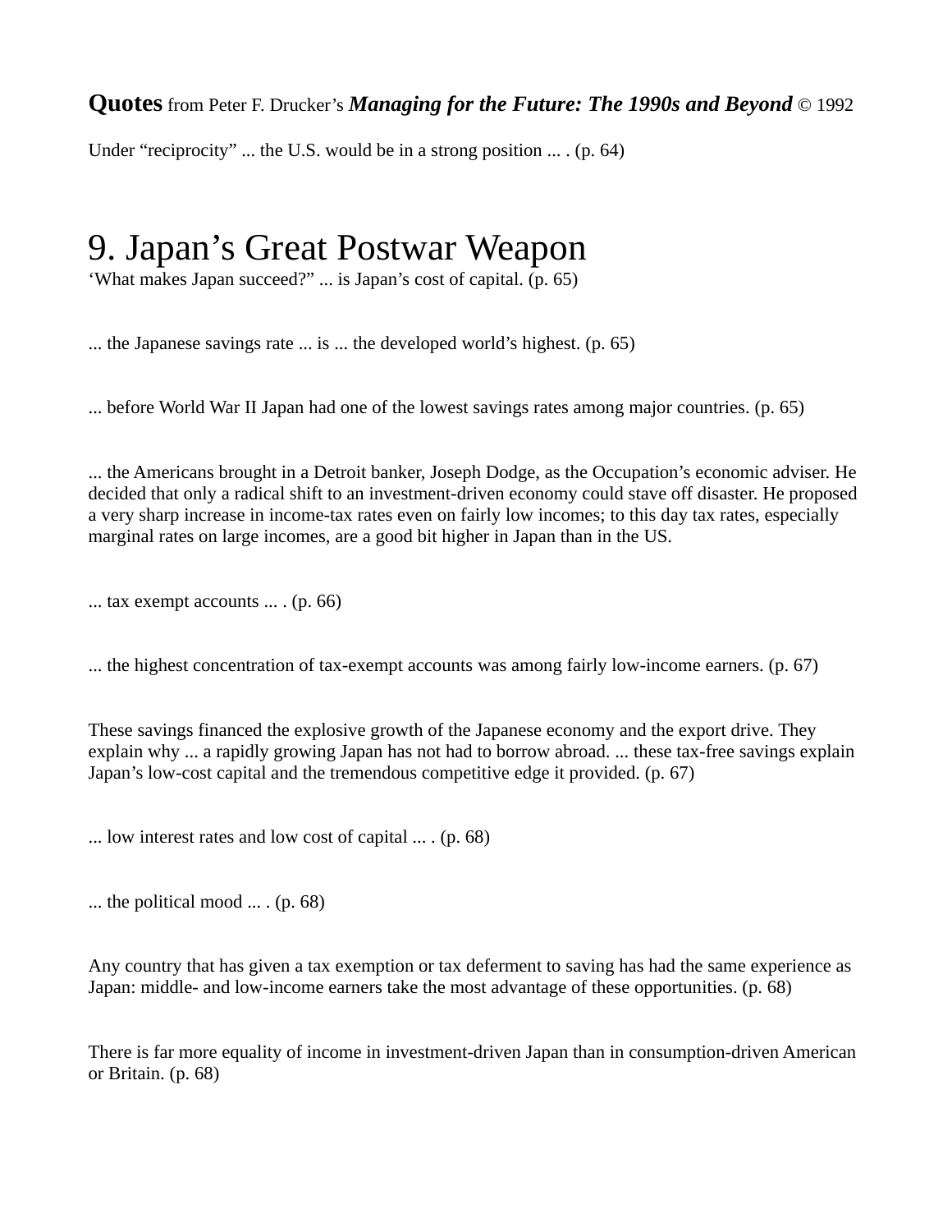**Quotes** from Peter F. Drucker's ***Managing for the Future: The 1990s and Beyond*** © 1992

Under "reciprocity" ... the U.S. would be in a strong position ... . (p. 64)

# 9. Japan's Great Postwar Weapon

'What makes Japan succeed?" ... is Japan's cost of capital. (p. 65)

... the Japanese savings rate ... is ... the developed world's highest. (p. 65)

... before World War II Japan had one of the lowest savings rates among major countries. (p. 65)

... the Americans brought in a Detroit banker, Joseph Dodge, as the Occupation's economic adviser. He decided that only a radical shift to an investment-driven economy could stave off disaster. He proposed a very sharp increase in income-tax rates even on fairly low incomes; to this day tax rates, especially marginal rates on large incomes, are a good bit higher in Japan than in the US.

... tax exempt accounts ... . (p. 66)

... the highest concentration of tax-exempt accounts was among fairly low-income earners. (p. 67)

These savings financed the explosive growth of the Japanese economy and the export drive. They explain why ... a rapidly growing Japan has not had to borrow abroad. ... these tax-free savings explain Japan's low-cost capital and the tremendous competitive edge it provided. (p. 67)

... low interest rates and low cost of capital ... . (p. 68)

... the political mood ... . (p. 68)

Any country that has given a tax exemption or tax deferment to saving has had the same experience as Japan: middle- and low-income earners take the most advantage of these opportunities. (p. 68)

There is far more equality of income in investment-driven Japan than in consumption-driven American or Britain. (p. 68)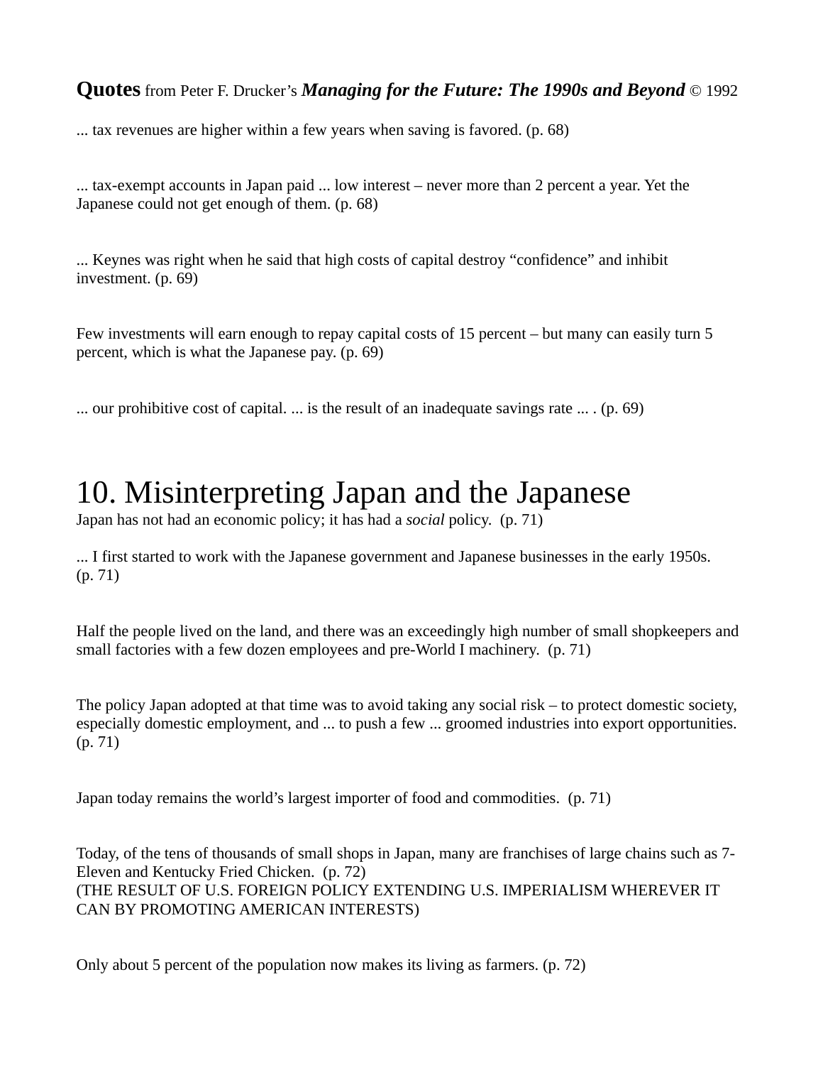**Quotes** from Peter F. Drucker's ***Managing for the Future: The 1990s and Beyond*** © 1992

... tax revenues are higher within a few years when saving is favored. (p. 68)

... tax-exempt accounts in Japan paid ... low interest – never more than 2 percent a year. Yet the Japanese could not get enough of them. (p. 68)

... Keynes was right when he said that high costs of capital destroy "confidence" and inhibit investment. (p. 69)

Few investments will earn enough to repay capital costs of 15 percent – but many can easily turn 5 percent, which is what the Japanese pay. (p. 69)

... our prohibitive cost of capital. ... is the result of an inadequate savings rate ... . (p. 69)

# 10. Misinterpreting Japan and the Japanese

Japan has not had an economic policy; it has had a *social* policy. (p. 71)

... I first started to work with the Japanese government and Japanese businesses in the early 1950s. (p. 71)

Half the people lived on the land, and there was an exceedingly high number of small shopkeepers and small factories with a few dozen employees and pre-World I machinery. (p. 71)

The policy Japan adopted at that time was to avoid taking any social risk – to protect domestic society, especially domestic employment, and ... to push a few ... groomed industries into export opportunities. (p. 71)

Japan today remains the world's largest importer of food and commodities. (p. 71)

Today, of the tens of thousands of small shops in Japan, many are franchises of large chains such as 7-Eleven and Kentucky Fried Chicken. (p. 72)
(THE RESULT OF U.S. FOREIGN POLICY EXTENDING U.S. IMPERIALISM WHEREVER IT CAN BY PROMOTING AMERICAN INTERESTS)

Only about 5 percent of the population now makes its living as farmers. (p. 72)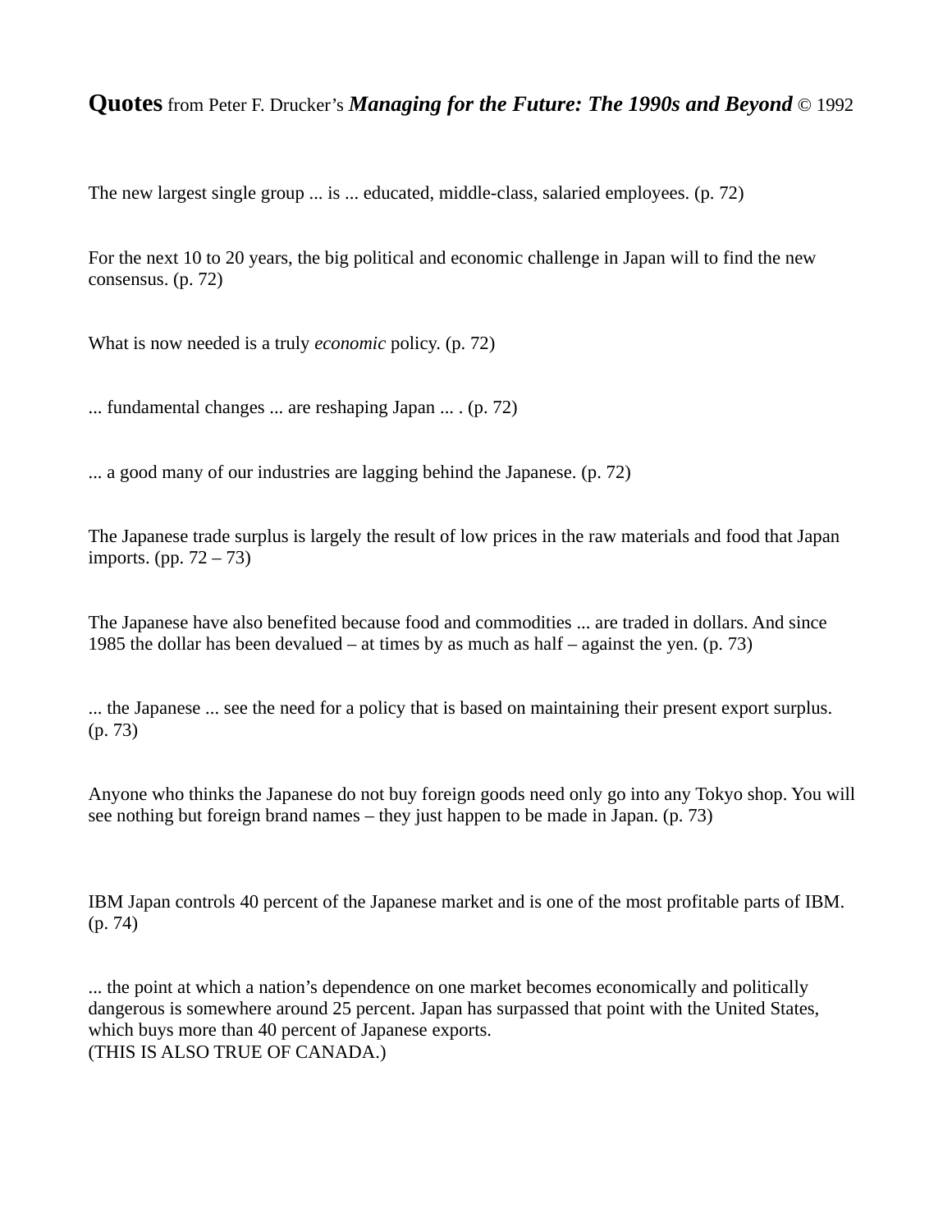**Quotes** from Peter F. Drucker’s ***Managing for the Future: The 1990s and Beyond*** © 1992

The new largest single group ... is ... educated, middle-class, salaried employees. (p. 72)

For the next 10 to 20 years, the big political and economic challenge in Japan will to find the new consensus. (p. 72)

What is now needed is a truly *economic* policy. (p. 72)

... fundamental changes ... are reshaping Japan ... . (p. 72)

... a good many of our industries are lagging behind the Japanese. (p. 72)

The Japanese trade surplus is largely the result of low prices in the raw materials and food that Japan imports. (pp. 72 – 73)

The Japanese have also benefited because food and commodities ... are traded in dollars. And since 1985 the dollar has been devalued – at times by as much as half – against the yen. (p. 73)

... the Japanese ... see the need for a policy that is based on maintaining their present export surplus. (p. 73)

Anyone who thinks the Japanese do not buy foreign goods need only go into any Tokyo shop. You will see nothing but foreign brand names – they just happen to be made in Japan. (p. 73)

IBM Japan controls 40 percent of the Japanese market and is one of the most profitable parts of IBM. (p. 74)

... the point at which a nation’s dependence on one market becomes economically and politically dangerous is somewhere around 25 percent. Japan has surpassed that point with the United States, which buys more than 40 percent of Japanese exports.
(THIS IS ALSO TRUE OF CANADA.)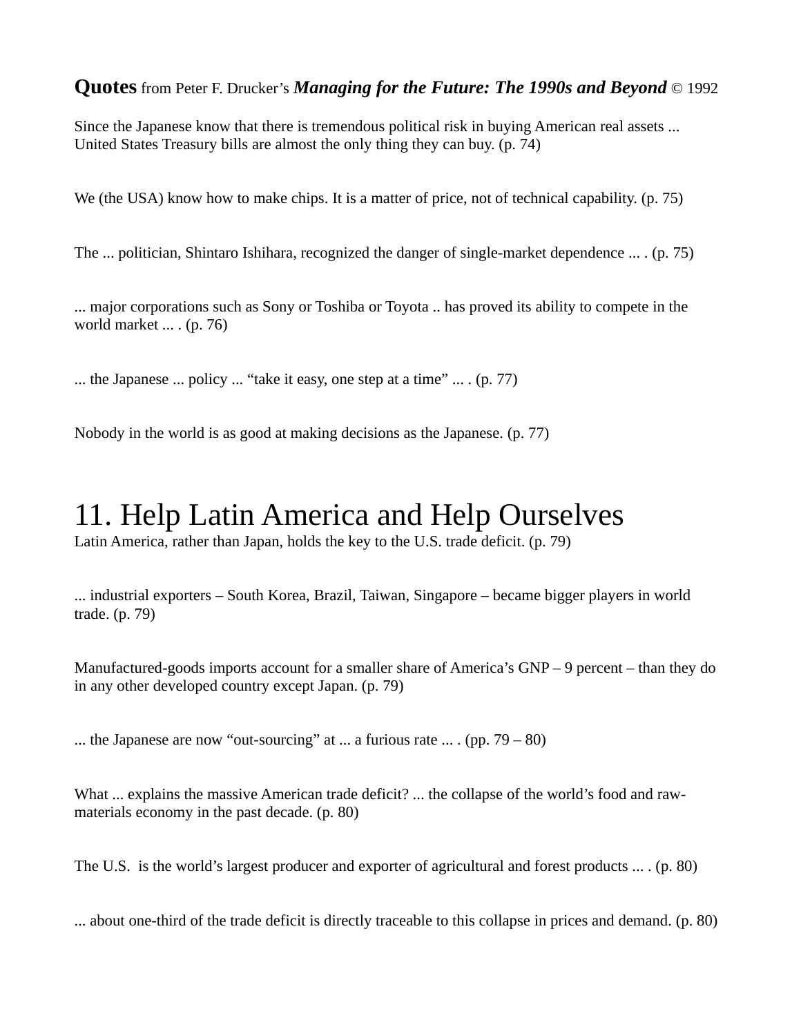**Quotes** from Peter F. Drucker's ***Managing for the Future: The 1990s and Beyond*** © 1992

Since the Japanese know that there is tremendous political risk in buying American real assets ... United States Treasury bills are almost the only thing they can buy. (p. 74)

We (the USA) know how to make chips. It is a matter of price, not of technical capability. (p. 75)

The ... politician, Shintaro Ishihara, recognized the danger of single-market dependence ... . (p. 75)

... major corporations such as Sony or Toshiba or Toyota .. has proved its ability to compete in the world market ... . (p. 76)

... the Japanese ... policy ... "take it easy, one step at a time" ... . (p. 77)

Nobody in the world is as good at making decisions as the Japanese. (p. 77)

# 11. Help Latin America and Help Ourselves

Latin America, rather than Japan, holds the key to the U.S. trade deficit. (p. 79)

... industrial exporters – South Korea, Brazil, Taiwan, Singapore – became bigger players in world trade. (p. 79)

Manufactured-goods imports account for a smaller share of America's GNP – 9 percent – than they do in any other developed country except Japan. (p. 79)

... the Japanese are now "out-sourcing" at ... a furious rate ... . (pp. 79 – 80)

What ... explains the massive American trade deficit? ... the collapse of the world's food and raw-materials economy in the past decade. (p. 80)

The U.S. is the world's largest producer and exporter of agricultural and forest products ... . (p. 80)

... about one-third of the trade deficit is directly traceable to this collapse in prices and demand. (p. 80)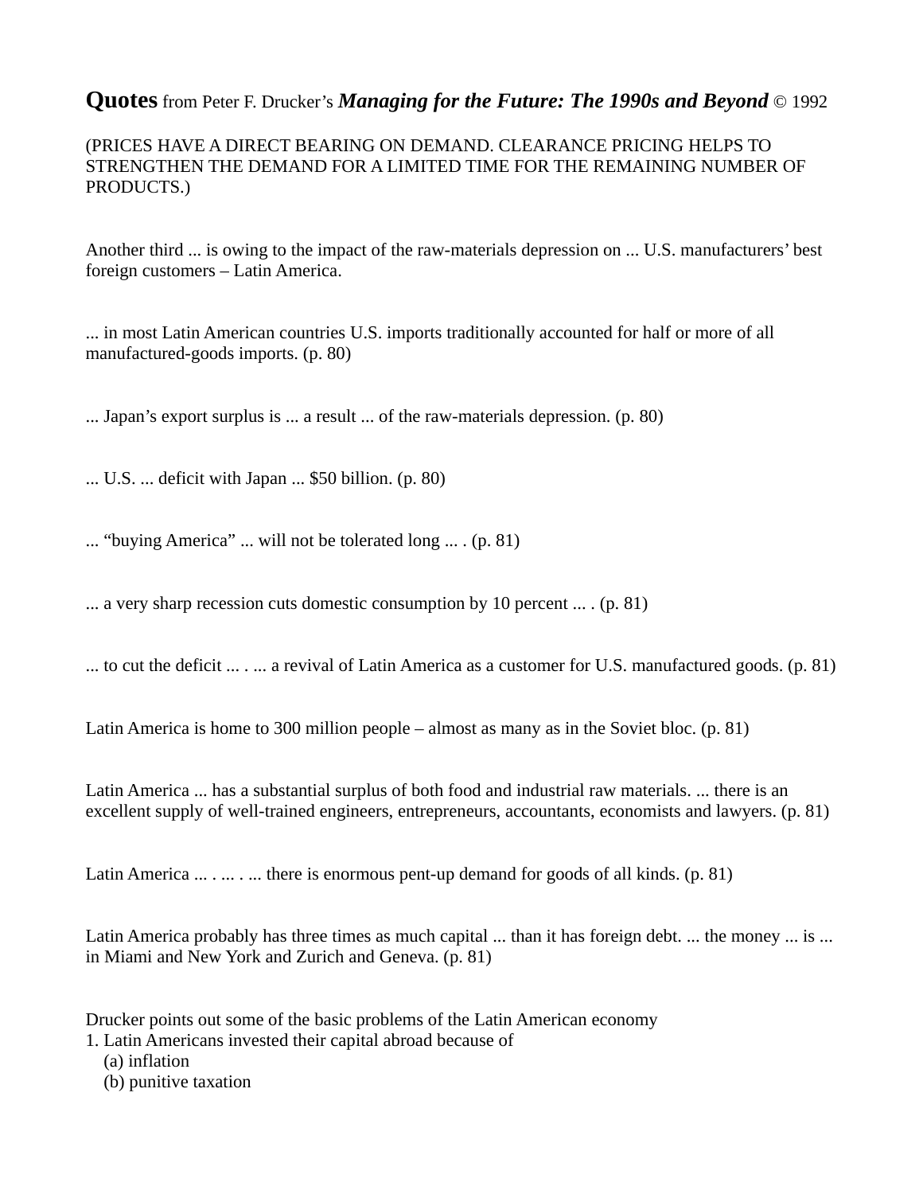**Quotes** from Peter F. Drucker's ***Managing for the Future: The 1990s and Beyond*** © 1992

(PRICES HAVE A DIRECT BEARING ON DEMAND. CLEARANCE PRICING HELPS TO STRENGTHEN THE DEMAND FOR A LIMITED TIME FOR THE REMAINING NUMBER OF PRODUCTS.)

Another third ... is owing to the impact of the raw-materials depression on ... U.S. manufacturers' best foreign customers – Latin America.

... in most Latin American countries U.S. imports traditionally accounted for half or more of all manufactured-goods imports. (p. 80)

... Japan's export surplus is ... a result ... of the raw-materials depression. (p. 80)

... U.S. ... deficit with Japan ... $50 billion. (p. 80)

... "buying America" ... will not be tolerated long ... . (p. 81)

... a very sharp recession cuts domestic consumption by 10 percent ... . (p. 81)

... to cut the deficit ... . ... a revival of Latin America as a customer for U.S. manufactured goods. (p. 81)

Latin America is home to 300 million people – almost as many as in the Soviet bloc. (p. 81)

Latin America ... has a substantial surplus of both food and industrial raw materials. ... there is an excellent supply of well-trained engineers, entrepreneurs, accountants, economists and lawyers. (p. 81)

Latin America ... . ... . ... there is enormous pent-up demand for goods of all kinds. (p. 81)

Latin America probably has three times as much capital ... than it has foreign debt. ... the money ... is ... in Miami and New York and Zurich and Geneva. (p. 81)

Drucker points out some of the basic problems of the Latin American economy
1. Latin Americans invested their capital abroad because of
   (a) inflation
   (b) punitive taxation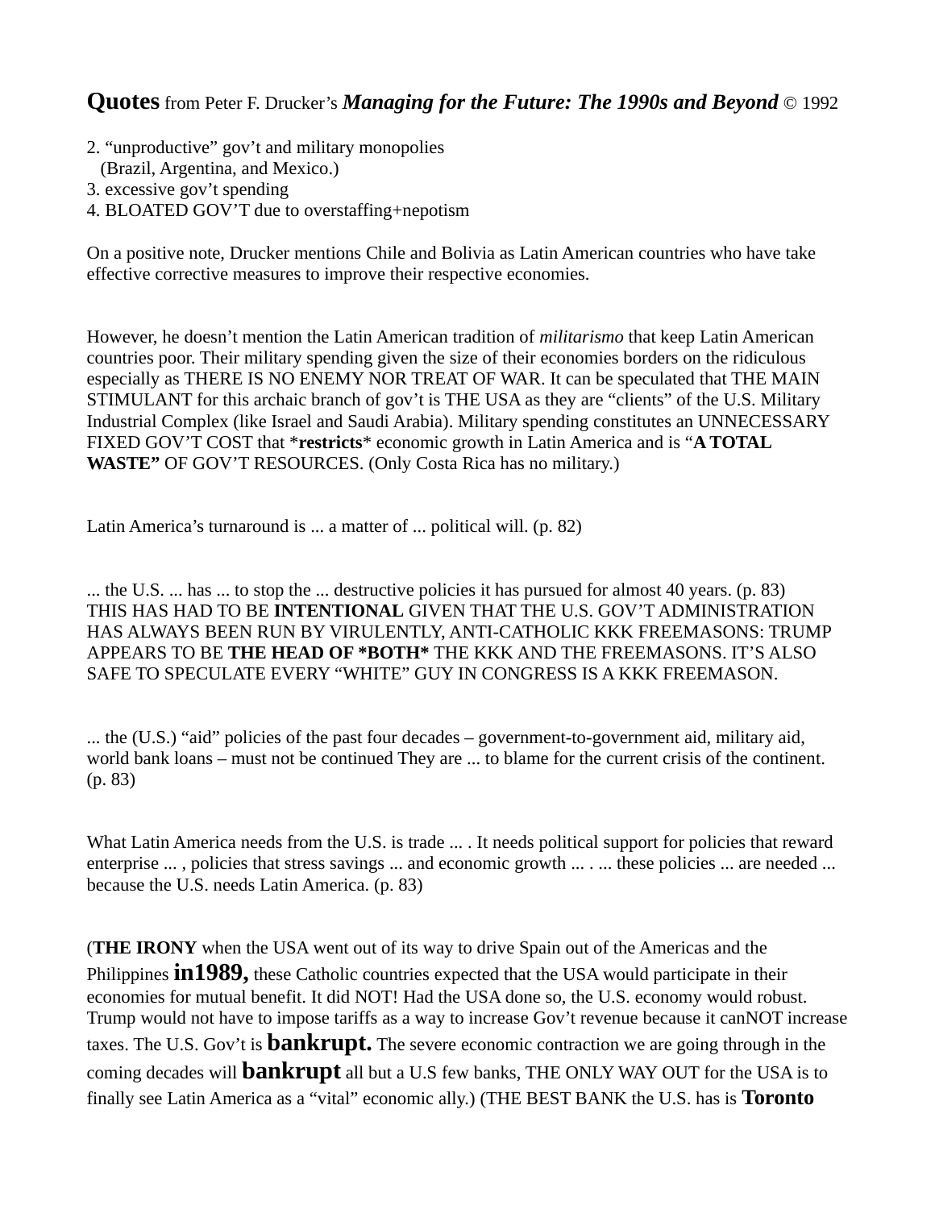**Quotes** from Peter F. Drucker's ***Managing for the Future: The 1990s and Beyond*** © 1992

2. "unproductive" gov't and military monopolies
   (Brazil, Argentina, and Mexico.)
3. excessive gov't spending
4. BLOATED GOV'T due to overstaffing+nepotism

On a positive note, Drucker mentions Chile and Bolivia as Latin American countries who have take effective corrective measures to improve their respective economies.

However, he doesn't mention the Latin American tradition of *militarismo* that keep Latin American countries poor. Their military spending given the size of their economies borders on the ridiculous especially as THERE IS NO ENEMY NOR TREAT OF WAR. It can be speculated that THE MAIN STIMULANT for this archaic branch of gov't is THE USA as they are "clients" of the U.S. Military Industrial Complex (like Israel and Saudi Arabia). Military spending constitutes an UNNECESSARY FIXED GOV'T COST that ***restricts*** economic growth in Latin America and is "**A TOTAL WASTE"** OF GOV'T RESOURCES. (Only Costa Rica has no military.)

Latin America's turnaround is ... a matter of ... political will. (p. 82)

... the U.S. ... has ... to stop the ... destructive policies it has pursued for almost 40 years. (p. 83)
THIS HAS HAD TO BE **INTENTIONAL** GIVEN THAT THE U.S. GOV'T ADMINISTRATION HAS ALWAYS BEEN RUN BY VIRULENTLY, ANTI-CATHOLIC KKK FREEMASONS: TRUMP APPEARS TO BE **THE HEAD OF *BOTH*** THE KKK AND THE FREEMASONS. IT'S ALSO SAFE TO SPECULATE EVERY "WHITE" GUY IN CONGRESS IS A KKK FREEMASON.

... the (U.S.) "aid" policies of the past four decades – government-to-government aid, military aid, world bank loans – must not be continued They are ... to blame for the current crisis of the continent. (p. 83)

What Latin America needs from the U.S. is trade ... . It needs political support for policies that reward enterprise ... , policies that stress savings ... and economic growth ... . ... these policies ... are needed ... because the U.S. needs Latin America. (p. 83)

(**THE IRONY** when the USA went out of its way to drive Spain out of the Americas and the Philippines **in1989,** these Catholic countries expected that the USA would participate in their economies for mutual benefit. It did NOT! Had the USA done so, the U.S. economy would robust. Trump would not have to impose tariffs as a way to increase Gov't revenue because it canNOT increase taxes. The U.S. Gov't is **bankrupt.** The severe economic contraction we are going through in the coming decades will **bankrupt** all but a U.S few banks, THE ONLY WAY OUT for the USA is to finally see Latin America as a "vital" economic ally.) (THE BEST BANK the U.S. has is **Toronto**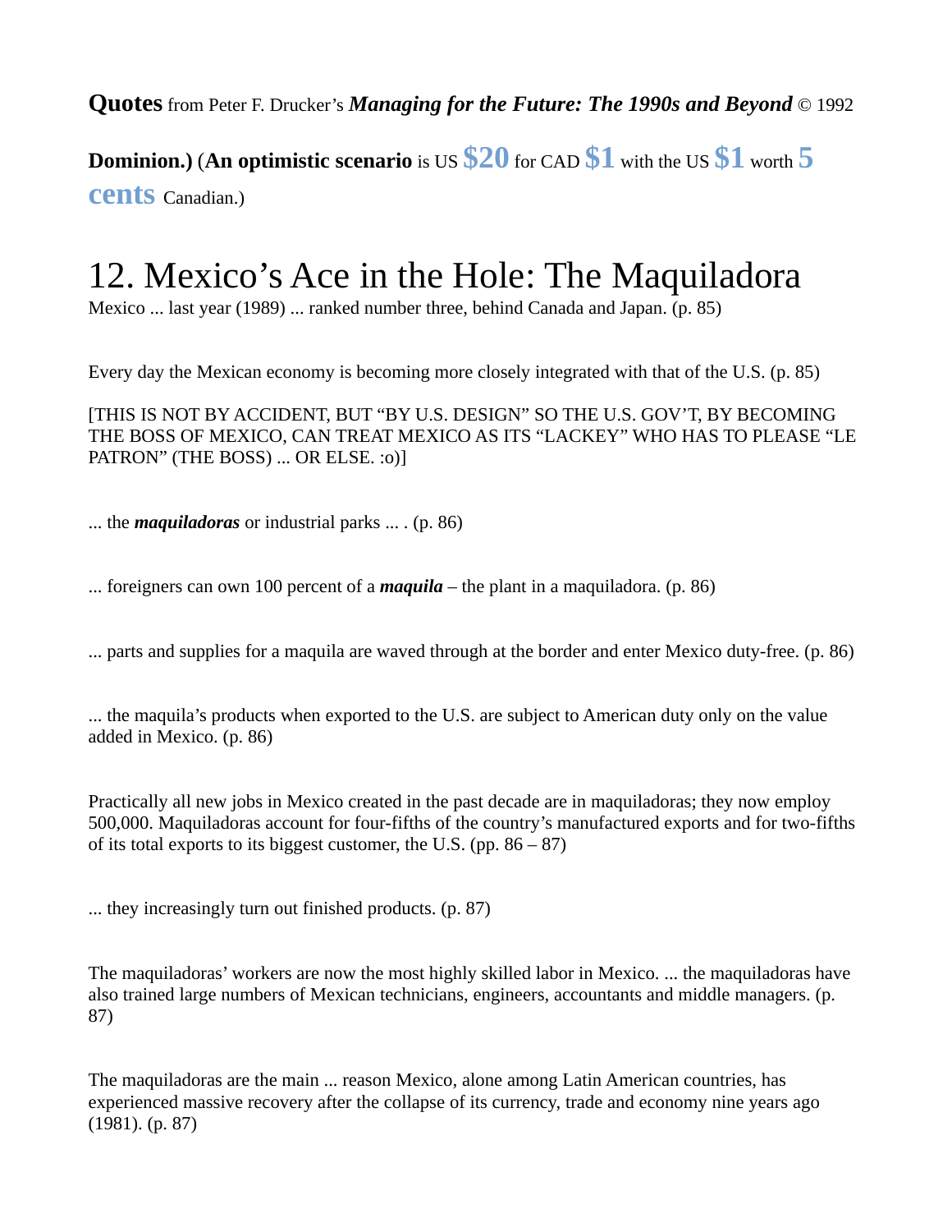**Quotes** from Peter F. Drucker's ***Managing for the Future: The 1990s and Beyond*** © 1992

**Dominion.)** (**An optimistic scenario** is US **$20** for CAD **$1** with the US **$1** worth **5 cents** Canadian.)

# 12. Mexico's Ace in the Hole: The Maquiladora

Mexico ... last year (1989) ... ranked number three, behind Canada and Japan. (p. 85)

Every day the Mexican economy is becoming more closely integrated with that of the U.S. (p. 85)

[THIS IS NOT BY ACCIDENT, BUT "BY U.S. DESIGN" SO THE U.S. GOV'T, BY BECOMING THE BOSS OF MEXICO, CAN TREAT MEXICO AS ITS "LACKEY" WHO HAS TO PLEASE "LE PATRON" (THE BOSS) ... OR ELSE. :o)]

... the ***maquiladoras*** or industrial parks ... . (p. 86)

... foreigners can own 100 percent of a ***maquila*** – the plant in a maquiladora. (p. 86)

... parts and supplies for a maquila are waved through at the border and enter Mexico duty-free. (p. 86)

... the maquila's products when exported to the U.S. are subject to American duty only on the value added in Mexico. (p. 86)

Practically all new jobs in Mexico created in the past decade are in maquiladoras; they now employ 500,000. Maquiladoras account for four-fifths of the country's manufactured exports and for two-fifths of its total exports to its biggest customer, the U.S. (pp. 86 – 87)

... they increasingly turn out finished products. (p. 87)

The maquiladoras' workers are now the most highly skilled labor in Mexico. ... the maquiladoras have also trained large numbers of Mexican technicians, engineers, accountants and middle managers. (p. 87)

The maquiladoras are the main ... reason Mexico, alone among Latin American countries, has experienced massive recovery after the collapse of its currency, trade and economy nine years ago (1981). (p. 87)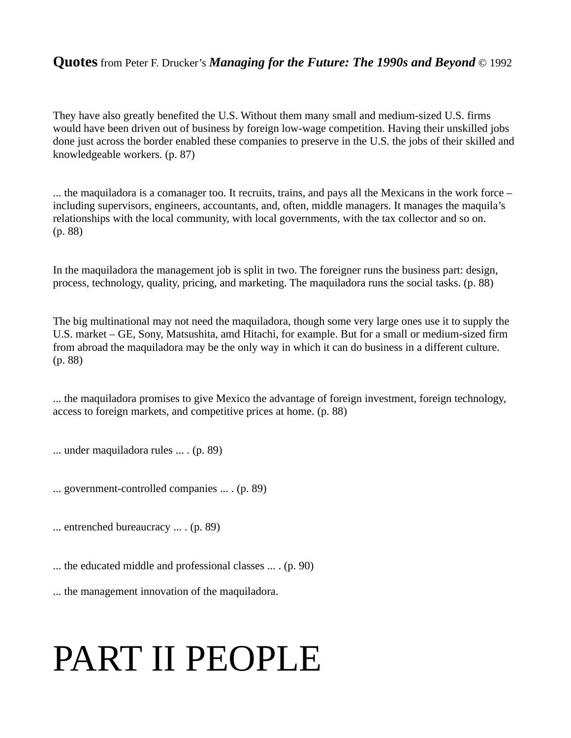**Quotes** from Peter F. Drucker's ***Managing for the Future: The 1990s and Beyond*** © 1992

They have also greatly benefited the U.S. Without them many small and medium-sized U.S. firms would have been driven out of business by foreign low-wage competition. Having their unskilled jobs done just across the border enabled these companies to preserve in the U.S. the jobs of their skilled and knowledgeable workers. (p. 87)

... the maquiladora is a comanager too. It recruits, trains, and pays all the Mexicans in the work force – including supervisors, engineers, accountants, and, often, middle managers. It manages the maquila's relationships with the local community, with local governments, with the tax collector and so on. (p. 88)

In the maquiladora the management job is split in two. The foreigner runs the business part: design, process, technology, quality, pricing, and marketing. The maquiladora runs the social tasks. (p. 88)

The big multinational may not need the maquiladora, though some very large ones use it to supply the U.S. market – GE, Sony, Matsushita, amd Hitachi, for example. But for a small or medium-sized firm from abroad the maquiladora may be the only way in which it can do business in a different culture. (p. 88)

... the maquiladora promises to give Mexico the advantage of foreign investment, foreign technology, access to foreign markets, and competitive prices at home. (p. 88)

... under maquiladora rules ... . (p. 89)

... government-controlled companies ... . (p. 89)

... entrenched bureaucracy ... . (p. 89)

... the educated middle and professional classes ... . (p. 90)

... the management innovation of the maquiladora.

# PART II PEOPLE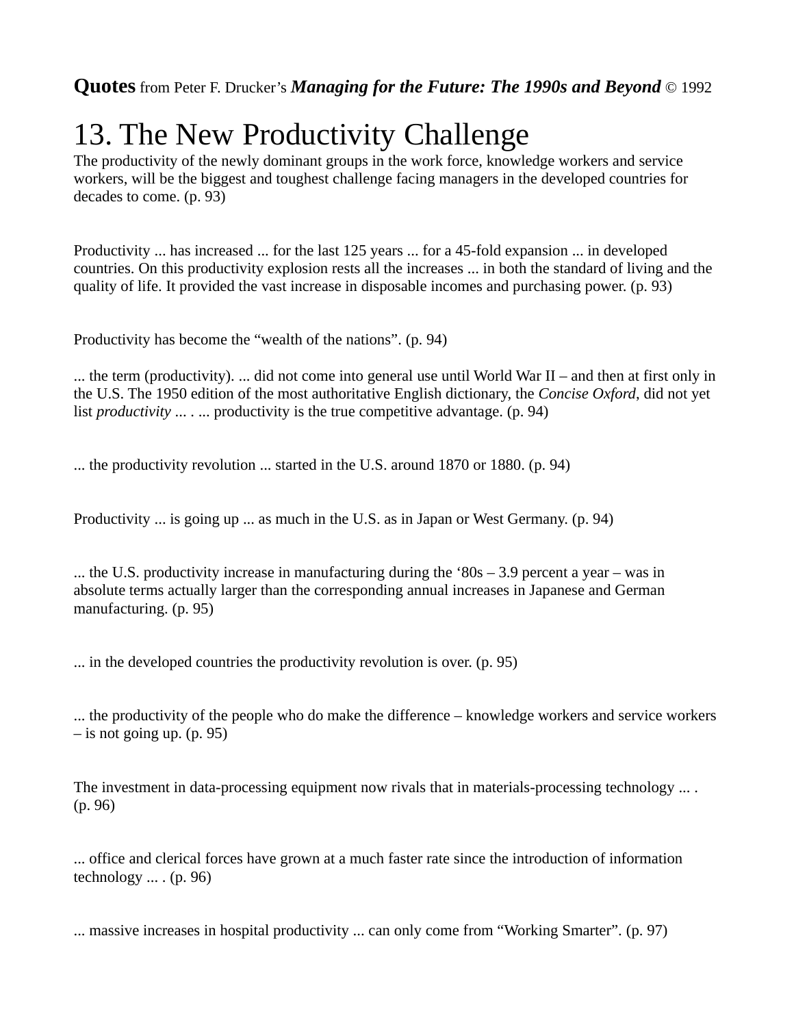**Quotes** from Peter F. Drucker's ***Managing for the Future: The 1990s and Beyond*** © 1992

# 13. The New Productivity Challenge

The productivity of the newly dominant groups in the work force, knowledge workers and service workers, will be the biggest and toughest challenge facing managers in the developed countries for decades to come. (p. 93)

Productivity ... has increased ... for the last 125 years ... for a 45-fold expansion ... in developed countries. On this productivity explosion rests all the increases ... in both the standard of living and the quality of life. It provided the vast increase in disposable incomes and purchasing power. (p. 93)

Productivity has become the "wealth of the nations". (p. 94)

... the term (productivity). ... did not come into general use until World War II – and then at first only in the U.S. The 1950 edition of the most authoritative English dictionary, the *Concise Oxford*, did not yet list *productivity* ... . ... productivity is the true competitive advantage. (p. 94)

... the productivity revolution ... started in the U.S. around 1870 or 1880. (p. 94)

Productivity ... is going up ... as much in the U.S. as in Japan or West Germany. (p. 94)

... the U.S. productivity increase in manufacturing during the '80s – 3.9 percent a year – was in absolute terms actually larger than the corresponding annual increases in Japanese and German manufacturing. (p. 95)

... in the developed countries the productivity revolution is over. (p. 95)

... the productivity of the people who do make the difference – knowledge workers and service workers – is not going up. (p. 95)

The investment in data-processing equipment now rivals that in materials-processing technology ... . (p. 96)

... office and clerical forces have grown at a much faster rate since the introduction of information technology ... . (p. 96)

... massive increases in hospital productivity ... can only come from "Working Smarter". (p. 97)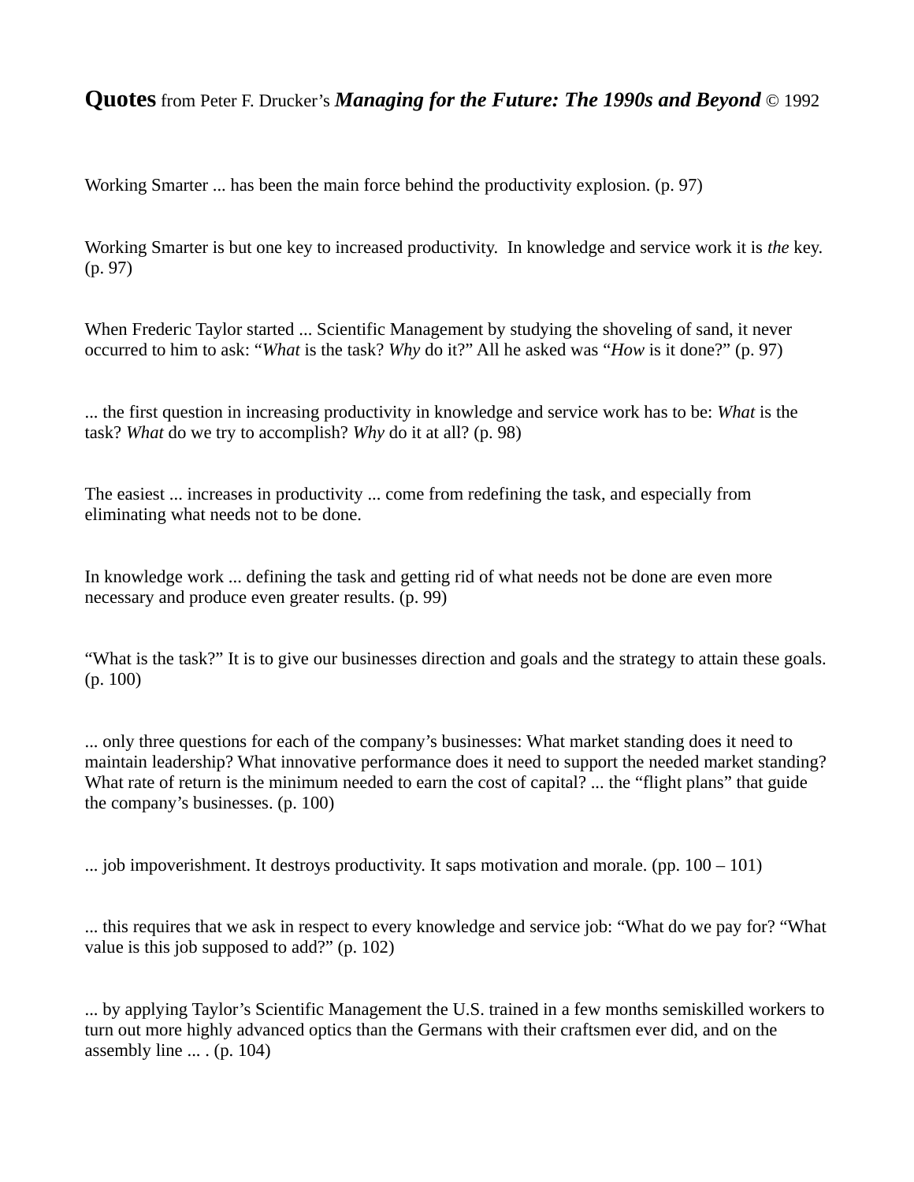**Quotes** from Peter F. Drucker's ***Managing for the Future: The 1990s and Beyond*** © 1992

Working Smarter ... has been the main force behind the productivity explosion. (p. 97)

Working Smarter is but one key to increased productivity. In knowledge and service work it is *the* key. (p. 97)

When Frederic Taylor started ... Scientific Management by studying the shoveling of sand, it never occurred to him to ask: "*What* is the task? *Why* do it?" All he asked was "*How* is it done?" (p. 97)

... the first question in increasing productivity in knowledge and service work has to be: *What* is the task? *What* do we try to accomplish? *Why* do it at all? (p. 98)

The easiest ... increases in productivity ... come from redefining the task, and especially from eliminating what needs not to be done.

In knowledge work ... defining the task and getting rid of what needs not be done are even more necessary and produce even greater results. (p. 99)

"What is the task?" It is to give our businesses direction and goals and the strategy to attain these goals. (p. 100)

... only three questions for each of the company's businesses: What market standing does it need to maintain leadership? What innovative performance does it need to support the needed market standing? What rate of return is the minimum needed to earn the cost of capital? ... the "flight plans" that guide the company's businesses. (p. 100)

... job impoverishment. It destroys productivity. It saps motivation and morale. (pp. 100 – 101)

... this requires that we ask in respect to every knowledge and service job: "What do we pay for? "What value is this job supposed to add?" (p. 102)

... by applying Taylor's Scientific Management the U.S. trained in a few months semiskilled workers to turn out more highly advanced optics than the Germans with their craftsmen ever did, and on the assembly line ... . (p. 104)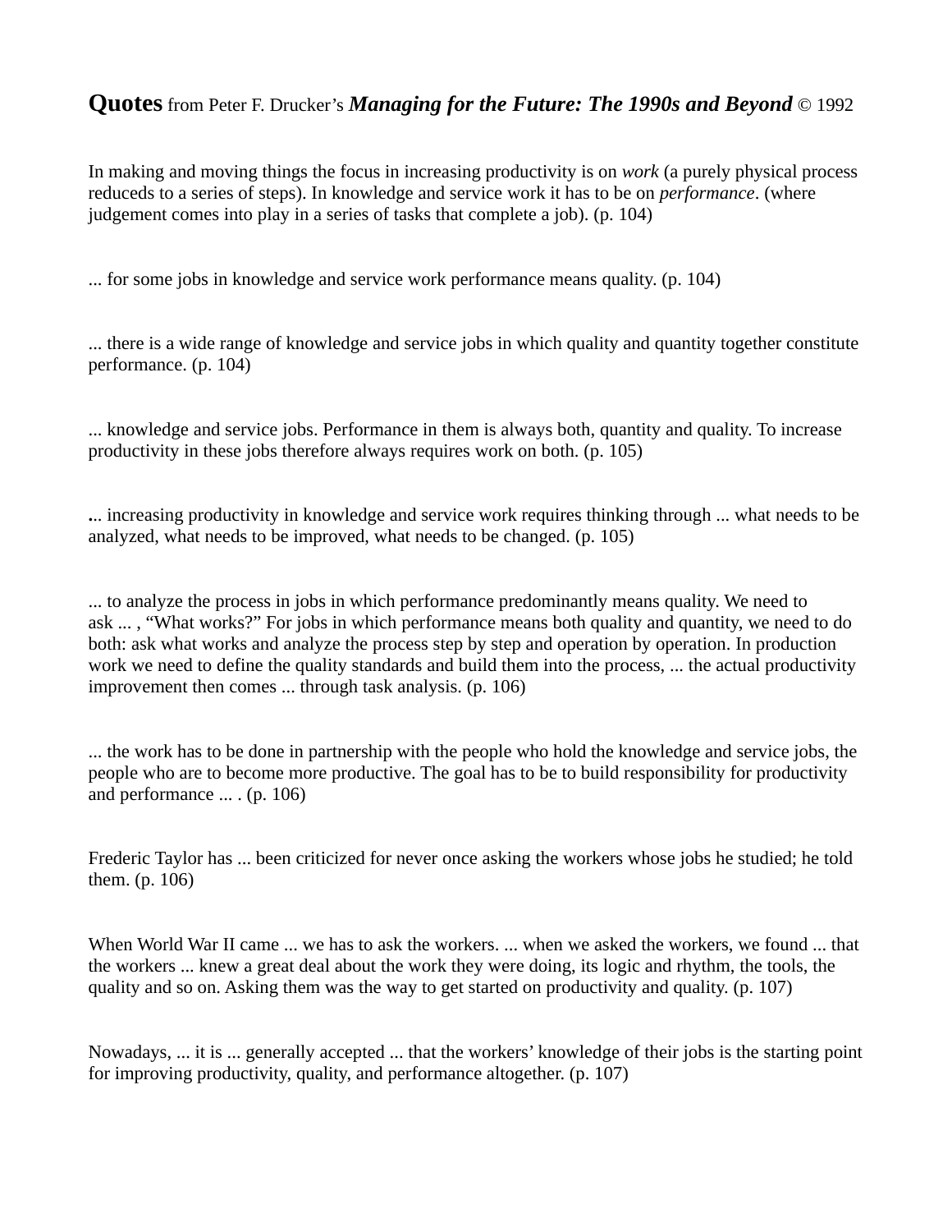**Quotes** from Peter F. Drucker's ***Managing for the Future: The 1990s and Beyond*** © 1992

In making and moving things the focus in increasing productivity is on *work* (a purely physical process reduceds to a series of steps). In knowledge and service work it has to be on *performance*. (where judgement comes into play in a series of tasks that complete a job). (p. 104)

... for some jobs in knowledge and service work performance means quality. (p. 104)

... there is a wide range of knowledge and service jobs in which quality and quantity together constitute performance. (p. 104)

... knowledge and service jobs. Performance in them is always both, quantity and quality. To increase productivity in these jobs therefore always requires work on both. (p. 105)

... increasing productivity in knowledge and service work requires thinking through ... what needs to be analyzed, what needs to be improved, what needs to be changed. (p. 105)

... to analyze the process in jobs in which performance predominantly means quality. We need to ask ... , "What works?" For jobs in which performance means both quality and quantity, we need to do both: ask what works and analyze the process step by step and operation by operation. In production work we need to define the quality standards and build them into the process, ... the actual productivity improvement then comes ... through task analysis. (p. 106)

... the work has to be done in partnership with the people who hold the knowledge and service jobs, the people who are to become more productive. The goal has to be to build responsibility for productivity and performance ... . (p. 106)

Frederic Taylor has ... been criticized for never once asking the workers whose jobs he studied; he told them. (p. 106)

When World War II came ... we has to ask the workers. ... when we asked the workers, we found ... that the workers ... knew a great deal about the work they were doing, its logic and rhythm, the tools, the quality and so on. Asking them was the way to get started on productivity and quality. (p. 107)

Nowadays, ... it is ... generally accepted ... that the workers' knowledge of their jobs is the starting point for improving productivity, quality, and performance altogether. (p. 107)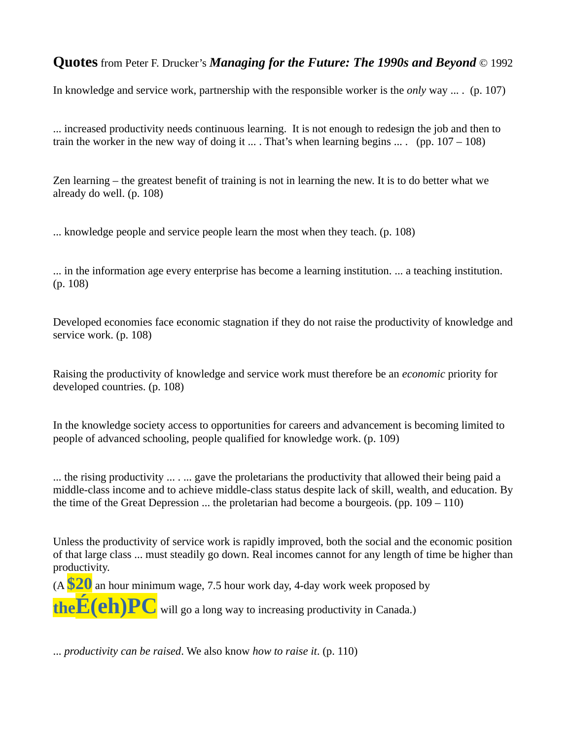**Quotes** from Peter F. Drucker's ***Managing for the Future: The 1990s and Beyond*** © 1992

In knowledge and service work, partnership with the responsible worker is the *only* way ... . (p. 107)

... increased productivity needs continuous learning. It is not enough to redesign the job and then to train the worker in the new way of doing it ... . That's when learning begins ... . (pp. 107 – 108)

Zen learning – the greatest benefit of training is not in learning the new. It is to do better what we already do well. (p. 108)

... knowledge people and service people learn the most when they teach. (p. 108)

... in the information age every enterprise has become a learning institution. ... a teaching institution. (p. 108)

Developed economies face economic stagnation if they do not raise the productivity of knowledge and service work. (p. 108)

Raising the productivity of knowledge and service work must therefore be an *economic* priority for developed countries. (p. 108)

In the knowledge society access to opportunities for careers and advancement is becoming limited to people of advanced schooling, people qualified for knowledge work. (p. 109)

... the rising productivity ... . ... gave the proletarians the productivity that allowed their being paid a middle-class income and to achieve middle-class status despite lack of skill, wealth, and education. By the time of the Great Depression ... the proletarian had become a bourgeois. (pp. 109 – 110)

Unless the productivity of service work is rapidly improved, both the social and the economic position of that large class ... must steadily go down. Real incomes cannot for any length of time be higher than productivity.
(A **$20** an hour minimum wage, 7.5 hour work day, 4-day work week proposed by **theÉ(eh)PC** will go a long way to increasing productivity in Canada.)

... *productivity can be raised*. We also know *how to raise it*. (p. 110)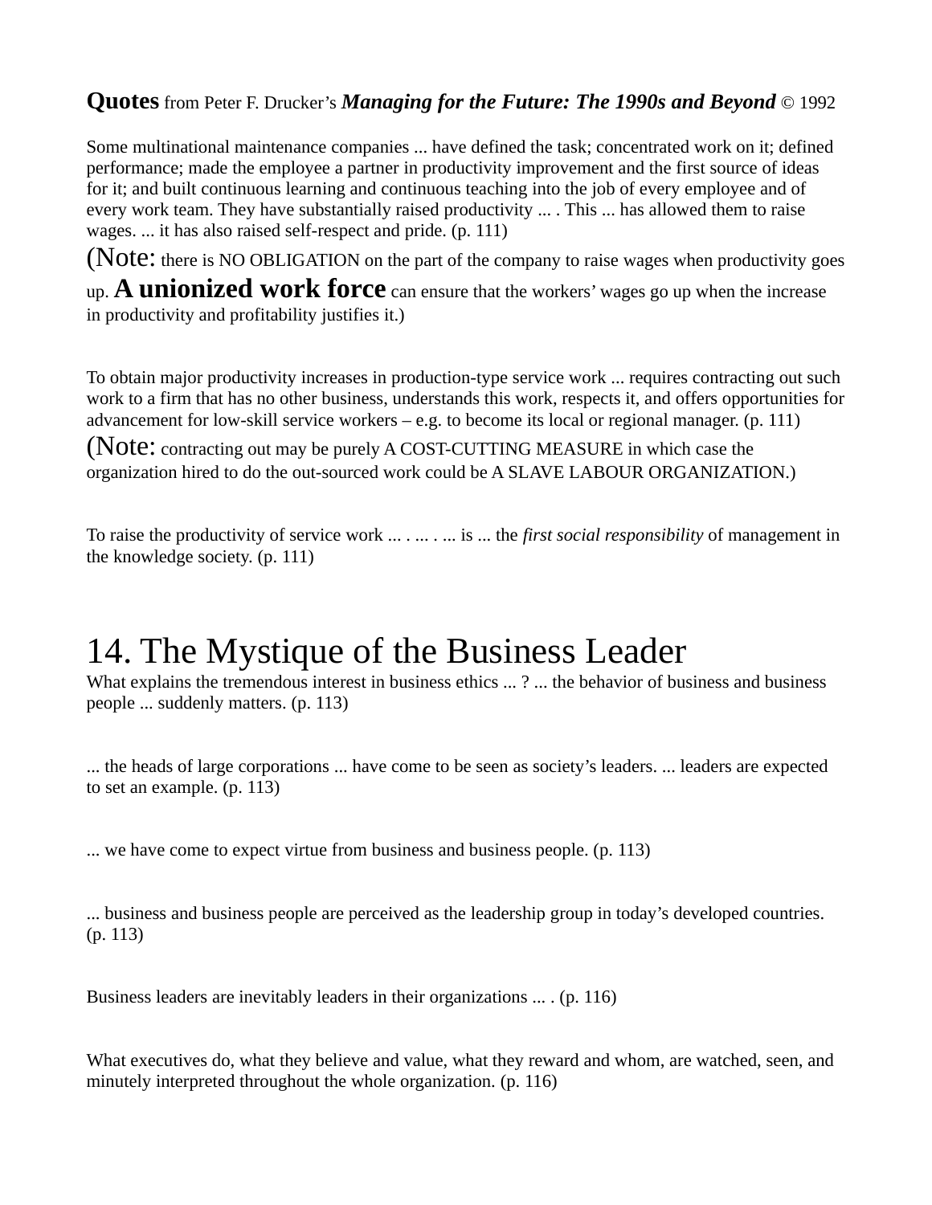**Quotes** from Peter F. Drucker's ***Managing for the Future: The 1990s and Beyond*** © 1992

Some multinational maintenance companies ... have defined the task; concentrated work on it; defined performance; made the employee a partner in productivity improvement and the first source of ideas for it; and built continuous learning and continuous teaching into the job of every employee and of every work team. They have substantially raised productivity ... . This ... has allowed them to raise wages. ... it has also raised self-respect and pride. (p. 111)

(Note: there is NO OBLIGATION on the part of the company to raise wages when productivity goes up. **A unionized work force** can ensure that the workers' wages go up when the increase in productivity and profitability justifies it.)

To obtain major productivity increases in production-type service work ... requires contracting out such work to a firm that has no other business, understands this work, respects it, and offers opportunities for advancement for low-skill service workers – e.g. to become its local or regional manager. (p. 111)

(Note: contracting out may be purely A COST-CUTTING MEASURE in which case the organization hired to do the out-sourced work could be A SLAVE LABOUR ORGANIZATION.)

To raise the productivity of service work ... . ... . ... is ... the *first social responsibility* of management in the knowledge society. (p. 111)

# 14. The Mystique of the Business Leader

What explains the tremendous interest in business ethics ... ? ... the behavior of business and business people ... suddenly matters. (p. 113)

... the heads of large corporations ... have come to be seen as society's leaders. ... leaders are expected to set an example. (p. 113)

... we have come to expect virtue from business and business people. (p. 113)

... business and business people are perceived as the leadership group in today's developed countries. (p. 113)

Business leaders are inevitably leaders in their organizations ... . (p. 116)

What executives do, what they believe and value, what they reward and whom, are watched, seen, and minutely interpreted throughout the whole organization. (p. 116)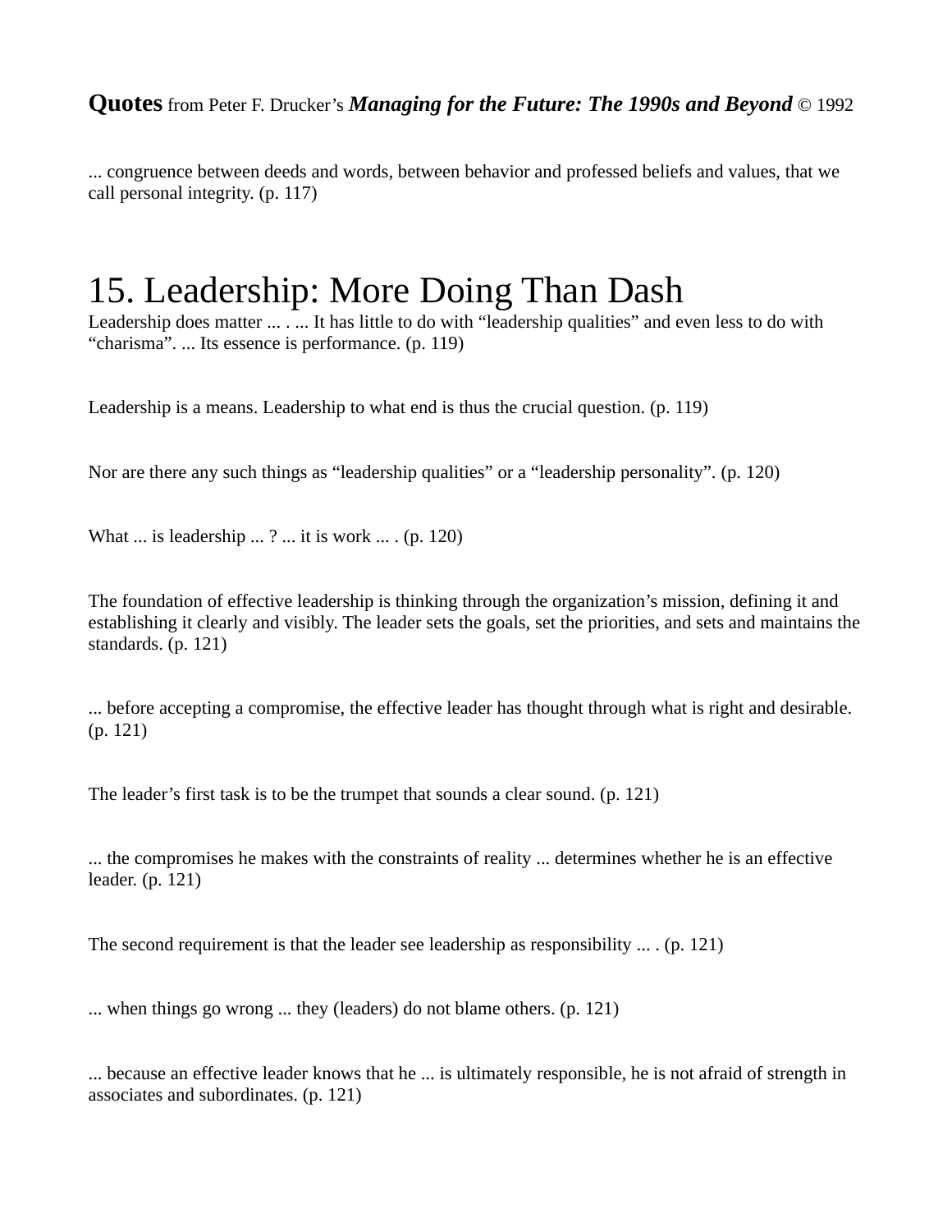**Quotes** from Peter F. Drucker's ***Managing for the Future: The 1990s and Beyond*** © 1992

... congruence between deeds and words, between behavior and professed beliefs and values, that we call personal integrity. (p. 117)

# 15. Leadership: More Doing Than Dash

Leadership does matter ... . ... It has little to do with "leadership qualities" and even less to do with "charisma". ... Its essence is performance. (p. 119)

Leadership is a means. Leadership to what end is thus the crucial question. (p. 119)

Nor are there any such things as "leadership qualities" or a "leadership personality". (p. 120)

What ... is leadership ... ? ... it is work ... . (p. 120)

The foundation of effective leadership is thinking through the organization's mission, defining it and establishing it clearly and visibly. The leader sets the goals, set the priorities, and sets and maintains the standards. (p. 121)

... before accepting a compromise, the effective leader has thought through what is right and desirable. (p. 121)

The leader's first task is to be the trumpet that sounds a clear sound. (p. 121)

... the compromises he makes with the constraints of reality ... determines whether he is an effective leader. (p. 121)

The second requirement is that the leader see leadership as responsibility ... . (p. 121)

... when things go wrong ... they (leaders) do not blame others. (p. 121)

... because an effective leader knows that he ... is ultimately responsible, he is not afraid of strength in associates and subordinates. (p. 121)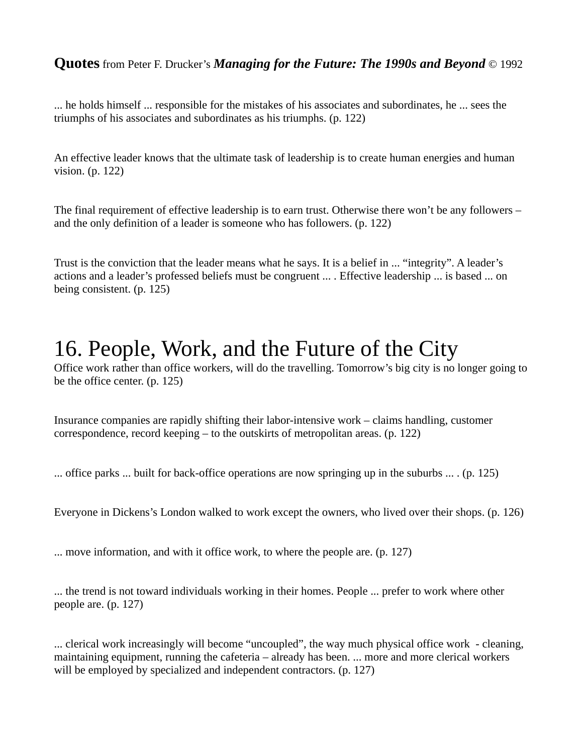**Quotes** from Peter F. Drucker's ***Managing for the Future: The 1990s and Beyond*** © 1992

... he holds himself ... responsible for the mistakes of his associates and subordinates, he ... sees the triumphs of his associates and subordinates as his triumphs. (p. 122)

An effective leader knows that the ultimate task of leadership is to create human energies and human vision. (p. 122)

The final requirement of effective leadership is to earn trust. Otherwise there won't be any followers – and the only definition of a leader is someone who has followers. (p. 122)

Trust is the conviction that the leader means what he says. It is a belief in ... "integrity". A leader's actions and a leader's professed beliefs must be congruent ... . Effective leadership ... is based ... on being consistent. (p. 125)

# 16. People, Work, and the Future of the City

Office work rather than office workers, will do the travelling. Tomorrow's big city is no longer going to be the office center. (p. 125)

Insurance companies are rapidly shifting their labor-intensive work – claims handling, customer correspondence, record keeping – to the outskirts of metropolitan areas. (p. 122)

... office parks ... built for back-office operations are now springing up in the suburbs ... . (p. 125)

Everyone in Dickens's London walked to work except the owners, who lived over their shops. (p. 126)

... move information, and with it office work, to where the people are. (p. 127)

... the trend is not toward individuals working in their homes. People ... prefer to work where other people are. (p. 127)

... clerical work increasingly will become "uncoupled", the way much physical office work - cleaning, maintaining equipment, running the cafeteria – already has been. ... more and more clerical workers will be employed by specialized and independent contractors. (p. 127)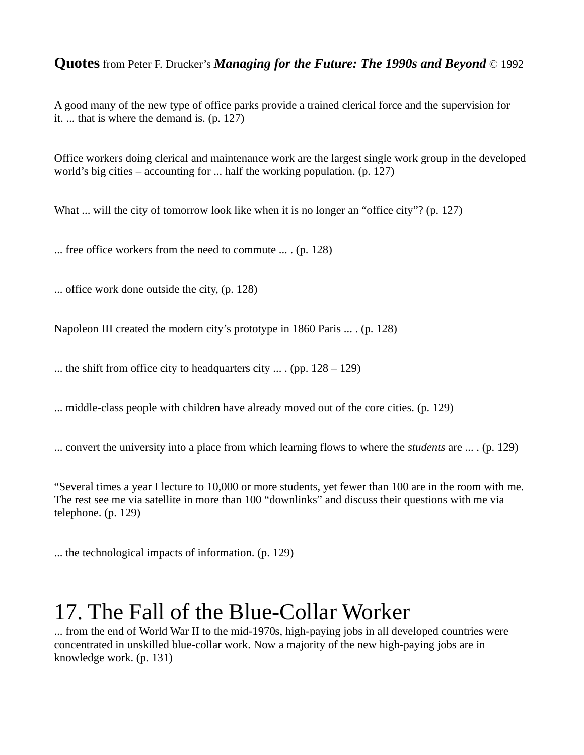**Quotes** from Peter F. Drucker's ***Managing for the Future: The 1990s and Beyond*** © 1992

A good many of the new type of office parks provide a trained clerical force and the supervision for it. ... that is where the demand is. (p. 127)

Office workers doing clerical and maintenance work are the largest single work group in the developed world's big cities – accounting for ... half the working population. (p. 127)

What ... will the city of tomorrow look like when it is no longer an "office city"? (p. 127)

... free office workers from the need to commute ... . (p. 128)

... office work done outside the city, (p. 128)

Napoleon III created the modern city's prototype in 1860 Paris ... . (p. 128)

... the shift from office city to headquarters city ... . (pp. 128 – 129)

... middle-class people with children have already moved out of the core cities. (p. 129)

... convert the university into a place from which learning flows to where the *students* are ... . (p. 129)

"Several times a year I lecture to 10,000 or more students, yet fewer than 100 are in the room with me. The rest see me via satellite in more than 100 "downlinks" and discuss their questions with me via telephone. (p. 129)

... the technological impacts of information. (p. 129)

# 17. The Fall of the Blue-Collar Worker

... from the end of World War II to the mid-1970s, high-paying jobs in all developed countries were concentrated in unskilled blue-collar work. Now a majority of the new high-paying jobs are in knowledge work. (p. 131)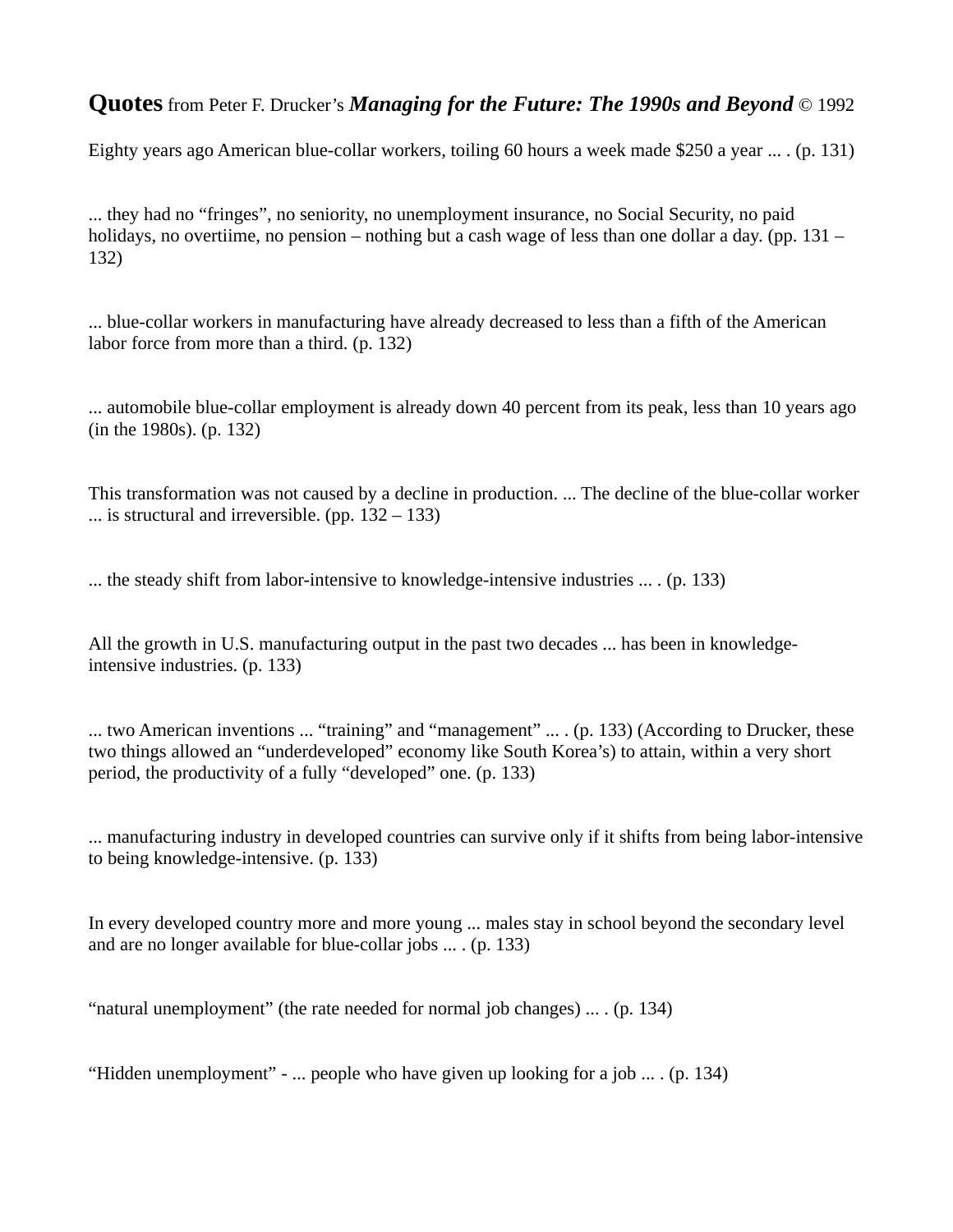**Quotes** from Peter F. Drucker's ***Managing for the Future: The 1990s and Beyond*** © 1992

Eighty years ago American blue-collar workers, toiling 60 hours a week made $250 a year ... . (p. 131)

... they had no "fringes", no seniority, no unemployment insurance, no Social Security, no paid holidays, no overtiime, no pension – nothing but a cash wage of less than one dollar a day. (pp. 131 – 132)

... blue-collar workers in manufacturing have already decreased to less than a fifth of the American labor force from more than a third. (p. 132)

... automobile blue-collar employment is already down 40 percent from its peak, less than 10 years ago (in the 1980s). (p. 132)

This transformation was not caused by a decline in production. ... The decline of the blue-collar worker ... is structural and irreversible. (pp. 132 – 133)

... the steady shift from labor-intensive to knowledge-intensive industries ... . (p. 133)

All the growth in U.S. manufacturing output in the past two decades ... has been in knowledge-intensive industries. (p. 133)

... two American inventions ... "training" and "management" ... . (p. 133) (According to Drucker, these two things allowed an "underdeveloped" economy like South Korea's) to attain, within a very short period, the productivity of a fully "developed" one. (p. 133)

... manufacturing industry in developed countries can survive only if it shifts from being labor-intensive to being knowledge-intensive. (p. 133)

In every developed country more and more young ... males stay in school beyond the secondary level and are no longer available for blue-collar jobs ... . (p. 133)

"natural unemployment" (the rate needed for normal job changes) ... . (p. 134)

"Hidden unemployment" - ... people who have given up looking for a job ... . (p. 134)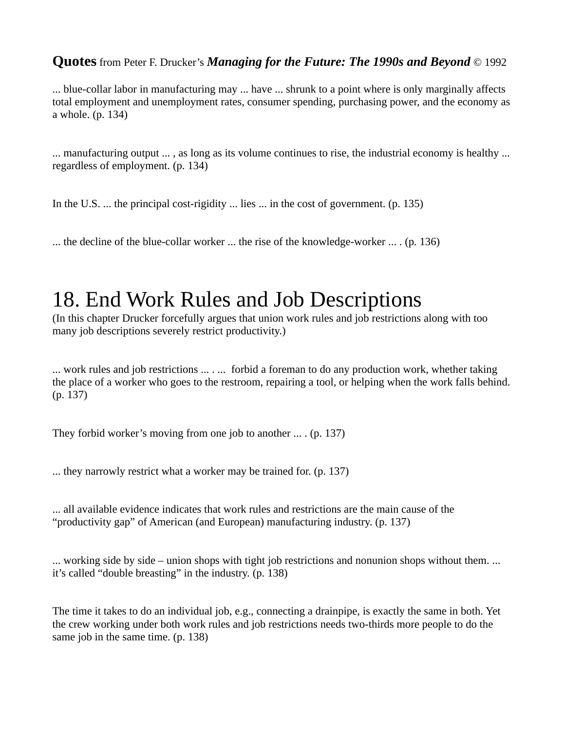**Quotes** from Peter F. Drucker's ***Managing for the Future: The 1990s and Beyond*** © 1992

... blue-collar labor in manufacturing may ... have ... shrunk to a point where is only marginally affects total employment and unemployment rates, consumer spending, purchasing power, and the economy as a whole. (p. 134)

... manufacturing output ... , as long as its volume continues to rise, the industrial economy is healthy ... regardless of employment. (p. 134)

In the U.S. ... the principal cost-rigidity ... lies ... in the cost of government. (p. 135)

... the decline of the blue-collar worker ... the rise of the knowledge-worker ... . (p. 136)

# 18. End Work Rules and Job Descriptions

(In this chapter Drucker forcefully argues that union work rules and job restrictions along with too many job descriptions severely restrict productivity.)

... work rules and job restrictions ... . ... forbid a foreman to do any production work, whether taking the place of a worker who goes to the restroom, repairing a tool, or helping when the work falls behind. (p. 137)

They forbid worker's moving from one job to another ... . (p. 137)

... they narrowly restrict what a worker may be trained for. (p. 137)

... all available evidence indicates that work rules and restrictions are the main cause of the "productivity gap" of American (and European) manufacturing industry. (p. 137)

... working side by side – union shops with tight job restrictions and nonunion shops without them. ... it's called "double breasting" in the industry. (p. 138)

The time it takes to do an individual job, e.g., connecting a drainpipe, is exactly the same in both. Yet the crew working under both work rules and job restrictions needs two-thirds more people to do the same job in the same time. (p. 138)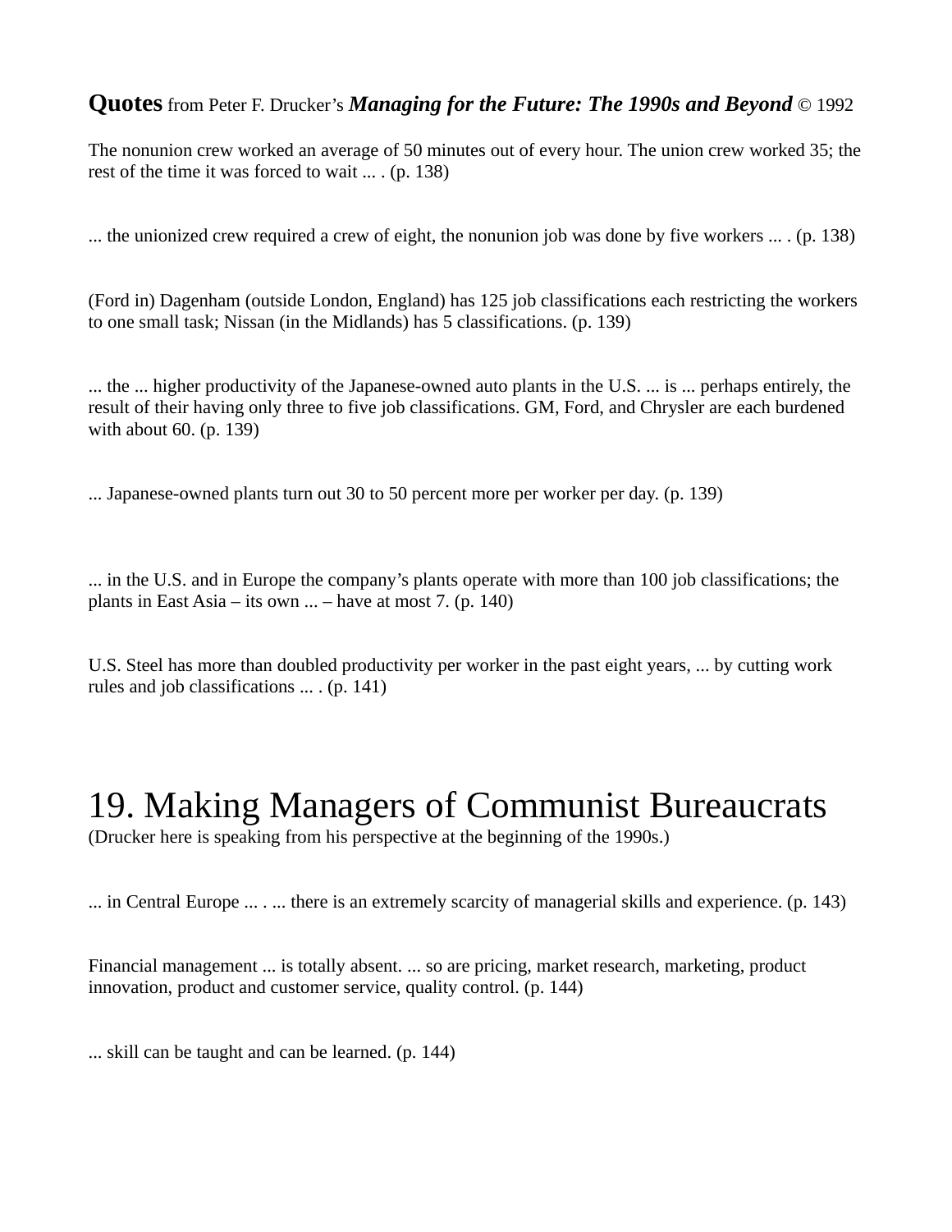**Quotes** from Peter F. Drucker's ***Managing for the Future: The 1990s and Beyond*** © 1992

The nonunion crew worked an average of 50 minutes out of every hour. The union crew worked 35; the rest of the time it was forced to wait ... . (p. 138)

... the unionized crew required a crew of eight, the nonunion job was done by five workers ... . (p. 138)

(Ford in) Dagenham (outside London, England) has 125 job classifications each restricting the workers to one small task; Nissan (in the Midlands) has 5 classifications. (p. 139)

... the ... higher productivity of the Japanese-owned auto plants in the U.S. ... is ... perhaps entirely, the result of their having only three to five job classifications. GM, Ford, and Chrysler are each burdened with about 60. (p. 139)

... Japanese-owned plants turn out 30 to 50 percent more per worker per day. (p. 139)

... in the U.S. and in Europe the company's plants operate with more than 100 job classifications; the plants in East Asia – its own ... – have at most 7. (p. 140)

U.S. Steel has more than doubled productivity per worker in the past eight years, ... by cutting work rules and job classifications ... . (p. 141)

# 19. Making Managers of Communist Bureaucrats

(Drucker here is speaking from his perspective at the beginning of the 1990s.)

... in Central Europe ... . ... there is an extremely scarcity of managerial skills and experience. (p. 143)

Financial management ... is totally absent. ... so are pricing, market research, marketing, product innovation, product and customer service, quality control. (p. 144)

... skill can be taught and can be learned. (p. 144)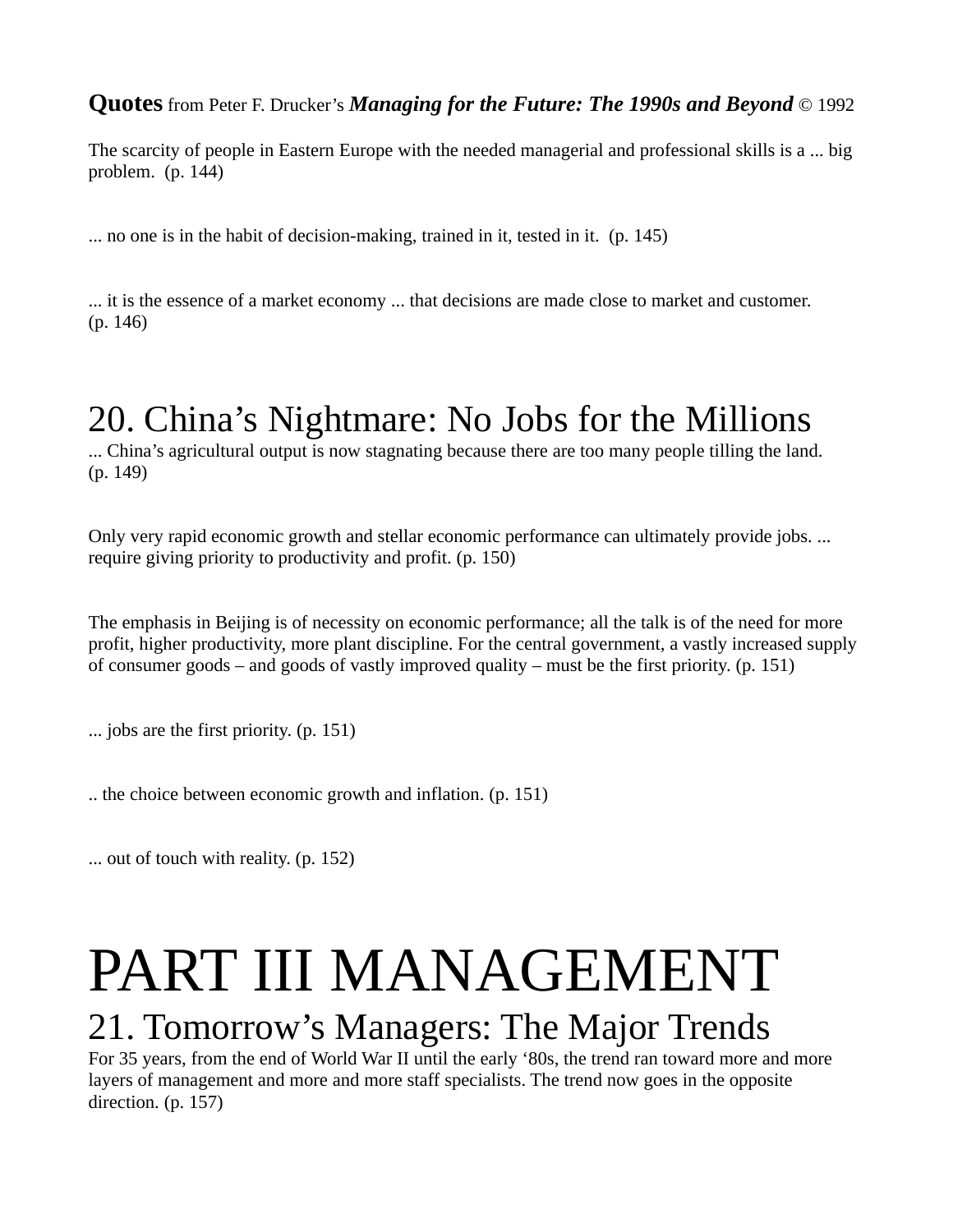**Quotes** from Peter F. Drucker's ***Managing for the Future: The 1990s and Beyond*** © 1992

The scarcity of people in Eastern Europe with the needed managerial and professional skills is a ... big problem. (p. 144)

... no one is in the habit of decision-making, trained in it, tested in it. (p. 145)

... it is the essence of a market economy ... that decisions are made close to market and customer. (p. 146)

## 20. China's Nightmare: No Jobs for the Millions

... China's agricultural output is now stagnating because there are too many people tilling the land. (p. 149)

Only very rapid economic growth and stellar economic performance can ultimately provide jobs. ... require giving priority to productivity and profit. (p. 150)

The emphasis in Beijing is of necessity on economic performance; all the talk is of the need for more profit, higher productivity, more plant discipline. For the central government, a vastly increased supply of consumer goods – and goods of vastly improved quality – must be the first priority. (p. 151)

... jobs are the first priority. (p. 151)

.. the choice between economic growth and inflation. (p. 151)

... out of touch with reality. (p. 152)

# PART III MANAGEMENT

## 21. Tomorrow's Managers: The Major Trends

For 35 years, from the end of World War II until the early '80s, the trend ran toward more and more layers of management and more and more staff specialists. The trend now goes in the opposite direction. (p. 157)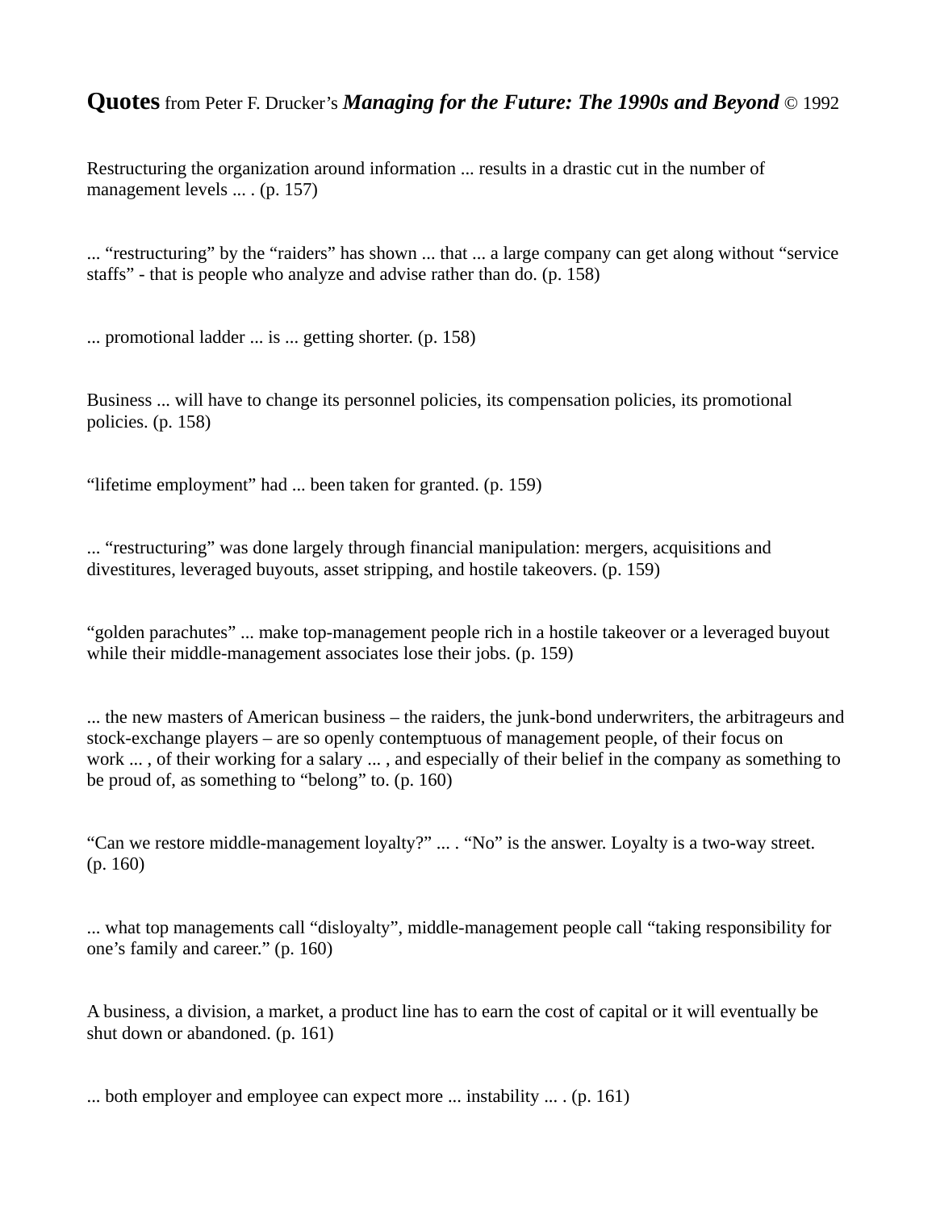**Quotes** from Peter F. Drucker's ***Managing for the Future: The 1990s and Beyond*** © 1992

Restructuring the organization around information ... results in a drastic cut in the number of management levels ... . (p. 157)

... "restructuring" by the "raiders" has shown ... that ... a large company can get along without "service staffs" - that is people who analyze and advise rather than do. (p. 158)

... promotional ladder ... is ... getting shorter. (p. 158)

Business ... will have to change its personnel policies, its compensation policies, its promotional policies. (p. 158)

"lifetime employment" had ... been taken for granted. (p. 159)

... "restructuring" was done largely through financial manipulation: mergers, acquisitions and divestitures, leveraged buyouts, asset stripping, and hostile takeovers. (p. 159)

"golden parachutes" ... make top-management people rich in a hostile takeover or a leveraged buyout while their middle-management associates lose their jobs. (p. 159)

... the new masters of American business – the raiders, the junk-bond underwriters, the arbitrageurs and stock-exchange players – are so openly contemptuous of management people, of their focus on work ... , of their working for a salary ... , and especially of their belief in the company as something to be proud of, as something to "belong" to. (p. 160)

"Can we restore middle-management loyalty?" ... . "No" is the answer. Loyalty is a two-way street. (p. 160)

... what top managements call "disloyalty", middle-management people call "taking responsibility for one's family and career." (p. 160)

A business, a division, a market, a product line has to earn the cost of capital or it will eventually be shut down or abandoned. (p. 161)

... both employer and employee can expect more ... instability ... . (p. 161)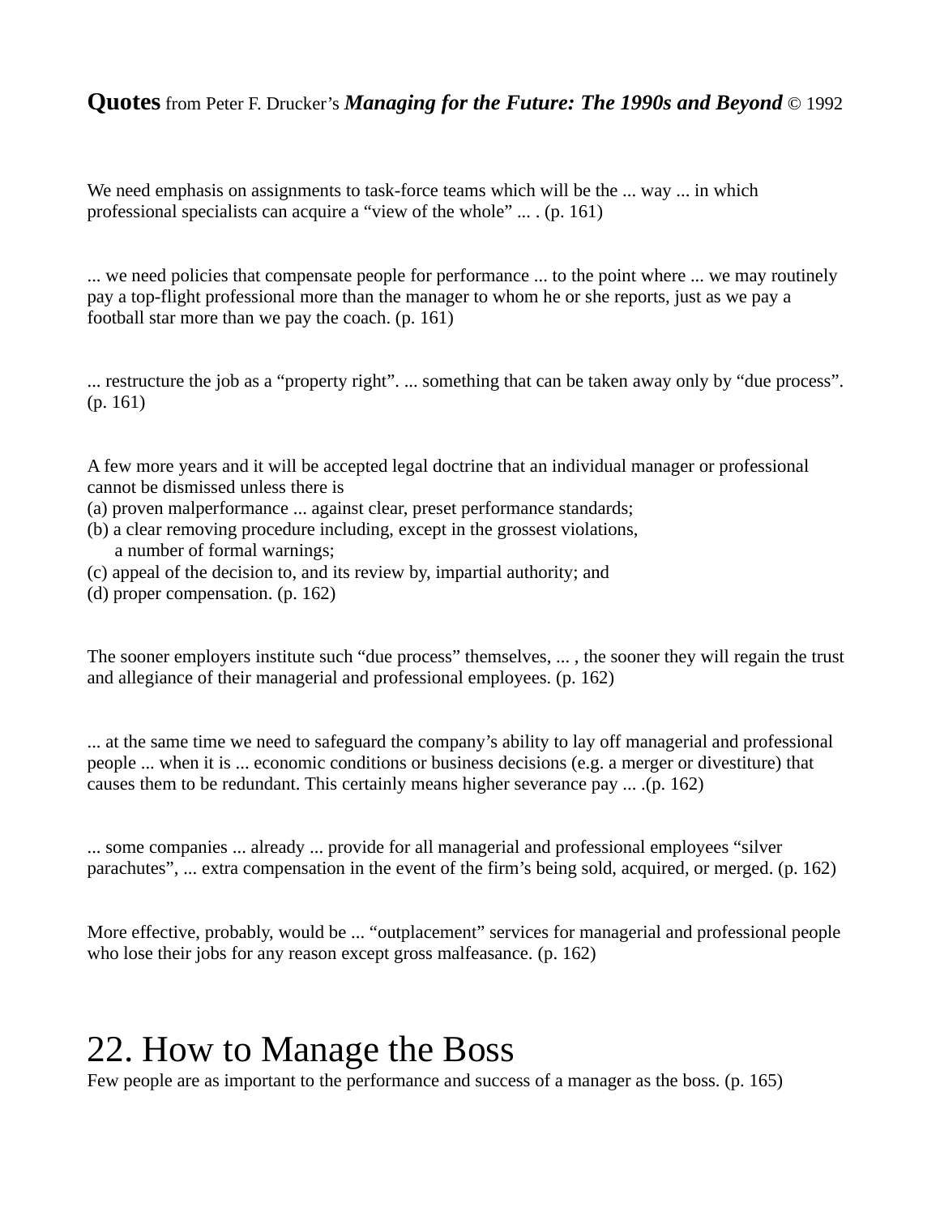**Quotes** from Peter F. Drucker's ***Managing for the Future: The 1990s and Beyond*** © 1992

We need emphasis on assignments to task-force teams which will be the ... way ... in which professional specialists can acquire a "view of the whole" ... . (p. 161)

... we need policies that compensate people for performance ... to the point where ... we may routinely pay a top-flight professional more than the manager to whom he or she reports, just as we pay a football star more than we pay the coach. (p. 161)

... restructure the job as a "property right". ... something that can be taken away only by "due process". (p. 161)

A few more years and it will be accepted legal doctrine that an individual manager or professional cannot be dismissed unless there is
(a) proven malperformance ... against clear, preset performance standards;
(b) a clear removing procedure including, except in the grossest violations, a number of formal warnings;
(c) appeal of the decision to, and its review by, impartial authority; and
(d) proper compensation. (p. 162)

The sooner employers institute such "due process" themselves, ... , the sooner they will regain the trust and allegiance of their managerial and professional employees. (p. 162)

... at the same time we need to safeguard the company's ability to lay off managerial and professional people ... when it is ... economic conditions or business decisions (e.g. a merger or divestiture) that causes them to be redundant. This certainly means higher severance pay ... .(p. 162)

... some companies ... already ... provide for all managerial and professional employees "silver parachutes", ... extra compensation in the event of the firm's being sold, acquired, or merged. (p. 162)

More effective, probably, would be ... "outplacement" services for managerial and professional people who lose their jobs for any reason except gross malfeasance. (p. 162)

# 22. How to Manage the Boss

Few people are as important to the performance and success of a manager as the boss. (p. 165)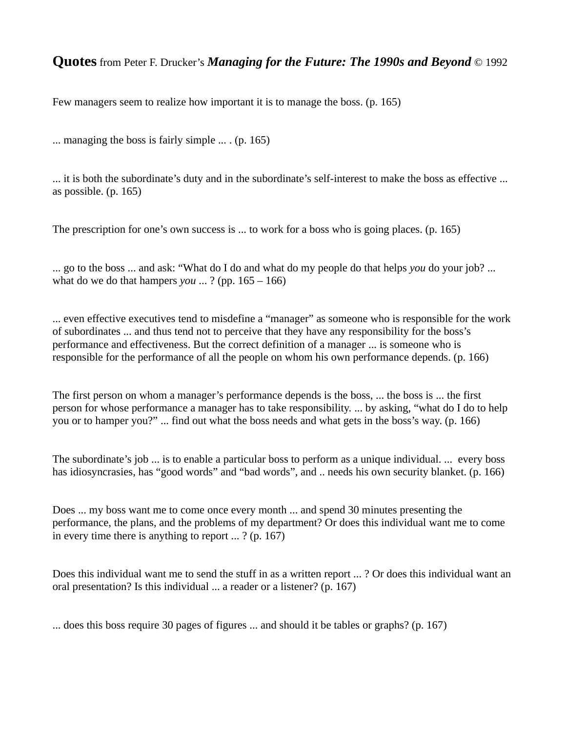**Quotes** from Peter F. Drucker's ***Managing for the Future: The 1990s and Beyond*** © 1992

Few managers seem to realize how important it is to manage the boss. (p. 165)

... managing the boss is fairly simple ... . (p. 165)

... it is both the subordinate's duty and in the subordinate's self-interest to make the boss as effective ... as possible. (p. 165)

The prescription for one's own success is ... to work for a boss who is going places. (p. 165)

... go to the boss ... and ask: "What do I do and what do my people do that helps *you* do your job? ... what do we do that hampers *you* ... ? (pp. 165 – 166)

... even effective executives tend to misdefine a "manager" as someone who is responsible for the work of subordinates ... and thus tend not to perceive that they have any responsibility for the boss's performance and effectiveness. But the correct definition of a manager ... is someone who is responsible for the performance of all the people on whom his own performance depends. (p. 166)

The first person on whom a manager's performance depends is the boss, ... the boss is ... the first person for whose performance a manager has to take responsibility. ... by asking, "what do I do to help you or to hamper you?" ... find out what the boss needs and what gets in the boss's way. (p. 166)

The subordinate's job ... is to enable a particular boss to perform as a unique individual. ... every boss has idiosyncrasies, has "good words" and "bad words", and .. needs his own security blanket. (p. 166)

Does ... my boss want me to come once every month ... and spend 30 minutes presenting the performance, the plans, and the problems of my department? Or does this individual want me to come in every time there is anything to report ... ? (p. 167)

Does this individual want me to send the stuff in as a written report ... ? Or does this individual want an oral presentation? Is this individual ... a reader or a listener? (p. 167)

... does this boss require 30 pages of figures ... and should it be tables or graphs? (p. 167)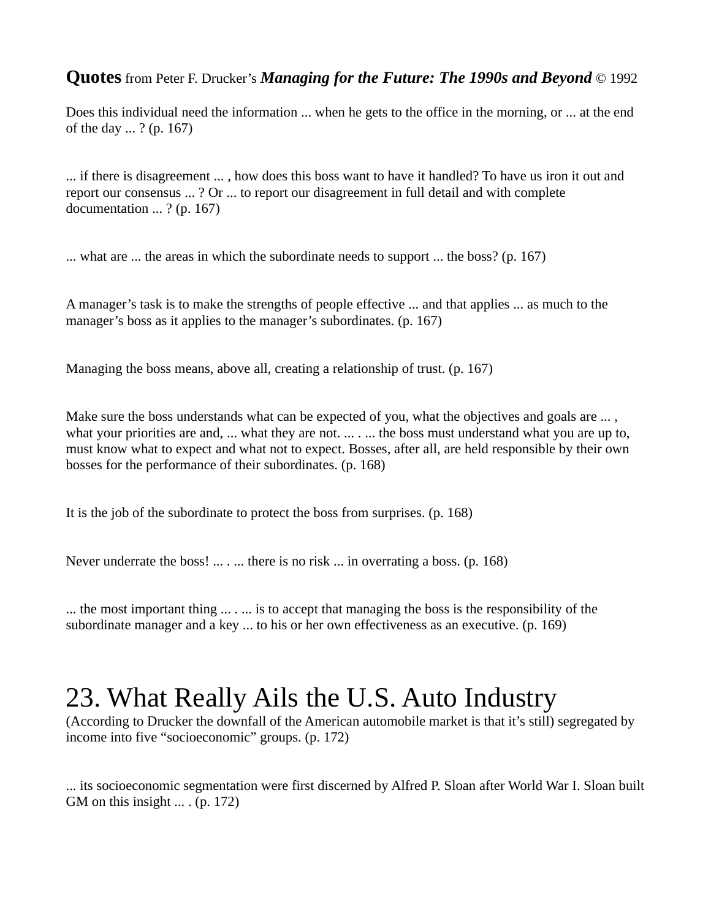**Quotes** from Peter F. Drucker's ***Managing for the Future: The 1990s and Beyond*** © 1992

Does this individual need the information ... when he gets to the office in the morning, or ... at the end of the day ... ? (p. 167)

... if there is disagreement ... , how does this boss want to have it handled? To have us iron it out and report our consensus ... ? Or ... to report our disagreement in full detail and with complete documentation ... ? (p. 167)

... what are ... the areas in which the subordinate needs to support ... the boss? (p. 167)

A manager's task is to make the strengths of people effective ... and that applies ... as much to the manager's boss as it applies to the manager's subordinates. (p. 167)

Managing the boss means, above all, creating a relationship of trust. (p. 167)

Make sure the boss understands what can be expected of you, what the objectives and goals are ... , what your priorities are and, ... what they are not. ... . ... the boss must understand what you are up to, must know what to expect and what not to expect. Bosses, after all, are held responsible by their own bosses for the performance of their subordinates. (p. 168)

It is the job of the subordinate to protect the boss from surprises. (p. 168)

Never underrate the boss! ... . ... there is no risk ... in overrating a boss. (p. 168)

... the most important thing ... . ... is to accept that managing the boss is the responsibility of the subordinate manager and a key ... to his or her own effectiveness as an executive. (p. 169)

# 23. What Really Ails the U.S. Auto Industry

(According to Drucker the downfall of the American automobile market is that it's still) segregated by income into five "socioeconomic" groups. (p. 172)

... its socioeconomic segmentation were first discerned by Alfred P. Sloan after World War I. Sloan built GM on this insight ... . (p. 172)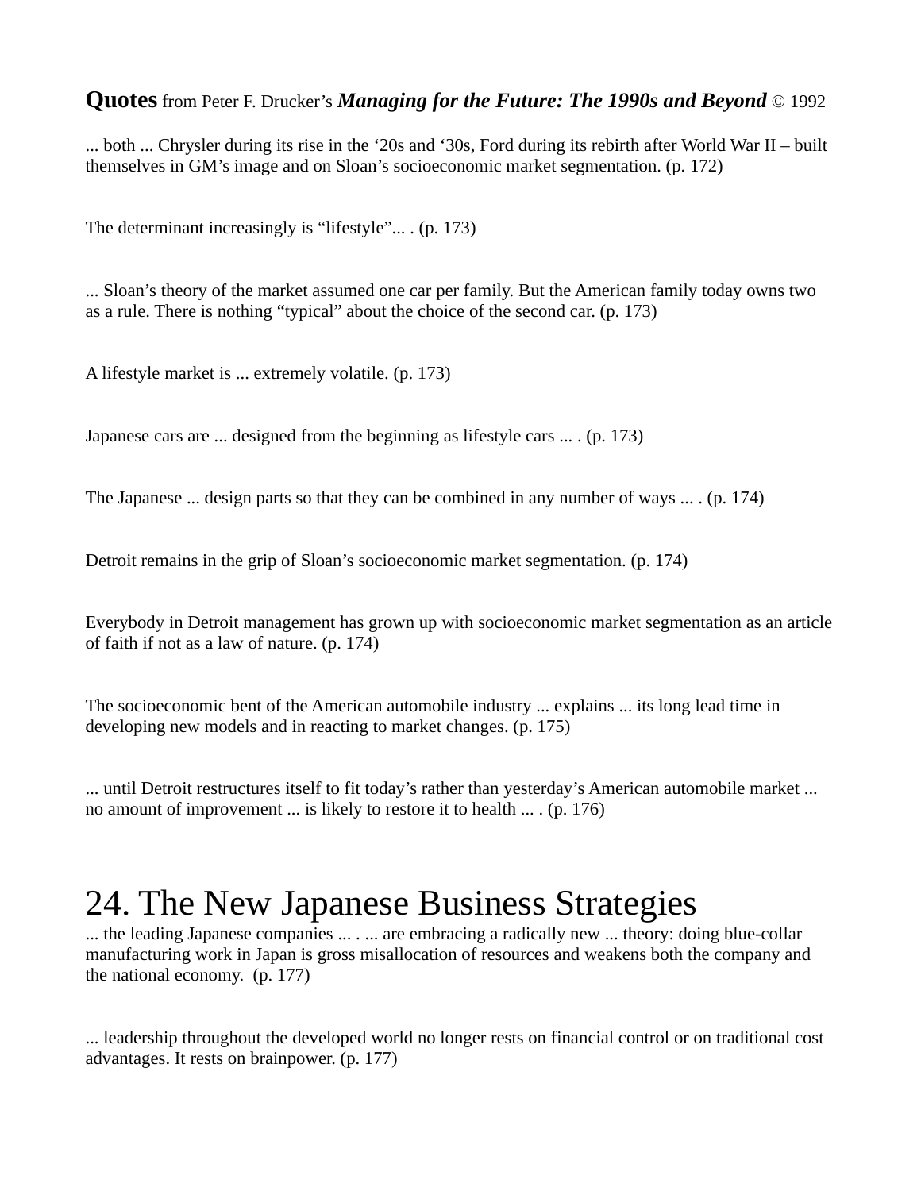**Quotes** from Peter F. Drucker's ***Managing for the Future: The 1990s and Beyond*** © 1992

... both ... Chrysler during its rise in the '20s and '30s, Ford during its rebirth after World War II – built themselves in GM's image and on Sloan's socioeconomic market segmentation. (p. 172)

The determinant increasingly is "lifestyle"... . (p. 173)

... Sloan's theory of the market assumed one car per family. But the American family today owns two as a rule. There is nothing "typical" about the choice of the second car. (p. 173)

A lifestyle market is ... extremely volatile. (p. 173)

Japanese cars are ... designed from the beginning as lifestyle cars ... . (p. 173)

The Japanese ... design parts so that they can be combined in any number of ways ... . (p. 174)

Detroit remains in the grip of Sloan's socioeconomic market segmentation. (p. 174)

Everybody in Detroit management has grown up with socioeconomic market segmentation as an article of faith if not as a law of nature. (p. 174)

The socioeconomic bent of the American automobile industry ... explains ... its long lead time in developing new models and in reacting to market changes. (p. 175)

... until Detroit restructures itself to fit today's rather than yesterday's American automobile market ... no amount of improvement ... is likely to restore it to health ... . (p. 176)

# 24. The New Japanese Business Strategies

... the leading Japanese companies ... . ... are embracing a radically new ... theory: doing blue-collar manufacturing work in Japan is gross misallocation of resources and weakens both the company and the national economy. (p. 177)

... leadership throughout the developed world no longer rests on financial control or on traditional cost advantages. It rests on brainpower. (p. 177)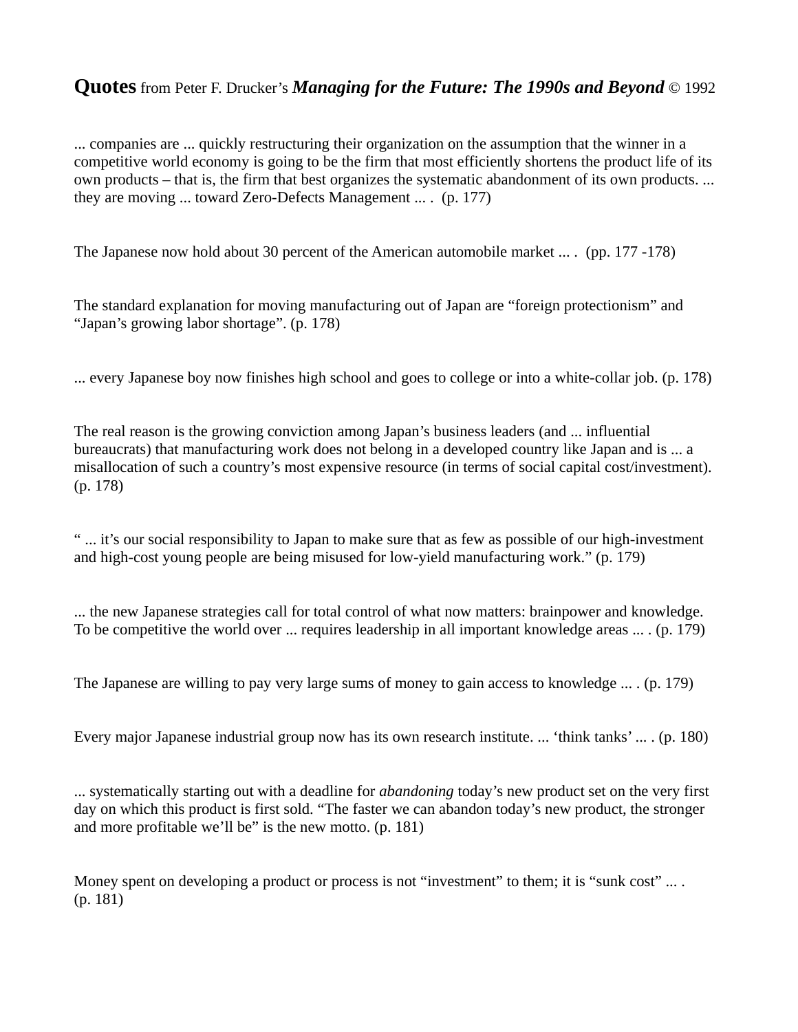**Quotes** from Peter F. Drucker's ***Managing for the Future: The 1990s and Beyond*** © 1992

... companies are ... quickly restructuring their organization on the assumption that the winner in a competitive world economy is going to be the firm that most efficiently shortens the product life of its own products – that is, the firm that best organizes the systematic abandonment of its own products. ... they are moving ... toward Zero-Defects Management ... . (p. 177)

The Japanese now hold about 30 percent of the American automobile market ... . (pp. 177 -178)

The standard explanation for moving manufacturing out of Japan are "foreign protectionism" and "Japan's growing labor shortage". (p. 178)

... every Japanese boy now finishes high school and goes to college or into a white-collar job. (p. 178)

The real reason is the growing conviction among Japan's business leaders (and ... influential bureaucrats) that manufacturing work does not belong in a developed country like Japan and is ... a misallocation of such a country's most expensive resource (in terms of social capital cost/investment). (p. 178)

" ... it's our social responsibility to Japan to make sure that as few as possible of our high-investment and high-cost young people are being misused for low-yield manufacturing work." (p. 179)

... the new Japanese strategies call for total control of what now matters: brainpower and knowledge. To be competitive the world over ... requires leadership in all important knowledge areas ... . (p. 179)

The Japanese are willing to pay very large sums of money to gain access to knowledge ... . (p. 179)

Every major Japanese industrial group now has its own research institute. ... 'think tanks' ... . (p. 180)

... systematically starting out with a deadline for *abandoning* today's new product set on the very first day on which this product is first sold. "The faster we can abandon today's new product, the stronger and more profitable we'll be" is the new motto. (p. 181)

Money spent on developing a product or process is not "investment" to them; it is "sunk cost" ... . (p. 181)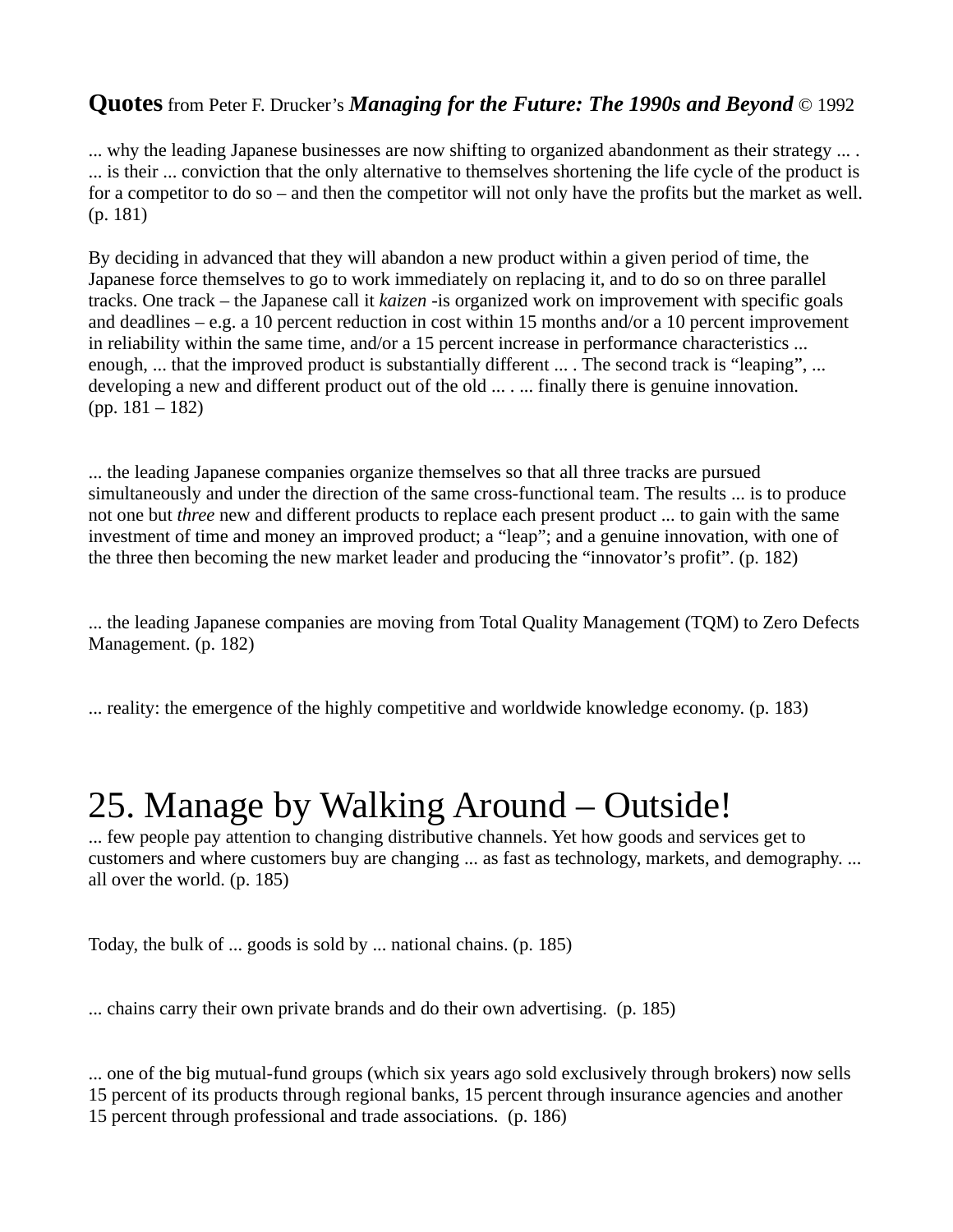**Quotes** from Peter F. Drucker's ***Managing for the Future: The 1990s and Beyond*** © 1992

... why the leading Japanese businesses are now shifting to organized abandonment as their strategy ... . ... is their ... conviction that the only alternative to themselves shortening the life cycle of the product is for a competitor to do so – and then the competitor will not only have the profits but the market as well. (p. 181)

By deciding in advanced that they will abandon a new product within a given period of time, the Japanese force themselves to go to work immediately on replacing it, and to do so on three parallel tracks. One track – the Japanese call it *kaizen* -is organized work on improvement with specific goals and deadlines – e.g. a 10 percent reduction in cost within 15 months and/or a 10 percent improvement in reliability within the same time, and/or a 15 percent increase in performance characteristics ... enough, ... that the improved product is substantially different ... . The second track is "leaping", ... developing a new and different product out of the old ... . ... finally there is genuine innovation. (pp. 181 – 182)

... the leading Japanese companies organize themselves so that all three tracks are pursued simultaneously and under the direction of the same cross-functional team. The results ... is to produce not one but *three* new and different products to replace each present product ... to gain with the same investment of time and money an improved product; a "leap"; and a genuine innovation, with one of the three then becoming the new market leader and producing the "innovator's profit". (p. 182)

... the leading Japanese companies are moving from Total Quality Management (TQM) to Zero Defects Management. (p. 182)

... reality: the emergence of the highly competitive and worldwide knowledge economy. (p. 183)

# 25. Manage by Walking Around – Outside!

... few people pay attention to changing distributive channels. Yet how goods and services get to customers and where customers buy are changing ... as fast as technology, markets, and demography. ... all over the world. (p. 185)

Today, the bulk of ... goods is sold by ... national chains. (p. 185)

... chains carry their own private brands and do their own advertising. (p. 185)

... one of the big mutual-fund groups (which six years ago sold exclusively through brokers) now sells 15 percent of its products through regional banks, 15 percent through insurance agencies and another 15 percent through professional and trade associations. (p. 186)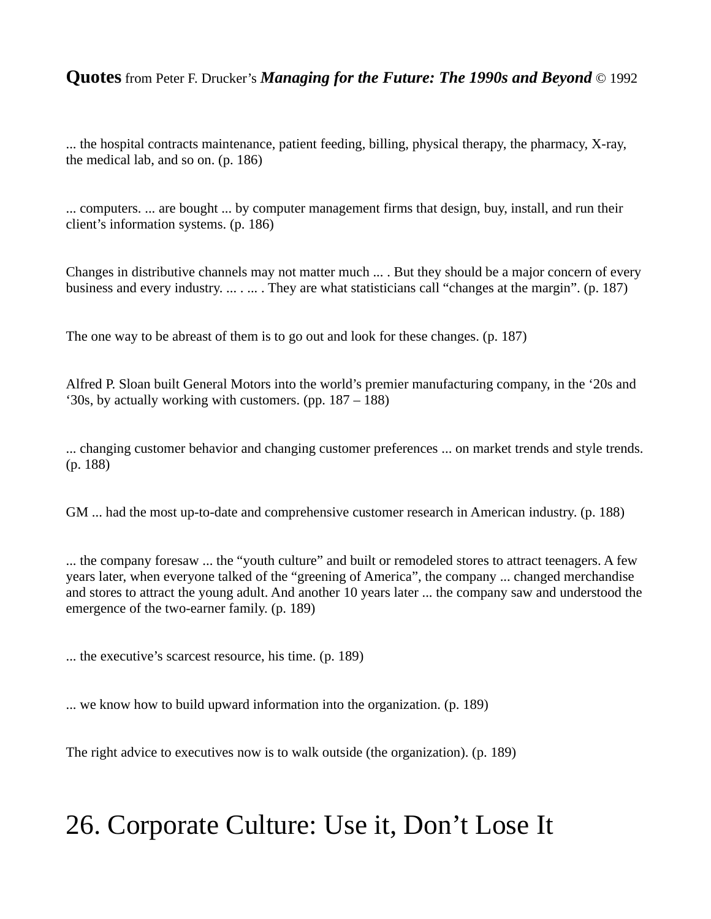**Quotes** from Peter F. Drucker's ***Managing for the Future: The 1990s and Beyond*** © 1992

... the hospital contracts maintenance, patient feeding, billing, physical therapy, the pharmacy, X-ray, the medical lab, and so on. (p. 186)

... computers. ... are bought ... by computer management firms that design, buy, install, and run their client's information systems. (p. 186)

Changes in distributive channels may not matter much ... . But they should be a major concern of every business and every industry. ... . ... . They are what statisticians call "changes at the margin". (p. 187)

The one way to be abreast of them is to go out and look for these changes. (p. 187)

Alfred P. Sloan built General Motors into the world's premier manufacturing company, in the '20s and '30s, by actually working with customers. (pp. 187 – 188)

... changing customer behavior and changing customer preferences ... on market trends and style trends. (p. 188)

GM ... had the most up-to-date and comprehensive customer research in American industry. (p. 188)

... the company foresaw ... the "youth culture" and built or remodeled stores to attract teenagers. A few years later, when everyone talked of the "greening of America", the company ... changed merchandise and stores to attract the young adult. And another 10 years later ... the company saw and understood the emergence of the two-earner family. (p. 189)

... the executive's scarcest resource, his time. (p. 189)

... we know how to build upward information into the organization. (p. 189)

The right advice to executives now is to walk outside (the organization). (p. 189)

# 26. Corporate Culture: Use it, Don't Lose It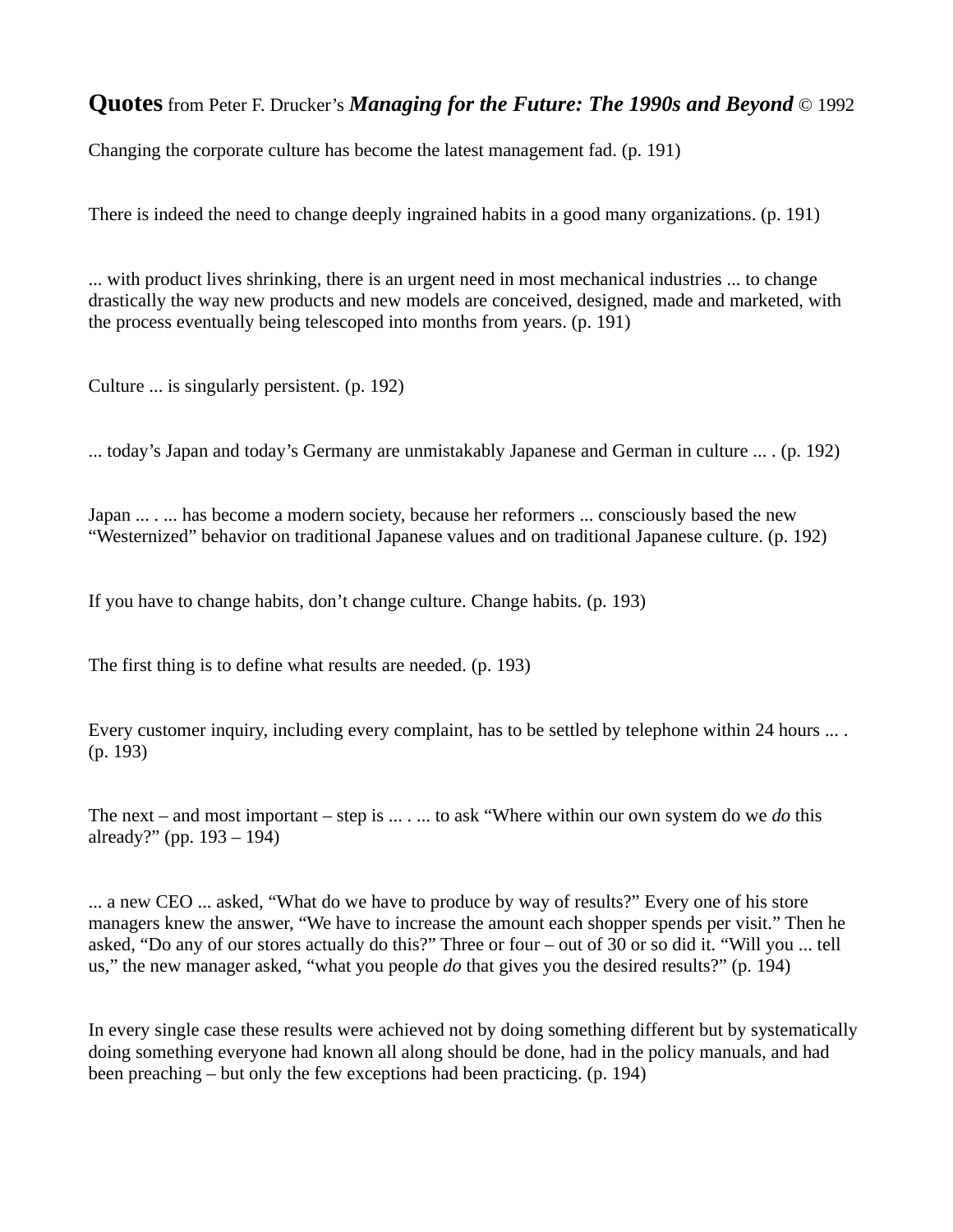**Quotes** from Peter F. Drucker's ***Managing for the Future: The 1990s and Beyond*** © 1992

Changing the corporate culture has become the latest management fad. (p. 191)

There is indeed the need to change deeply ingrained habits in a good many organizations. (p. 191)

... with product lives shrinking, there is an urgent need in most mechanical industries ... to change drastically the way new products and new models are conceived, designed, made and marketed, with the process eventually being telescoped into months from years. (p. 191)

Culture ... is singularly persistent. (p. 192)

... today's Japan and today's Germany are unmistakably Japanese and German in culture ... . (p. 192)

Japan ... . ... has become a modern society, because her reformers ... consciously based the new "Westernized" behavior on traditional Japanese values and on traditional Japanese culture. (p. 192)

If you have to change habits, don't change culture. Change habits. (p. 193)

The first thing is to define what results are needed. (p. 193)

Every customer inquiry, including every complaint, has to be settled by telephone within 24 hours ... . (p. 193)

The next – and most important – step is ... . ... to ask "Where within our own system do we *do* this already?" (pp. 193 – 194)

... a new CEO ... asked, "What do we have to produce by way of results?" Every one of his store managers knew the answer, "We have to increase the amount each shopper spends per visit." Then he asked, "Do any of our stores actually do this?" Three or four – out of 30 or so did it. "Will you ... tell us," the new manager asked, "what you people *do* that gives you the desired results?" (p. 194)

In every single case these results were achieved not by doing something different but by systematically doing something everyone had known all along should be done, had in the policy manuals, and had been preaching – but only the few exceptions had been practicing. (p. 194)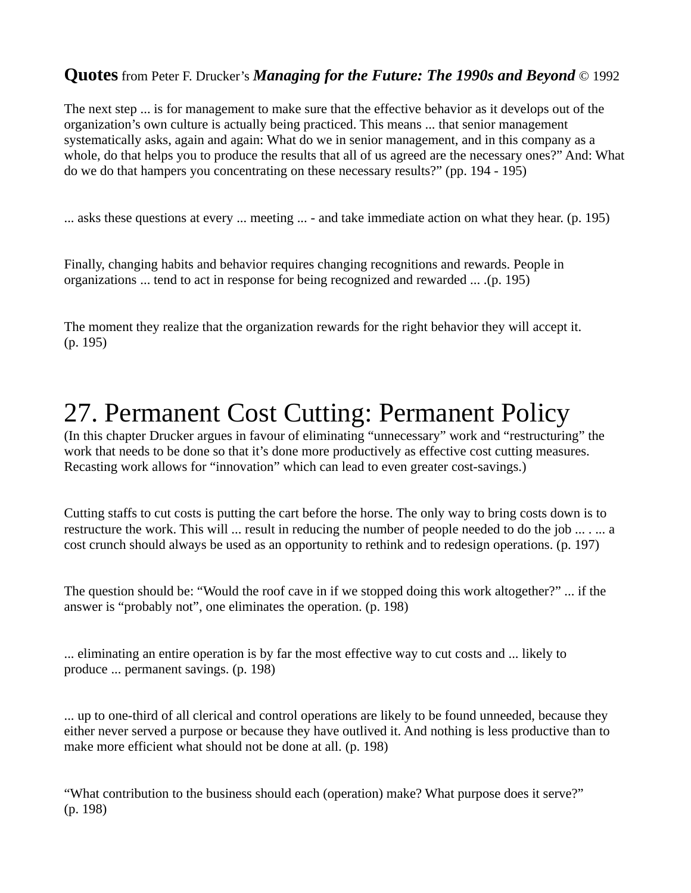**Quotes** from Peter F. Drucker's ***Managing for the Future: The 1990s and Beyond*** © 1992

The next step ... is for management to make sure that the effective behavior as it develops out of the organization's own culture is actually being practiced. This means ... that senior management systematically asks, again and again: What do we in senior management, and in this company as a whole, do that helps you to produce the results that all of us agreed are the necessary ones?" And: What do we do that hampers you concentrating on these necessary results?" (pp. 194 - 195)

... asks these questions at every ... meeting ... - and take immediate action on what they hear. (p. 195)

Finally, changing habits and behavior requires changing recognitions and rewards. People in organizations ... tend to act in response for being recognized and rewarded ... .(p. 195)

The moment they realize that the organization rewards for the right behavior they will accept it. (p. 195)

# 27. Permanent Cost Cutting: Permanent Policy

(In this chapter Drucker argues in favour of eliminating "unnecessary" work and "restructuring" the work that needs to be done so that it's done more productively as effective cost cutting measures. Recasting work allows for "innovation" which can lead to even greater cost-savings.)

Cutting staffs to cut costs is putting the cart before the horse. The only way to bring costs down is to restructure the work. This will ... result in reducing the number of people needed to do the job ... . ... a cost crunch should always be used as an opportunity to rethink and to redesign operations. (p. 197)

The question should be: "Would the roof cave in if we stopped doing this work altogether?" ... if the answer is "probably not", one eliminates the operation. (p. 198)

... eliminating an entire operation is by far the most effective way to cut costs and ... likely to produce ... permanent savings. (p. 198)

... up to one-third of all clerical and control operations are likely to be found unneeded, because they either never served a purpose or because they have outlived it. And nothing is less productive than to make more efficient what should not be done at all. (p. 198)

"What contribution to the business should each (operation) make? What purpose does it serve?" (p. 198)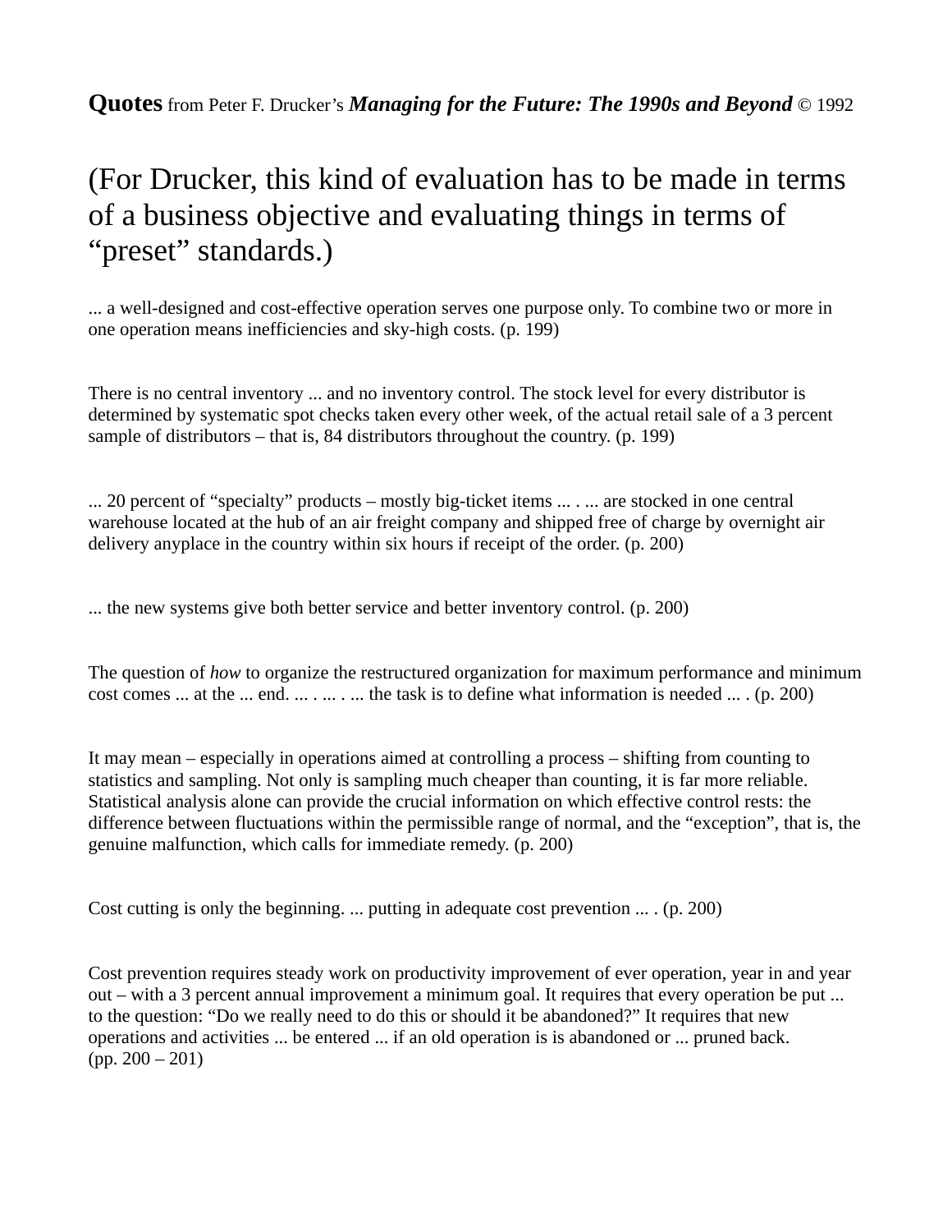**Quotes** from Peter F. Drucker's ***Managing for the Future: The 1990s and Beyond*** © 1992

## (For Drucker, this kind of evaluation has to be made in terms of a business objective and evaluating things in terms of "preset" standards.)

... a well-designed and cost-effective operation serves one purpose only. To combine two or more in one operation means inefficiencies and sky-high costs. (p. 199)

There is no central inventory ... and no inventory control. The stock level for every distributor is determined by systematic spot checks taken every other week, of the actual retail sale of a 3 percent sample of distributors – that is, 84 distributors throughout the country. (p. 199)

... 20 percent of "specialty" products – mostly big-ticket items ... . ... are stocked in one central warehouse located at the hub of an air freight company and shipped free of charge by overnight air delivery anyplace in the country within six hours if receipt of the order. (p. 200)

... the new systems give both better service and better inventory control. (p. 200)

The question of *how* to organize the restructured organization for maximum performance and minimum cost comes ... at the ... end. ... . ... . ... the task is to define what information is needed ... . (p. 200)

It may mean – especially in operations aimed at controlling a process – shifting from counting to statistics and sampling. Not only is sampling much cheaper than counting, it is far more reliable. Statistical analysis alone can provide the crucial information on which effective control rests: the difference between fluctuations within the permissible range of normal, and the "exception", that is, the genuine malfunction, which calls for immediate remedy. (p. 200)

Cost cutting is only the beginning. ... putting in adequate cost prevention ... . (p. 200)

Cost prevention requires steady work on productivity improvement of ever operation, year in and year out – with a 3 percent annual improvement a minimum goal. It requires that every operation be put ... to the question: "Do we really need to do this or should it be abandoned?" It requires that new operations and activities ... be entered ... if an old operation is is abandoned or ... pruned back. (pp. 200 – 201)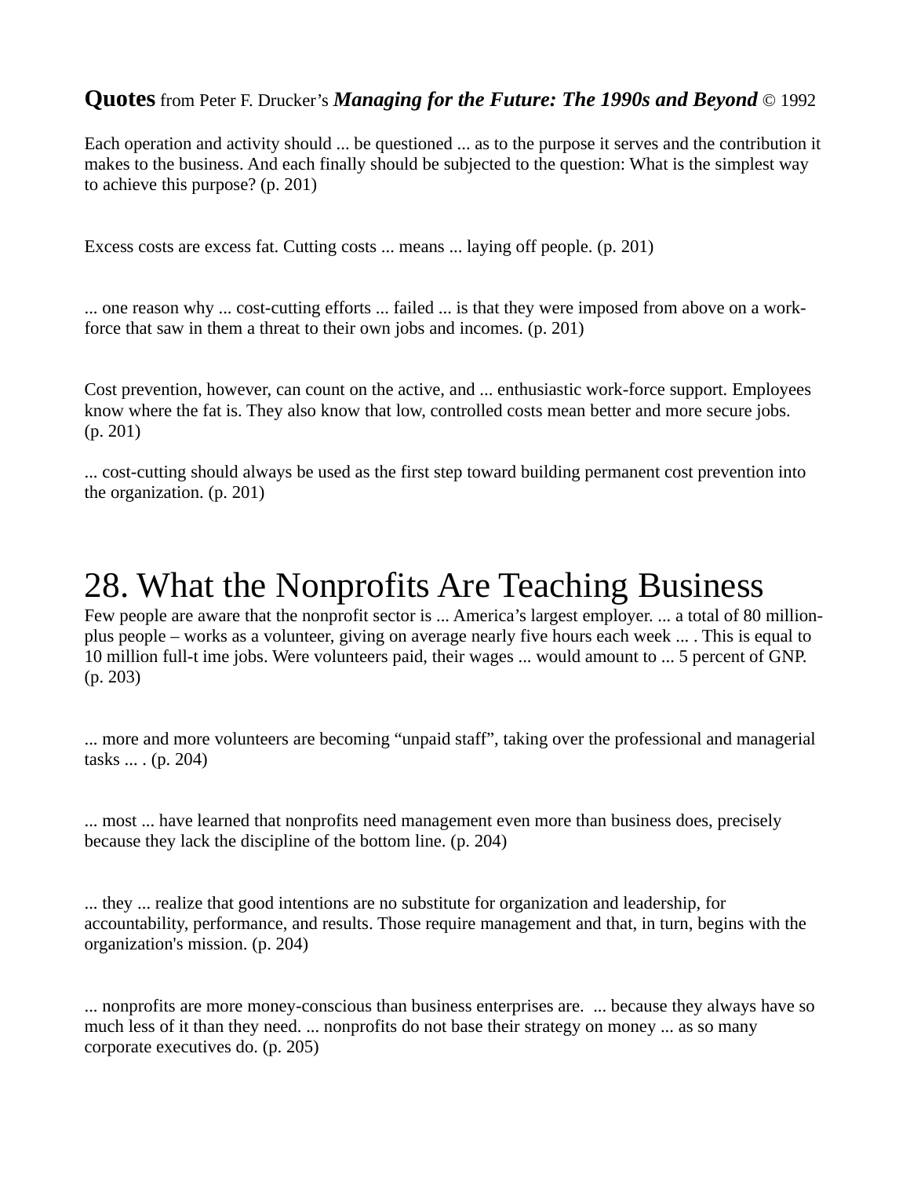**Quotes** from Peter F. Drucker's ***Managing for the Future: The 1990s and Beyond*** © 1992

Each operation and activity should ... be questioned ... as to the purpose it serves and the contribution it makes to the business. And each finally should be subjected to the question: What is the simplest way to achieve this purpose? (p. 201)

Excess costs are excess fat. Cutting costs ... means ... laying off people. (p. 201)

... one reason why ... cost-cutting efforts ... failed ... is that they were imposed from above on a work-force that saw in them a threat to their own jobs and incomes. (p. 201)

Cost prevention, however, can count on the active, and ... enthusiastic work-force support. Employees know where the fat is. They also know that low, controlled costs mean better and more secure jobs. (p. 201)

... cost-cutting should always be used as the first step toward building permanent cost prevention into the organization. (p. 201)

# 28. What the Nonprofits Are Teaching Business

Few people are aware that the nonprofit sector is ... America's largest employer. ... a total of 80 million-plus people – works as a volunteer, giving on average nearly five hours each week ... . This is equal to 10 million full-t ime jobs. Were volunteers paid, their wages ... would amount to ... 5 percent of GNP. (p. 203)

... more and more volunteers are becoming "unpaid staff", taking over the professional and managerial tasks ... . (p. 204)

... most ... have learned that nonprofits need management even more than business does, precisely because they lack the discipline of the bottom line. (p. 204)

... they ... realize that good intentions are no substitute for organization and leadership, for accountability, performance, and results. Those require management and that, in turn, begins with the organization's mission. (p. 204)

... nonprofits are more money-conscious than business enterprises are.  ... because they always have so much less of it than they need. ... nonprofits do not base their strategy on money ... as so many corporate executives do. (p. 205)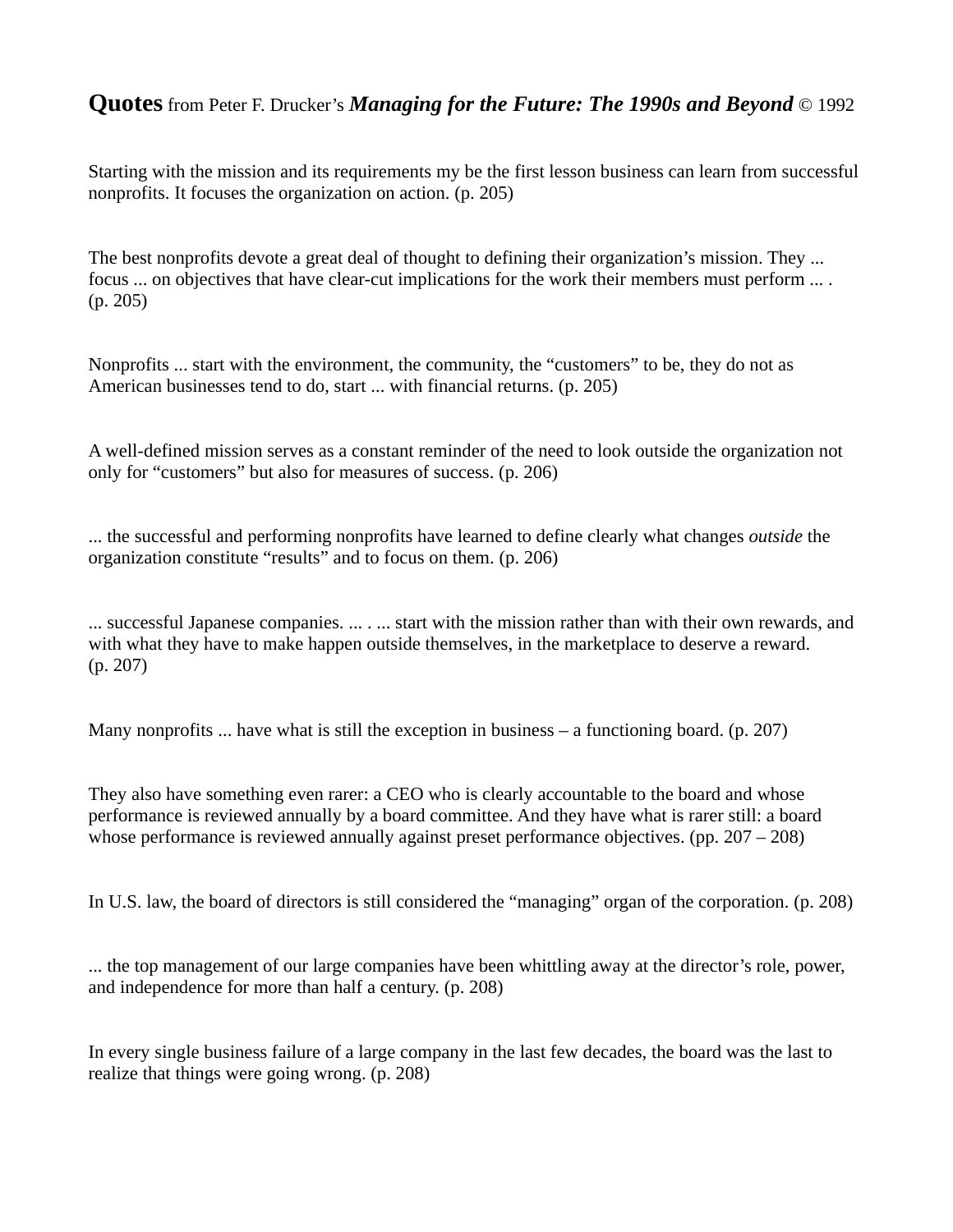**Quotes** from Peter F. Drucker's ***Managing for the Future: The 1990s and Beyond*** © 1992

Starting with the mission and its requirements my be the first lesson business can learn from successful nonprofits. It focuses the organization on action. (p. 205)

The best nonprofits devote a great deal of thought to defining their organization's mission. They ... focus ... on objectives that have clear-cut implications for the work their members must perform ... . (p. 205)

Nonprofits ... start with the environment, the community, the "customers" to be, they do not as American businesses tend to do, start ... with financial returns. (p. 205)

A well-defined mission serves as a constant reminder of the need to look outside the organization not only for "customers" but also for measures of success. (p. 206)

... the successful and performing nonprofits have learned to define clearly what changes *outside* the organization constitute "results" and to focus on them. (p. 206)

... successful Japanese companies. ... . ... start with the mission rather than with their own rewards, and with what they have to make happen outside themselves, in the marketplace to deserve a reward. (p. 207)

Many nonprofits ... have what is still the exception in business – a functioning board. (p. 207)

They also have something even rarer: a CEO who is clearly accountable to the board and whose performance is reviewed annually by a board committee. And they have what is rarer still: a board whose performance is reviewed annually against preset performance objectives. (pp. 207 – 208)

In U.S. law, the board of directors is still considered the "managing" organ of the corporation. (p. 208)

... the top management of our large companies have been whittling away at the director's role, power, and independence for more than half a century. (p. 208)

In every single business failure of a large company in the last few decades, the board was the last to realize that things were going wrong. (p. 208)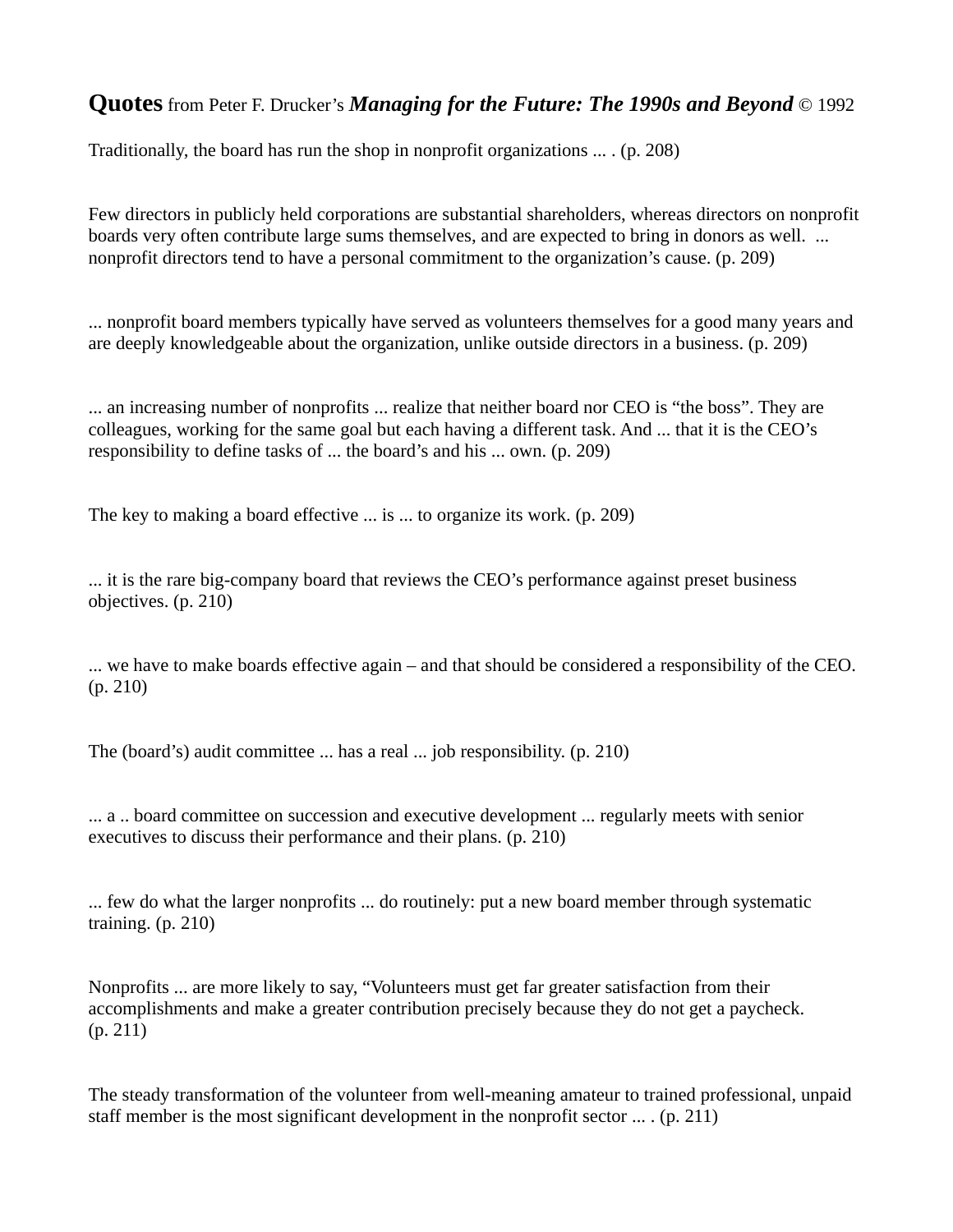**Quotes** from Peter F. Drucker's ***Managing for the Future: The 1990s and Beyond*** © 1992

Traditionally, the board has run the shop in nonprofit organizations ... . (p. 208)

Few directors in publicly held corporations are substantial shareholders, whereas directors on nonprofit boards very often contribute large sums themselves, and are expected to bring in donors as well. ... nonprofit directors tend to have a personal commitment to the organization's cause. (p. 209)

... nonprofit board members typically have served as volunteers themselves for a good many years and are deeply knowledgeable about the organization, unlike outside directors in a business. (p. 209)

... an increasing number of nonprofits ... realize that neither board nor CEO is "the boss". They are colleagues, working for the same goal but each having a different task. And ... that it is the CEO's responsibility to define tasks of ... the board's and his ... own. (p. 209)

The key to making a board effective ... is ... to organize its work. (p. 209)

... it is the rare big-company board that reviews the CEO's performance against preset business objectives. (p. 210)

... we have to make boards effective again – and that should be considered a responsibility of the CEO. (p. 210)

The (board's) audit committee ... has a real ... job responsibility. (p. 210)

... a .. board committee on succession and executive development ... regularly meets with senior executives to discuss their performance and their plans. (p. 210)

... few do what the larger nonprofits ... do routinely: put a new board member through systematic training. (p. 210)

Nonprofits ... are more likely to say, "Volunteers must get far greater satisfaction from their accomplishments and make a greater contribution precisely because they do not get a paycheck. (p. 211)

The steady transformation of the volunteer from well-meaning amateur to trained professional, unpaid staff member is the most significant development in the nonprofit sector ... . (p. 211)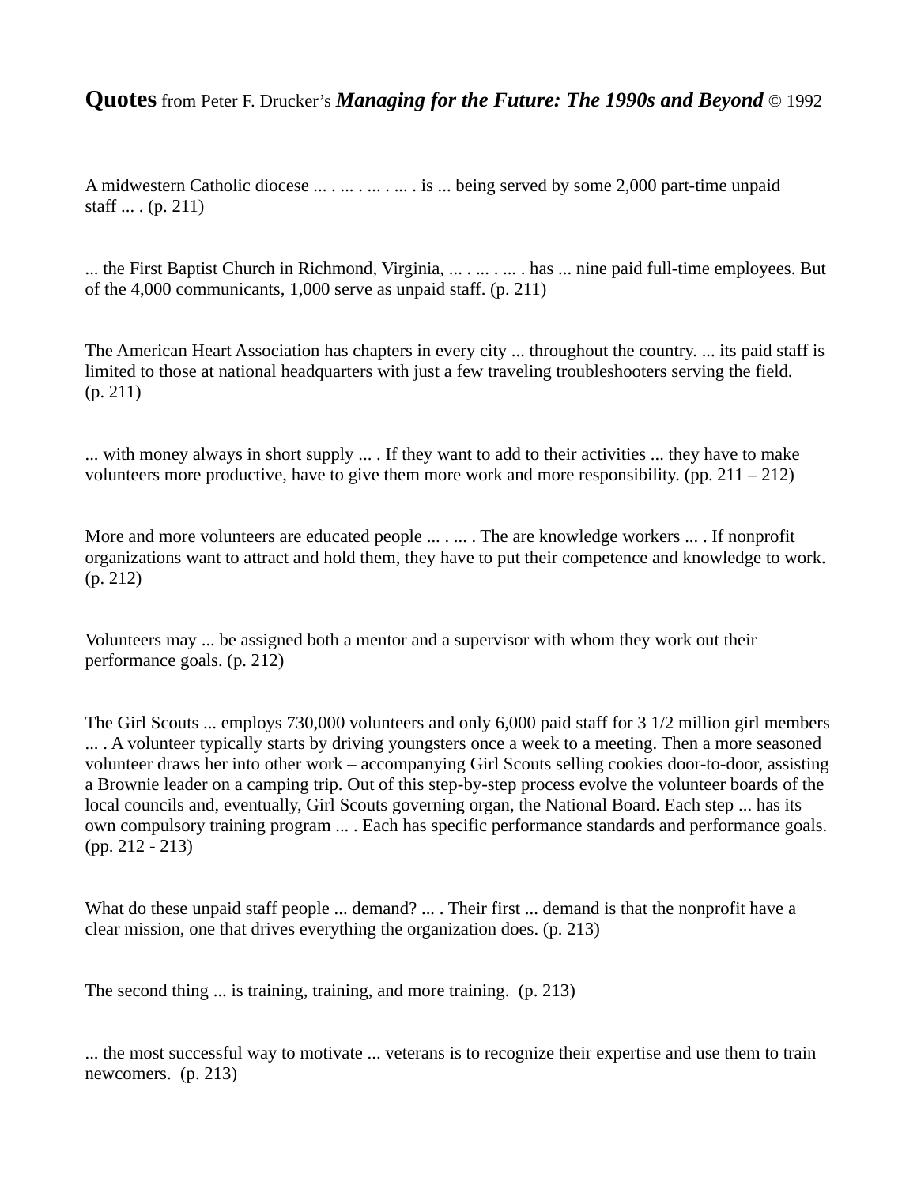**Quotes** from Peter F. Drucker's ***Managing for the Future: The 1990s and Beyond*** © 1992

A midwestern Catholic diocese ... . ... . ... . ... . is ... being served by some 2,000 part-time unpaid staff ... . (p. 211)

... the First Baptist Church in Richmond, Virginia, ... . ... . ... . has ... nine paid full-time employees. But of the 4,000 communicants, 1,000 serve as unpaid staff. (p. 211)

The American Heart Association has chapters in every city ... throughout the country. ... its paid staff is limited to those at national headquarters with just a few traveling troubleshooters serving the field. (p. 211)

... with money always in short supply ... . If they want to add to their activities ... they have to make volunteers more productive, have to give them more work and more responsibility. (pp. 211 – 212)

More and more volunteers are educated people ... . ... . The are knowledge workers ... . If nonprofit organizations want to attract and hold them, they have to put their competence and knowledge to work. (p. 212)

Volunteers may ... be assigned both a mentor and a supervisor with whom they work out their performance goals. (p. 212)

The Girl Scouts ... employs 730,000 volunteers and only 6,000 paid staff for 3 1/2 million girl members ... . A volunteer typically starts by driving youngsters once a week to a meeting. Then a more seasoned volunteer draws her into other work – accompanying Girl Scouts selling cookies door-to-door, assisting a Brownie leader on a camping trip. Out of this step-by-step process evolve the volunteer boards of the local councils and, eventually, Girl Scouts governing organ, the National Board. Each step ... has its own compulsory training program ... . Each has specific performance standards and performance goals. (pp. 212 - 213)

What do these unpaid staff people ... demand? ... . Their first ... demand is that the nonprofit have a clear mission, one that drives everything the organization does. (p. 213)

The second thing ... is training, training, and more training. (p. 213)

... the most successful way to motivate ... veterans is to recognize their expertise and use them to train newcomers. (p. 213)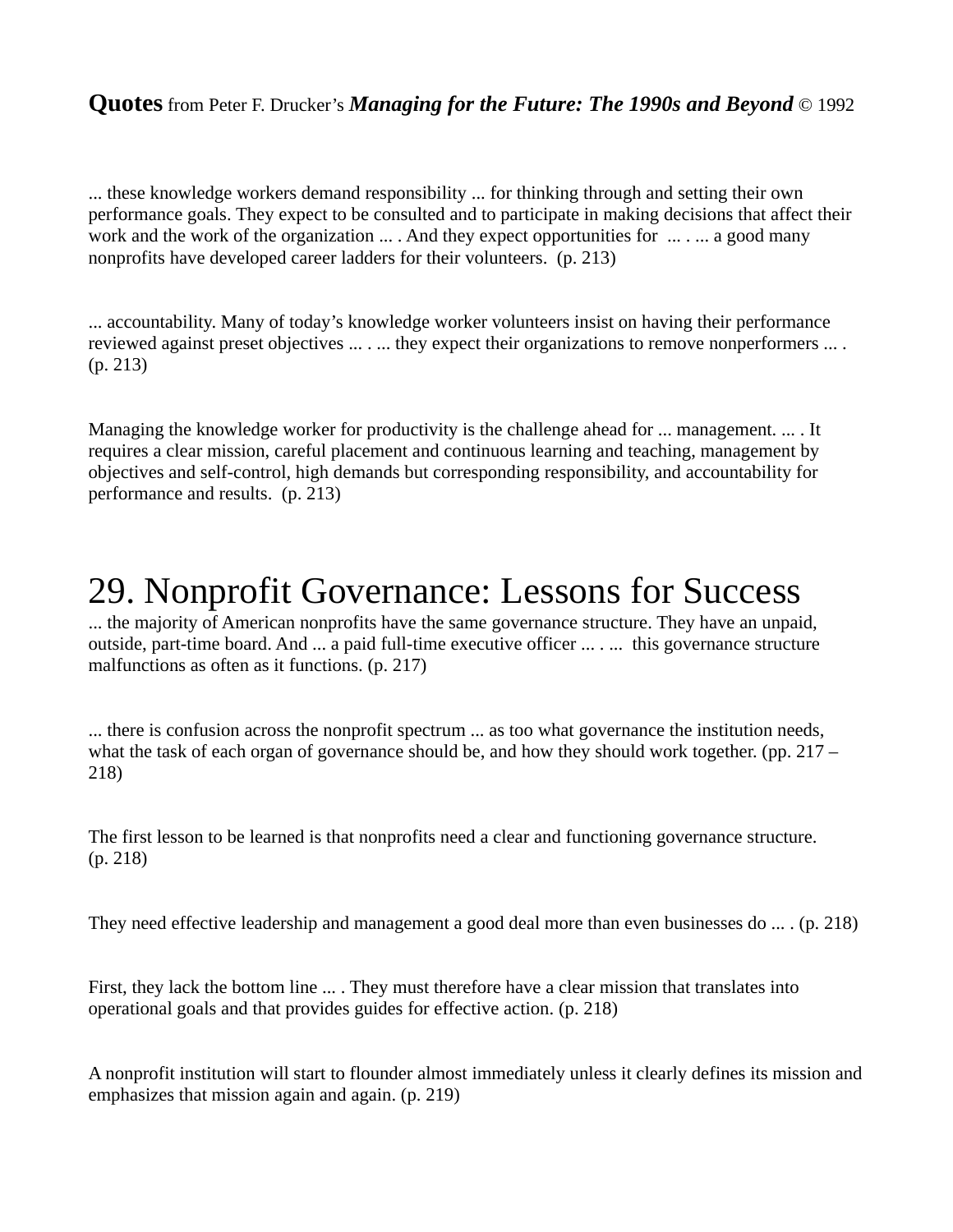**Quotes** from Peter F. Drucker's ***Managing for the Future: The 1990s and Beyond*** © 1992

... these knowledge workers demand responsibility ... for thinking through and setting their own performance goals. They expect to be consulted and to participate in making decisions that affect their work and the work of the organization ... . And they expect opportunities for ... . ... a good many nonprofits have developed career ladders for their volunteers. (p. 213)

... accountability. Many of today's knowledge worker volunteers insist on having their performance reviewed against preset objectives ... . ... they expect their organizations to remove nonperformers ... . (p. 213)

Managing the knowledge worker for productivity is the challenge ahead for ... management. ... . It requires a clear mission, careful placement and continuous learning and teaching, management by objectives and self-control, high demands but corresponding responsibility, and accountability for performance and results. (p. 213)

# 29. Nonprofit Governance: Lessons for Success

... the majority of American nonprofits have the same governance structure. They have an unpaid, outside, part-time board. And ... a paid full-time executive officer ... . ... this governance structure malfunctions as often as it functions. (p. 217)

... there is confusion across the nonprofit spectrum ... as too what governance the institution needs, what the task of each organ of governance should be, and how they should work together. (pp. 217 – 218)

The first lesson to be learned is that nonprofits need a clear and functioning governance structure. (p. 218)

They need effective leadership and management a good deal more than even businesses do ... . (p. 218)

First, they lack the bottom line ... . They must therefore have a clear mission that translates into operational goals and that provides guides for effective action. (p. 218)

A nonprofit institution will start to flounder almost immediately unless it clearly defines its mission and emphasizes that mission again and again. (p. 219)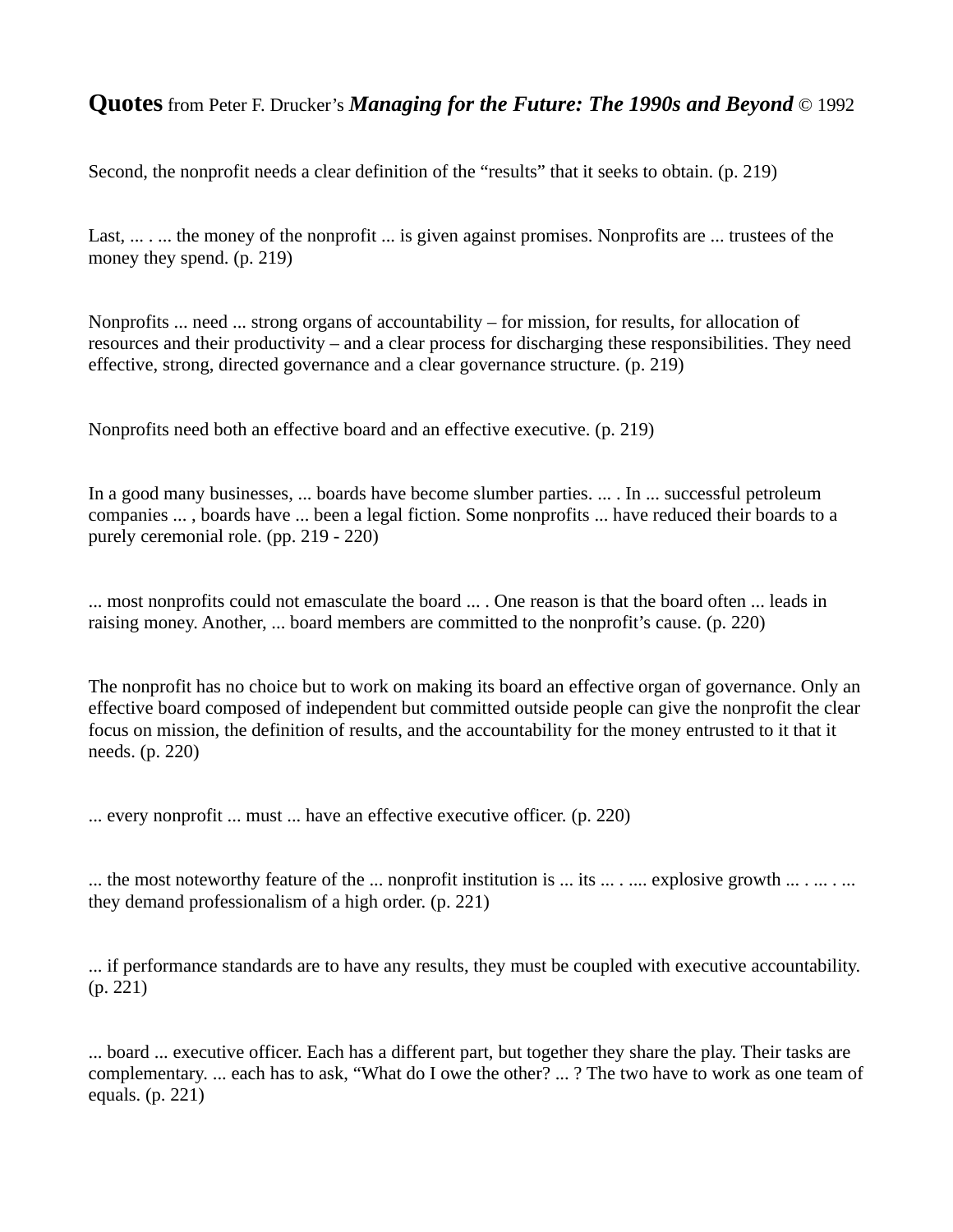**Quotes** from Peter F. Drucker's ***Managing for the Future: The 1990s and Beyond*** © 1992

Second, the nonprofit needs a clear definition of the "results" that it seeks to obtain. (p. 219)

Last, ... . ... the money of the nonprofit ... is given against promises. Nonprofits are ... trustees of the money they spend. (p. 219)

Nonprofits ... need ... strong organs of accountability – for mission, for results, for allocation of resources and their productivity – and a clear process for discharging these responsibilities. They need effective, strong, directed governance and a clear governance structure. (p. 219)

Nonprofits need both an effective board and an effective executive. (p. 219)

In a good many businesses, ... boards have become slumber parties. ... . In ... successful petroleum companies ... , boards have ... been a legal fiction. Some nonprofits ... have reduced their boards to a purely ceremonial role. (pp. 219 - 220)

... most nonprofits could not emasculate the board ... . One reason is that the board often ... leads in raising money. Another, ... board members are committed to the nonprofit's cause. (p. 220)

The nonprofit has no choice but to work on making its board an effective organ of governance. Only an effective board composed of independent but committed outside people can give the nonprofit the clear focus on mission, the definition of results, and the accountability for the money entrusted to it that it needs. (p. 220)

... every nonprofit ... must ... have an effective executive officer. (p. 220)

... the most noteworthy feature of the ... nonprofit institution is ... its ... . .... explosive growth ... . ... . ... they demand professionalism of a high order. (p. 221)

... if performance standards are to have any results, they must be coupled with executive accountability. (p. 221)

... board ... executive officer. Each has a different part, but together they share the play. Their tasks are complementary. ... each has to ask, "What do I owe the other? ... ? The two have to work as one team of equals. (p. 221)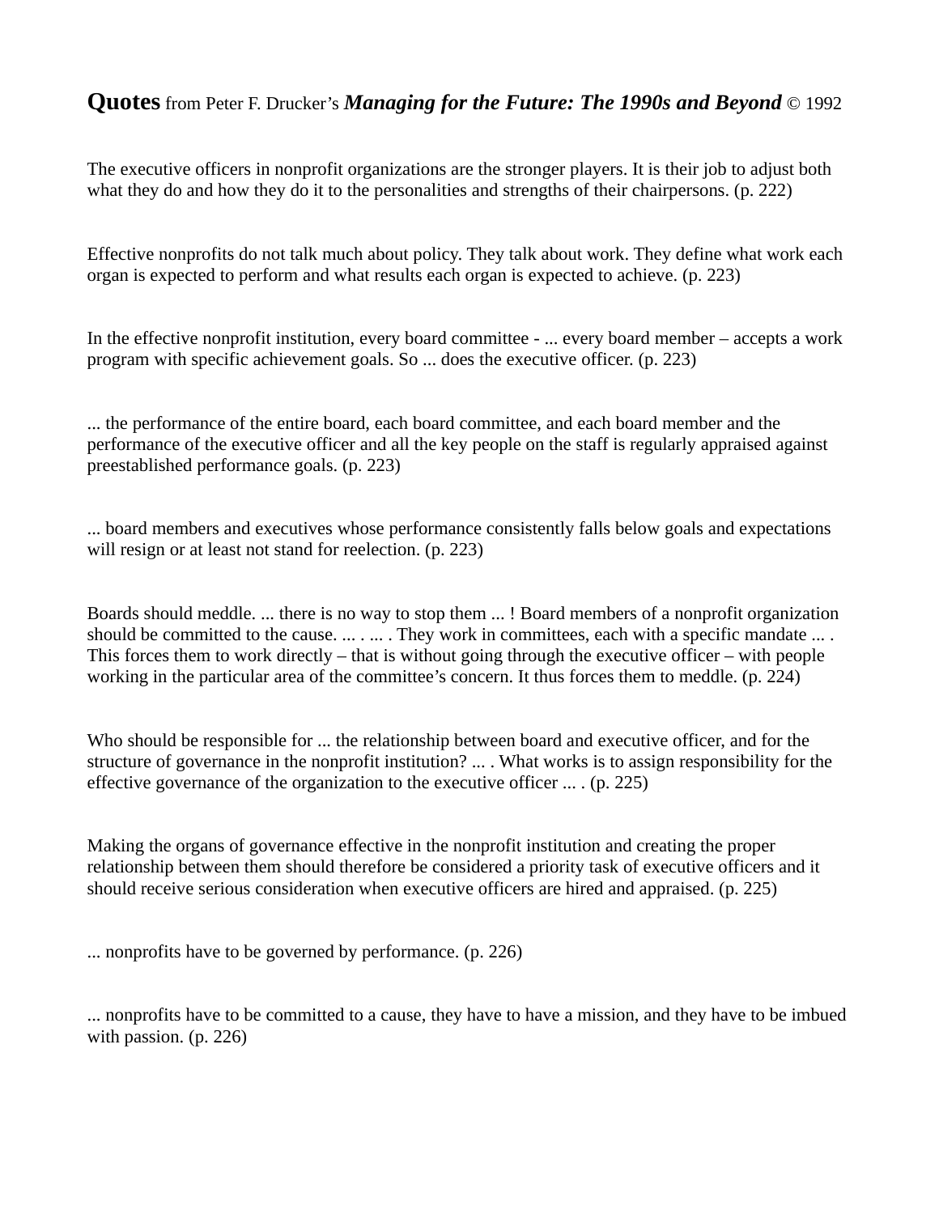**Quotes** from Peter F. Drucker's ***Managing for the Future: The 1990s and Beyond*** © 1992

The executive officers in nonprofit organizations are the stronger players. It is their job to adjust both what they do and how they do it to the personalities and strengths of their chairpersons. (p. 222)

Effective nonprofits do not talk much about policy. They talk about work. They define what work each organ is expected to perform and what results each organ is expected to achieve. (p. 223)

In the effective nonprofit institution, every board committee - ... every board member – accepts a work program with specific achievement goals. So ... does the executive officer. (p. 223)

... the performance of the entire board, each board committee, and each board member and the performance of the executive officer and all the key people on the staff is regularly appraised against preestablished performance goals. (p. 223)

... board members and executives whose performance consistently falls below goals and expectations will resign or at least not stand for reelection. (p. 223)

Boards should meddle. ... there is no way to stop them ... ! Board members of a nonprofit organization should be committed to the cause. ... . ... . They work in committees, each with a specific mandate ... . This forces them to work directly – that is without going through the executive officer – with people working in the particular area of the committee's concern. It thus forces them to meddle. (p. 224)

Who should be responsible for ... the relationship between board and executive officer, and for the structure of governance in the nonprofit institution? ... . What works is to assign responsibility for the effective governance of the organization to the executive officer ... . (p. 225)

Making the organs of governance effective in the nonprofit institution and creating the proper relationship between them should therefore be considered a priority task of executive officers and it should receive serious consideration when executive officers are hired and appraised. (p. 225)

... nonprofits have to be governed by performance. (p. 226)

... nonprofits have to be committed to a cause, they have to have a mission, and they have to be imbued with passion. (p. 226)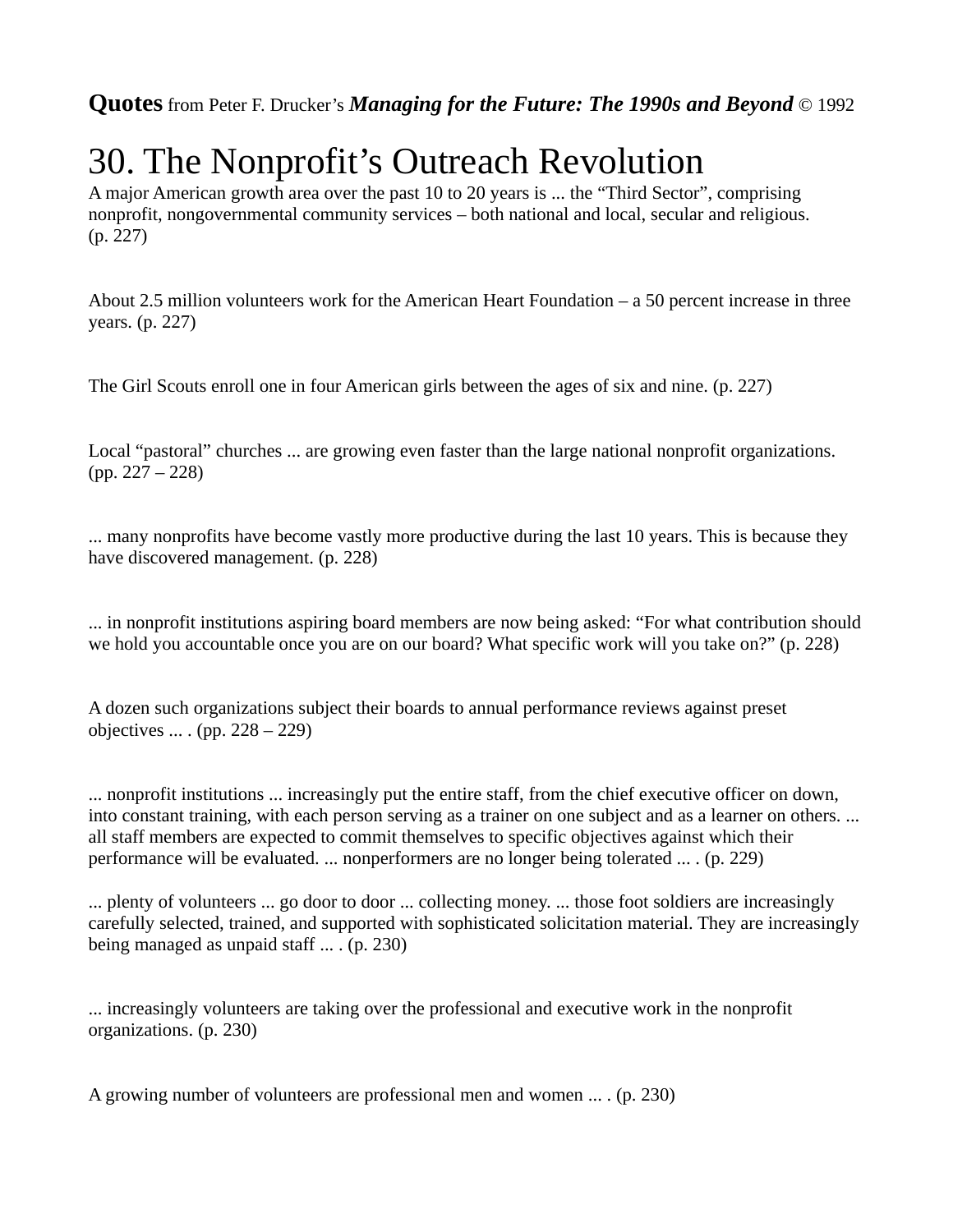**Quotes** from Peter F. Drucker's ***Managing for the Future: The 1990s and Beyond*** © 1992

# 30. The Nonprofit's Outreach Revolution

A major American growth area over the past 10 to 20 years is ... the "Third Sector", comprising nonprofit, nongovernmental community services – both national and local, secular and religious. (p. 227)

About 2.5 million volunteers work for the American Heart Foundation – a 50 percent increase in three years. (p. 227)

The Girl Scouts enroll one in four American girls between the ages of six and nine. (p. 227)

Local "pastoral" churches ... are growing even faster than the large national nonprofit organizations. (pp. 227 – 228)

... many nonprofits have become vastly more productive during the last 10 years. This is because they have discovered management. (p. 228)

... in nonprofit institutions aspiring board members are now being asked: "For what contribution should we hold you accountable once you are on our board? What specific work will you take on?" (p. 228)

A dozen such organizations subject their boards to annual performance reviews against preset objectives ... . (pp. 228 – 229)

... nonprofit institutions ... increasingly put the entire staff, from the chief executive officer on down, into constant training, with each person serving as a trainer on one subject and as a learner on others. ... all staff members are expected to commit themselves to specific objectives against which their performance will be evaluated. ... nonperformers are no longer being tolerated ... . (p. 229)

... plenty of volunteers ... go door to door ... collecting money. ... those foot soldiers are increasingly carefully selected, trained, and supported with sophisticated solicitation material. They are increasingly being managed as unpaid staff ... . (p. 230)

... increasingly volunteers are taking over the professional and executive work in the nonprofit organizations. (p. 230)

A growing number of volunteers are professional men and women ... . (p. 230)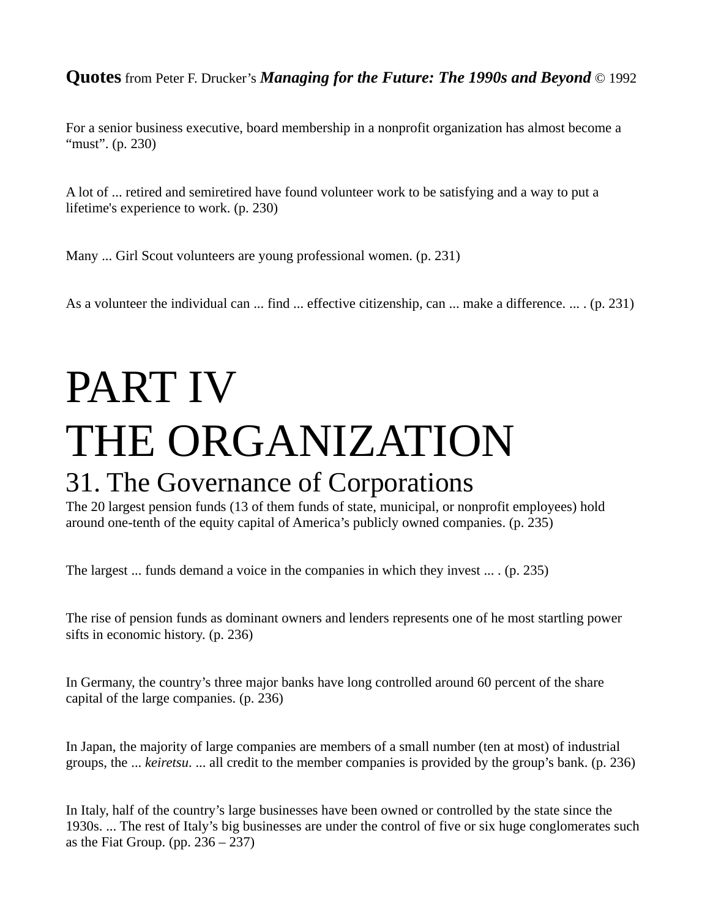**Quotes** from Peter F. Drucker's ***Managing for the Future: The 1990s and Beyond*** © 1992

For a senior business executive, board membership in a nonprofit organization has almost become a "must". (p. 230)

A lot of ... retired and semiretired have found volunteer work to be satisfying and a way to put a lifetime's experience to work. (p. 230)

Many ... Girl Scout volunteers are young professional women. (p. 231)

As a volunteer the individual can ... find ... effective citizenship, can ... make a difference. ... . (p. 231)

# PART IV THE ORGANIZATION

## 31. The Governance of Corporations

The 20 largest pension funds (13 of them funds of state, municipal, or nonprofit employees) hold around one-tenth of the equity capital of America's publicly owned companies. (p. 235)

The largest ... funds demand a voice in the companies in which they invest ... . (p. 235)

The rise of pension funds as dominant owners and lenders represents one of he most startling power sifts in economic history. (p. 236)

In Germany, the country's three major banks have long controlled around 60 percent of the share capital of the large companies. (p. 236)

In Japan, the majority of large companies are members of a small number (ten at most) of industrial groups, the ... *keiretsu*. ... all credit to the member companies is provided by the group's bank. (p. 236)

In Italy, half of the country's large businesses have been owned or controlled by the state since the 1930s. ... The rest of Italy's big businesses are under the control of five or six huge conglomerates such as the Fiat Group. (pp. 236 – 237)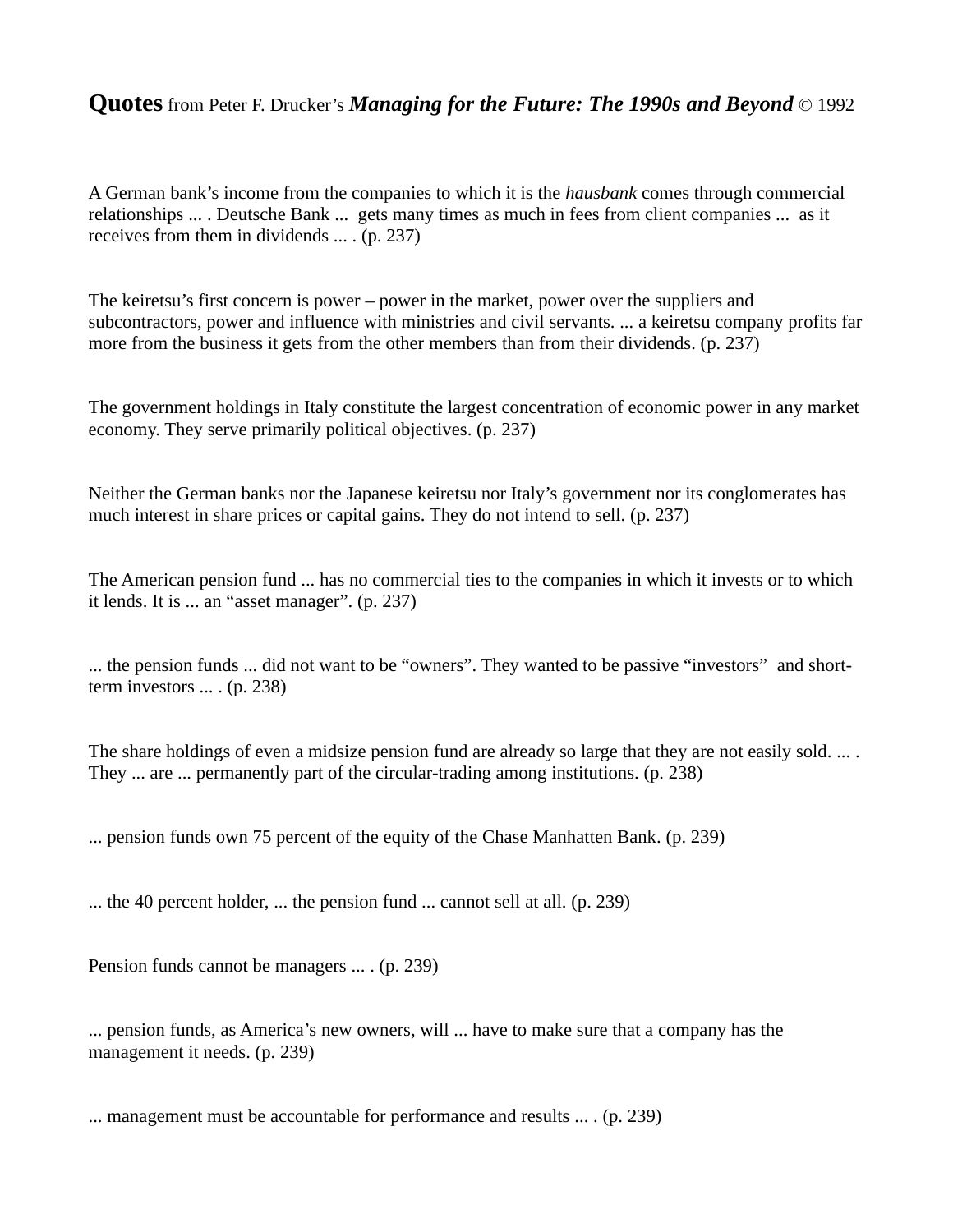**Quotes** from Peter F. Drucker's ***Managing for the Future: The 1990s and Beyond*** © 1992

A German bank's income from the companies to which it is the *hausbank* comes through commercial relationships ... . Deutsche Bank ... gets many times as much in fees from client companies ... as it receives from them in dividends ... . (p. 237)

The keiretsu's first concern is power – power in the market, power over the suppliers and subcontractors, power and influence with ministries and civil servants. ... a keiretsu company profits far more from the business it gets from the other members than from their dividends. (p. 237)

The government holdings in Italy constitute the largest concentration of economic power in any market economy. They serve primarily political objectives. (p. 237)

Neither the German banks nor the Japanese keiretsu nor Italy's government nor its conglomerates has much interest in share prices or capital gains. They do not intend to sell. (p. 237)

The American pension fund ... has no commercial ties to the companies in which it invests or to which it lends. It is ... an "asset manager". (p. 237)

... the pension funds ... did not want to be "owners". They wanted to be passive "investors" and short-term investors ... . (p. 238)

The share holdings of even a midsize pension fund are already so large that they are not easily sold. ... . They ... are ... permanently part of the circular-trading among institutions. (p. 238)

... pension funds own 75 percent of the equity of the Chase Manhatten Bank. (p. 239)

... the 40 percent holder, ... the pension fund ... cannot sell at all. (p. 239)

Pension funds cannot be managers ... . (p. 239)

... pension funds, as America's new owners, will ... have to make sure that a company has the management it needs. (p. 239)

... management must be accountable for performance and results ... . (p. 239)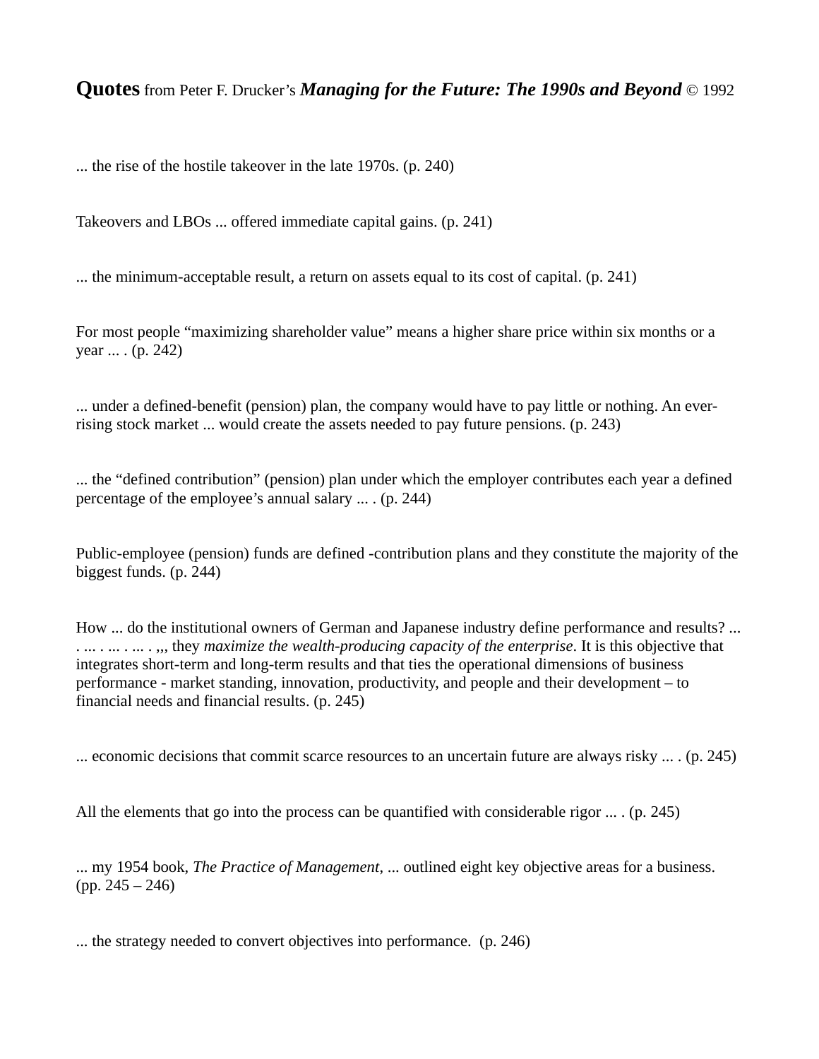**Quotes** from Peter F. Drucker's ***Managing for the Future: The 1990s and Beyond*** © 1992

... the rise of the hostile takeover in the late 1970s. (p. 240)

Takeovers and LBOs ... offered immediate capital gains. (p. 241)

... the minimum-acceptable result, a return on assets equal to its cost of capital. (p. 241)

For most people "maximizing shareholder value" means a higher share price within six months or a year ... . (p. 242)

... under a defined-benefit (pension) plan, the company would have to pay little or nothing. An ever-rising stock market ... would create the assets needed to pay future pensions. (p. 243)

... the "defined contribution" (pension) plan under which the employer contributes each year a defined percentage of the employee's annual salary ... . (p. 244)

Public-employee (pension) funds are defined -contribution plans and they constitute the majority of the biggest funds. (p. 244)

How ... do the institutional owners of German and Japanese industry define performance and results? ... . ... . ... . ... . ,,, they *maximize the wealth-producing capacity of the enterprise*. It is this objective that integrates short-term and long-term results and that ties the operational dimensions of business performance - market standing, innovation, productivity, and people and their development – to financial needs and financial results. (p. 245)

... economic decisions that commit scarce resources to an uncertain future are always risky ... . (p. 245)

All the elements that go into the process can be quantified with considerable rigor ... . (p. 245)

... my 1954 book, *The Practice of Management*, ... outlined eight key objective areas for a business. (pp. 245 – 246)

... the strategy needed to convert objectives into performance. (p. 246)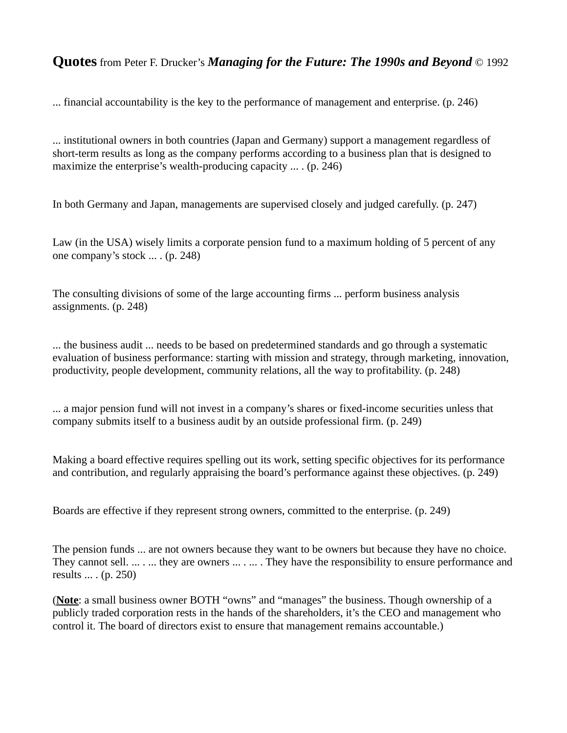**Quotes** from Peter F. Drucker's ***Managing for the Future: The 1990s and Beyond*** © 1992

... financial accountability is the key to the performance of management and enterprise. (p. 246)

... institutional owners in both countries (Japan and Germany) support a management regardless of short-term results as long as the company performs according to a business plan that is designed to maximize the enterprise's wealth-producing capacity ... . (p. 246)

In both Germany and Japan, managements are supervised closely and judged carefully. (p. 247)

Law (in the USA) wisely limits a corporate pension fund to a maximum holding of 5 percent of any one company's stock ... . (p. 248)

The consulting divisions of some of the large accounting firms ... perform business analysis assignments. (p. 248)

... the business audit ... needs to be based on predetermined standards and go through a systematic evaluation of business performance: starting with mission and strategy, through marketing, innovation, productivity, people development, community relations, all the way to profitability. (p. 248)

... a major pension fund will not invest in a company's shares or fixed-income securities unless that company submits itself to a business audit by an outside professional firm. (p. 249)

Making a board effective requires spelling out its work, setting specific objectives for its performance and contribution, and regularly appraising the board's performance against these objectives. (p. 249)

Boards are effective if they represent strong owners, committed to the enterprise. (p. 249)

The pension funds ... are not owners because they want to be owners but because they have no choice. They cannot sell. ... . ... they are owners ... . ... . They have the responsibility to ensure performance and results ... . (p. 250)

(**Note**: a small business owner BOTH "owns" and "manages" the business. Though ownership of a publicly traded corporation rests in the hands of the shareholders, it's the CEO and management who control it. The board of directors exist to ensure that management remains accountable.)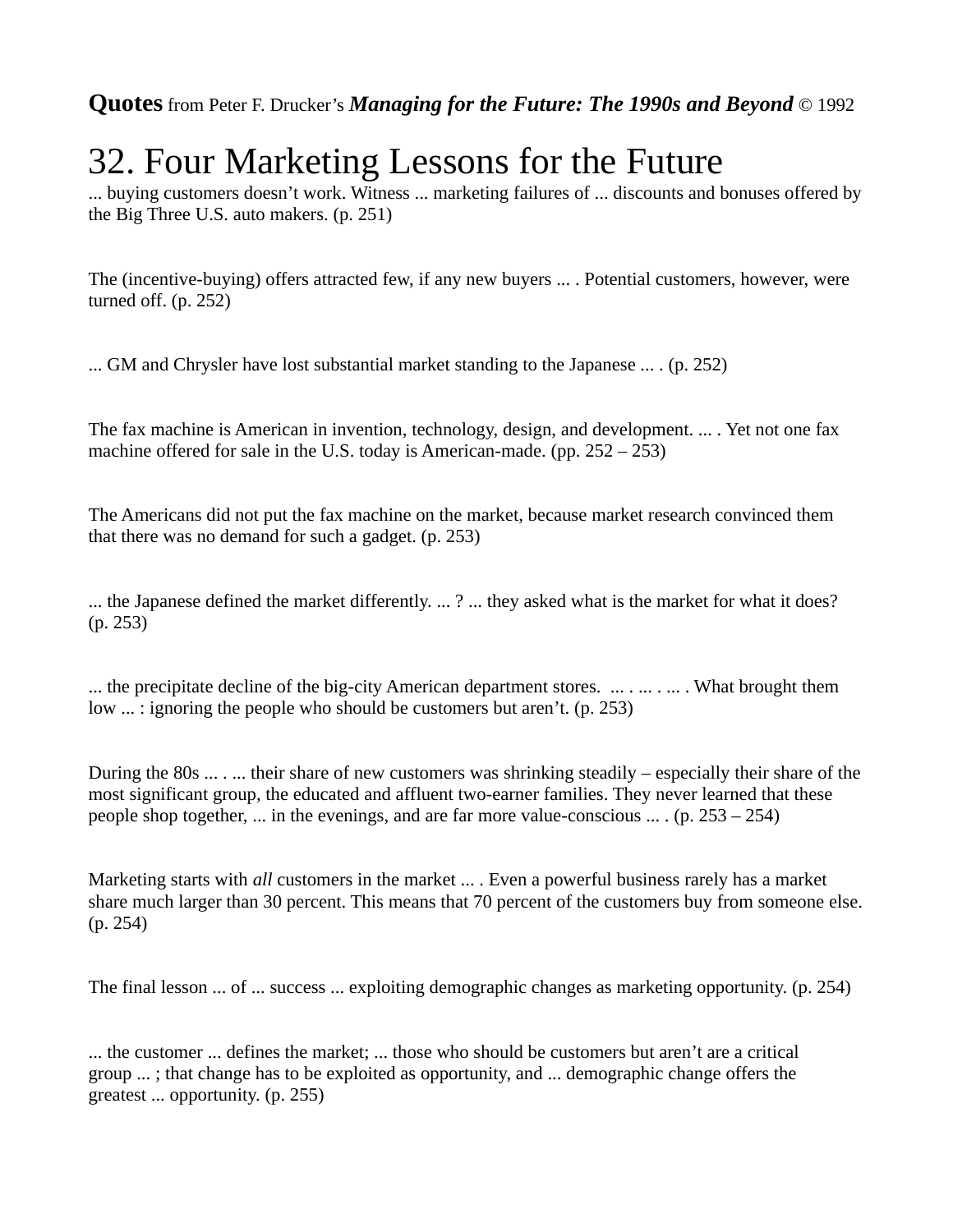**Quotes** from Peter F. Drucker's ***Managing for the Future: The 1990s and Beyond*** © 1992

# 32. Four Marketing Lessons for the Future

... buying customers doesn't work. Witness ... marketing failures of ... discounts and bonuses offered by the Big Three U.S. auto makers. (p. 251)

The (incentive-buying) offers attracted few, if any new buyers ... . Potential customers, however, were turned off. (p. 252)

... GM and Chrysler have lost substantial market standing to the Japanese ... . (p. 252)

The fax machine is American in invention, technology, design, and development. ... . Yet not one fax machine offered for sale in the U.S. today is American-made. (pp. 252 – 253)

The Americans did not put the fax machine on the market, because market research convinced them that there was no demand for such a gadget. (p. 253)

... the Japanese defined the market differently. ... ? ... they asked what is the market for what it does? (p. 253)

... the precipitate decline of the big-city American department stores.  ... . ... . ... . What brought them low ... : ignoring the people who should be customers but aren't. (p. 253)

During the 80s ... . ... their share of new customers was shrinking steadily – especially their share of the most significant group, the educated and affluent two-earner families. They never learned that these people shop together, ... in the evenings, and are far more value-conscious ... . (p. 253 – 254)

Marketing starts with *all* customers in the market ... . Even a powerful business rarely has a market share much larger than 30 percent. This means that 70 percent of the customers buy from someone else. (p. 254)

The final lesson ... of ... success ... exploiting demographic changes as marketing opportunity. (p. 254)

... the customer ... defines the market; ... those who should be customers but aren't are a critical group ... ; that change has to be exploited as opportunity, and ... demographic change offers the greatest ... opportunity. (p. 255)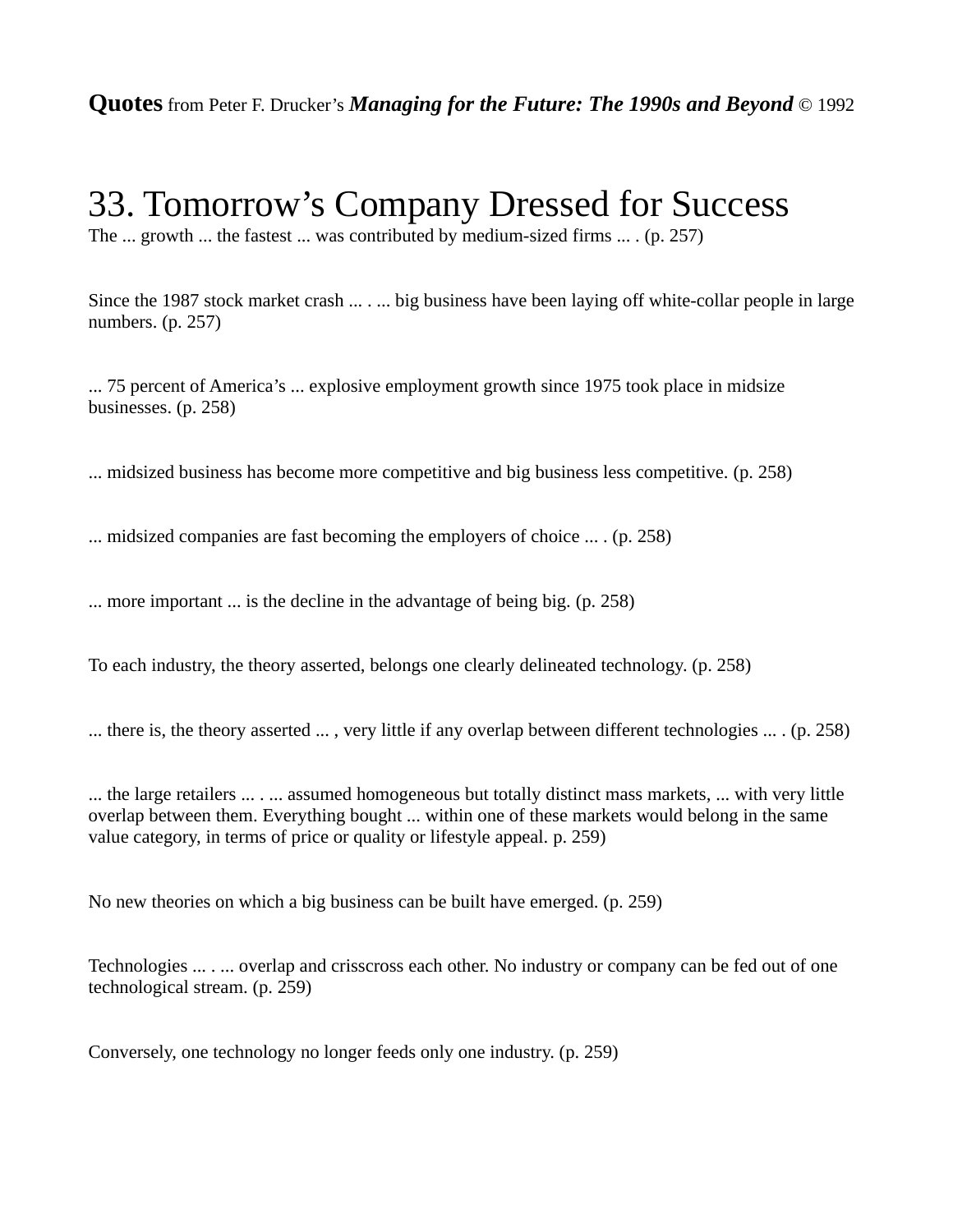**Quotes** from Peter F. Drucker's ***Managing for the Future: The 1990s and Beyond*** © 1992

# 33. Tomorrow's Company Dressed for Success

The ... growth ... the fastest ... was contributed by medium-sized firms ... . (p. 257)

Since the 1987 stock market crash ... . ... big business have been laying off white-collar people in large numbers. (p. 257)

... 75 percent of America's ... explosive employment growth since 1975 took place in midsize businesses. (p. 258)

... midsized business has become more competitive and big business less competitive. (p. 258)

... midsized companies are fast becoming the employers of choice ... . (p. 258)

... more important ... is the decline in the advantage of being big. (p. 258)

To each industry, the theory asserted, belongs one clearly delineated technology. (p. 258)

... there is, the theory asserted ... , very little if any overlap between different technologies ... . (p. 258)

... the large retailers ... . ... assumed homogeneous but totally distinct mass markets, ... with very little overlap between them. Everything bought ... within one of these markets would belong in the same value category, in terms of price or quality or lifestyle appeal. p. 259)

No new theories on which a big business can be built have emerged. (p. 259)

Technologies ... . ... overlap and crisscross each other. No industry or company can be fed out of one technological stream. (p. 259)

Conversely, one technology no longer feeds only one industry. (p. 259)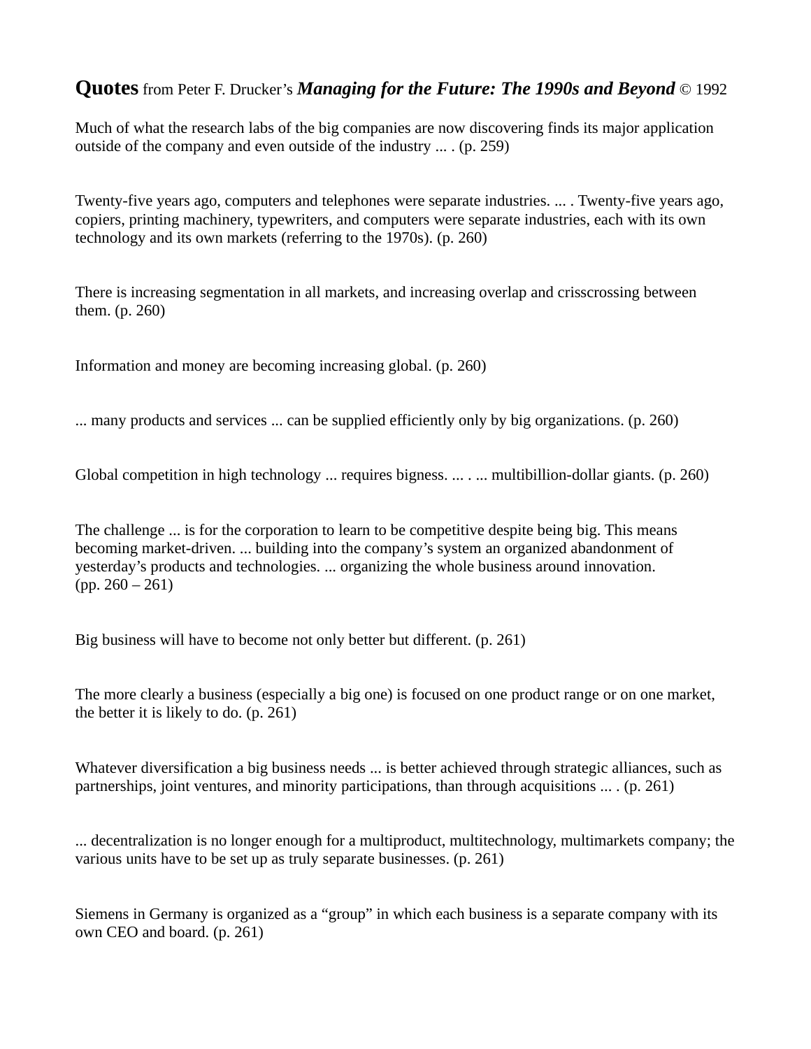**Quotes** from Peter F. Drucker's ***Managing for the Future: The 1990s and Beyond*** © 1992

Much of what the research labs of the big companies are now discovering finds its major application outside of the company and even outside of the industry ... . (p. 259)

Twenty-five years ago, computers and telephones were separate industries. ... . Twenty-five years ago, copiers, printing machinery, typewriters, and computers were separate industries, each with its own technology and its own markets (referring to the 1970s). (p. 260)

There is increasing segmentation in all markets, and increasing overlap and crisscrossing between them. (p. 260)

Information and money are becoming increasing global. (p. 260)

... many products and services ... can be supplied efficiently only by big organizations. (p. 260)

Global competition in high technology ... requires bigness. ... . ... multibillion-dollar giants. (p. 260)

The challenge ... is for the corporation to learn to be competitive despite being big. This means becoming market-driven. ... building into the company's system an organized abandonment of yesterday's products and technologies. ... organizing the whole business around innovation. (pp. 260 – 261)

Big business will have to become not only better but different. (p. 261)

The more clearly a business (especially a big one) is focused on one product range or on one market, the better it is likely to do. (p. 261)

Whatever diversification a big business needs ... is better achieved through strategic alliances, such as partnerships, joint ventures, and minority participations, than through acquisitions ... . (p. 261)

... decentralization is no longer enough for a multiproduct, multitechnology, multimarkets company; the various units have to be set up as truly separate businesses. (p. 261)

Siemens in Germany is organized as a "group" in which each business is a separate company with its own CEO and board. (p. 261)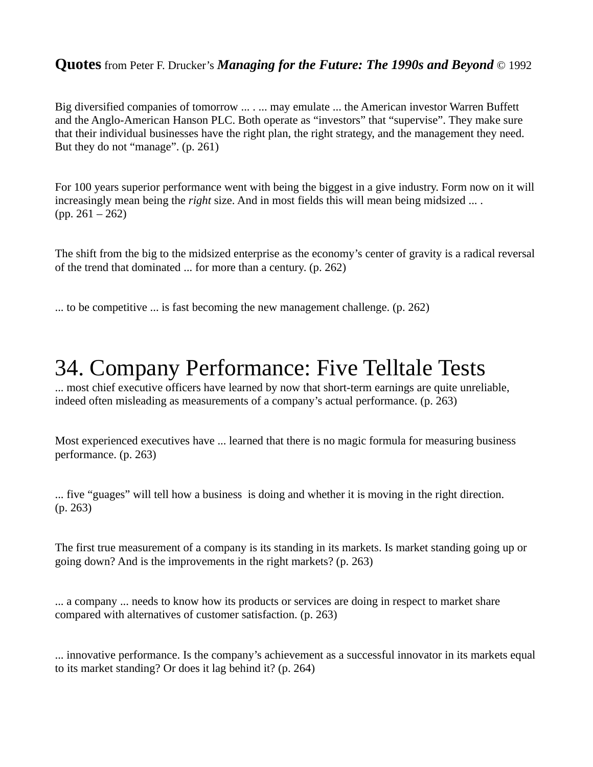**Quotes** from Peter F. Drucker's ***Managing for the Future: The 1990s and Beyond*** © 1992

Big diversified companies of tomorrow ... . ... may emulate ... the American investor Warren Buffett and the Anglo-American Hanson PLC. Both operate as "investors" that "supervise". They make sure that their individual businesses have the right plan, the right strategy, and the management they need. But they do not "manage". (p. 261)

For 100 years superior performance went with being the biggest in a give industry. Form now on it will increasingly mean being the *right* size. And in most fields this will mean being midsized ... . (pp. 261 – 262)

The shift from the big to the midsized enterprise as the economy's center of gravity is a radical reversal of the trend that dominated ... for more than a century. (p. 262)

... to be competitive ... is fast becoming the new management challenge. (p. 262)

# 34. Company Performance: Five Telltale Tests

... most chief executive officers have learned by now that short-term earnings are quite unreliable, indeed often misleading as measurements of a company's actual performance. (p. 263)

Most experienced executives have ... learned that there is no magic formula for measuring business performance. (p. 263)

... five "guages" will tell how a business is doing and whether it is moving in the right direction. (p. 263)

The first true measurement of a company is its standing in its markets. Is market standing going up or going down? And is the improvements in the right markets? (p. 263)

... a company ... needs to know how its products or services are doing in respect to market share compared with alternatives of customer satisfaction. (p. 263)

... innovative performance. Is the company's achievement as a successful innovator in its markets equal to its market standing? Or does it lag behind it? (p. 264)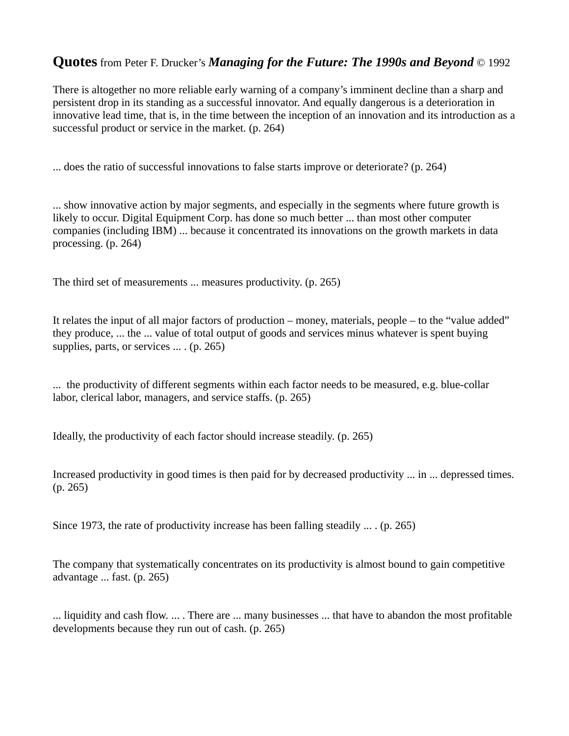**Quotes** from Peter F. Drucker's ***Managing for the Future: The 1990s and Beyond*** © 1992

There is altogether no more reliable early warning of a company's imminent decline than a sharp and persistent drop in its standing as a successful innovator. And equally dangerous is a deterioration in innovative lead time, that is, in the time between the inception of an innovation and its introduction as a successful product or service in the market. (p. 264)

... does the ratio of successful innovations to false starts improve or deteriorate? (p. 264)

... show innovative action by major segments, and especially in the segments where future growth is likely to occur. Digital Equipment Corp. has done so much better ... than most other computer companies (including IBM) ... because it concentrated its innovations on the growth markets in data processing. (p. 264)

The third set of measurements ... measures productivity. (p. 265)

It relates the input of all major factors of production – money, materials, people – to the "value added" they produce, ... the ... value of total output of goods and services minus whatever is spent buying supplies, parts, or services ... . (p. 265)

... the productivity of different segments within each factor needs to be measured, e.g. blue-collar labor, clerical labor, managers, and service staffs. (p. 265)

Ideally, the productivity of each factor should increase steadily. (p. 265)

Increased productivity in good times is then paid for by decreased productivity ... in ... depressed times. (p. 265)

Since 1973, the rate of productivity increase has been falling steadily ... . (p. 265)

The company that systematically concentrates on its productivity is almost bound to gain competitive advantage ... fast. (p. 265)

... liquidity and cash flow. ... . There are ... many businesses ... that have to abandon the most profitable developments because they run out of cash. (p. 265)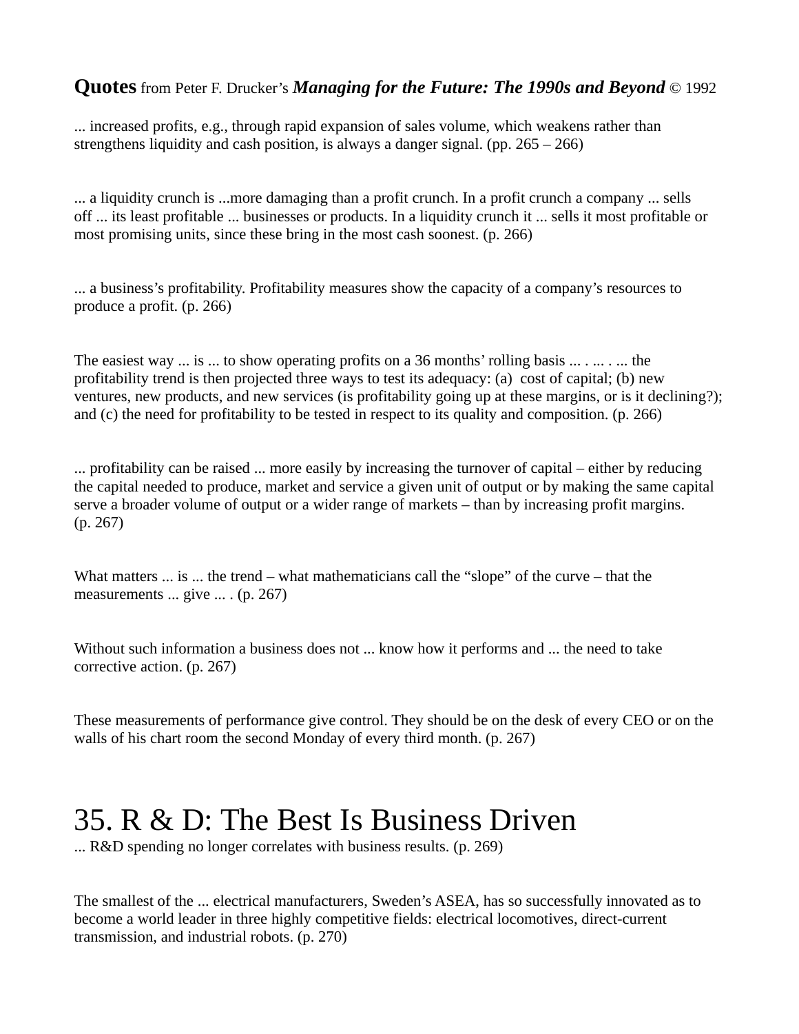**Quotes** from Peter F. Drucker's ***Managing for the Future: The 1990s and Beyond*** © 1992

... increased profits, e.g., through rapid expansion of sales volume, which weakens rather than strengthens liquidity and cash position, is always a danger signal. (pp. 265 – 266)

... a liquidity crunch is ...more damaging than a profit crunch. In a profit crunch a company ... sells off ... its least profitable ... businesses or products. In a liquidity crunch it ... sells it most profitable or most promising units, since these bring in the most cash soonest. (p. 266)

... a business's profitability. Profitability measures show the capacity of a company's resources to produce a profit. (p. 266)

The easiest way ... is ... to show operating profits on a 36 months' rolling basis ... . ... . ... the profitability trend is then projected three ways to test its adequacy: (a) cost of capital; (b) new ventures, new products, and new services (is profitability going up at these margins, or is it declining?); and (c) the need for profitability to be tested in respect to its quality and composition. (p. 266)

... profitability can be raised ... more easily by increasing the turnover of capital – either by reducing the capital needed to produce, market and service a given unit of output or by making the same capital serve a broader volume of output or a wider range of markets – than by increasing profit margins. (p. 267)

What matters ... is ... the trend – what mathematicians call the "slope" of the curve – that the measurements ... give ... . (p. 267)

Without such information a business does not ... know how it performs and ... the need to take corrective action. (p. 267)

These measurements of performance give control. They should be on the desk of every CEO or on the walls of his chart room the second Monday of every third month. (p. 267)

# 35. R & D: The Best Is Business Driven

... R&D spending no longer correlates with business results. (p. 269)

The smallest of the ... electrical manufacturers, Sweden's ASEA, has so successfully innovated as to become a world leader in three highly competitive fields: electrical locomotives, direct-current transmission, and industrial robots. (p. 270)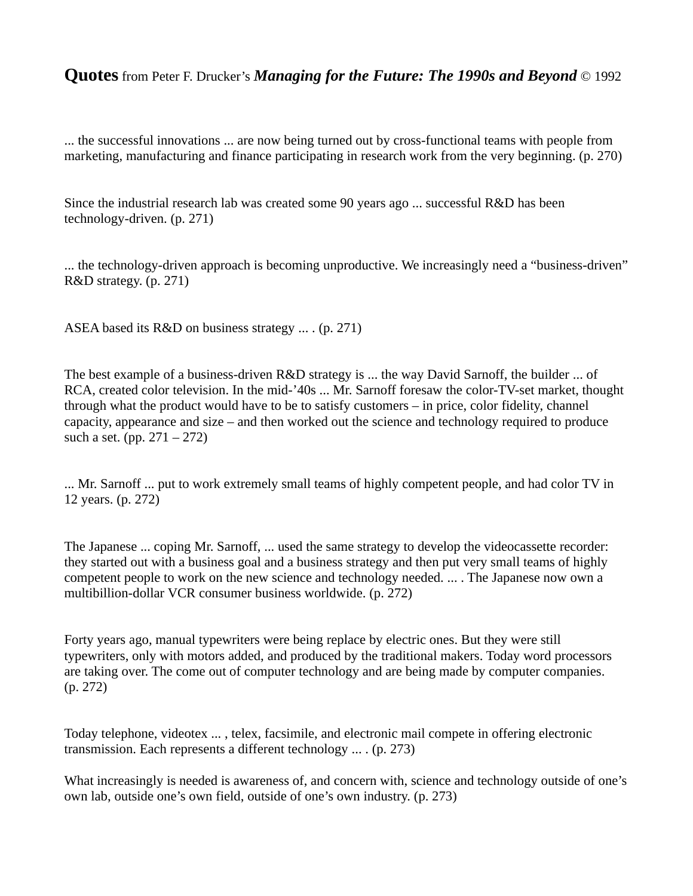**Quotes** from Peter F. Drucker's ***Managing for the Future: The 1990s and Beyond*** © 1992

... the successful innovations ... are now being turned out by cross-functional teams with people from marketing, manufacturing and finance participating in research work from the very beginning. (p. 270)

Since the industrial research lab was created some 90 years ago ... successful R&D has been technology-driven. (p. 271)

... the technology-driven approach is becoming unproductive. We increasingly need a "business-driven" R&D strategy. (p. 271)

ASEA based its R&D on business strategy ... . (p. 271)

The best example of a business-driven R&D strategy is ... the way David Sarnoff, the builder ... of RCA, created color television. In the mid-'40s ... Mr. Sarnoff foresaw the color-TV-set market, thought through what the product would have to be to satisfy customers – in price, color fidelity, channel capacity, appearance and size – and then worked out the science and technology required to produce such a set. (pp. 271 – 272)

... Mr. Sarnoff ... put to work extremely small teams of highly competent people, and had color TV in 12 years. (p. 272)

The Japanese ... coping Mr. Sarnoff, ... used the same strategy to develop the videocassette recorder: they started out with a business goal and a business strategy and then put very small teams of highly competent people to work on the new science and technology needed. ... . The Japanese now own a multibillion-dollar VCR consumer business worldwide. (p. 272)

Forty years ago, manual typewriters were being replace by electric ones. But they were still typewriters, only with motors added, and produced by the traditional makers. Today word processors are taking over. The come out of computer technology and are being made by computer companies. (p. 272)

Today telephone, videotex ... , telex, facsimile, and electronic mail compete in offering electronic transmission. Each represents a different technology ... . (p. 273)

What increasingly is needed is awareness of, and concern with, science and technology outside of one's own lab, outside one's own field, outside of one's own industry. (p. 273)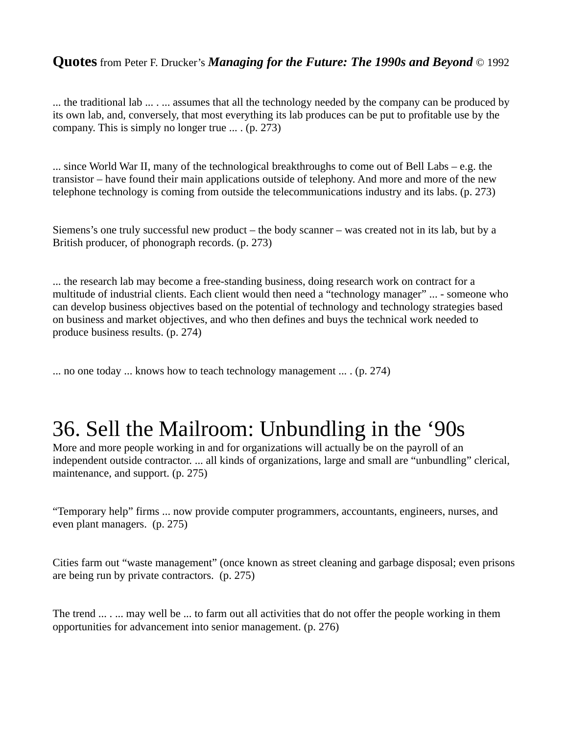**Quotes** from Peter F. Drucker's ***Managing for the Future: The 1990s and Beyond*** © 1992

... the traditional lab ... . ... assumes that all the technology needed by the company can be produced by its own lab, and, conversely, that most everything its lab produces can be put to profitable use by the company. This is simply no longer true ... . (p. 273)

... since World War II, many of the technological breakthroughs to come out of Bell Labs – e.g. the transistor – have found their main applications outside of telephony. And more and more of the new telephone technology is coming from outside the telecommunications industry and its labs. (p. 273)

Siemens's one truly successful new product – the body scanner – was created not in its lab, but by a British producer, of phonograph records. (p. 273)

... the research lab may become a free-standing business, doing research work on contract for a multitude of industrial clients. Each client would then need a "technology manager" ... - someone who can develop business objectives based on the potential of technology and technology strategies based on business and market objectives, and who then defines and buys the technical work needed to produce business results. (p. 274)

... no one today ... knows how to teach technology management ... . (p. 274)

# 36. Sell the Mailroom: Unbundling in the '90s

More and more people working in and for organizations will actually be on the payroll of an independent outside contractor. ... all kinds of organizations, large and small are "unbundling" clerical, maintenance, and support. (p. 275)

"Temporary help" firms ... now provide computer programmers, accountants, engineers, nurses, and even plant managers. (p. 275)

Cities farm out "waste management" (once known as street cleaning and garbage disposal; even prisons are being run by private contractors. (p. 275)

The trend ... . ... may well be ... to farm out all activities that do not offer the people working in them opportunities for advancement into senior management. (p. 276)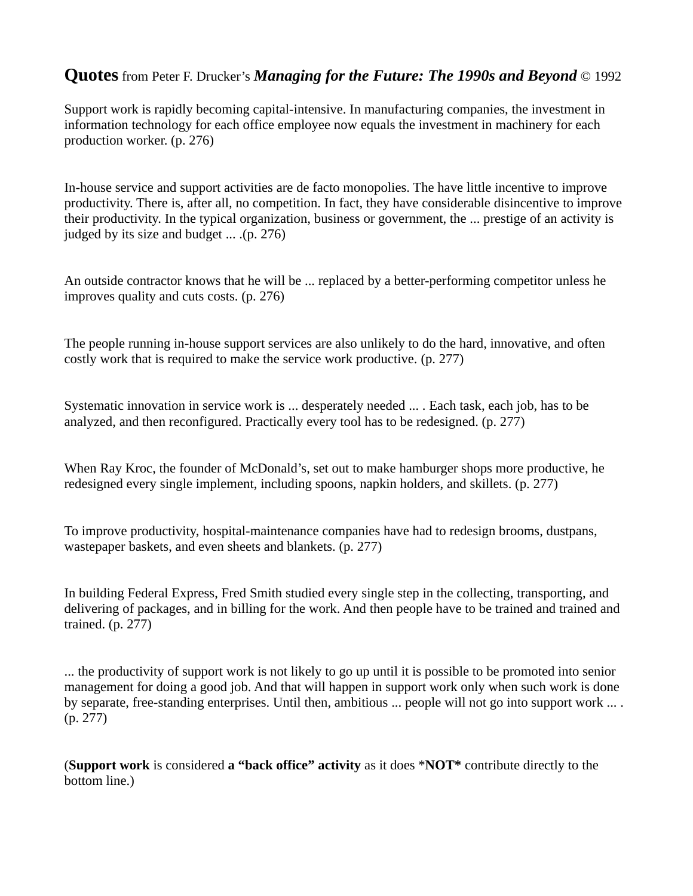**Quotes** from Peter F. Drucker's ***Managing for the Future: The 1990s and Beyond*** © 1992

Support work is rapidly becoming capital-intensive. In manufacturing companies, the investment in information technology for each office employee now equals the investment in machinery for each production worker. (p. 276)

In-house service and support activities are de facto monopolies. The have little incentive to improve productivity. There is, after all, no competition. In fact, they have considerable disincentive to improve their productivity. In the typical organization, business or government, the ... prestige of an activity is judged by its size and budget ... .(p. 276)

An outside contractor knows that he will be ... replaced by a better-performing competitor unless he improves quality and cuts costs. (p. 276)

The people running in-house support services are also unlikely to do the hard, innovative, and often costly work that is required to make the service work productive. (p. 277)

Systematic innovation in service work is ... desperately needed ... . Each task, each job, has to be analyzed, and then reconfigured. Practically every tool has to be redesigned. (p. 277)

When Ray Kroc, the founder of McDonald's, set out to make hamburger shops more productive, he redesigned every single implement, including spoons, napkin holders, and skillets. (p. 277)

To improve productivity, hospital-maintenance companies have had to redesign brooms, dustpans, wastepaper baskets, and even sheets and blankets. (p. 277)

In building Federal Express, Fred Smith studied every single step in the collecting, transporting, and delivering of packages, and in billing for the work. And then people have to be trained and trained and trained. (p. 277)

... the productivity of support work is not likely to go up until it is possible to be promoted into senior management for doing a good job. And that will happen in support work only when such work is done by separate, free-standing enterprises. Until then, ambitious ... people will not go into support work ... . (p. 277)

(**Support work** is considered **a "back office" activity** as it does ***NOT*** contribute directly to the bottom line.)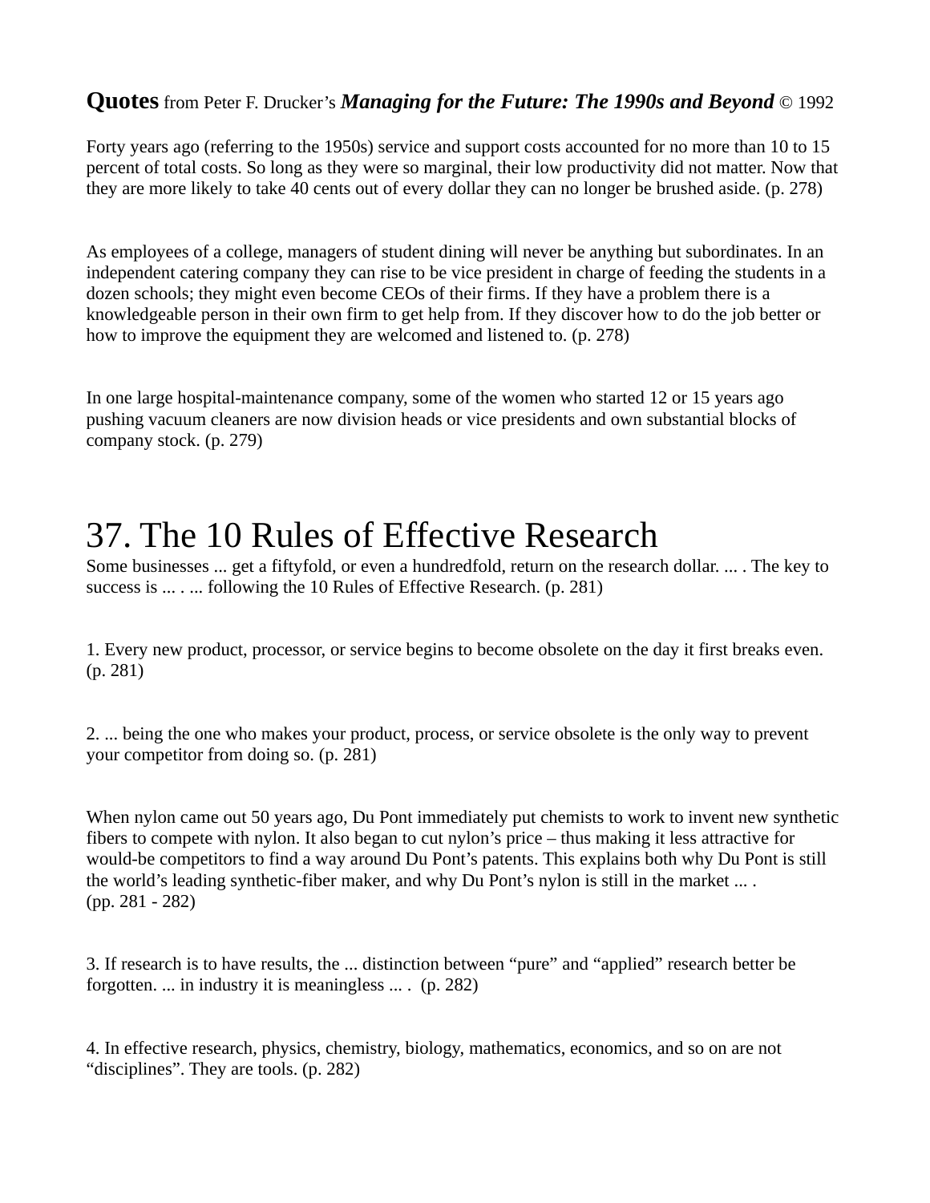**Quotes** from Peter F. Drucker's ***Managing for the Future: The 1990s and Beyond*** © 1992

Forty years ago (referring to the 1950s) service and support costs accounted for no more than 10 to 15 percent of total costs. So long as they were so marginal, their low productivity did not matter. Now that they are more likely to take 40 cents out of every dollar they can no longer be brushed aside. (p. 278)

As employees of a college, managers of student dining will never be anything but subordinates. In an independent catering company they can rise to be vice president in charge of feeding the students in a dozen schools; they might even become CEOs of their firms. If they have a problem there is a knowledgeable person in their own firm to get help from. If they discover how to do the job better or how to improve the equipment they are welcomed and listened to. (p. 278)

In one large hospital-maintenance company, some of the women who started 12 or 15 years ago pushing vacuum cleaners are now division heads or vice presidents and own substantial blocks of company stock. (p. 279)

# 37. The 10 Rules of Effective Research

Some businesses ... get a fiftyfold, or even a hundredfold, return on the research dollar. ... . The key to success is ... . ... following the 10 Rules of Effective Research. (p. 281)

1. Every new product, processor, or service begins to become obsolete on the day it first breaks even. (p. 281)

2. ... being the one who makes your product, process, or service obsolete is the only way to prevent your competitor from doing so. (p. 281)

When nylon came out 50 years ago, Du Pont immediately put chemists to work to invent new synthetic fibers to compete with nylon. It also began to cut nylon's price – thus making it less attractive for would-be competitors to find a way around Du Pont's patents. This explains both why Du Pont is still the world's leading synthetic-fiber maker, and why Du Pont's nylon is still in the market ... .
(pp. 281 - 282)

3. If research is to have results, the ... distinction between "pure" and "applied" research better be forgotten. ... in industry it is meaningless ... . (p. 282)

4. In effective research, physics, chemistry, biology, mathematics, economics, and so on are not "disciplines". They are tools. (p. 282)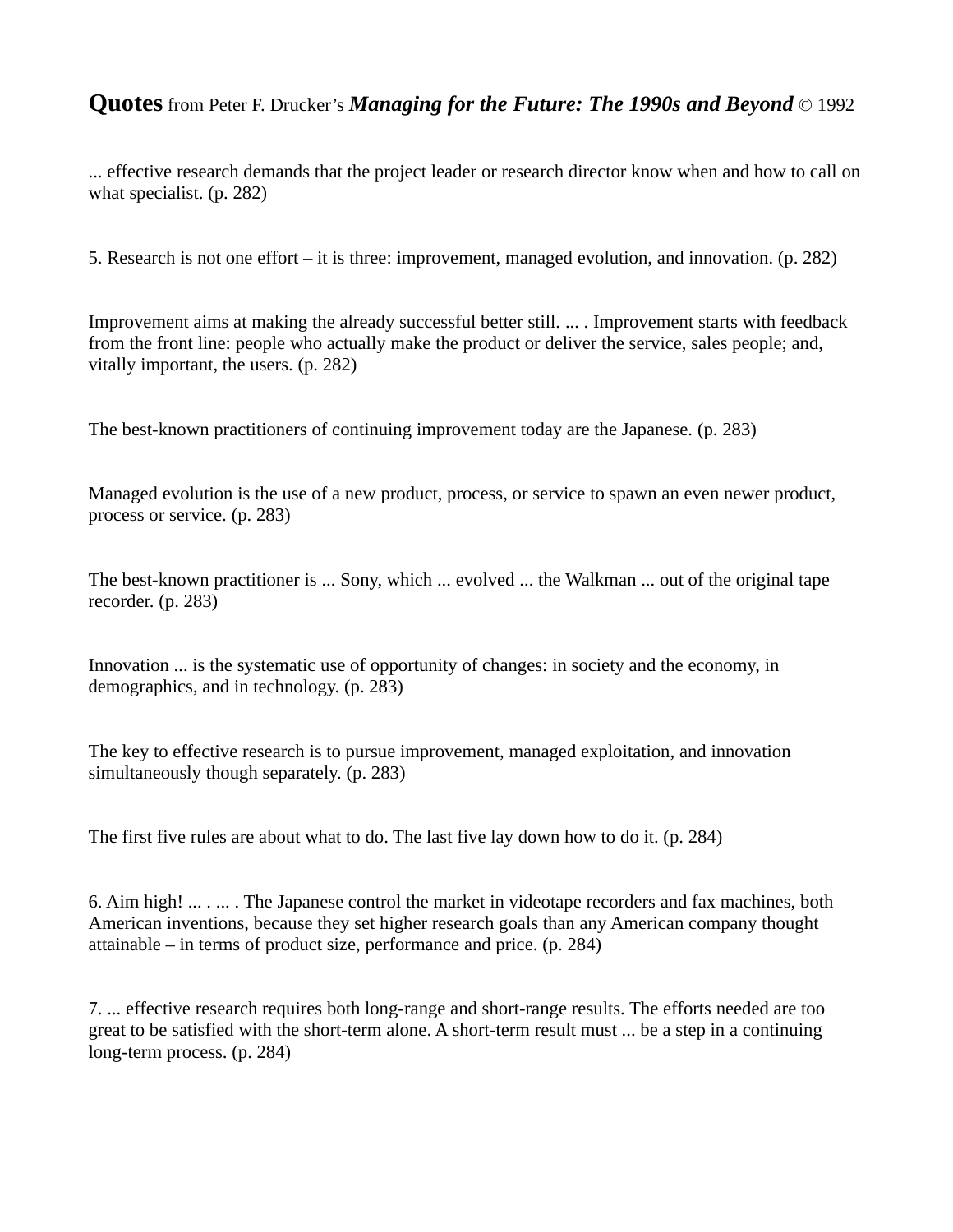**Quotes** from Peter F. Drucker's ***Managing for the Future: The 1990s and Beyond*** © 1992

... effective research demands that the project leader or research director know when and how to call on what specialist. (p. 282)

5. Research is not one effort – it is three: improvement, managed evolution, and innovation. (p. 282)

Improvement aims at making the already successful better still. ... . Improvement starts with feedback from the front line: people who actually make the product or deliver the service, sales people; and, vitally important, the users. (p. 282)

The best-known practitioners of continuing improvement today are the Japanese. (p. 283)

Managed evolution is the use of a new product, process, or service to spawn an even newer product, process or service. (p. 283)

The best-known practitioner is ... Sony, which ... evolved ... the Walkman ... out of the original tape recorder. (p. 283)

Innovation ... is the systematic use of opportunity of changes: in society and the economy, in demographics, and in technology. (p. 283)

The key to effective research is to pursue improvement, managed exploitation, and innovation simultaneously though separately. (p. 283)

The first five rules are about what to do. The last five lay down how to do it. (p. 284)

6. Aim high! ... . ... . The Japanese control the market in videotape recorders and fax machines, both American inventions, because they set higher research goals than any American company thought attainable – in terms of product size, performance and price. (p. 284)

7. ... effective research requires both long-range and short-range results. The efforts needed are too great to be satisfied with the short-term alone. A short-term result must ... be a step in a continuing long-term process. (p. 284)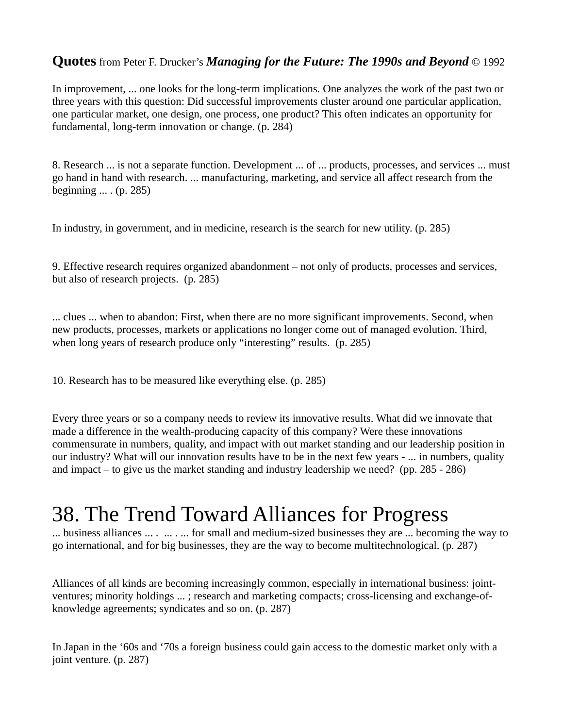**Quotes** from Peter F. Drucker's ***Managing for the Future: The 1990s and Beyond*** © 1992

In improvement, ... one looks for the long-term implications. One analyzes the work of the past two or three years with this question: Did successful improvements cluster around one particular application, one particular market, one design, one process, one product? This often indicates an opportunity for fundamental, long-term innovation or change. (p. 284)

8. Research ... is not a separate function. Development ... of ... products, processes, and services ... must go hand in hand with research. ... manufacturing, marketing, and service all affect research from the beginning ... . (p. 285)

In industry, in government, and in medicine, research is the search for new utility. (p. 285)

9. Effective research requires organized abandonment – not only of products, processes and services, but also of research projects. (p. 285)

... clues ... when to abandon: First, when there are no more significant improvements. Second, when new products, processes, markets or applications no longer come out of managed evolution. Third, when long years of research produce only "interesting" results. (p. 285)

10. Research has to be measured like everything else. (p. 285)

Every three years or so a company needs to review its innovative results. What did we innovate that made a difference in the wealth-producing capacity of this company? Were these innovations commensurate in numbers, quality, and impact with out market standing and our leadership position in our industry? What will our innovation results have to be in the next few years - ... in numbers, quality and impact – to give us the market standing and industry leadership we need? (pp. 285 - 286)

# 38. The Trend Toward Alliances for Progress

... business alliances ... . ... . ... for small and medium-sized businesses they are ... becoming the way to go international, and for big businesses, they are the way to become multitechnological. (p. 287)

Alliances of all kinds are becoming increasingly common, especially in international business: joint-ventures; minority holdings ... ; research and marketing compacts; cross-licensing and exchange-of-knowledge agreements; syndicates and so on. (p. 287)

In Japan in the '60s and '70s a foreign business could gain access to the domestic market only with a joint venture. (p. 287)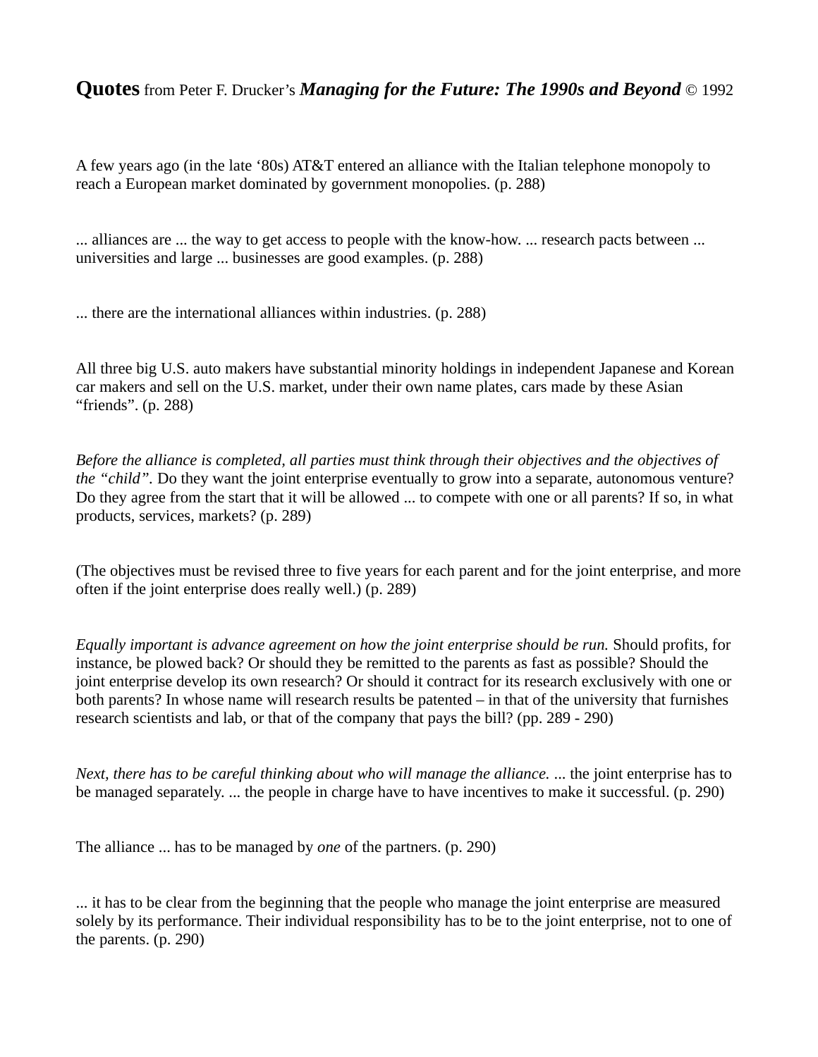**Quotes** from Peter F. Drucker's ***Managing for the Future: The 1990s and Beyond*** © 1992

A few years ago (in the late '80s) AT&T entered an alliance with the Italian telephone monopoly to reach a European market dominated by government monopolies. (p. 288)

... alliances are ... the way to get access to people with the know-how. ... research pacts between ... universities and large ... businesses are good examples. (p. 288)

... there are the international alliances within industries. (p. 288)

All three big U.S. auto makers have substantial minority holdings in independent Japanese and Korean car makers and sell on the U.S. market, under their own name plates, cars made by these Asian "friends". (p. 288)

*Before the alliance is completed, all parties must think through their objectives and the objectives of the "child".* Do they want the joint enterprise eventually to grow into a separate, autonomous venture? Do they agree from the start that it will be allowed ... to compete with one or all parents? If so, in what products, services, markets? (p. 289)

(The objectives must be revised three to five years for each parent and for the joint enterprise, and more often if the joint enterprise does really well.) (p. 289)

*Equally important is advance agreement on how the joint enterprise should be run.* Should profits, for instance, be plowed back? Or should they be remitted to the parents as fast as possible? Should the joint enterprise develop its own research? Or should it contract for its research exclusively with one or both parents? In whose name will research results be patented – in that of the university that furnishes research scientists and lab, or that of the company that pays the bill? (pp. 289 - 290)

*Next, there has to be careful thinking about who will manage the alliance.* ... the joint enterprise has to be managed separately. ... the people in charge have to have incentives to make it successful. (p. 290)

The alliance ... has to be managed by *one* of the partners. (p. 290)

... it has to be clear from the beginning that the people who manage the joint enterprise are measured solely by its performance. Their individual responsibility has to be to the joint enterprise, not to one of the parents. (p. 290)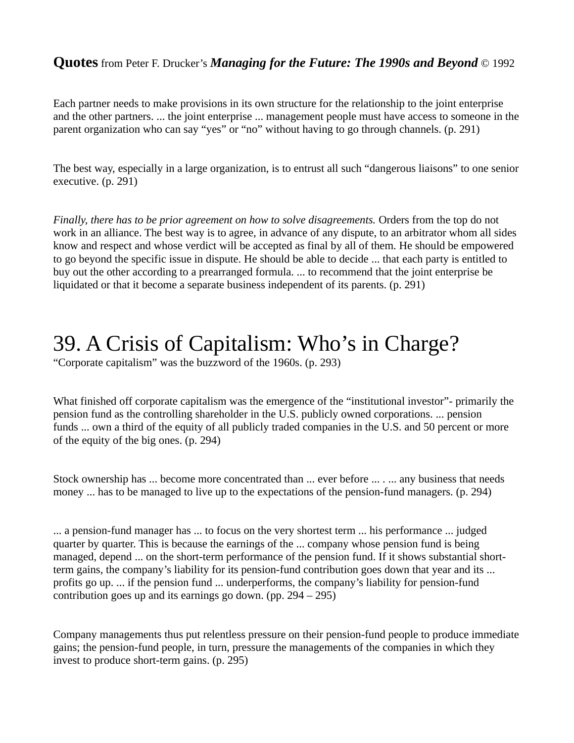**Quotes** from Peter F. Drucker's ***Managing for the Future: The 1990s and Beyond*** © 1992

Each partner needs to make provisions in its own structure for the relationship to the joint enterprise and the other partners. ... the joint enterprise ... management people must have access to someone in the parent organization who can say "yes" or "no" without having to go through channels. (p. 291)

The best way, especially in a large organization, is to entrust all such "dangerous liaisons" to one senior executive. (p. 291)

*Finally, there has to be prior agreement on how to solve disagreements.* Orders from the top do not work in an alliance. The best way is to agree, in advance of any dispute, to an arbitrator whom all sides know and respect and whose verdict will be accepted as final by all of them. He should be empowered to go beyond the specific issue in dispute. He should be able to decide ... that each party is entitled to buy out the other according to a prearranged formula. ... to recommend that the joint enterprise be liquidated or that it become a separate business independent of its parents. (p. 291)

# 39. A Crisis of Capitalism: Who's in Charge?

"Corporate capitalism" was the buzzword of the 1960s. (p. 293)

What finished off corporate capitalism was the emergence of the "institutional investor"- primarily the pension fund as the controlling shareholder in the U.S. publicly owned corporations. ... pension funds ... own a third of the equity of all publicly traded companies in the U.S. and 50 percent or more of the equity of the big ones. (p. 294)

Stock ownership has ... become more concentrated than ... ever before ... . ... any business that needs money ... has to be managed to live up to the expectations of the pension-fund managers. (p. 294)

... a pension-fund manager has ... to focus on the very shortest term ... his performance ... judged quarter by quarter. This is because the earnings of the ... company whose pension fund is being managed, depend ... on the short-term performance of the pension fund. If it shows substantial short-term gains, the company's liability for its pension-fund contribution goes down that year and its ... profits go up. ... if the pension fund ... underperforms, the company's liability for pension-fund contribution goes up and its earnings go down. (pp. 294 – 295)

Company managements thus put relentless pressure on their pension-fund people to produce immediate gains; the pension-fund people, in turn, pressure the managements of the companies in which they invest to produce short-term gains. (p. 295)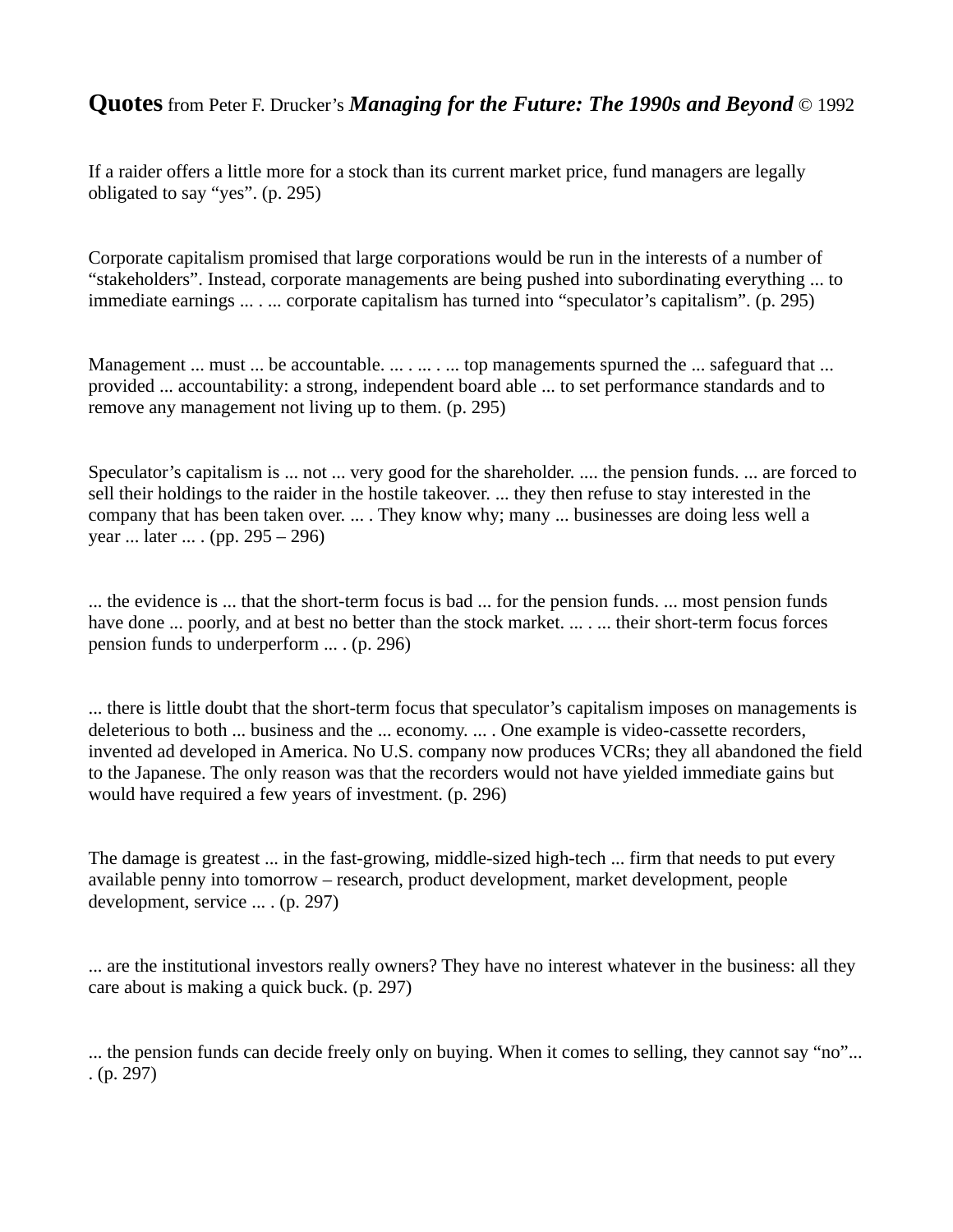**Quotes** from Peter F. Drucker's ***Managing for the Future: The 1990s and Beyond*** © 1992

If a raider offers a little more for a stock than its current market price, fund managers are legally obligated to say "yes". (p. 295)

Corporate capitalism promised that large corporations would be run in the interests of a number of "stakeholders". Instead, corporate managements are being pushed into subordinating everything ... to immediate earnings ... . ... corporate capitalism has turned into "speculator's capitalism". (p. 295)

Management ... must ... be accountable. ... . ... . ... top managements spurned the ... safeguard that ... provided ... accountability: a strong, independent board able ... to set performance standards and to remove any management not living up to them. (p. 295)

Speculator's capitalism is ... not ... very good for the shareholder. .... the pension funds. ... are forced to sell their holdings to the raider in the hostile takeover. ... they then refuse to stay interested in the company that has been taken over. ... . They know why; many ... businesses are doing less well a year ... later ... . (pp. 295 – 296)

... the evidence is ... that the short-term focus is bad ... for the pension funds. ... most pension funds have done ... poorly, and at best no better than the stock market. ... . ... their short-term focus forces pension funds to underperform ... . (p. 296)

... there is little doubt that the short-term focus that speculator's capitalism imposes on managements is deleterious to both ... business and the ... economy. ... . One example is video-cassette recorders, invented ad developed in America. No U.S. company now produces VCRs; they all abandoned the field to the Japanese. The only reason was that the recorders would not have yielded immediate gains but would have required a few years of investment. (p. 296)

The damage is greatest ... in the fast-growing, middle-sized high-tech ... firm that needs to put every available penny into tomorrow – research, product development, market development, people development, service ... . (p. 297)

... are the institutional investors really owners? They have no interest whatever in the business: all they care about is making a quick buck. (p. 297)

... the pension funds can decide freely only on buying. When it comes to selling, they cannot say "no"... . (p. 297)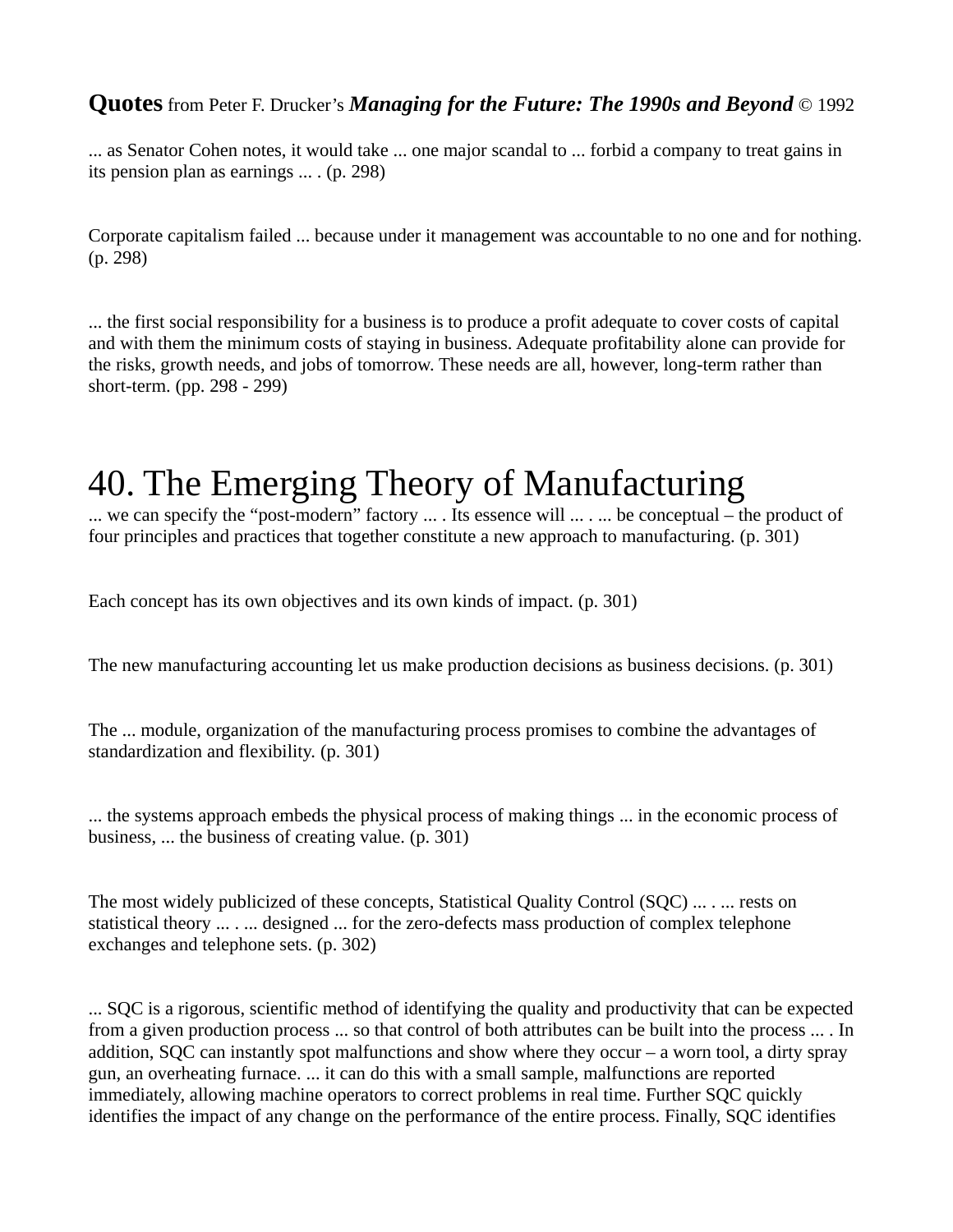**Quotes** from Peter F. Drucker's ***Managing for the Future: The 1990s and Beyond*** © 1992

... as Senator Cohen notes, it would take ... one major scandal to ... forbid a company to treat gains in its pension plan as earnings ... . (p. 298)

Corporate capitalism failed ... because under it management was accountable to no one and for nothing. (p. 298)

... the first social responsibility for a business is to produce a profit adequate to cover costs of capital and with them the minimum costs of staying in business. Adequate profitability alone can provide for the risks, growth needs, and jobs of tomorrow. These needs are all, however, long-term rather than short-term. (pp. 298 - 299)

# 40. The Emerging Theory of Manufacturing

... we can specify the "post-modern" factory ... . Its essence will ... . ... be conceptual – the product of four principles and practices that together constitute a new approach to manufacturing. (p. 301)

Each concept has its own objectives and its own kinds of impact. (p. 301)

The new manufacturing accounting let us make production decisions as business decisions. (p. 301)

The ... module, organization of the manufacturing process promises to combine the advantages of standardization and flexibility. (p. 301)

... the systems approach embeds the physical process of making things ... in the economic process of business, ... the business of creating value. (p. 301)

The most widely publicized of these concepts, Statistical Quality Control (SQC) ... . ... rests on statistical theory ... . ... designed ... for the zero-defects mass production of complex telephone exchanges and telephone sets. (p. 302)

... SQC is a rigorous, scientific method of identifying the quality and productivity that can be expected from a given production process ... so that control of both attributes can be built into the process ... . In addition, SQC can instantly spot malfunctions and show where they occur – a worn tool, a dirty spray gun, an overheating furnace. ... it can do this with a small sample, malfunctions are reported immediately, allowing machine operators to correct problems in real time. Further SQC quickly identifies the impact of any change on the performance of the entire process. Finally, SQC identifies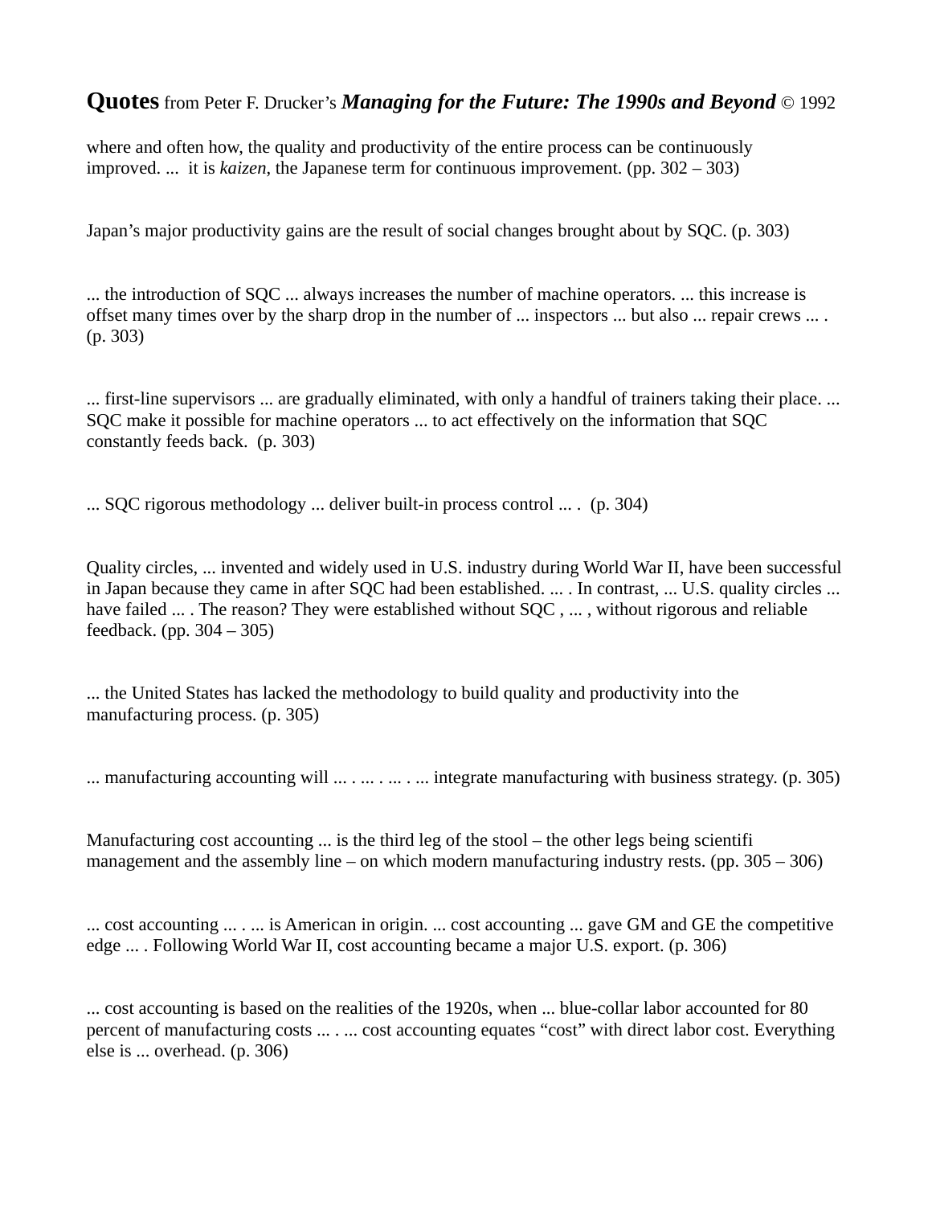where and often how, the quality and productivity of the entire process can be continuously improved. ... it is *kaizen*, the Japanese term for continuous improvement. (pp. 302 – 303)

Japan's major productivity gains are the result of social changes brought about by SQC. (p. 303)

... the introduction of SQC ... always increases the number of machine operators. ... this increase is offset many times over by the sharp drop in the number of ... inspectors ... but also ... repair crews ... . (p. 303)

... first-line supervisors ... are gradually eliminated, with only a handful of trainers taking their place. ... SQC make it possible for machine operators ... to act effectively on the information that SQC constantly feeds back. (p. 303)

... SQC rigorous methodology ... deliver built-in process control ... . (p. 304)

Quality circles, ... invented and widely used in U.S. industry during World War II, have been successful in Japan because they came in after SQC had been established. ... . In contrast, ... U.S. quality circles ... have failed ... . The reason? They were established without SQC , ... , without rigorous and reliable feedback. (pp. 304 – 305)

... the United States has lacked the methodology to build quality and productivity into the manufacturing process. (p. 305)

... manufacturing accounting will ... . ... . ... . ... integrate manufacturing with business strategy. (p. 305)

Manufacturing cost accounting ... is the third leg of the stool – the other legs being scientifi management and the assembly line – on which modern manufacturing industry rests. (pp. 305 – 306)

... cost accounting ... . ... is American in origin. ... cost accounting ... gave GM and GE the competitive edge ... . Following World War II, cost accounting became a major U.S. export. (p. 306)

... cost accounting is based on the realities of the 1920s, when ... blue-collar labor accounted for 80 percent of manufacturing costs ... . ... cost accounting equates "cost" with direct labor cost. Everything else is ... overhead. (p. 306)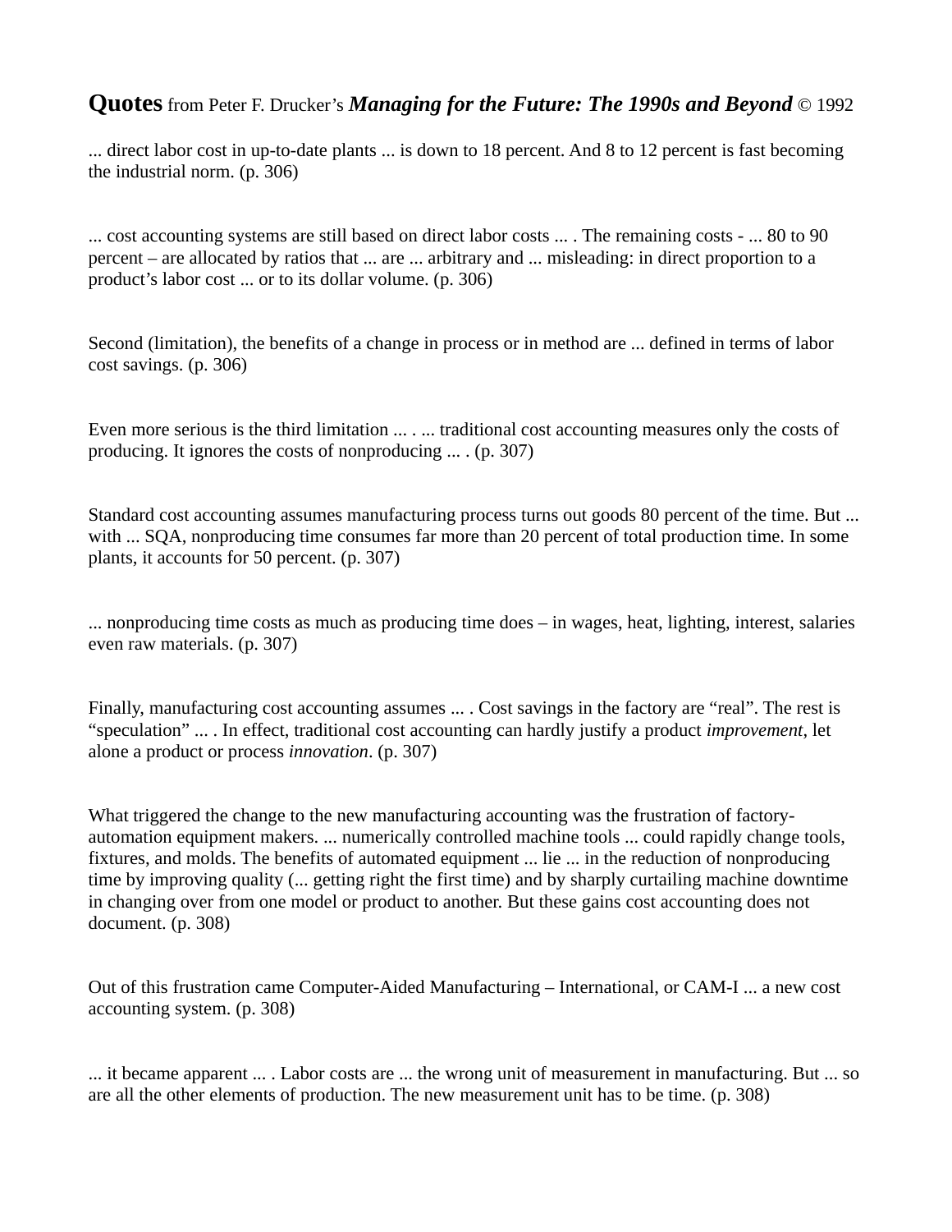**Quotes** from Peter F. Drucker's ***Managing for the Future: The 1990s and Beyond*** © 1992

... direct labor cost in up-to-date plants ... is down to 18 percent. And 8 to 12 percent is fast becoming the industrial norm. (p. 306)

... cost accounting systems are still based on direct labor costs ... . The remaining costs - ... 80 to 90 percent – are allocated by ratios that ... are ... arbitrary and ... misleading: in direct proportion to a product's labor cost ... or to its dollar volume. (p. 306)

Second (limitation), the benefits of a change in process or in method are ... defined in terms of labor cost savings. (p. 306)

Even more serious is the third limitation ... . ... traditional cost accounting measures only the costs of producing. It ignores the costs of nonproducing ... . (p. 307)

Standard cost accounting assumes manufacturing process turns out goods 80 percent of the time. But ... with ... SQA, nonproducing time consumes far more than 20 percent of total production time. In some plants, it accounts for 50 percent. (p. 307)

... nonproducing time costs as much as producing time does – in wages, heat, lighting, interest, salaries even raw materials. (p. 307)

Finally, manufacturing cost accounting assumes ... . Cost savings in the factory are "real". The rest is "speculation" ... . In effect, traditional cost accounting can hardly justify a product *improvement*, let alone a product or process *innovation*. (p. 307)

What triggered the change to the new manufacturing accounting was the frustration of factory-automation equipment makers. ... numerically controlled machine tools ... could rapidly change tools, fixtures, and molds. The benefits of automated equipment ... lie ... in the reduction of nonproducing time by improving quality (... getting right the first time) and by sharply curtailing machine downtime in changing over from one model or product to another. But these gains cost accounting does not document. (p. 308)

Out of this frustration came Computer-Aided Manufacturing – International, or CAM-I ... a new cost accounting system. (p. 308)

... it became apparent ... . Labor costs are ... the wrong unit of measurement in manufacturing. But ... so are all the other elements of production. The new measurement unit has to be time. (p. 308)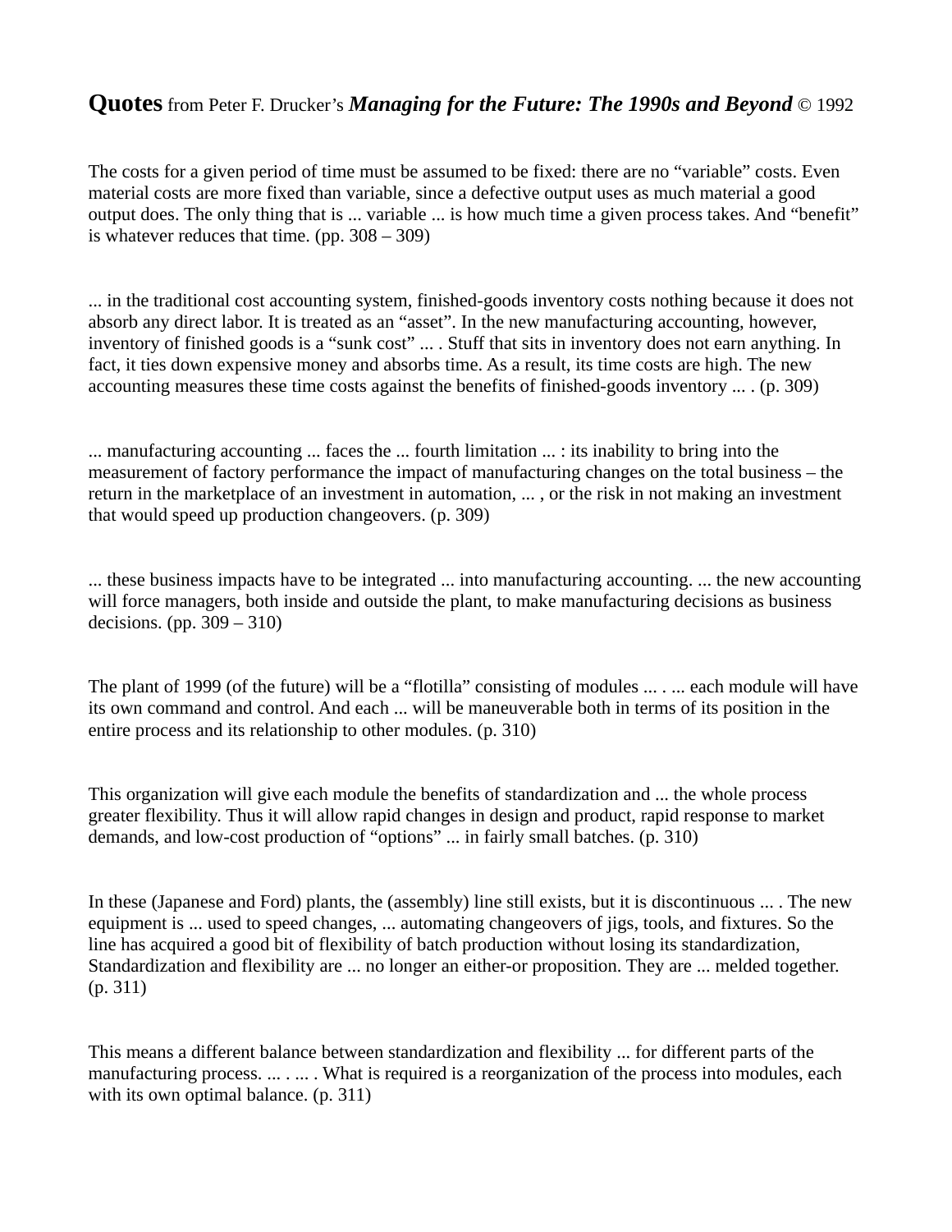**Quotes** from Peter F. Drucker's ***Managing for the Future: The 1990s and Beyond*** © 1992

The costs for a given period of time must be assumed to be fixed: there are no "variable" costs. Even material costs are more fixed than variable, since a defective output uses as much material a good output does. The only thing that is ... variable ... is how much time a given process takes. And "benefit" is whatever reduces that time. (pp. 308 – 309)

... in the traditional cost accounting system, finished-goods inventory costs nothing because it does not absorb any direct labor. It is treated as an "asset". In the new manufacturing accounting, however, inventory of finished goods is a "sunk cost" ... . Stuff that sits in inventory does not earn anything. In fact, it ties down expensive money and absorbs time. As a result, its time costs are high. The new accounting measures these time costs against the benefits of finished-goods inventory ... . (p. 309)

... manufacturing accounting ... faces the ... fourth limitation ... : its inability to bring into the measurement of factory performance the impact of manufacturing changes on the total business – the return in the marketplace of an investment in automation, ... , or the risk in not making an investment that would speed up production changeovers. (p. 309)

... these business impacts have to be integrated ... into manufacturing accounting. ... the new accounting will force managers, both inside and outside the plant, to make manufacturing decisions as business decisions. (pp. 309 – 310)

The plant of 1999 (of the future) will be a "flotilla" consisting of modules ... . ... each module will have its own command and control. And each ... will be maneuverable both in terms of its position in the entire process and its relationship to other modules. (p. 310)

This organization will give each module the benefits of standardization and ... the whole process greater flexibility. Thus it will allow rapid changes in design and product, rapid response to market demands, and low-cost production of "options" ... in fairly small batches. (p. 310)

In these (Japanese and Ford) plants, the (assembly) line still exists, but it is discontinuous ... . The new equipment is ... used to speed changes, ... automating changeovers of jigs, tools, and fixtures. So the line has acquired a good bit of flexibility of batch production without losing its standardization, Standardization and flexibility are ... no longer an either-or proposition. They are ... melded together. (p. 311)

This means a different balance between standardization and flexibility ... for different parts of the manufacturing process. ... . ... . What is required is a reorganization of the process into modules, each with its own optimal balance. (p. 311)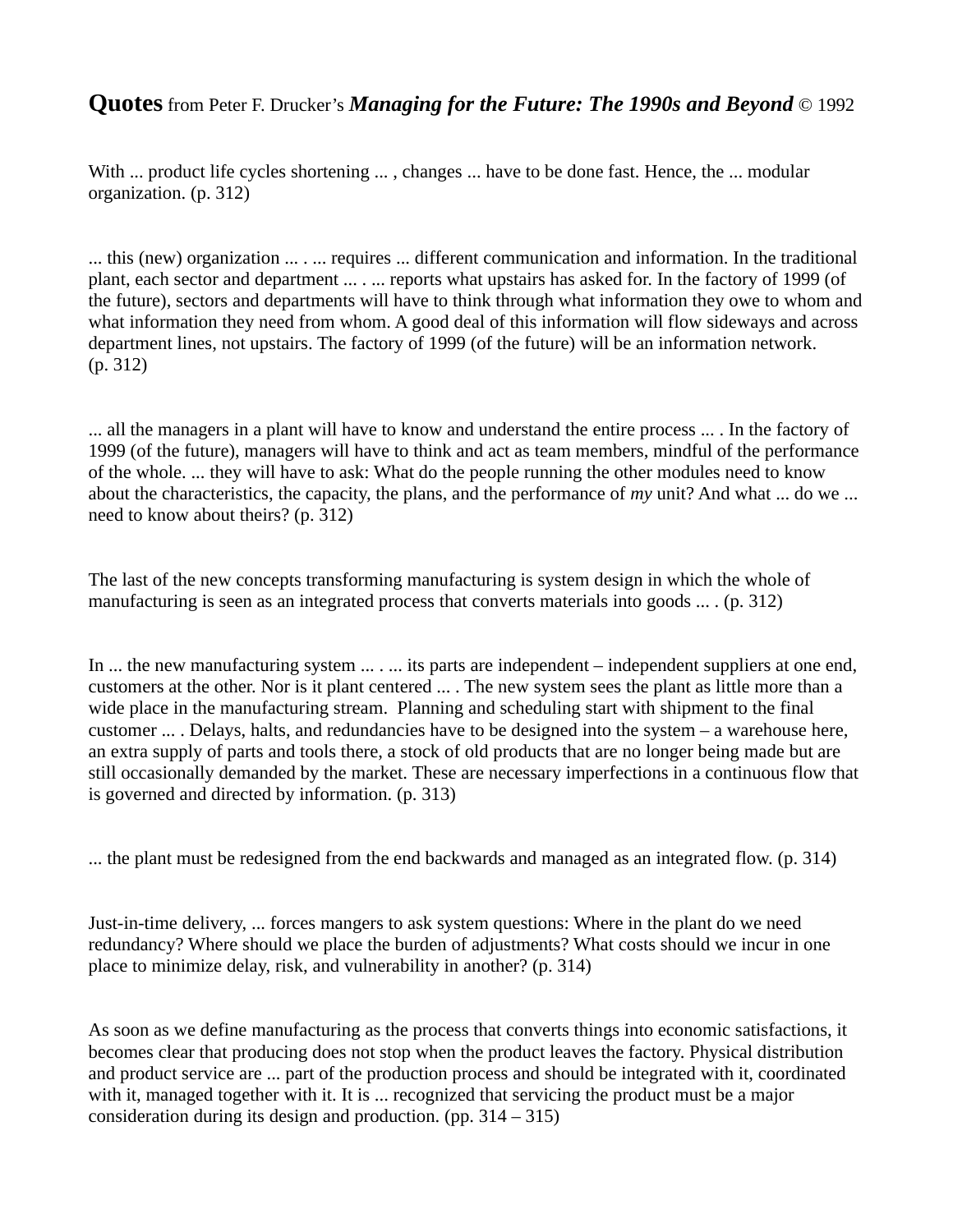**Quotes** from Peter F. Drucker's ***Managing for the Future: The 1990s and Beyond*** © 1992

With ... product life cycles shortening ... , changes ... have to be done fast. Hence, the ... modular organization. (p. 312)

... this (new) organization ... . ... requires ... different communication and information. In the traditional plant, each sector and department ... . ... reports what upstairs has asked for. In the factory of 1999 (of the future), sectors and departments will have to think through what information they owe to whom and what information they need from whom. A good deal of this information will flow sideways and across department lines, not upstairs. The factory of 1999 (of the future) will be an information network. (p. 312)

... all the managers in a plant will have to know and understand the entire process ... . In the factory of 1999 (of the future), managers will have to think and act as team members, mindful of the performance of the whole. ... they will have to ask: What do the people running the other modules need to know about the characteristics, the capacity, the plans, and the performance of *my* unit? And what ... do we ... need to know about theirs? (p. 312)

The last of the new concepts transforming manufacturing is system design in which the whole of manufacturing is seen as an integrated process that converts materials into goods ... . (p. 312)

In ... the new manufacturing system ... . ... its parts are independent – independent suppliers at one end, customers at the other. Nor is it plant centered ... . The new system sees the plant as little more than a wide place in the manufacturing stream. Planning and scheduling start with shipment to the final customer ... . Delays, halts, and redundancies have to be designed into the system – a warehouse here, an extra supply of parts and tools there, a stock of old products that are no longer being made but are still occasionally demanded by the market. These are necessary imperfections in a continuous flow that is governed and directed by information. (p. 313)

... the plant must be redesigned from the end backwards and managed as an integrated flow. (p. 314)

Just-in-time delivery, ... forces mangers to ask system questions: Where in the plant do we need redundancy? Where should we place the burden of adjustments? What costs should we incur in one place to minimize delay, risk, and vulnerability in another? (p. 314)

As soon as we define manufacturing as the process that converts things into economic satisfactions, it becomes clear that producing does not stop when the product leaves the factory. Physical distribution and product service are ... part of the production process and should be integrated with it, coordinated with it, managed together with it. It is ... recognized that servicing the product must be a major consideration during its design and production. (pp. 314 – 315)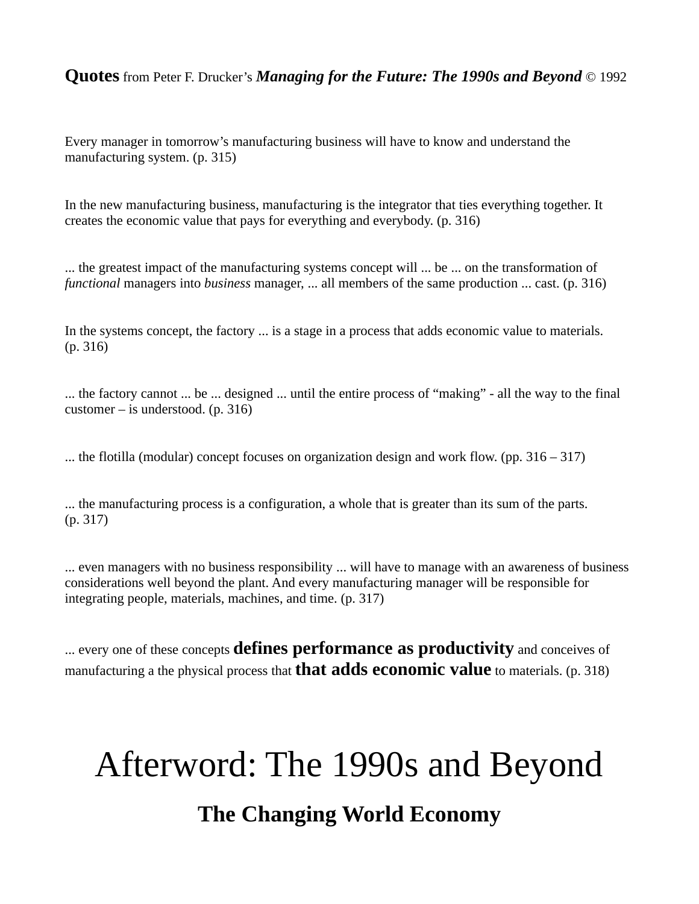**Quotes** from Peter F. Drucker's ***Managing for the Future: The 1990s and Beyond*** © 1992

Every manager in tomorrow's manufacturing business will have to know and understand the manufacturing system. (p. 315)

In the new manufacturing business, manufacturing is the integrator that ties everything together. It creates the economic value that pays for everything and everybody. (p. 316)

... the greatest impact of the manufacturing systems concept will ... be ... on the transformation of *functional* managers into *business* manager, ... all members of the same production ... cast. (p. 316)

In the systems concept, the factory ... is a stage in a process that adds economic value to materials. (p. 316)

... the factory cannot ... be ... designed ... until the entire process of "making" - all the way to the final customer – is understood. (p. 316)

... the flotilla (modular) concept focuses on organization design and work flow. (pp. 316 – 317)

... the manufacturing process is a configuration, a whole that is greater than its sum of the parts. (p. 317)

... even managers with no business responsibility ... will have to manage with an awareness of business considerations well beyond the plant. And every manufacturing manager will be responsible for integrating people, materials, machines, and time. (p. 317)

... every one of these concepts **defines performance as productivity** and conceives of manufacturing a the physical process that **that adds economic value** to materials. (p. 318)

# Afterword: The 1990s and Beyond

## The Changing World Economy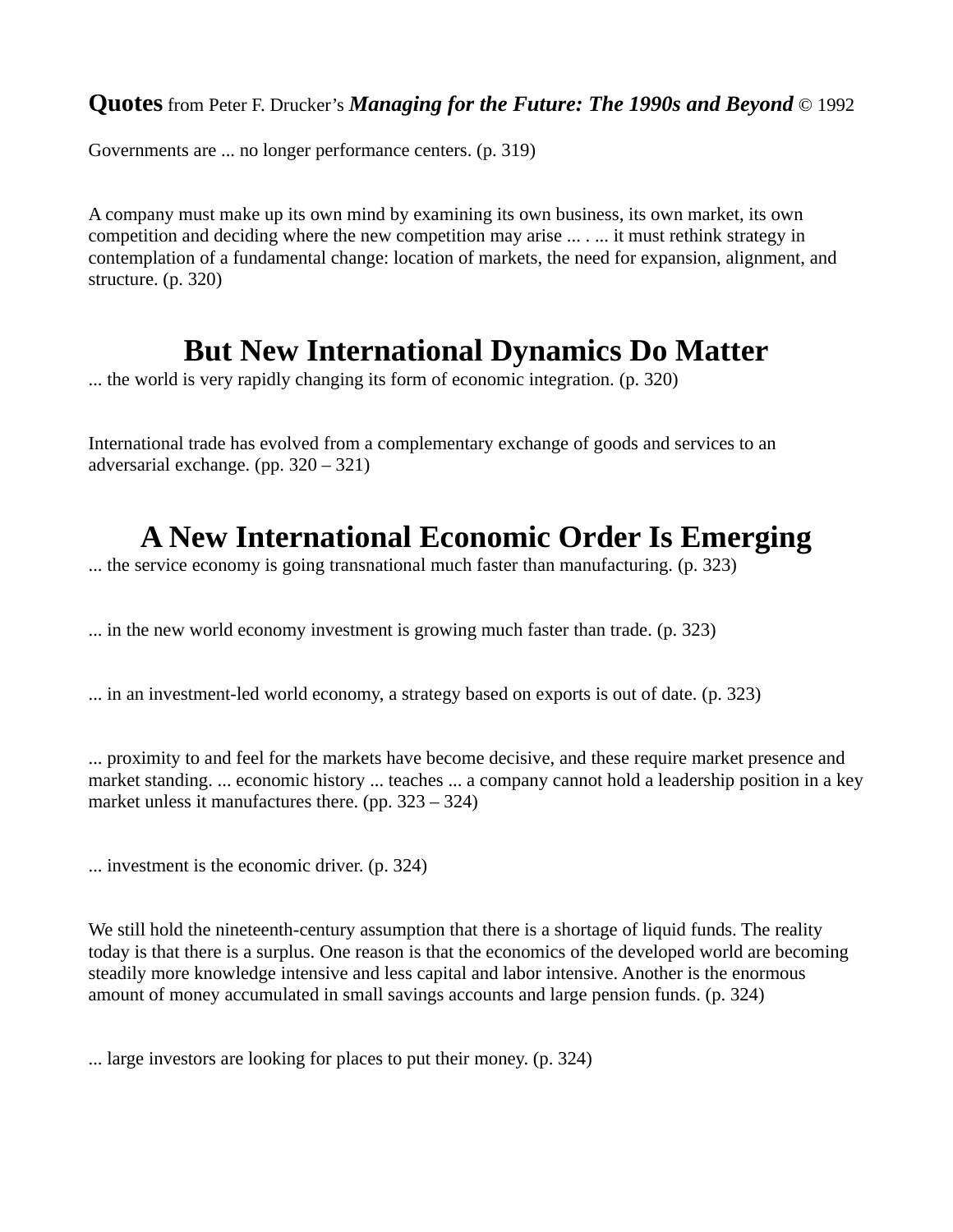**Quotes** from Peter F. Drucker's ***Managing for the Future: The 1990s and Beyond*** © 1992

Governments are ... no longer performance centers. (p. 319)

A company must make up its own mind by examining its own business, its own market, its own competition and deciding where the new competition may arise ... . ... it must rethink strategy in contemplation of a fundamental change: location of markets, the need for expansion, alignment, and structure. (p. 320)

# But New International Dynamics Do Matter

... the world is very rapidly changing its form of economic integration. (p. 320)

International trade has evolved from a complementary exchange of goods and services to an adversarial exchange. (pp. 320 – 321)

# A New International Economic Order Is Emerging

... the service economy is going transnational much faster than manufacturing. (p. 323)

... in the new world economy investment is growing much faster than trade. (p. 323)

... in an investment-led world economy, a strategy based on exports is out of date. (p. 323)

... proximity to and feel for the markets have become decisive, and these require market presence and market standing. ... economic history ... teaches ... a company cannot hold a leadership position in a key market unless it manufactures there. (pp. 323 – 324)

... investment is the economic driver. (p. 324)

We still hold the nineteenth-century assumption that there is a shortage of liquid funds. The reality today is that there is a surplus. One reason is that the economics of the developed world are becoming steadily more knowledge intensive and less capital and labor intensive. Another is the enormous amount of money accumulated in small savings accounts and large pension funds. (p. 324)

... large investors are looking for places to put their money. (p. 324)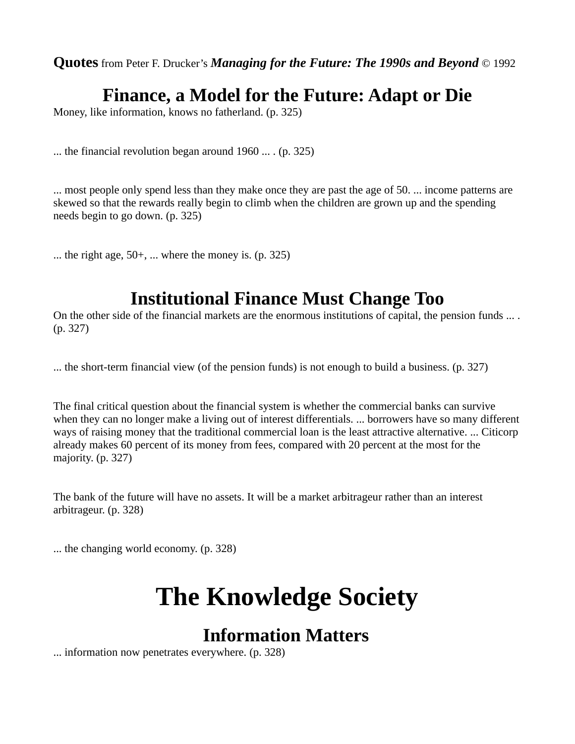**Quotes** from Peter F. Drucker's ***Managing for the Future: The 1990s and Beyond*** © 1992

## Finance, a Model for the Future: Adapt or Die

Money, like information, knows no fatherland. (p. 325)

... the financial revolution began around 1960 ... . (p. 325)

... most people only spend less than they make once they are past the age of 50. ... income patterns are skewed so that the rewards really begin to climb when the children are grown up and the spending needs begin to go down. (p. 325)

... the right age, 50+, ... where the money is. (p. 325)

## Institutional Finance Must Change Too

On the other side of the financial markets are the enormous institutions of capital, the pension funds ... . (p. 327)

... the short-term financial view (of the pension funds) is not enough to build a business. (p. 327)

The final critical question about the financial system is whether the commercial banks can survive when they can no longer make a living out of interest differentials. ... borrowers have so many different ways of raising money that the traditional commercial loan is the least attractive alternative. ... Citicorp already makes 60 percent of its money from fees, compared with 20 percent at the most for the majority. (p. 327)

The bank of the future will have no assets. It will be a market arbitrageur rather than an interest arbitrageur. (p. 328)

... the changing world economy. (p. 328)

# The Knowledge Society

## Information Matters

... information now penetrates everywhere. (p. 328)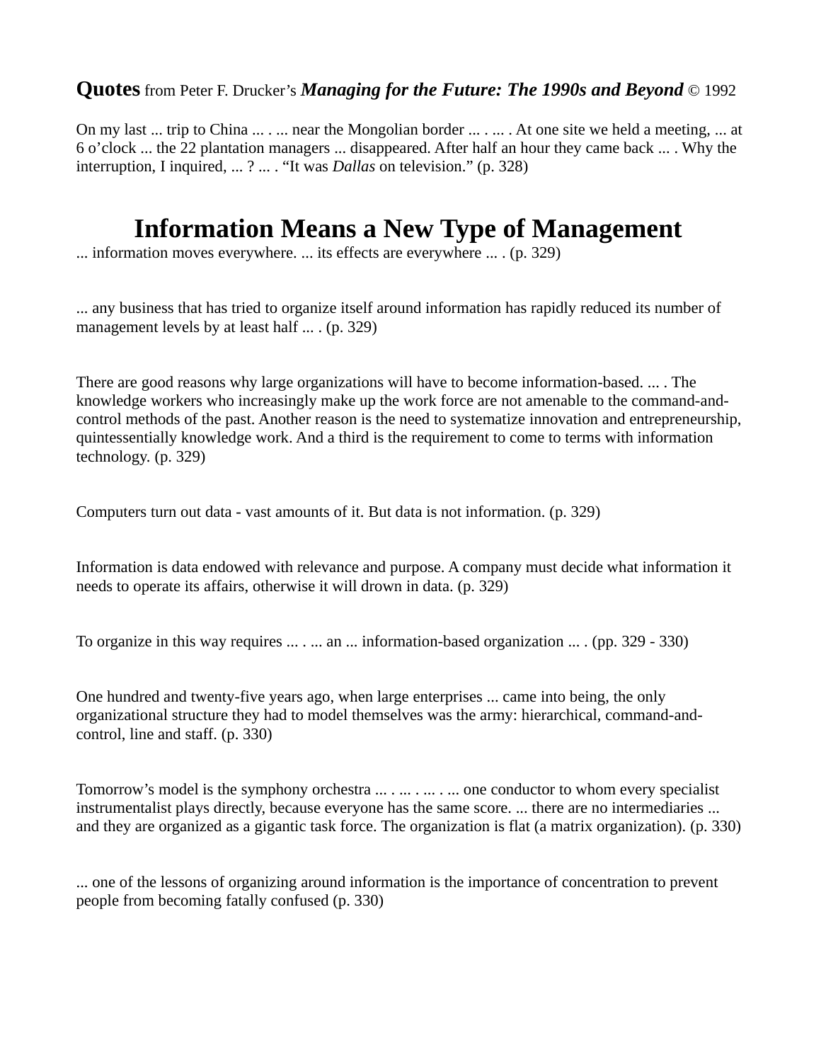**Quotes** from Peter F. Drucker's ***Managing for the Future: The 1990s and Beyond*** © 1992

On my last ... trip to China ... . ... near the Mongolian border ... . ... . At one site we held a meeting, ... at 6 o'clock ... the 22 plantation managers ... disappeared. After half an hour they came back ... . Why the interruption, I inquired, ... ? ... . "It was *Dallas* on television." (p. 328)

# Information Means a New Type of Management

... information moves everywhere. ... its effects are everywhere ... . (p. 329)

... any business that has tried to organize itself around information has rapidly reduced its number of management levels by at least half ... . (p. 329)

There are good reasons why large organizations will have to become information-based. ... . The knowledge workers who increasingly make up the work force are not amenable to the command-and-control methods of the past. Another reason is the need to systematize innovation and entrepreneurship, quintessentially knowledge work. And a third is the requirement to come to terms with information technology. (p. 329)

Computers turn out data - vast amounts of it. But data is not information. (p. 329)

Information is data endowed with relevance and purpose. A company must decide what information it needs to operate its affairs, otherwise it will drown in data. (p. 329)

To organize in this way requires ... . ... an ... information-based organization ... . (pp. 329 - 330)

One hundred and twenty-five years ago, when large enterprises ... came into being, the only organizational structure they had to model themselves was the army: hierarchical, command-and-control, line and staff. (p. 330)

Tomorrow's model is the symphony orchestra ... . ... . ... . ... one conductor to whom every specialist instrumentalist plays directly, because everyone has the same score. ... there are no intermediaries ... and they are organized as a gigantic task force. The organization is flat (a matrix organization). (p. 330)

... one of the lessons of organizing around information is the importance of concentration to prevent people from becoming fatally confused (p. 330)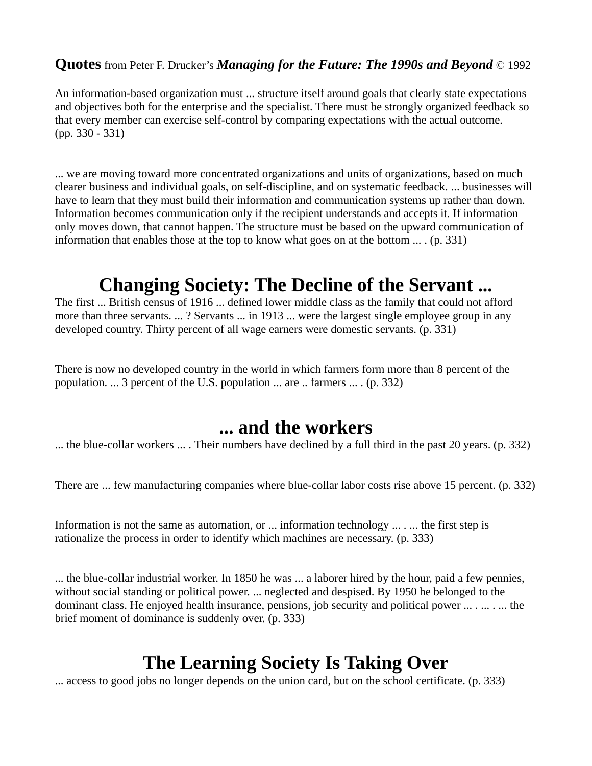**Quotes** from Peter F. Drucker's ***Managing for the Future: The 1990s and Beyond*** © 1992

An information-based organization must ... structure itself around goals that clearly state expectations and objectives both for the enterprise and the specialist. There must be strongly organized feedback so that every member can exercise self-control by comparing expectations with the actual outcome. (pp. 330 - 331)

... we are moving toward more concentrated organizations and units of organizations, based on much clearer business and individual goals, on self-discipline, and on systematic feedback. ... businesses will have to learn that they must build their information and communication systems up rather than down. Information becomes communication only if the recipient understands and accepts it. If information only moves down, that cannot happen. The structure must be based on the upward communication of information that enables those at the top to know what goes on at the bottom ... . (p. 331)

## Changing Society: The Decline of the Servant ...

The first ... British census of 1916 ... defined lower middle class as the family that could not afford more than three servants. ... ? Servants ... in 1913 ... were the largest single employee group in any developed country. Thirty percent of all wage earners were domestic servants. (p. 331)

There is now no developed country in the world in which farmers form more than 8 percent of the population. ... 3 percent of the U.S. population ... are .. farmers ... . (p. 332)

## ... and the workers

... the blue-collar workers ... . Their numbers have declined by a full third in the past 20 years. (p. 332)

There are ... few manufacturing companies where blue-collar labor costs rise above 15 percent. (p. 332)

Information is not the same as automation, or ... information technology ... . ... the first step is rationalize the process in order to identify which machines are necessary. (p. 333)

... the blue-collar industrial worker. In 1850 he was ... a laborer hired by the hour, paid a few pennies, without social standing or political power. ... neglected and despised. By 1950 he belonged to the dominant class. He enjoyed health insurance, pensions, job security and political power ... . ... . ... the brief moment of dominance is suddenly over. (p. 333)

## The Learning Society Is Taking Over

... access to good jobs no longer depends on the union card, but on the school certificate. (p. 333)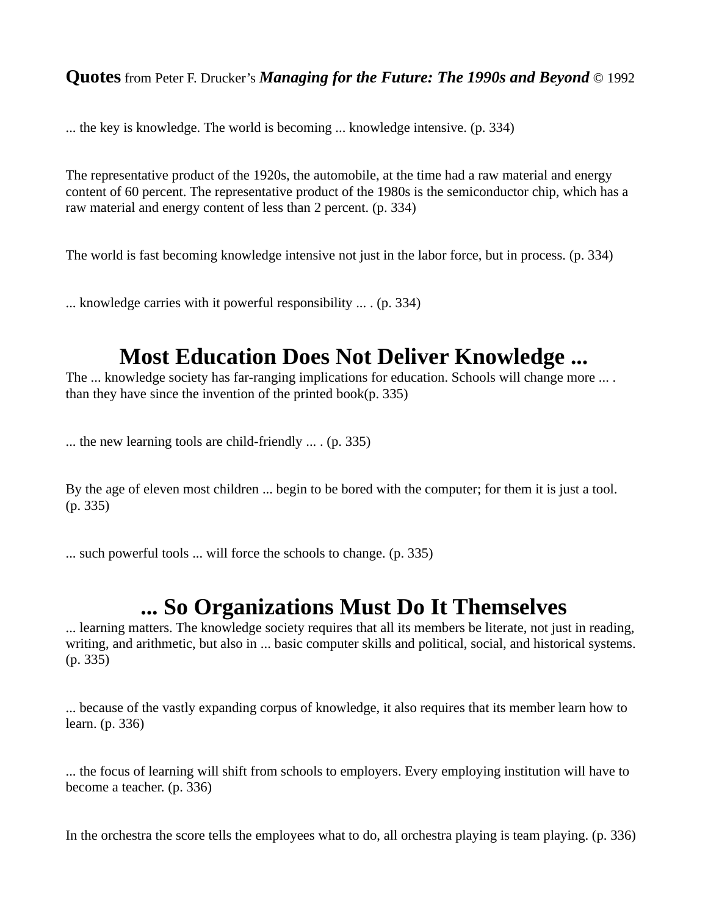**Quotes** from Peter F. Drucker's ***Managing for the Future: The 1990s and Beyond*** © 1992

... the key is knowledge. The world is becoming ... knowledge intensive. (p. 334)

The representative product of the 1920s, the automobile, at the time had a raw material and energy content of 60 percent. The representative product of the 1980s is the semiconductor chip, which has a raw material and energy content of less than 2 percent. (p. 334)

The world is fast becoming knowledge intensive not just in the labor force, but in process. (p. 334)

... knowledge carries with it powerful responsibility ... . (p. 334)

## Most Education Does Not Deliver Knowledge ...

The ... knowledge society has far-ranging implications for education. Schools will change more ... . than they have since the invention of the printed book(p. 335)

... the new learning tools are child-friendly ... . (p. 335)

By the age of eleven most children ... begin to be bored with the computer; for them it is just a tool. (p. 335)

... such powerful tools ... will force the schools to change. (p. 335)

## ... So Organizations Must Do It Themselves

... learning matters. The knowledge society requires that all its members be literate, not just in reading, writing, and arithmetic, but also in ... basic computer skills and political, social, and historical systems. (p. 335)

... because of the vastly expanding corpus of knowledge, it also requires that its member learn how to learn. (p. 336)

... the focus of learning will shift from schools to employers. Every employing institution will have to become a teacher. (p. 336)

In the orchestra the score tells the employees what to do, all orchestra playing is team playing. (p. 336)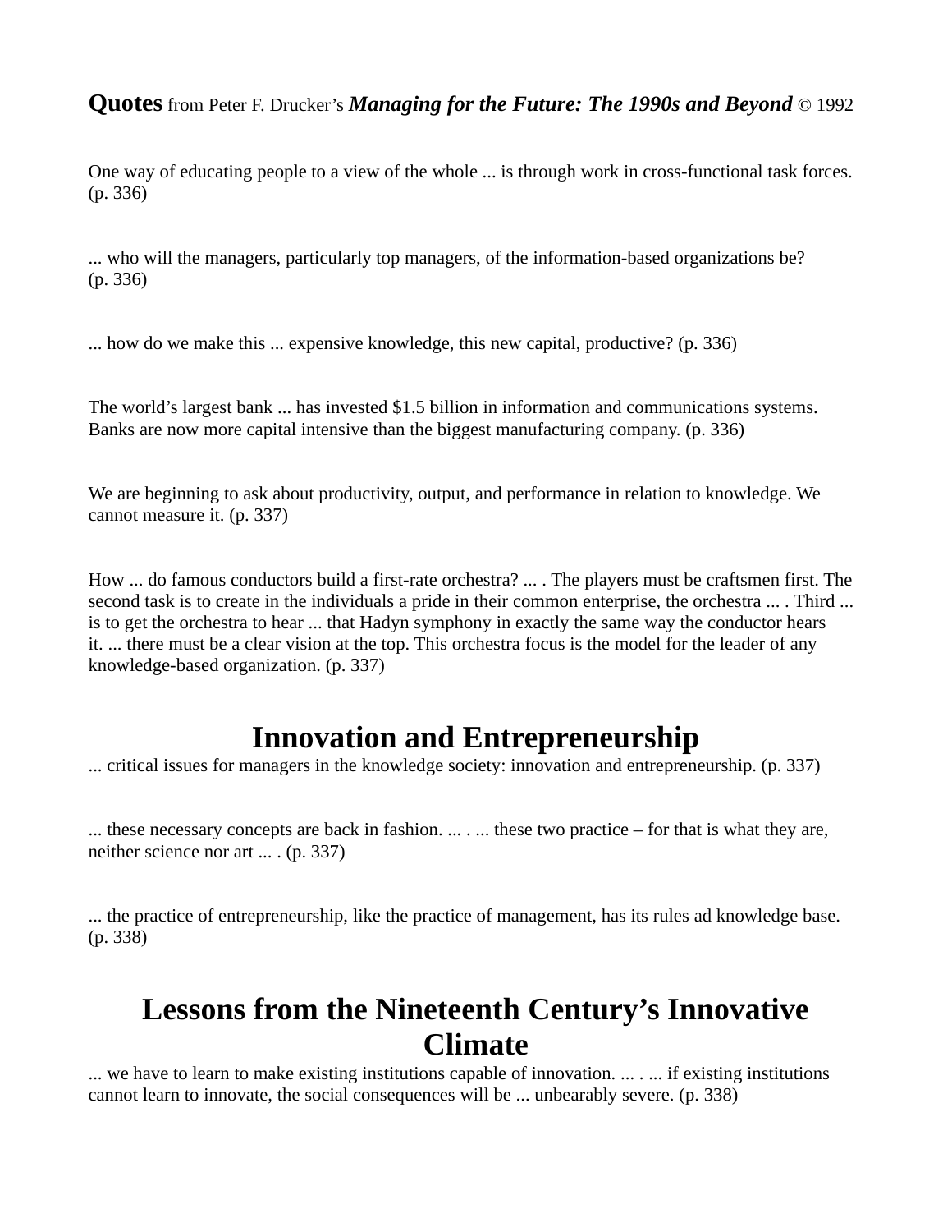**Quotes** from Peter F. Drucker's ***Managing for the Future: The 1990s and Beyond*** © 1992

One way of educating people to a view of the whole ... is through work in cross-functional task forces. (p. 336)

... who will the managers, particularly top managers, of the information-based organizations be? (p. 336)

... how do we make this ... expensive knowledge, this new capital, productive? (p. 336)

The world's largest bank ... has invested $1.5 billion in information and communications systems. Banks are now more capital intensive than the biggest manufacturing company. (p. 336)

We are beginning to ask about productivity, output, and performance in relation to knowledge. We cannot measure it. (p. 337)

How ... do famous conductors build a first-rate orchestra? ... . The players must be craftsmen first. The second task is to create in the individuals a pride in their common enterprise, the orchestra ... . Third ... is to get the orchestra to hear ... that Hadyn symphony in exactly the same way the conductor hears it. ... there must be a clear vision at the top. This orchestra focus is the model for the leader of any knowledge-based organization. (p. 337)

## Innovation and Entrepreneurship

... critical issues for managers in the knowledge society: innovation and entrepreneurship. (p. 337)

... these necessary concepts are back in fashion. ... . ... these two practice – for that is what they are, neither science nor art ... . (p. 337)

... the practice of entrepreneurship, like the practice of management, has its rules ad knowledge base. (p. 338)

## Lessons from the Nineteenth Century's Innovative Climate

... we have to learn to make existing institutions capable of innovation. ... . ... if existing institutions cannot learn to innovate, the social consequences will be ... unbearably severe. (p. 338)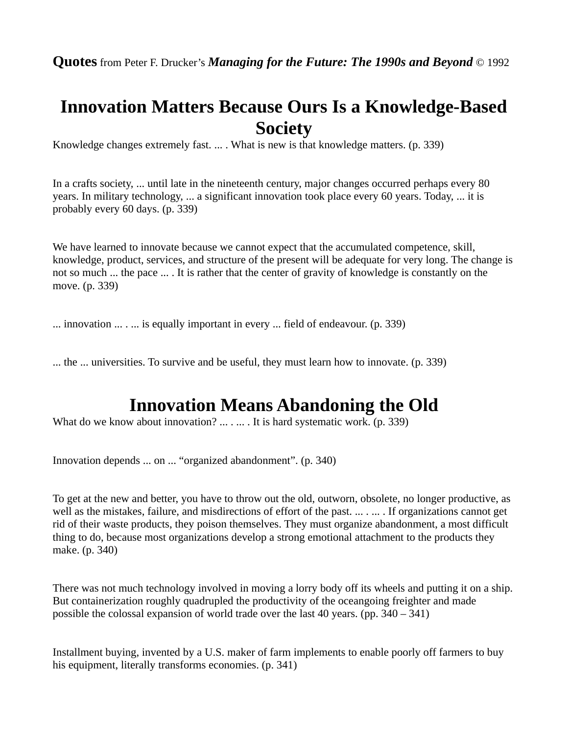**Quotes** from Peter F. Drucker's ***Managing for the Future: The 1990s and Beyond*** © 1992

# Innovation Matters Because Ours Is a Knowledge-Based Society

Knowledge changes extremely fast. ... . What is new is that knowledge matters. (p. 339)

In a crafts society, ... until late in the nineteenth century, major changes occurred perhaps every 80 years. In military technology, ... a significant innovation took place every 60 years. Today, ... it is probably every 60 days. (p. 339)

We have learned to innovate because we cannot expect that the accumulated competence, skill, knowledge, product, services, and structure of the present will be adequate for very long. The change is not so much ... the pace ... . It is rather that the center of gravity of knowledge is constantly on the move. (p. 339)

... innovation ... . ... is equally important in every ... field of endeavour. (p. 339)

... the ... universities. To survive and be useful, they must learn how to innovate. (p. 339)

# Innovation Means Abandoning the Old

What do we know about innovation? ... . ... . It is hard systematic work. (p. 339)

Innovation depends ... on ... "organized abandonment". (p. 340)

To get at the new and better, you have to throw out the old, outworn, obsolete, no longer productive, as well as the mistakes, failure, and misdirections of effort of the past. ... . ... . If organizations cannot get rid of their waste products, they poison themselves. They must organize abandonment, a most difficult thing to do, because most organizations develop a strong emotional attachment to the products they make. (p. 340)

There was not much technology involved in moving a lorry body off its wheels and putting it on a ship. But containerization roughly quadrupled the productivity of the oceangoing freighter and made possible the colossal expansion of world trade over the last 40 years. (pp. 340 – 341)

Installment buying, invented by a U.S. maker of farm implements to enable poorly off farmers to buy his equipment, literally transforms economies. (p. 341)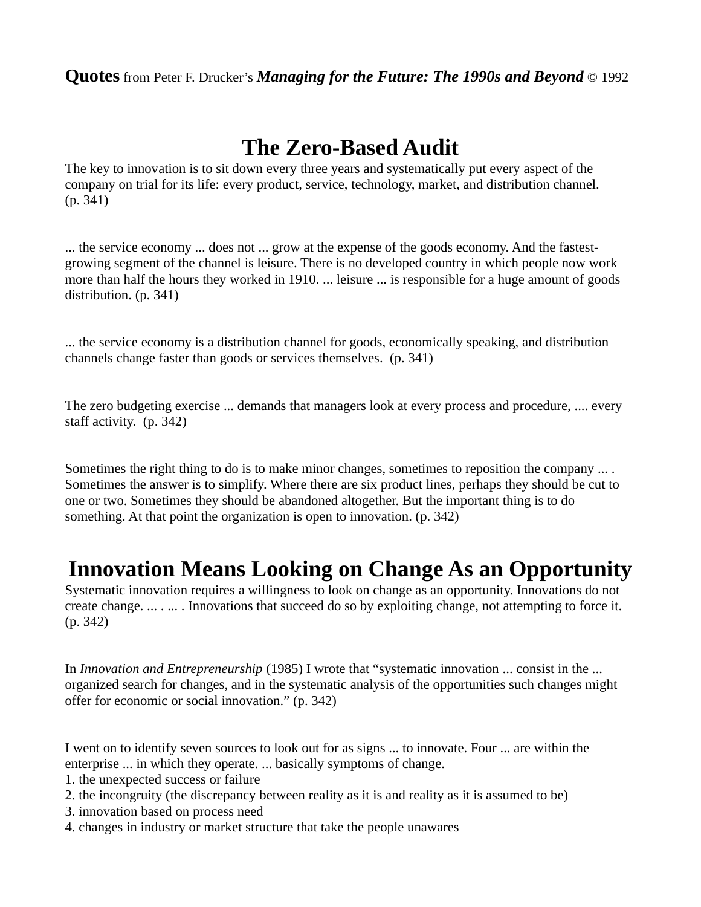**Quotes** from Peter F. Drucker's ***Managing for the Future: The 1990s and Beyond*** © 1992

# The Zero-Based Audit

The key to innovation is to sit down every three years and systematically put every aspect of the company on trial for its life: every product, service, technology, market, and distribution channel. (p. 341)

... the service economy ... does not ... grow at the expense of the goods economy. And the fastest-growing segment of the channel is leisure. There is no developed country in which people now work more than half the hours they worked in 1910. ... leisure ... is responsible for a huge amount of goods distribution. (p. 341)

... the service economy is a distribution channel for goods, economically speaking, and distribution channels change faster than goods or services themselves. (p. 341)

The zero budgeting exercise ... demands that managers look at every process and procedure, .... every staff activity. (p. 342)

Sometimes the right thing to do is to make minor changes, sometimes to reposition the company ... . Sometimes the answer is to simplify. Where there are six product lines, perhaps they should be cut to one or two. Sometimes they should be abandoned altogether. But the important thing is to do something. At that point the organization is open to innovation. (p. 342)

# Innovation Means Looking on Change As an Opportunity

Systematic innovation requires a willingness to look on change as an opportunity. Innovations do not create change. ... . ... . Innovations that succeed do so by exploiting change, not attempting to force it. (p. 342)

In *Innovation and Entrepreneurship* (1985) I wrote that "systematic innovation ... consist in the ... organized search for changes, and in the systematic analysis of the opportunities such changes might offer for economic or social innovation." (p. 342)

I went on to identify seven sources to look out for as signs ... to innovate. Four ... are within the enterprise ... in which they operate. ... basically symptoms of change.
1. the unexpected success or failure
2. the incongruity (the discrepancy between reality as it is and reality as it is assumed to be)
3. innovation based on process need
4. changes in industry or market structure that take the people unawares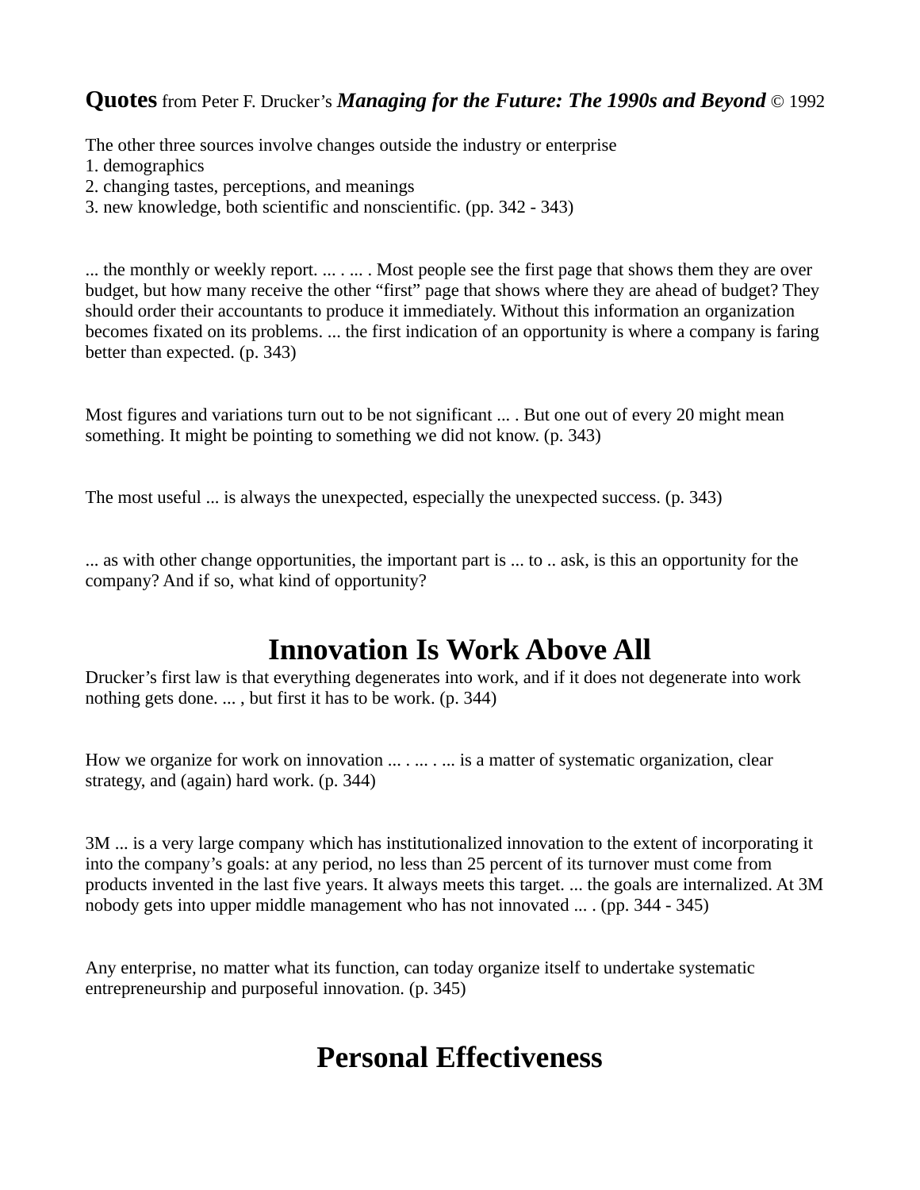**Quotes** from Peter F. Drucker’s ***Managing for the Future: The 1990s and Beyond*** © 1992

The other three sources involve changes outside the industry or enterprise
1. demographics
2. changing tastes, perceptions, and meanings
3. new knowledge, both scientific and nonscientific. (pp. 342 - 343)

... the monthly or weekly report. ... . ... . Most people see the first page that shows them they are over budget, but how many receive the other “first” page that shows where they are ahead of budget? They should order their accountants to produce it immediately. Without this information an organization becomes fixated on its problems. ... the first indication of an opportunity is where a company is faring better than expected. (p. 343)

Most figures and variations turn out to be not significant ... . But one out of every 20 might mean something. It might be pointing to something we did not know. (p. 343)

The most useful ... is always the unexpected, especially the unexpected success. (p. 343)

... as with other change opportunities, the important part is ... to .. ask, is this an opportunity for the company? And if so, what kind of opportunity?

# Innovation Is Work Above All

Drucker’s first law is that everything degenerates into work, and if it does not degenerate into work nothing gets done. ... , but first it has to be work. (p. 344)

How we organize for work on innovation ... . ... . ... is a matter of systematic organization, clear strategy, and (again) hard work. (p. 344)

3M ... is a very large company which has institutionalized innovation to the extent of incorporating it into the company’s goals: at any period, no less than 25 percent of its turnover must come from products invented in the last five years. It always meets this target. ... the goals are internalized. At 3M nobody gets into upper middle management who has not innovated ... . (pp. 344 - 345)

Any enterprise, no matter what its function, can today organize itself to undertake systematic entrepreneurship and purposeful innovation. (p. 345)

# Personal Effectiveness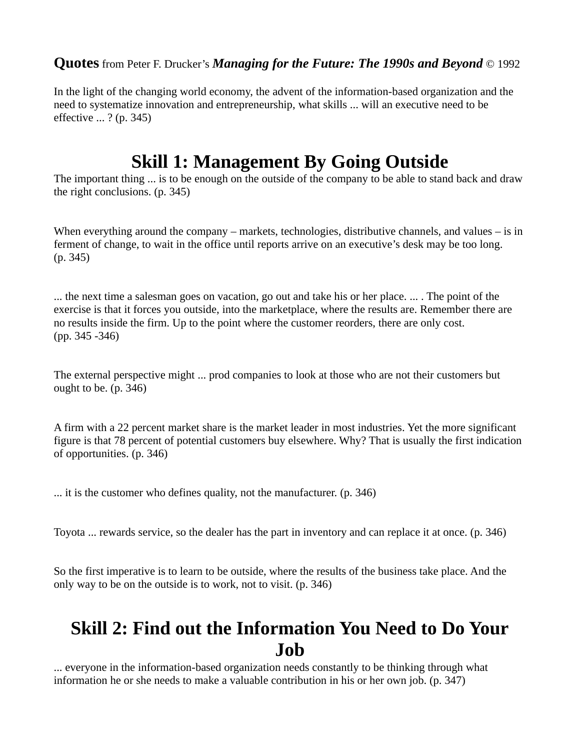**Quotes** from Peter F. Drucker's ***Managing for the Future: The 1990s and Beyond*** © 1992

In the light of the changing world economy, the advent of the information-based organization and the need to systematize innovation and entrepreneurship, what skills ... will an executive need to be effective ... ? (p. 345)

# Skill 1: Management By Going Outside

The important thing ... is to be enough on the outside of the company to be able to stand back and draw the right conclusions. (p. 345)

When everything around the company – markets, technologies, distributive channels, and values – is in ferment of change, to wait in the office until reports arrive on an executive's desk may be too long. (p. 345)

... the next time a salesman goes on vacation, go out and take his or her place. ... . The point of the exercise is that it forces you outside, into the marketplace, where the results are. Remember there are no results inside the firm. Up to the point where the customer reorders, there are only cost. (pp. 345 -346)

The external perspective might ... prod companies to look at those who are not their customers but ought to be. (p. 346)

A firm with a 22 percent market share is the market leader in most industries. Yet the more significant figure is that 78 percent of potential customers buy elsewhere. Why? That is usually the first indication of opportunities. (p. 346)

... it is the customer who defines quality, not the manufacturer. (p. 346)

Toyota ... rewards service, so the dealer has the part in inventory and can replace it at once. (p. 346)

So the first imperative is to learn to be outside, where the results of the business take place. And the only way to be on the outside is to work, not to visit. (p. 346)

# Skill 2: Find out the Information You Need to Do Your Job

... everyone in the information-based organization needs constantly to be thinking through what information he or she needs to make a valuable contribution in his or her own job. (p. 347)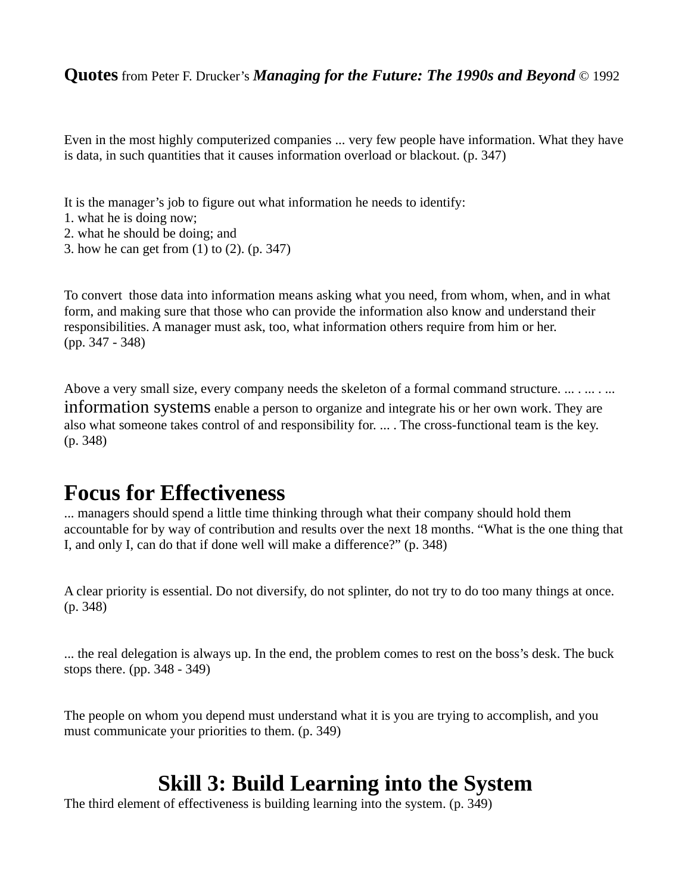**Quotes** from Peter F. Drucker's ***Managing for the Future: The 1990s and Beyond*** © 1992

Even in the most highly computerized companies ... very few people have information. What they have is data, in such quantities that it causes information overload or blackout. (p. 347)

It is the manager's job to figure out what information he needs to identify:
1. what he is doing now;
2. what he should be doing; and
3. how he can get from (1) to (2). (p. 347)

To convert those data into information means asking what you need, from whom, when, and in what form, and making sure that those who can provide the information also know and understand their responsibilities. A manager must ask, too, what information others require from him or her.
(pp. 347 - 348)

Above a very small size, every company needs the skeleton of a formal command structure. ... . ... . ... information systems enable a person to organize and integrate his or her own work. They are also what someone takes control of and responsibility for. ... . The cross-functional team is the key.
(p. 348)

## Focus for Effectiveness

... managers should spend a little time thinking through what their company should hold them accountable for by way of contribution and results over the next 18 months. "What is the one thing that I, and only I, can do that if done well will make a difference?" (p. 348)

A clear priority is essential. Do not diversify, do not splinter, do not try to do too many things at once.
(p. 348)

... the real delegation is always up. In the end, the problem comes to rest on the boss's desk. The buck stops there. (pp. 348 - 349)

The people on whom you depend must understand what it is you are trying to accomplish, and you must communicate your priorities to them. (p. 349)

## Skill 3: Build Learning into the System

The third element of effectiveness is building learning into the system. (p. 349)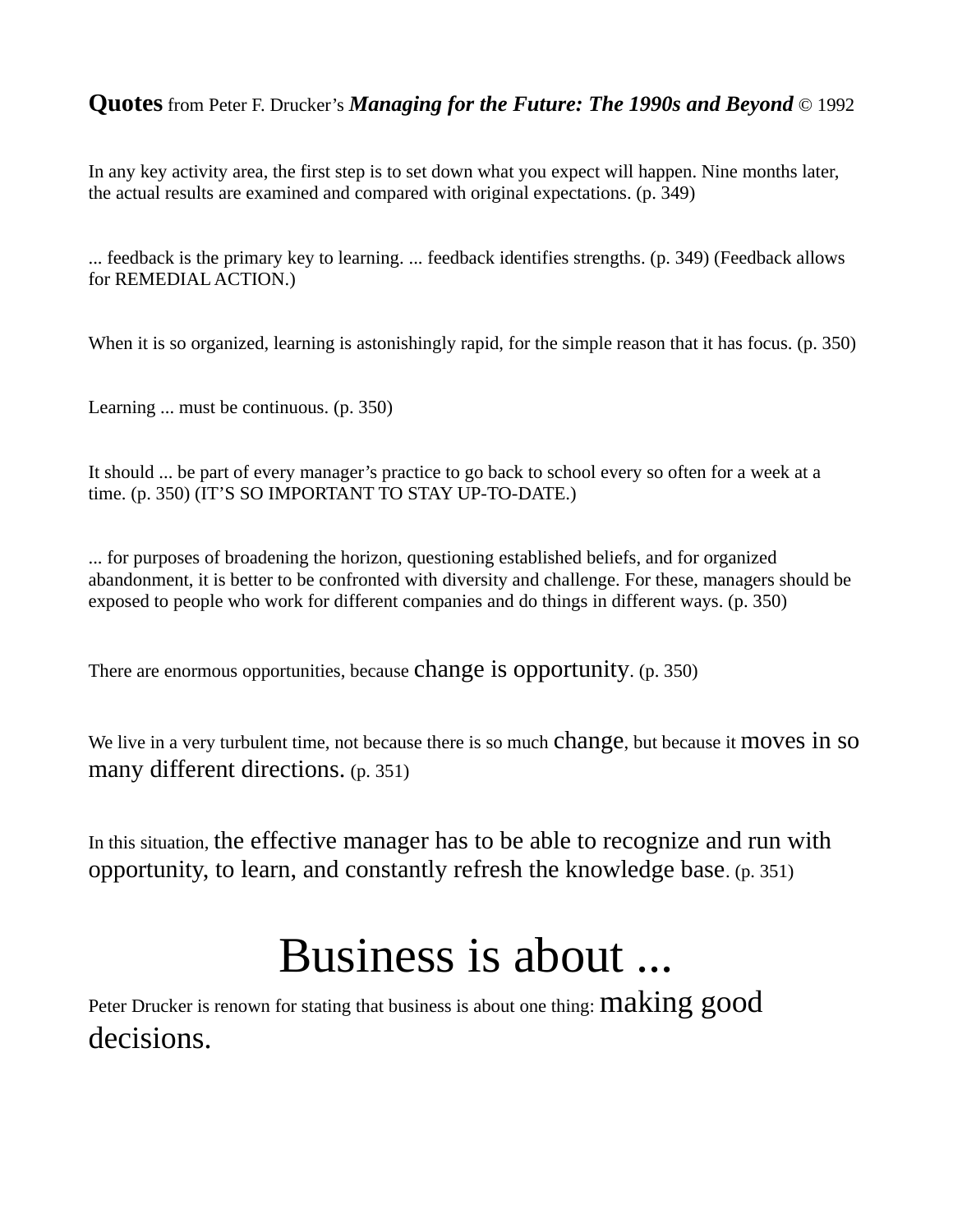**Quotes** from Peter F. Drucker's ***Managing for the Future: The 1990s and Beyond*** © 1992

In any key activity area, the first step is to set down what you expect will happen. Nine months later, the actual results are examined and compared with original expectations. (p. 349)

... feedback is the primary key to learning. ... feedback identifies strengths. (p. 349) (Feedback allows for REMEDIAL ACTION.)

When it is so organized, learning is astonishingly rapid, for the simple reason that it has focus. (p. 350)

Learning ... must be continuous. (p. 350)

It should ... be part of every manager's practice to go back to school every so often for a week at a time. (p. 350) (IT'S SO IMPORTANT TO STAY UP-TO-DATE.)

... for purposes of broadening the horizon, questioning established beliefs, and for organized abandonment, it is better to be confronted with diversity and challenge. For these, managers should be exposed to people who work for different companies and do things in different ways. (p. 350)

There are enormous opportunities, because change is opportunity. (p. 350)

We live in a very turbulent time, not because there is so much change, but because it moves in so many different directions. (p. 351)

In this situation, the effective manager has to be able to recognize and run with opportunity, to learn, and constantly refresh the knowledge base. (p. 351)

# Business is about ...

Peter Drucker is renown for stating that business is about one thing: making good decisions.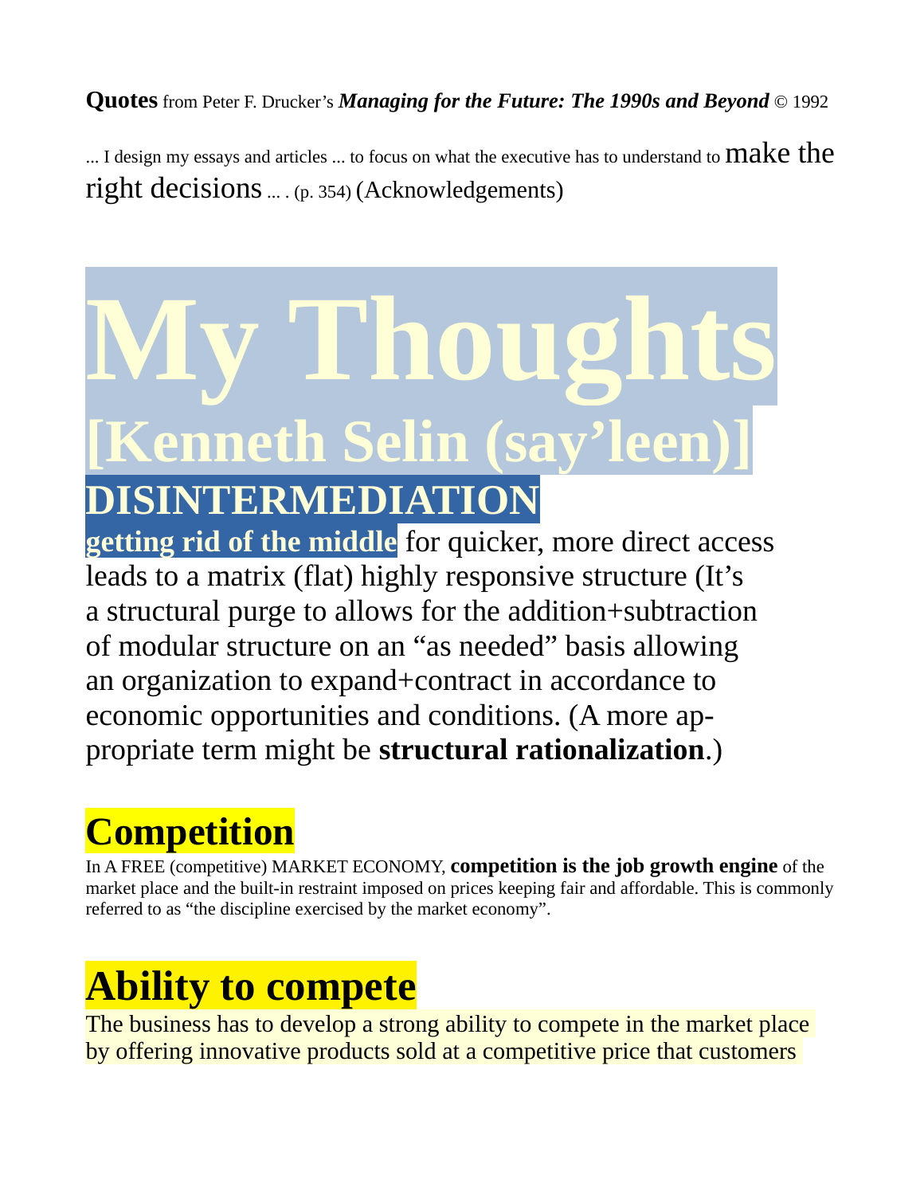**Quotes** from Peter F. Drucker's ***Managing for the Future: The 1990s and Beyond*** © 1992

... I design my essays and articles ... to focus on what the executive has to understand to make the right decisions ... . (p. 354) (Acknowledgements)

# My Thoughts [Kenneth Selin (say'leen)]

## DISINTERMEDIATION

**getting rid of the middle** for quicker, more direct access leads to a matrix (flat) highly responsive structure (It's a structural purge to allows for the addition+subtraction of modular structure on an "as needed" basis allowing an organization to expand+contract in accordance to economic opportunities and conditions. (A more appropriate term might be **structural rationalization**.)

## Competition

In A FREE (competitive) MARKET ECONOMY, **competition is the job growth engine** of the market place and the built-in restraint imposed on prices keeping fair and affordable. This is commonly referred to as "the discipline exercised by the market economy".

## Ability to compete

The business has to develop a strong ability to compete in the market place by offering innovative products sold at a competitive price that customers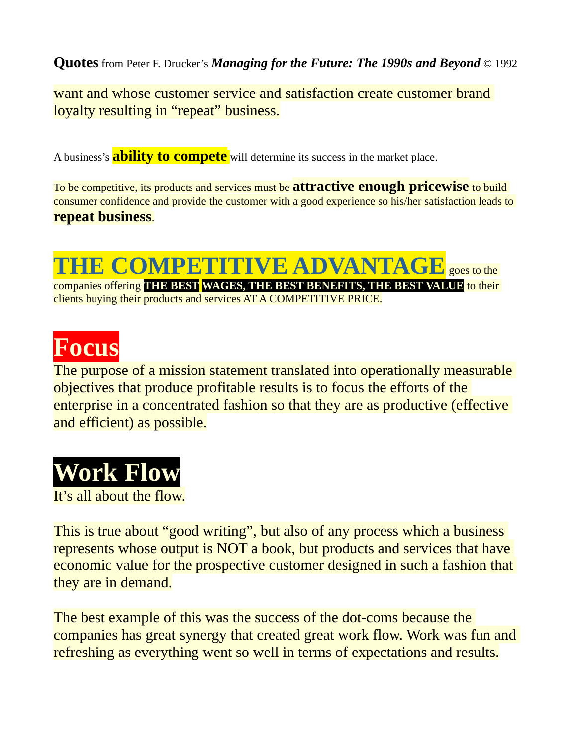**Quotes** from Peter F. Drucker's ***Managing for the Future: The 1990s and Beyond*** © 1992

want and whose customer service and satisfaction create customer brand loyalty resulting in "repeat" business.

A business's **ability to compete** will determine its success in the market place.

To be competitive, its products and services must be **attractive enough pricewise** to build consumer confidence and provide the customer with a good experience so his/her satisfaction leads to **repeat business**.

**THE COMPETITIVE ADVANTAGE** goes to the companies offering **THE BEST WAGES, THE BEST BENEFITS, THE BEST VALUE** to their clients buying their products and services AT A COMPETITIVE PRICE.

# Focus

The purpose of a mission statement translated into operationally measurable objectives that produce profitable results is to focus the efforts of the enterprise in a concentrated fashion so that they are as productive (effective and efficient) as possible.

# Work Flow

It's all about the flow.

This is true about "good writing", but also of any process which a business represents whose output is NOT a book, but products and services that have economic value for the prospective customer designed in such a fashion that they are in demand.

The best example of this was the success of the dot-coms because the companies has great synergy that created great work flow. Work was fun and refreshing as everything went so well in terms of expectations and results.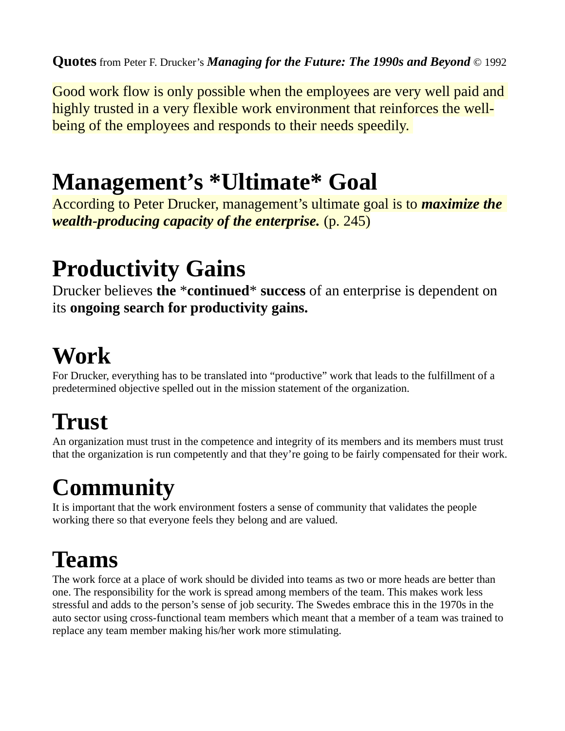**Quotes** from Peter F. Drucker's ***Managing for the Future: The 1990s and Beyond*** © 1992

Good work flow is only possible when the employees are very well paid and highly trusted in a very flexible work environment that reinforces the well-being of the employees and responds to their needs speedily.

# Management's *Ultimate* Goal

According to Peter Drucker, management's ultimate goal is to ***maximize the wealth-producing capacity of the enterprise.*** (p. 245)

# Productivity Gains

Drucker believes **the** *__continued__* **success** of an enterprise is dependent on its **ongoing search for productivity gains.**

# Work

For Drucker, everything has to be translated into "productive" work that leads to the fulfillment of a predetermined objective spelled out in the mission statement of the organization.

# Trust

An organization must trust in the competence and integrity of its members and its members must trust that the organization is run competently and that they're going to be fairly compensated for their work.

# Community

It is important that the work environment fosters a sense of community that validates the people working there so that everyone feels they belong and are valued.

# Teams

The work force at a place of work should be divided into teams as two or more heads are better than one. The responsibility for the work is spread among members of the team. This makes work less stressful and adds to the person's sense of job security. The Swedes embrace this in the 1970s in the auto sector using cross-functional team members which meant that a member of a team was trained to replace any team member making his/her work more stimulating.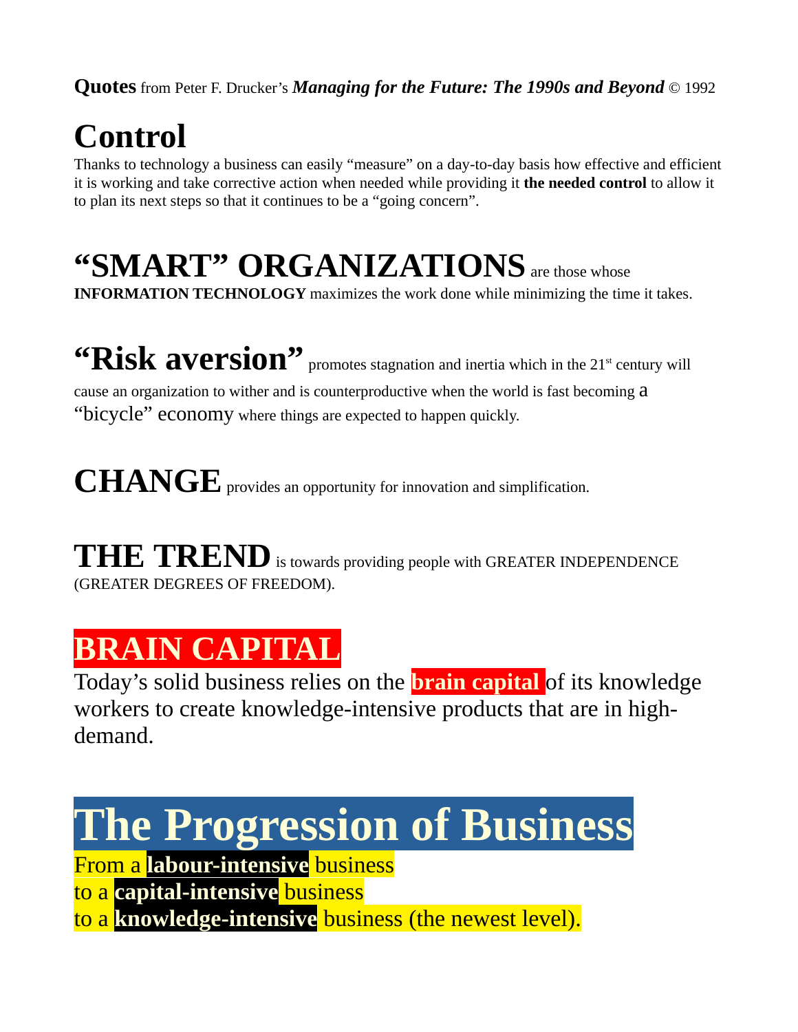**Quotes** from Peter F. Drucker's ***Managing for the Future: The 1990s and Beyond*** © 1992

# Control

Thanks to technology a business can easily "measure" on a day-to-day basis how effective and efficient it is working and take corrective action when needed while providing it **the needed control** to allow it to plan its next steps so that it continues to be a "going concern".

**"SMART" ORGANIZATIONS** are those whose **INFORMATION TECHNOLOGY** maximizes the work done while minimizing the time it takes.

**"Risk aversion"** promotes stagnation and inertia which in the 21st century will cause an organization to wither and is counterproductive when the world is fast becoming a "bicycle" economy where things are expected to happen quickly.

**CHANGE** provides an opportunity for innovation and simplification.

**THE TREND** is towards providing people with GREATER INDEPENDENCE (GREATER DEGREES OF FREEDOM).

## BRAIN CAPITAL

Today's solid business relies on the **brain capital** of its knowledge workers to create knowledge-intensive products that are in high-demand.

# The Progression of Business

From a **labour-intensive** business
to a **capital-intensive** business
to a **knowledge-intensive** business (the newest level).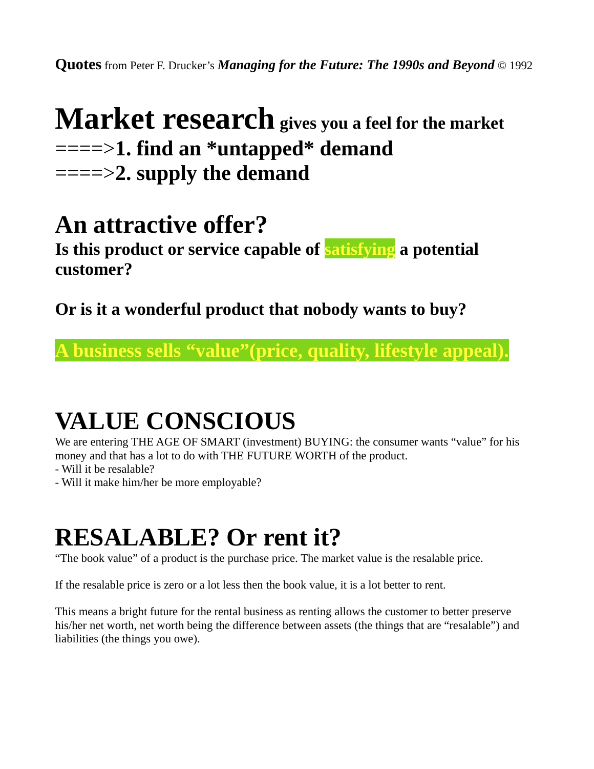**Quotes** from Peter F. Drucker's ***Managing for the Future: The 1990s and Beyond*** © 1992

# Market research gives you a feel for the market

## ====>1. find an *untapped* demand

## ====>2. supply the demand

# An attractive offer?

**Is this product or service capable of satisfying a potential customer?**

**Or is it a wonderful product that nobody wants to buy?**

**A business sells "value"(price, quality, lifestyle appeal).**

# VALUE CONSCIOUS

We are entering THE AGE OF SMART (investment) BUYING: the consumer wants "value" for his money and that has a lot to do with THE FUTURE WORTH of the product.
- Will it be resalable?
- Will it make him/her be more employable?

# RESALABLE? Or rent it?

"The book value" of a product is the purchase price. The market value is the resalable price.

If the resalable price is zero or a lot less then the book value, it is a lot better to rent.

This means a bright future for the rental business as renting allows the customer to better preserve his/her net worth, net worth being the difference between assets (the things that are "resalable") and liabilities (the things you owe).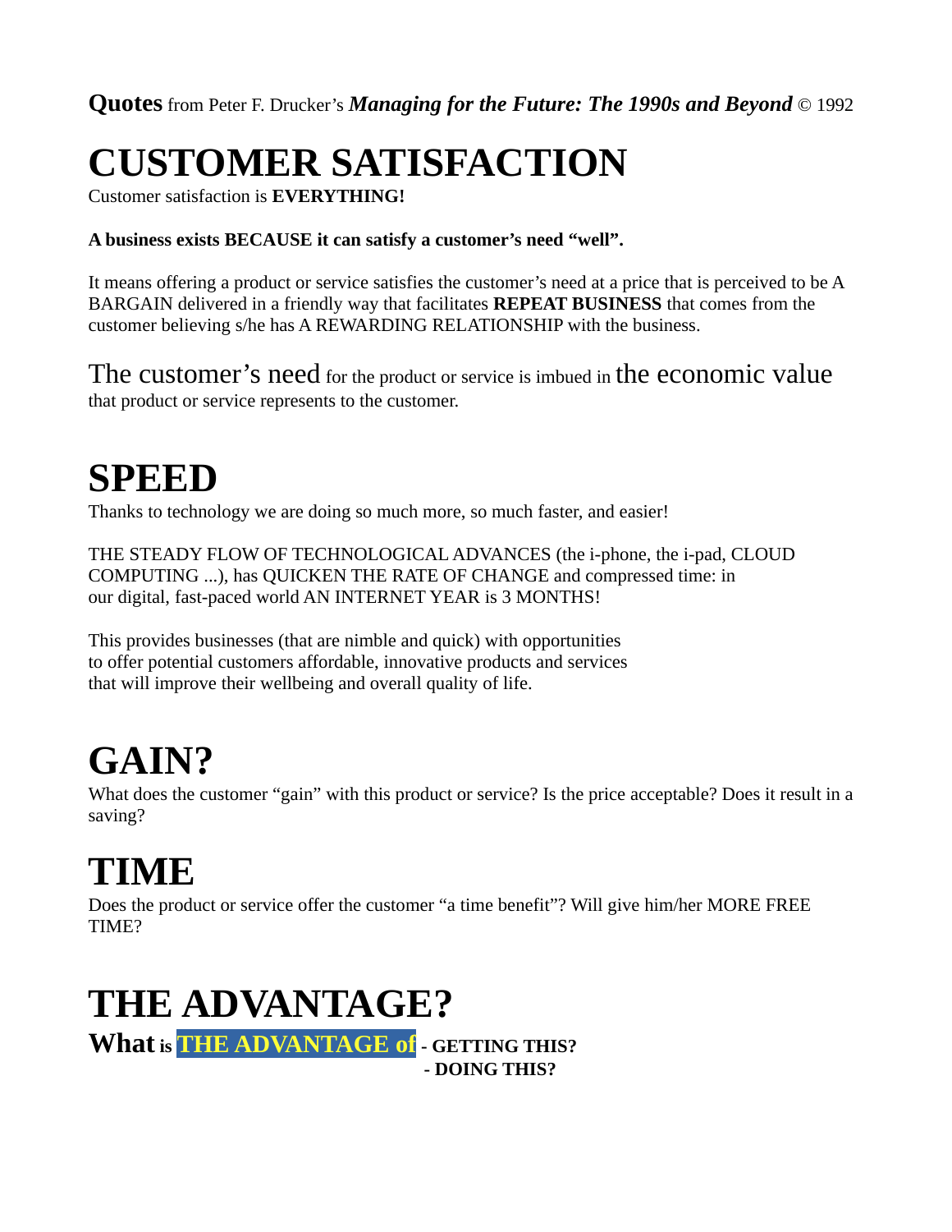**Quotes** from Peter F. Drucker's ***Managing for the Future: The 1990s and Beyond*** © 1992

# CUSTOMER SATISFACTION

Customer satisfaction is **EVERYTHING!**

**A business exists BECAUSE it can satisfy a customer's need "well".**

It means offering a product or service satisfies the customer's need at a price that is perceived to be A BARGAIN delivered in a friendly way that facilitates **REPEAT BUSINESS** that comes from the customer believing s/he has A REWARDING RELATIONSHIP with the business.

The customer's need for the product or service is imbued in the economic value that product or service represents to the customer.

# SPEED

Thanks to technology we are doing so much more, so much faster, and easier!

THE STEADY FLOW OF TECHNOLOGICAL ADVANCES (the i-phone, the i-pad, CLOUD COMPUTING ...), has QUICKEN THE RATE OF CHANGE and compressed time: in our digital, fast-paced world AN INTERNET YEAR is 3 MONTHS!

This provides businesses (that are nimble and quick) with opportunities to offer potential customers affordable, innovative products and services that will improve their wellbeing and overall quality of life.

# GAIN?

What does the customer "gain" with this product or service? Is the price acceptable? Does it result in a saving?

# TIME

Does the product or service offer the customer "a time benefit"? Will give him/her MORE FREE TIME?

# THE ADVANTAGE?

**What is THE ADVANTAGE of - GETTING THIS?**
**- DOING THIS?**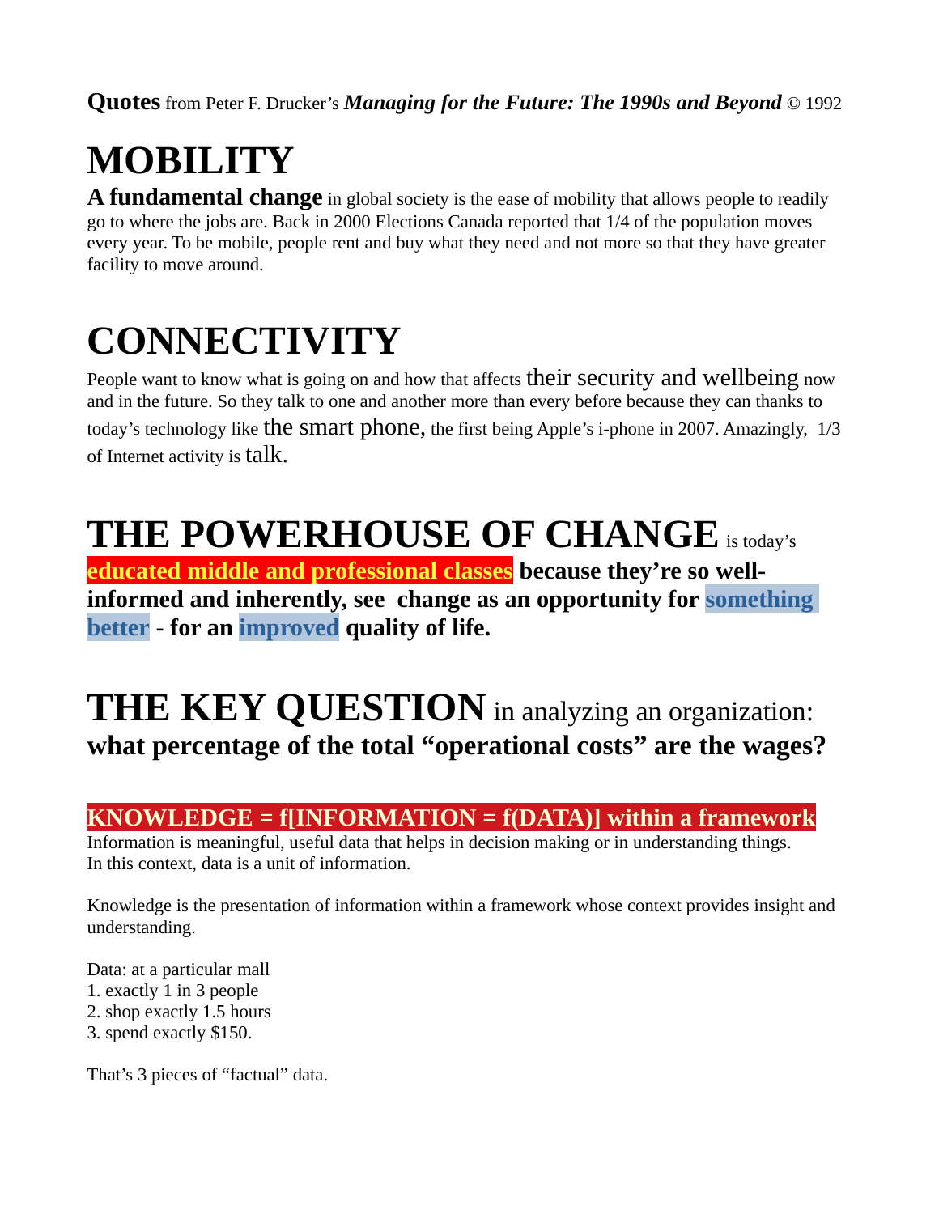**Quotes** from Peter F. Drucker's ***Managing for the Future: The 1990s and Beyond*** © 1992

# MOBILITY

**A fundamental change** in global society is the ease of mobility that allows people to readily go to where the jobs are. Back in 2000 Elections Canada reported that 1/4 of the population moves every year. To be mobile, people rent and buy what they need and not more so that they have greater facility to move around.

# CONNECTIVITY

People want to know what is going on and how that affects their security and wellbeing now and in the future. So they talk to one and another more than every before because they can thanks to today's technology like the smart phone, the first being Apple's i-phone in 2007. Amazingly, 1/3 of Internet activity is talk.

# THE POWERHOUSE OF CHANGE is today's

**educated middle and professional classes because they're so well-informed and inherently, see change as an opportunity for something better - for an improved quality of life.**

# THE KEY QUESTION in analyzing an organization:

**what percentage of the total "operational costs" are the wages?**

**KNOWLEDGE = f[INFORMATION = f(DATA)] within a framework**

Information is meaningful, useful data that helps in decision making or in understanding things.
In this context, data is a unit of information.

Knowledge is the presentation of information within a framework whose context provides insight and understanding.

Data: at a particular mall
1. exactly 1 in 3 people
2. shop exactly 1.5 hours
3. spend exactly $150.

That's 3 pieces of "factual" data.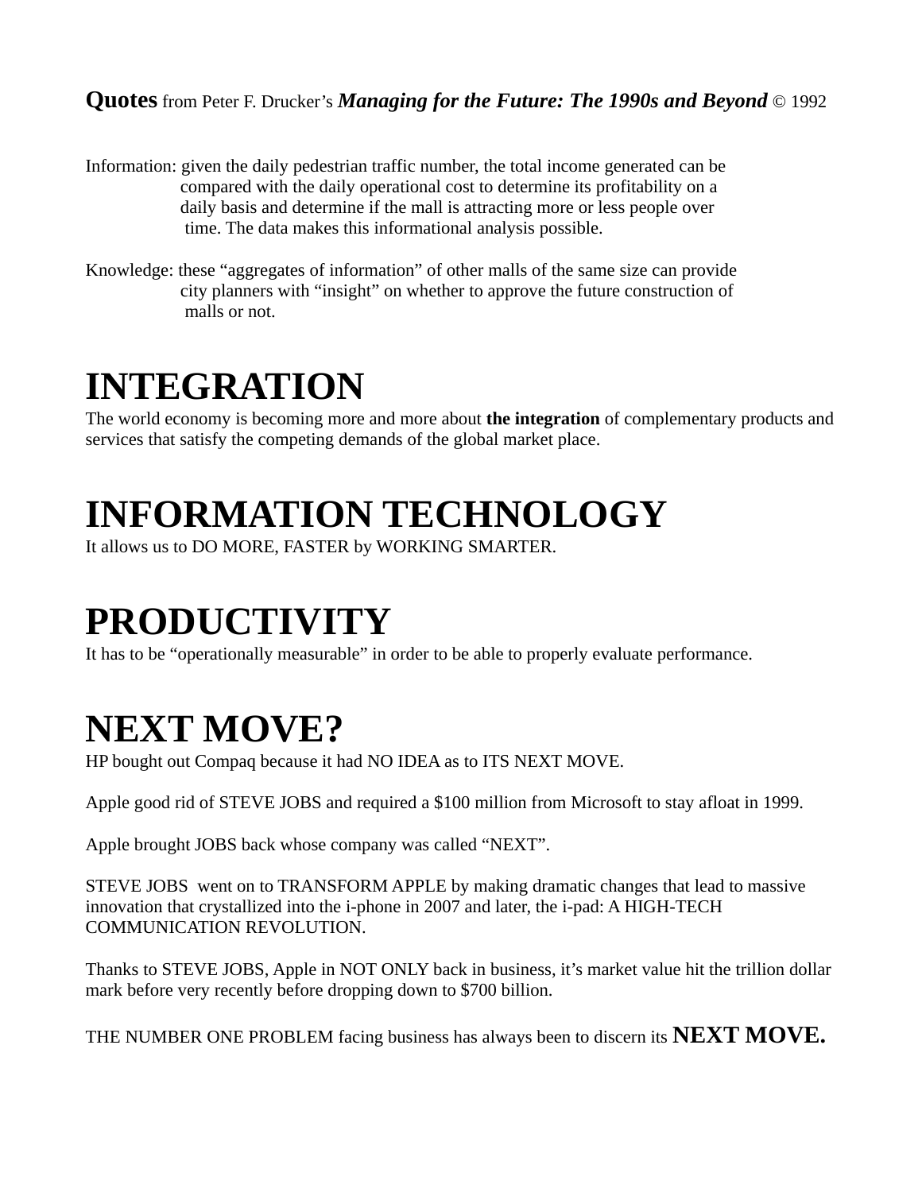**Quotes** from Peter F. Drucker's ***Managing for the Future: The 1990s and Beyond*** © 1992

Information: given the daily pedestrian traffic number, the total income generated can be compared with the daily operational cost to determine its profitability on a daily basis and determine if the mall is attracting more or less people over time. The data makes this informational analysis possible.

Knowledge: these "aggregates of information" of other malls of the same size can provide city planners with "insight" on whether to approve the future construction of malls or not.

# INTEGRATION

The world economy is becoming more and more about **the integration** of complementary products and services that satisfy the competing demands of the global market place.

# INFORMATION TECHNOLOGY

It allows us to DO MORE, FASTER by WORKING SMARTER.

# PRODUCTIVITY

It has to be "operationally measurable" in order to be able to properly evaluate performance.

# NEXT MOVE?

HP bought out Compaq because it had NO IDEA as to ITS NEXT MOVE.

Apple good rid of STEVE JOBS and required a $100 million from Microsoft to stay afloat in 1999.

Apple brought JOBS back whose company was called "NEXT".

STEVE JOBS went on to TRANSFORM APPLE by making dramatic changes that lead to massive innovation that crystallized into the i-phone in 2007 and later, the i-pad: A HIGH-TECH COMMUNICATION REVOLUTION.

Thanks to STEVE JOBS, Apple in NOT ONLY back in business, it's market value hit the trillion dollar mark before very recently before dropping down to $700 billion.

THE NUMBER ONE PROBLEM facing business has always been to discern its **NEXT MOVE.**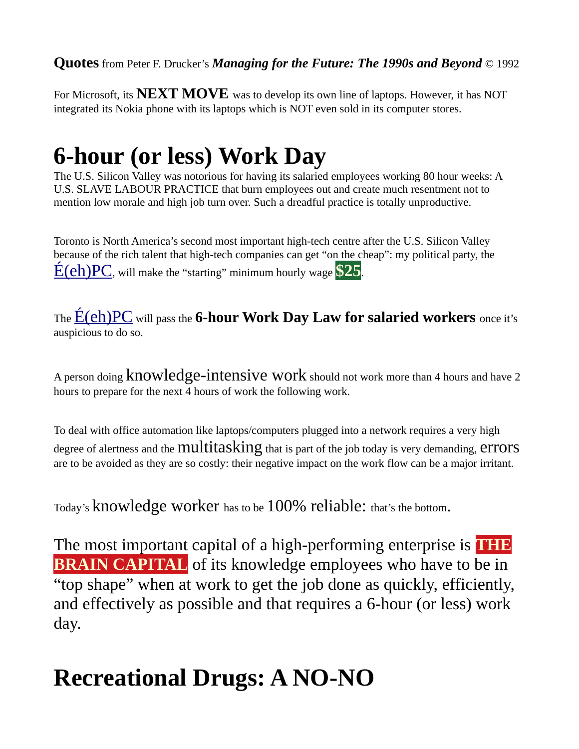**Quotes** from Peter F. Drucker's ***Managing for the Future: The 1990s and Beyond*** © 1992

For Microsoft, its **NEXT MOVE** was to develop its own line of laptops. However, it has NOT integrated its Nokia phone with its laptops which is NOT even sold in its computer stores.

# 6-hour (or less) Work Day

The U.S. Silicon Valley was notorious for having its salaried employees working 80 hour weeks: A U.S. SLAVE LABOUR PRACTICE that burn employees out and create much resentment not to mention low morale and high job turn over. Such a dreadful practice is totally unproductive.

Toronto is North America's second most important high-tech centre after the U.S. Silicon Valley because of the rich talent that high-tech companies can get "on the cheap": my political party, the É(eh)PC, will make the "starting" minimum hourly wage **$25**.

The É(eh)PC will pass the **6-hour Work Day Law for salaried workers** once it's auspicious to do so.

A person doing knowledge-intensive work should not work more than 4 hours and have 2 hours to prepare for the next 4 hours of work the following work.

To deal with office automation like laptops/computers plugged into a network requires a very high degree of alertness and the multitasking that is part of the job today is very demanding, errors are to be avoided as they are so costly: their negative impact on the work flow can be a major irritant.

Today's knowledge worker has to be 100% reliable: that's the bottom.

The most important capital of a high-performing enterprise is **THE BRAIN CAPITAL** of its knowledge employees who have to be in "top shape" when at work to get the job done as quickly, efficiently, and effectively as possible and that requires a 6-hour (or less) work day.

# Recreational Drugs: A NO-NO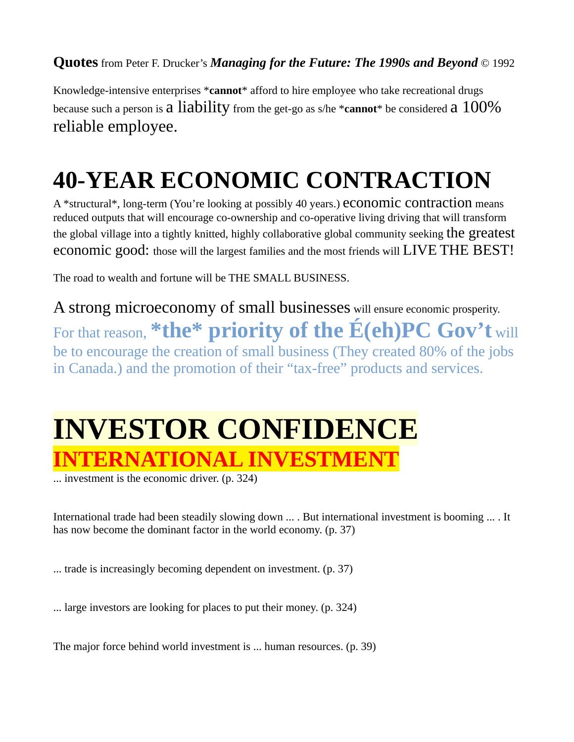**Quotes** from Peter F. Drucker's ***Managing for the Future: The 1990s and Beyond*** © 1992

Knowledge-intensive enterprises ***cannot*** afford to hire employee who take recreational drugs because such a person is a liability from the get-go as s/he ***cannot*** be considered a 100% reliable employee.

# 40-YEAR ECONOMIC CONTRACTION

A *structural*, long-term (You're looking at possibly 40 years.) economic contraction means reduced outputs that will encourage co-ownership and co-operative living driving that will transform the global village into a tightly knitted, highly collaborative global community seeking the greatest economic good: those will the largest families and the most friends will LIVE THE BEST!

The road to wealth and fortune will be THE SMALL BUSINESS.

A strong microeconomy of small businesses will ensure economic prosperity. For that reason, ***the* priority of the É(eh)PC Gov't** will be to encourage the creation of small business (They created 80% of the jobs in Canada.) and the promotion of their "tax-free" products and services.

# INVESTOR CONFIDENCE

## INTERNATIONAL INVESTMENT

... investment is the economic driver. (p. 324)

International trade had been steadily slowing down ... . But international investment is booming ... . It has now become the dominant factor in the world economy. (p. 37)

... trade is increasingly becoming dependent on investment. (p. 37)

... large investors are looking for places to put their money. (p. 324)

The major force behind world investment is ... human resources. (p. 39)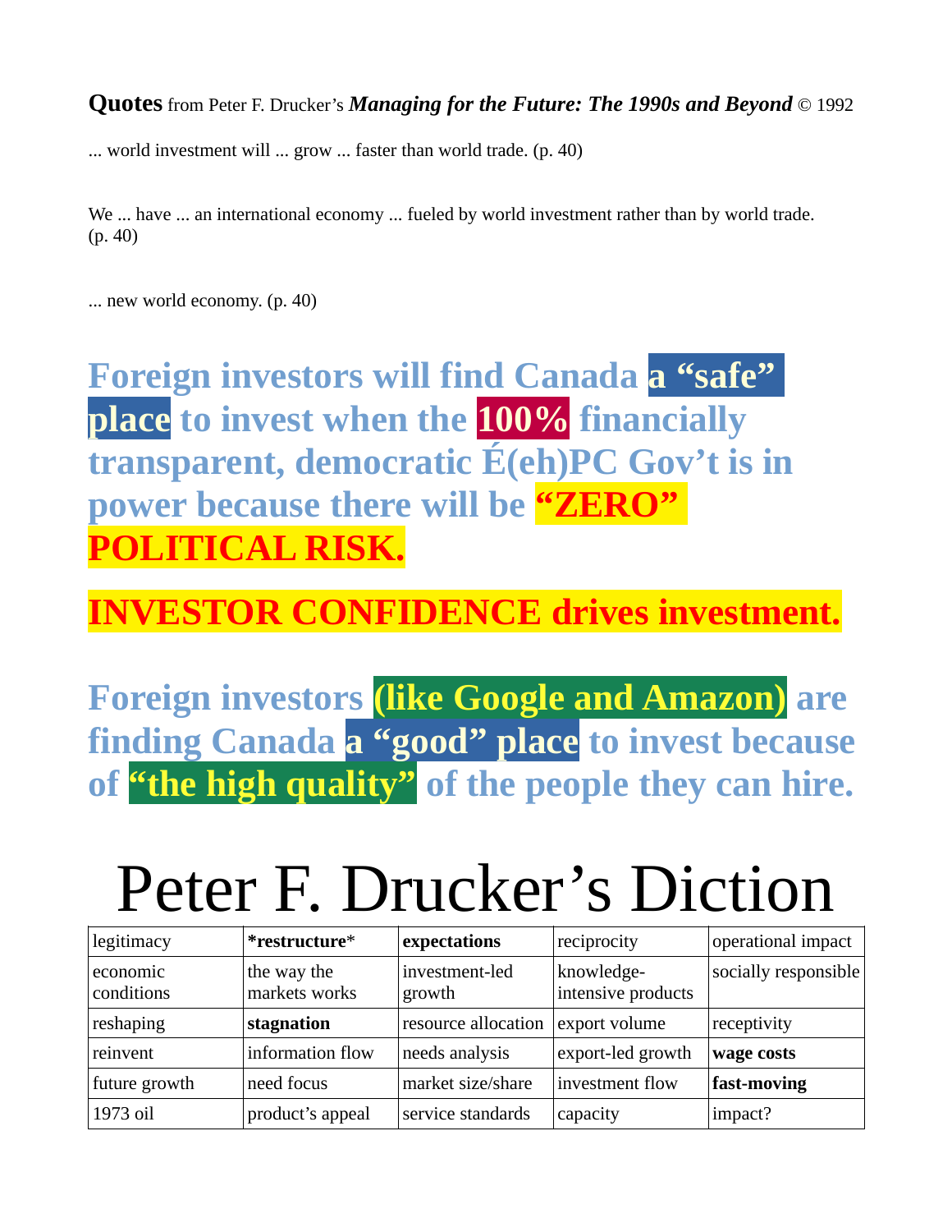**Quotes** from Peter F. Drucker's ***Managing for the Future: The 1990s and Beyond*** © 1992

... world investment will ... grow ... faster than world trade. (p. 40)

We ... have ... an international economy ... fueled by world investment rather than by world trade. (p. 40)

... new world economy. (p. 40)

## Foreign investors will find Canada a "safe" place to invest when the 100% financially transparent, democratic É(eh)PC Gov't is in power because there will be "ZERO" POLITICAL RISK.

## INVESTOR CONFIDENCE drives investment.

## Foreign investors (like Google and Amazon) are finding Canada a "good" place to invest because of "the high quality" of the people they can hire.

# Peter F. Drucker's Diction

| legitimacy | ***restructure*** | **expectations** | reciprocity | operational impact |
|---|---|---|---|---|
| economic conditions | the way the markets works | investment-led growth | knowledge-intensive products | socially responsible |
| reshaping | **stagnation** | resource allocation | export volume | receptivity |
| reinvent | information flow | needs analysis | export-led growth | **wage costs** |
| future growth | need focus | market size/share | investment flow | **fast-moving** |
| 1973 oil | product's appeal | service standards | capacity | impact? |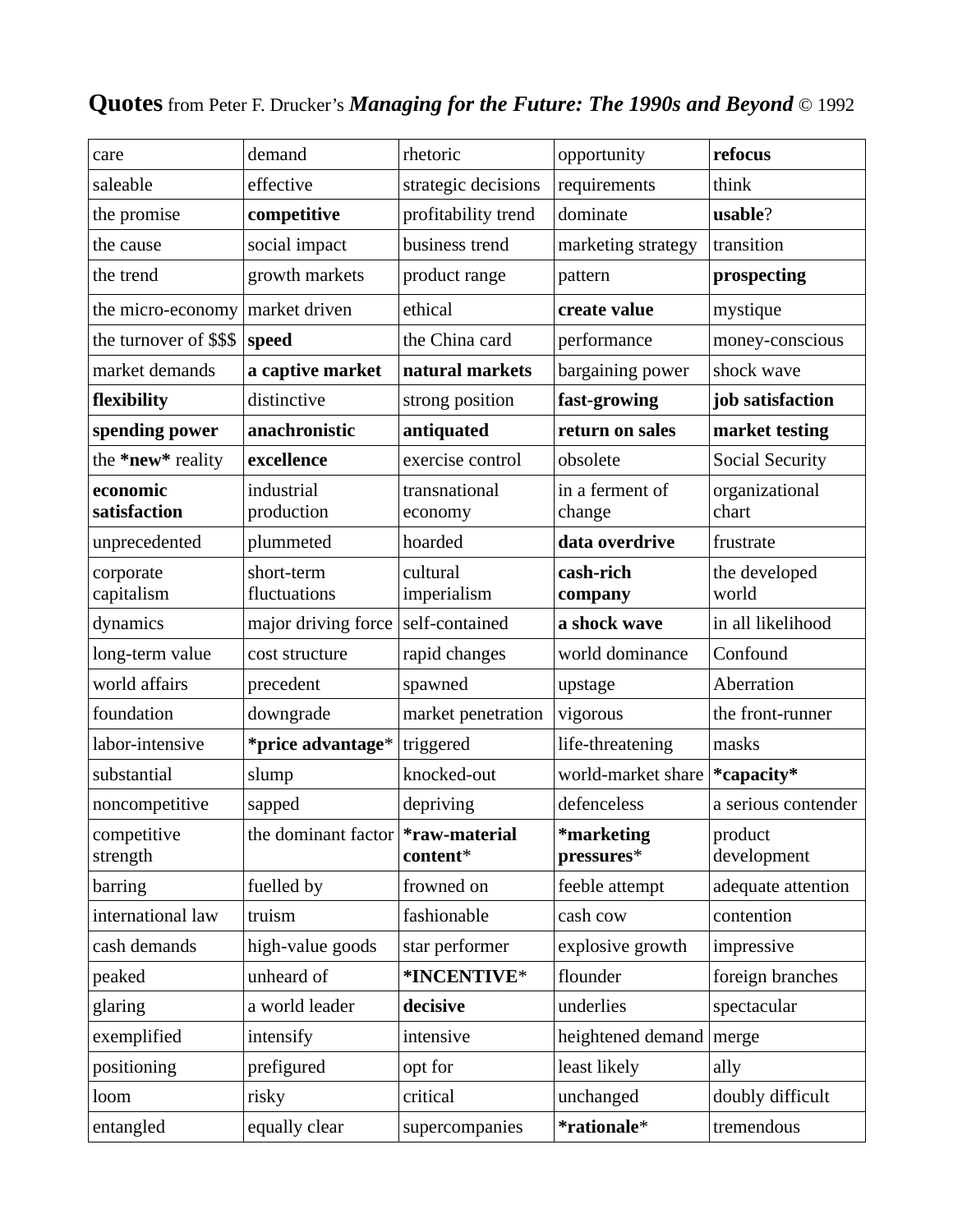**Quotes** from Peter F. Drucker's ***Managing for the Future: The 1990s and Beyond*** © 1992

| | | | | |
|---|---|---|---|---|
| care | demand | rhetoric | opportunity | **refocus** |
| saleable | effective | strategic decisions | requirements | think |
| the promise | **competitive** | profitability trend | dominate | **usable**? |
| the cause | social impact | business trend | marketing strategy | transition |
| the trend | growth markets | product range | pattern | **prospecting** |
| the micro-economy | market driven | ethical | **create value** | mystique |
| the turnover of $$$ | **speed** | the China card | performance | money-conscious |
| market demands | **a captive market** | **natural markets** | bargaining power | shock wave |
| **flexibility** | distinctive | strong position | **fast-growing** | **job satisfaction** |
| **spending power** | **anachronistic** | **antiquated** | **return on sales** | **market testing** |
| the ***new*** reality | **excellence** | exercise control | obsolete | Social Security |
| **economic satisfaction** | industrial production | transnational economy | in a ferment of change | organizational chart |
| unprecedented | plummeted | hoarded | **data overdrive** | frustrate |
| corporate capitalism | short-term fluctuations | cultural imperialism | **cash-rich company** | the developed world |
| dynamics | major driving force | self-contained | **a shock wave** | in all likelihood |
| long-term value | cost structure | rapid changes | world dominance | Confound |
| world affairs | precedent | spawned | upstage | Aberration |
| foundation | downgrade | market penetration | vigorous | the front-runner |
| labor-intensive | ***price advantage***\* | triggered | life-threatening | masks |
| substantial | slump | knocked-out | world-market share | ***capacity*** |
| noncompetitive | sapped | depriving | defenceless | a serious contender |
| competitive strength | the dominant factor | ***raw-material content***\* | ***marketing pressures***\* | product development |
| barring | fuelled by | frowned on | feeble attempt | adequate attention |
| international law | truism | fashionable | cash cow | contention |
| cash demands | high-value goods | star performer | explosive growth | impressive |
| peaked | unheard of | ***INCENTIVE***\* | flounder | foreign branches |
| glaring | a world leader | **decisive** | underlies | spectacular |
| exemplified | intensify | intensive | heightened demand | merge |
| positioning | prefigured | opt for | least likely | ally |
| loom | risky | critical | unchanged | doubly difficult |
| entangled | equally clear | supercompanies | ***rationale***\* | tremendous |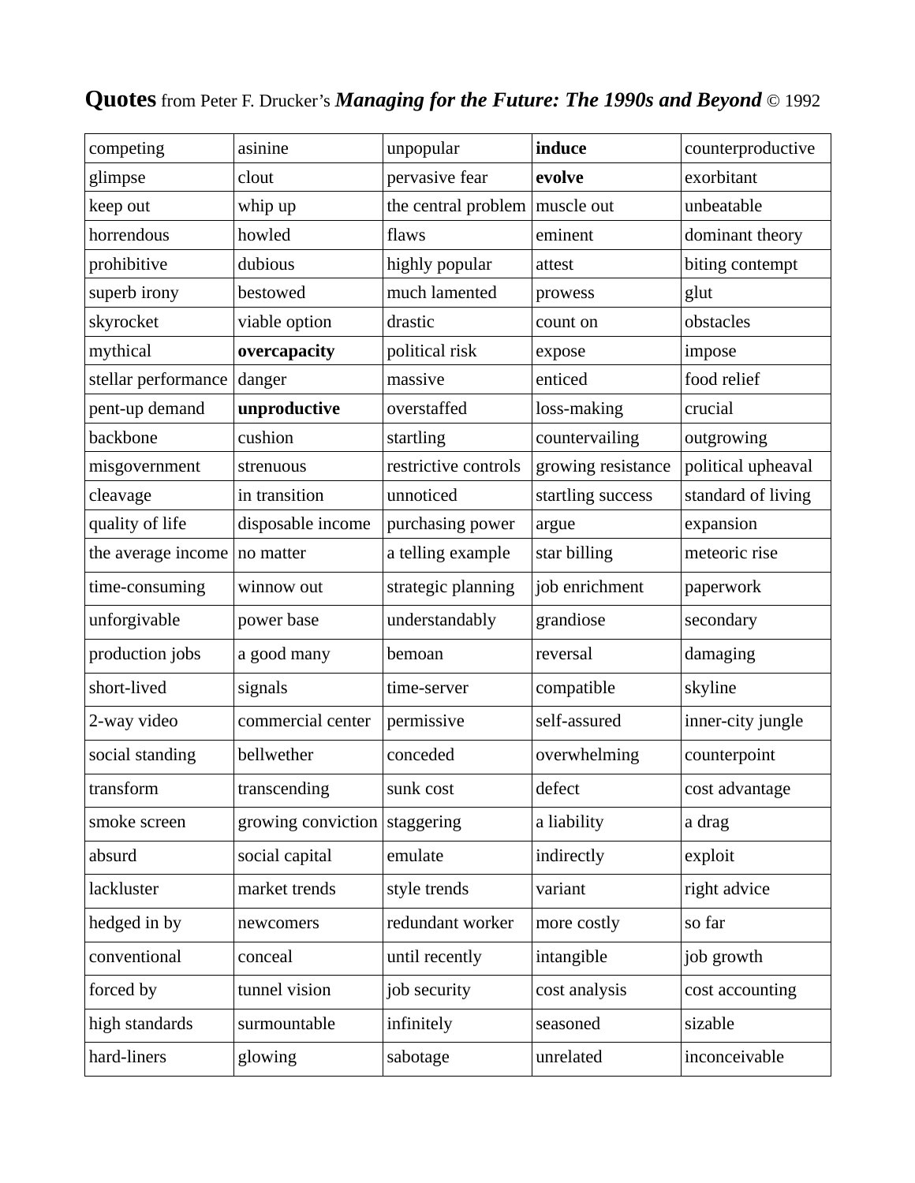**Quotes** from Peter F. Drucker's ***Managing for the Future: The 1990s and Beyond*** © 1992

| | | | | |
|---|---|---|---|---|
| competing | asinine | unpopular | **induce** | counterproductive |
| glimpse | clout | pervasive fear | **evolve** | exorbitant |
| keep out | whip up | the central problem | muscle out | unbeatable |
| horrendous | howled | flaws | eminent | dominant theory |
| prohibitive | dubious | highly popular | attest | biting contempt |
| superb irony | bestowed | much lamented | prowess | glut |
| skyrocket | viable option | drastic | count on | obstacles |
| mythical | **overcapacity** | political risk | expose | impose |
| stellar performance | danger | massive | enticed | food relief |
| pent-up demand | **unproductive** | overstaffed | loss-making | crucial |
| backbone | cushion | startling | countervailing | outgrowing |
| misgovernment | strenuous | restrictive controls | growing resistance | political upheaval |
| cleavage | in transition | unnoticed | startling success | standard of living |
| quality of life | disposable income | purchasing power | argue | expansion |
| the average income | no matter | a telling example | star billing | meteoric rise |
| time-consuming | winnow out | strategic planning | job enrichment | paperwork |
| unforgivable | power base | understandably | grandiose | secondary |
| production jobs | a good many | bemoan | reversal | damaging |
| short-lived | signals | time-server | compatible | skyline |
| 2-way video | commercial center | permissive | self-assured | inner-city jungle |
| social standing | bellwether | conceded | overwhelming | counterpoint |
| transform | transcending | sunk cost | defect | cost advantage |
| smoke screen | growing conviction | staggering | a liability | a drag |
| absurd | social capital | emulate | indirectly | exploit |
| lackluster | market trends | style trends | variant | right advice |
| hedged in by | newcomers | redundant worker | more costly | so far |
| conventional | conceal | until recently | intangible | job growth |
| forced by | tunnel vision | job security | cost analysis | cost accounting |
| high standards | surmountable | infinitely | seasoned | sizable |
| hard-liners | glowing | sabotage | unrelated | inconceivable |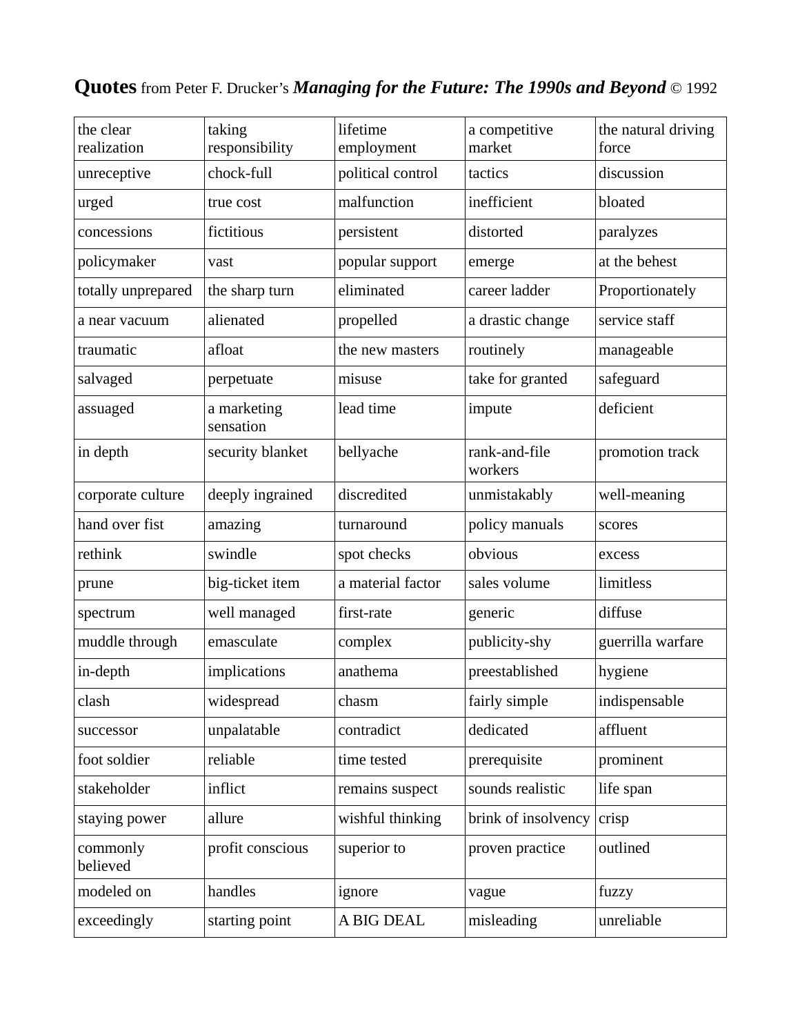**Quotes** from Peter F. Drucker's ***Managing for the Future: The 1990s and Beyond*** © 1992

| the clear realization | taking responsibility | lifetime employment | a competitive market | the natural driving force |
|---|---|---|---|---|
| unreceptive | chock-full | political control | tactics | discussion |
| urged | true cost | malfunction | inefficient | bloated |
| concessions | fictitious | persistent | distorted | paralyzes |
| policymaker | vast | popular support | emerge | at the behest |
| totally unprepared | the sharp turn | eliminated | career ladder | Proportionately |
| a near vacuum | alienated | propelled | a drastic change | service staff |
| traumatic | afloat | the new masters | routinely | manageable |
| salvaged | perpetuate | misuse | take for granted | safeguard |
| assuaged | a marketing sensation | lead time | impute | deficient |
| in depth | security blanket | bellyache | rank-and-file workers | promotion track |
| corporate culture | deeply ingrained | discredited | unmistakably | well-meaning |
| hand over fist | amazing | turnaround | policy manuals | scores |
| rethink | swindle | spot checks | obvious | excess |
| prune | big-ticket item | a material factor | sales volume | limitless |
| spectrum | well managed | first-rate | generic | diffuse |
| muddle through | emasculate | complex | publicity-shy | guerrilla warfare |
| in-depth | implications | anathema | preestablished | hygiene |
| clash | widespread | chasm | fairly simple | indispensable |
| successor | unpalatable | contradict | dedicated | affluent |
| foot soldier | reliable | time tested | prerequisite | prominent |
| stakeholder | inflict | remains suspect | sounds realistic | life span |
| staying power | allure | wishful thinking | brink of insolvency | crisp |
| commonly believed | profit conscious | superior to | proven practice | outlined |
| modeled on | handles | ignore | vague | fuzzy |
| exceedingly | starting point | A BIG DEAL | misleading | unreliable |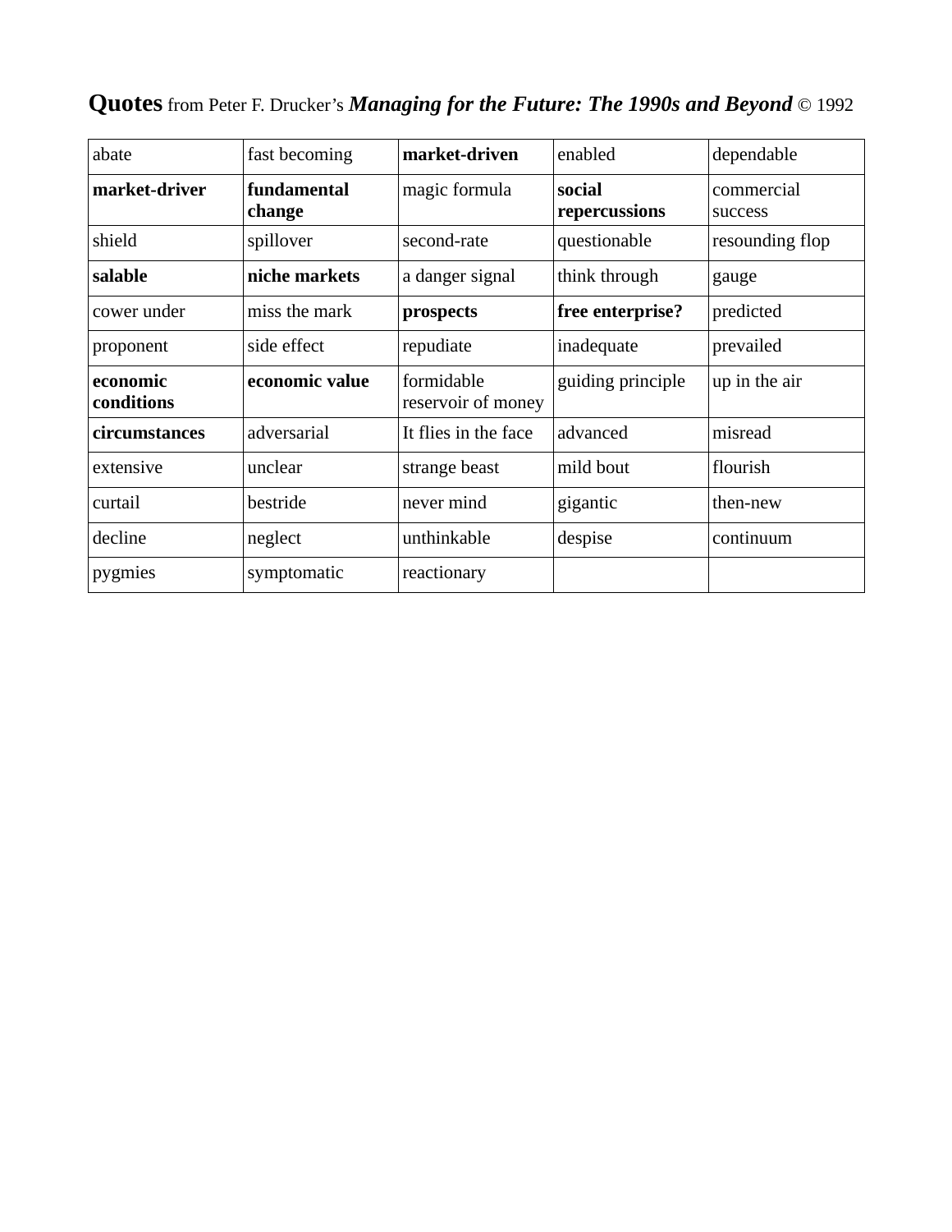**Quotes** from Peter F. Drucker's ***Managing for the Future: The 1990s and Beyond*** © 1992

| | | | | |
|---|---|---|---|---|
| abate | fast becoming | **market-driven** | enabled | dependable |
| **market-driver** | **fundamental change** | magic formula | **social repercussions** | commercial success |
| shield | spillover | second-rate | questionable | resounding flop |
| **salable** | **niche markets** | a danger signal | think through | gauge |
| cower under | miss the mark | **prospects** | **free enterprise?** | predicted |
| proponent | side effect | repudiate | inadequate | prevailed |
| **economic conditions** | **economic value** | formidable reservoir of money | guiding principle | up in the air |
| **circumstances** | adversarial | It flies in the face | advanced | misread |
| extensive | unclear | strange beast | mild bout | flourish |
| curtail | bestride | never mind | gigantic | then-new |
| decline | neglect | unthinkable | despise | continuum |
| pygmies | symptomatic | reactionary | | |